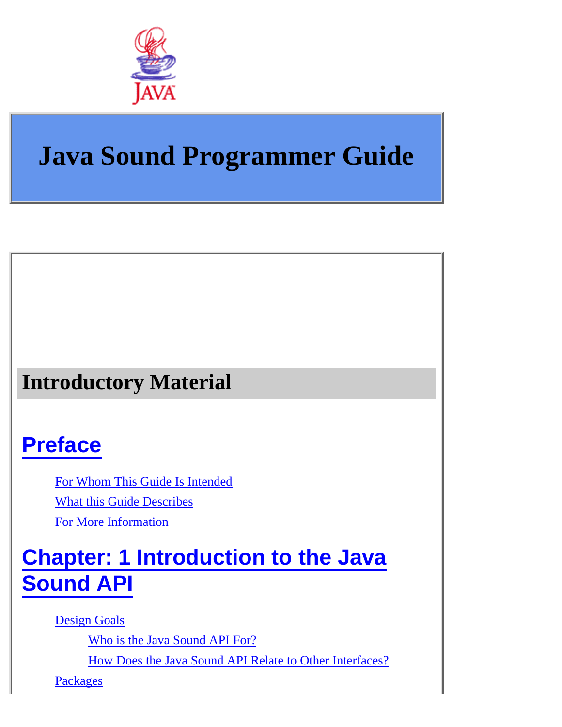# Java Sound Programmer Guide

## Introductory Material

### Preface

- For Whom This Guide Is Intended
- What this Guide Describes
- For More Information

### Chapter: 1 Introduction to the Java Sound API

- Design Goals
  - Who is the Java Sound API For?
  - How Does the Java Sound API Relate to Other Interfaces?
- Packages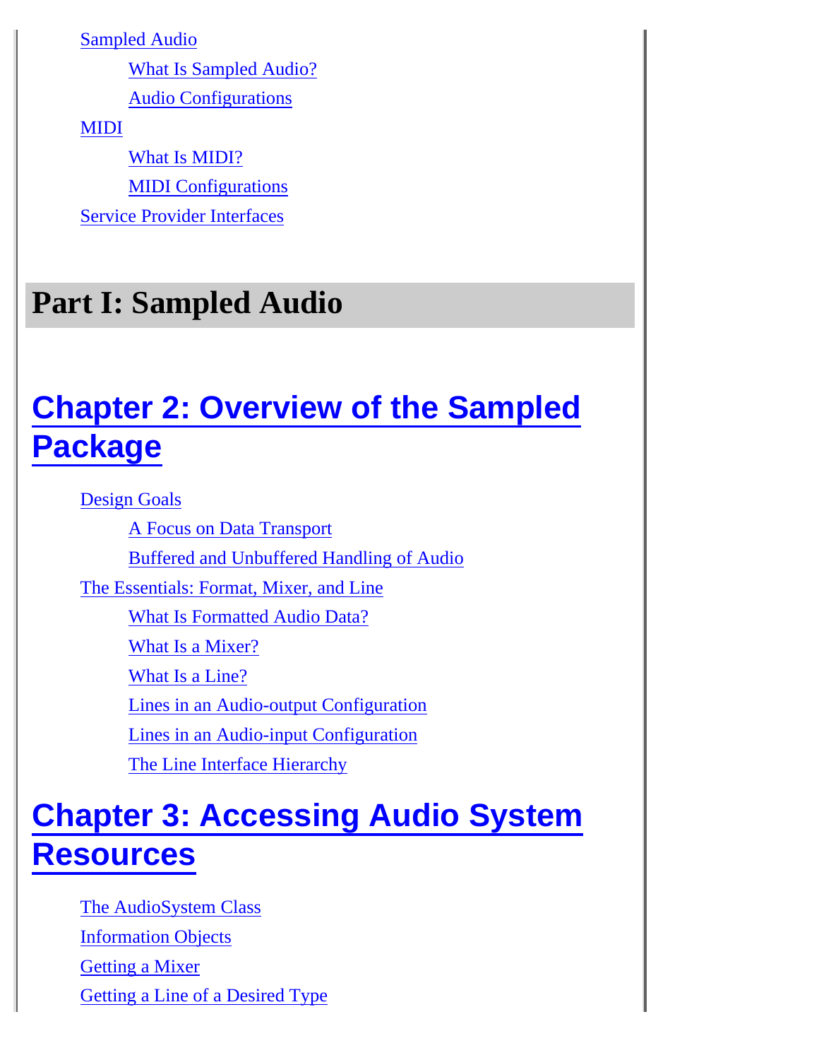- Sampled Audio
  - What Is Sampled Audio?
  - Audio Configurations
- MIDI
  - What Is MIDI?
  - MIDI Configurations
- Service Provider Interfaces

# Part I: Sampled Audio

## Chapter 2: Overview of the Sampled Package

- Design Goals
  - A Focus on Data Transport
  - Buffered and Unbuffered Handling of Audio
- The Essentials: Format, Mixer, and Line
  - What Is Formatted Audio Data?
  - What Is a Mixer?
  - What Is a Line?
  - Lines in an Audio-output Configuration
  - Lines in an Audio-input Configuration
  - The Line Interface Hierarchy

## Chapter 3: Accessing Audio System Resources

- The AudioSystem Class
- Information Objects
- Getting a Mixer
- Getting a Line of a Desired Type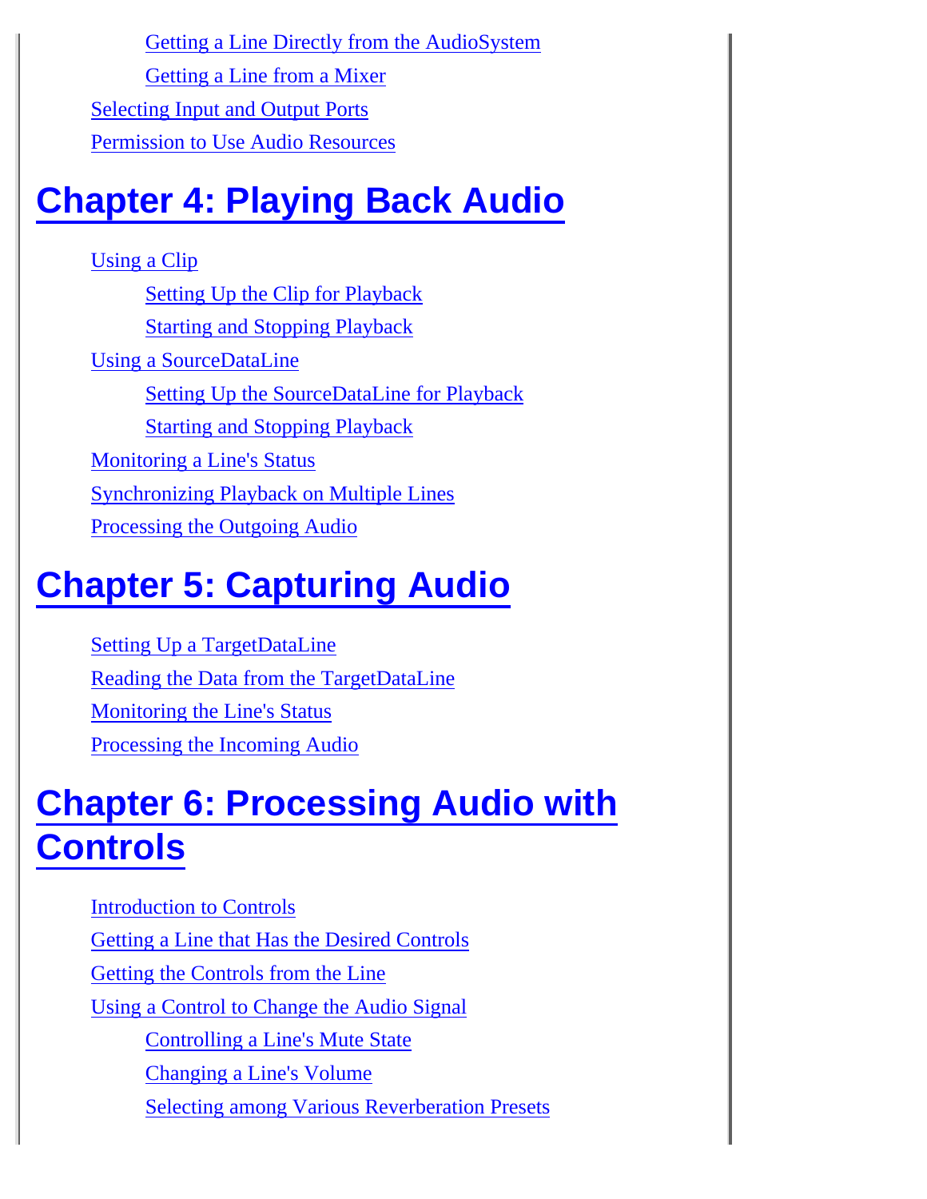- Getting a Line Directly from the AudioSystem
- Getting a Line from a Mixer

Selecting Input and Output Ports

Permission to Use Audio Resources

# Chapter 4: Playing Back Audio

Using a Clip

- Setting Up the Clip for Playback
- Starting and Stopping Playback

Using a SourceDataLine

- Setting Up the SourceDataLine for Playback
- Starting and Stopping Playback

Monitoring a Line's Status

Synchronizing Playback on Multiple Lines

Processing the Outgoing Audio

# Chapter 5: Capturing Audio

Setting Up a TargetDataLine

Reading the Data from the TargetDataLine

Monitoring the Line's Status

Processing the Incoming Audio

# Chapter 6: Processing Audio with Controls

Introduction to Controls

Getting a Line that Has the Desired Controls

Getting the Controls from the Line

Using a Control to Change the Audio Signal

- Controlling a Line's Mute State
- Changing a Line's Volume
- Selecting among Various Reverberation Presets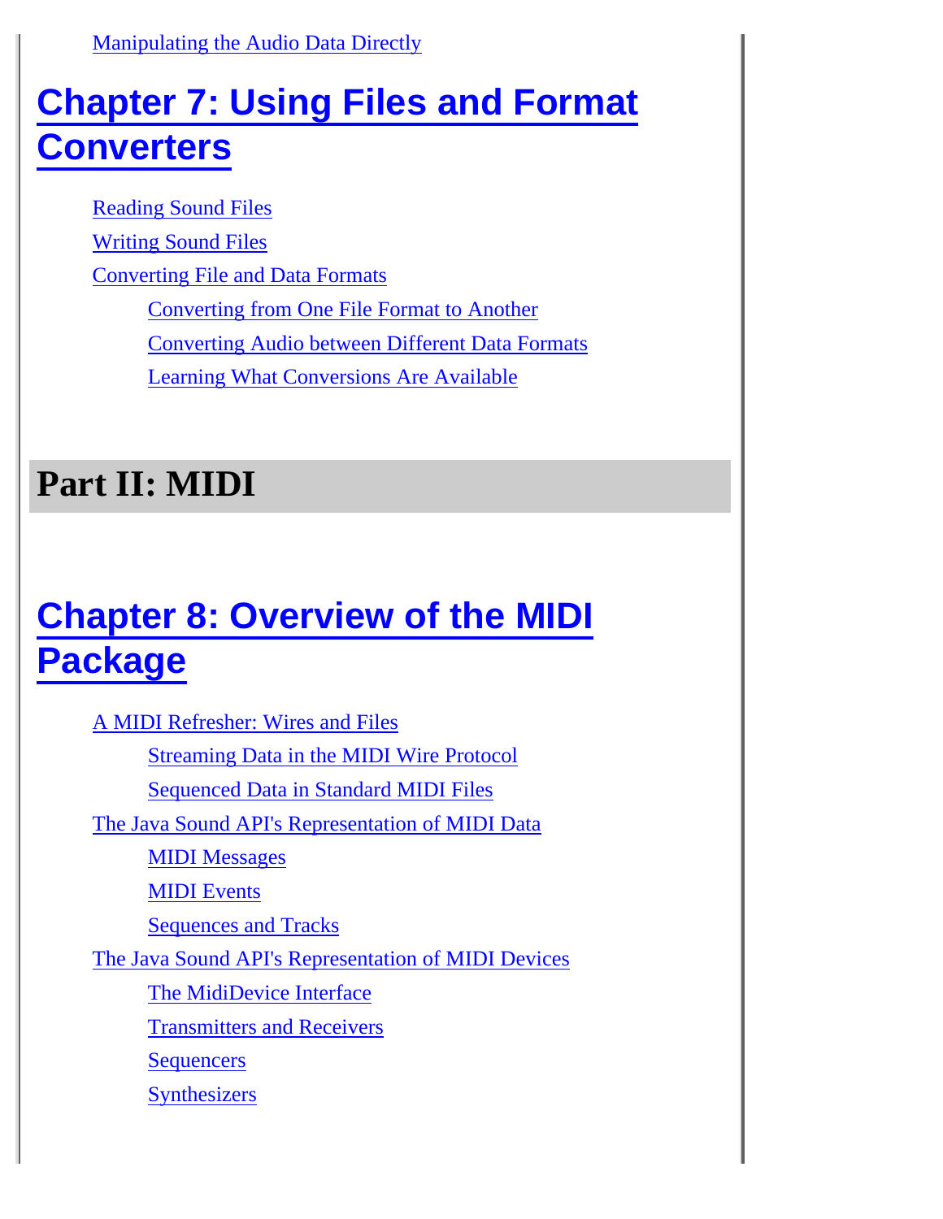- Manipulating the Audio Data Directly

## Chapter 7: Using Files and Format Converters

- Reading Sound Files
- Writing Sound Files
- Converting File and Data Formats
  - Converting from One File Format to Another
  - Converting Audio between Different Data Formats
  - Learning What Conversions Are Available

# Part II: MIDI

## Chapter 8: Overview of the MIDI Package

- A MIDI Refresher: Wires and Files
  - Streaming Data in the MIDI Wire Protocol
  - Sequenced Data in Standard MIDI Files
- The Java Sound API's Representation of MIDI Data
  - MIDI Messages
  - MIDI Events
  - Sequences and Tracks
- The Java Sound API's Representation of MIDI Devices
  - The MidiDevice Interface
  - Transmitters and Receivers
  - Sequencers
  - Synthesizers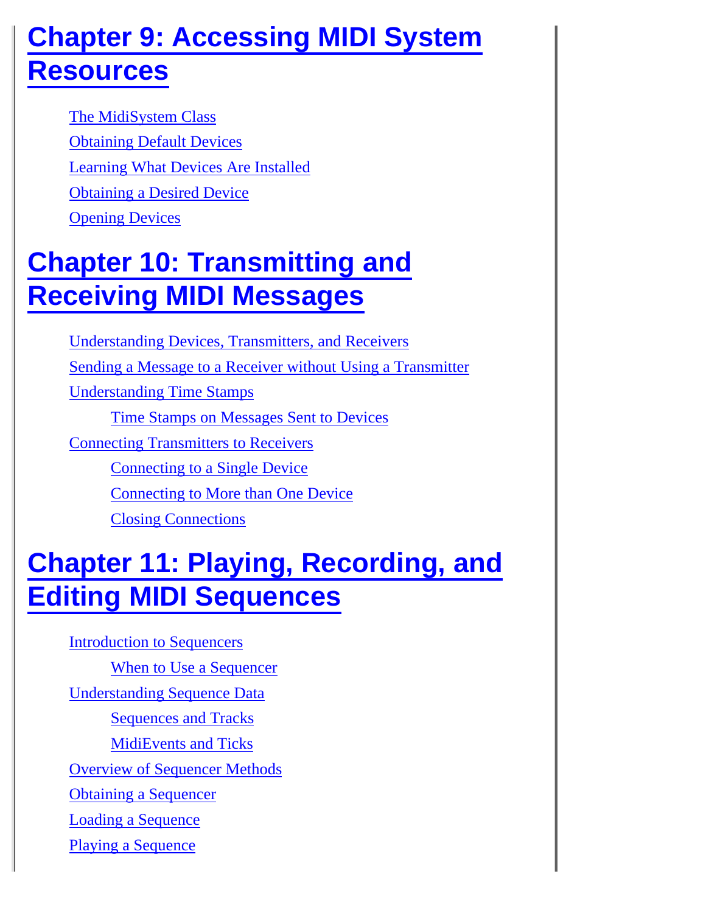# Chapter 9: Accessing MIDI System Resources

- The MidiSystem Class
- Obtaining Default Devices
- Learning What Devices Are Installed
- Obtaining a Desired Device
- Opening Devices

# Chapter 10: Transmitting and Receiving MIDI Messages

- Understanding Devices, Transmitters, and Receivers
- Sending a Message to a Receiver without Using a Transmitter
- Understanding Time Stamps
    - Time Stamps on Messages Sent to Devices
- Connecting Transmitters to Receivers
    - Connecting to a Single Device
    - Connecting to More than One Device
    - Closing Connections

# Chapter 11: Playing, Recording, and Editing MIDI Sequences

- Introduction to Sequencers
    - When to Use a Sequencer
- Understanding Sequence Data
    - Sequences and Tracks
    - MidiEvents and Ticks
- Overview of Sequencer Methods
- Obtaining a Sequencer
- Loading a Sequence
- Playing a Sequence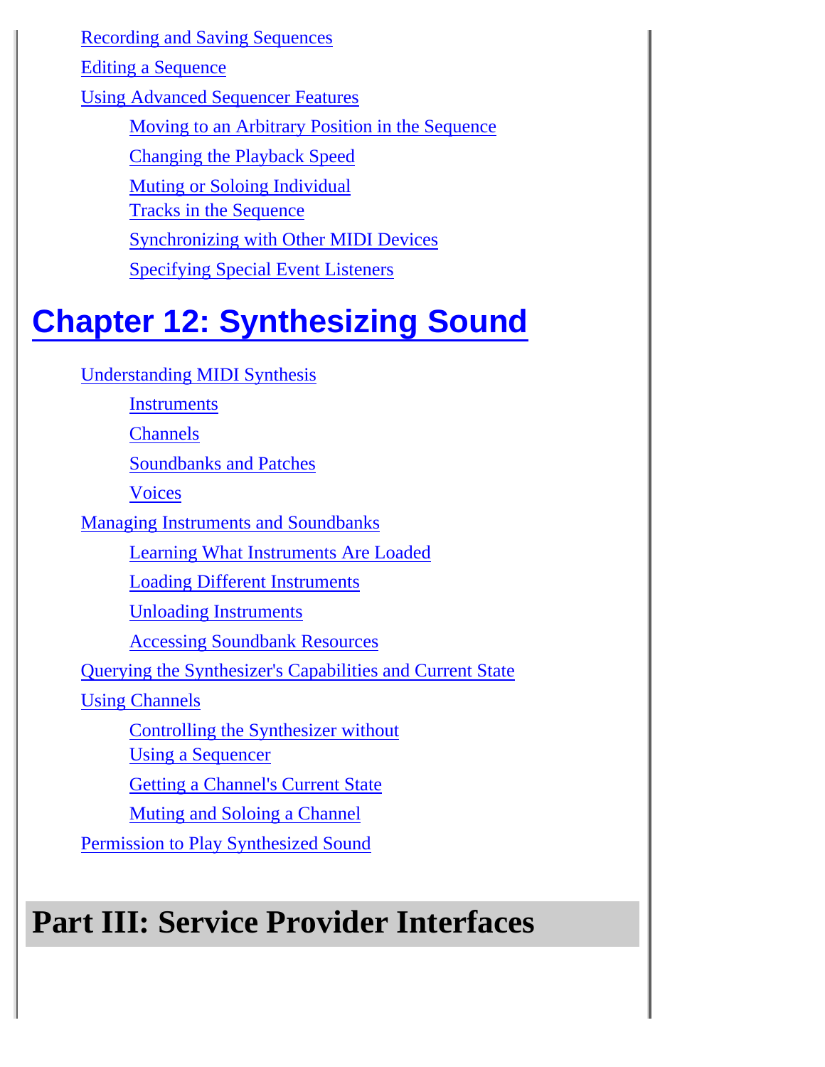- Recording and Saving Sequences
- Editing a Sequence
- Using Advanced Sequencer Features
    - Moving to an Arbitrary Position in the Sequence
    - Changing the Playback Speed
    - Muting or Soloing Individual Tracks in the Sequence
    - Synchronizing with Other MIDI Devices
    - Specifying Special Event Listeners

## Chapter 12: Synthesizing Sound

- Understanding MIDI Synthesis
    - Instruments
    - Channels
    - Soundbanks and Patches
    - Voices
- Managing Instruments and Soundbanks
    - Learning What Instruments Are Loaded
    - Loading Different Instruments
    - Unloading Instruments
    - Accessing Soundbank Resources
- Querying the Synthesizer's Capabilities and Current State
- Using Channels
    - Controlling the Synthesizer without Using a Sequencer
    - Getting a Channel's Current State
    - Muting and Soloing a Channel
- Permission to Play Synthesized Sound

# Part III: Service Provider Interfaces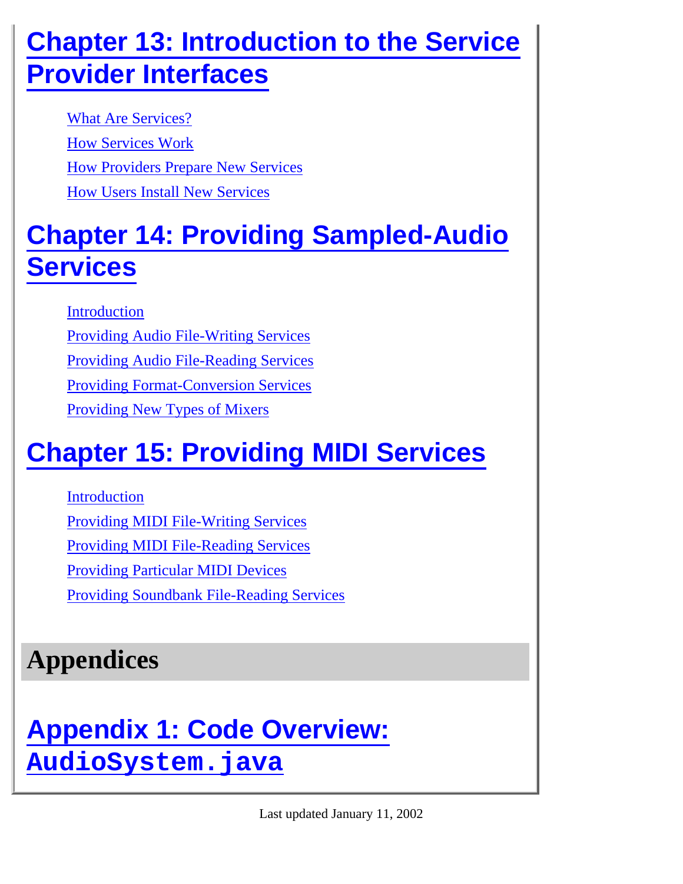## Chapter 13: Introduction to the Service Provider Interfaces

- What Are Services?
- How Services Work
- How Providers Prepare New Services
- How Users Install New Services

## Chapter 14: Providing Sampled-Audio Services

- Introduction
- Providing Audio File-Writing Services
- Providing Audio File-Reading Services
- Providing Format-Conversion Services
- Providing New Types of Mixers

## Chapter 15: Providing MIDI Services

- Introduction
- Providing MIDI File-Writing Services
- Providing MIDI File-Reading Services
- Providing Particular MIDI Devices
- Providing Soundbank File-Reading Services

# Appendices

## Appendix 1: Code Overview: `AudioSystem.java`

Last updated January 11, 2002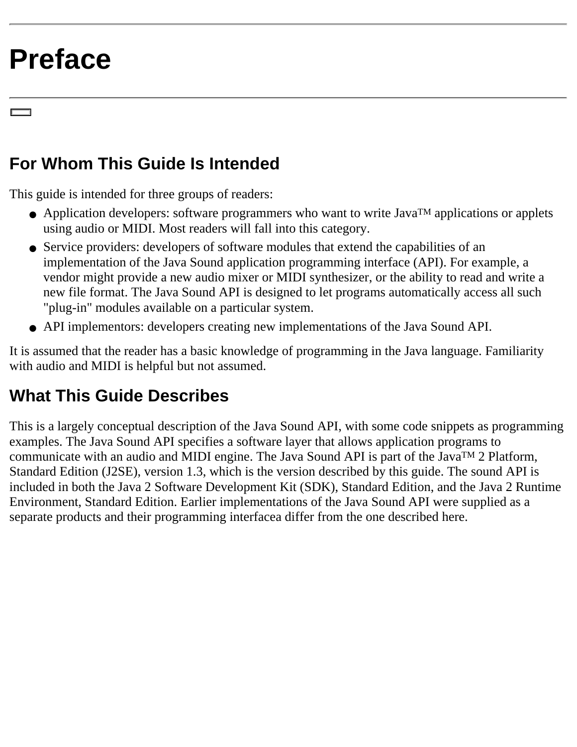# Preface

## For Whom This Guide Is Intended

This guide is intended for three groups of readers:

- Application developers: software programmers who want to write Java™ applications or applets using audio or MIDI. Most readers will fall into this category.
- Service providers: developers of software modules that extend the capabilities of an implementation of the Java Sound application programming interface (API). For example, a vendor might provide a new audio mixer or MIDI synthesizer, or the ability to read and write a new file format. The Java Sound API is designed to let programs automatically access all such "plug-in" modules available on a particular system.
- API implementors: developers creating new implementations of the Java Sound API.

It is assumed that the reader has a basic knowledge of programming in the Java language. Familiarity with audio and MIDI is helpful but not assumed.

## What This Guide Describes

This is a largely conceptual description of the Java Sound API, with some code snippets as programming examples. The Java Sound API specifies a software layer that allows application programs to communicate with an audio and MIDI engine. The Java Sound API is part of the Java™ 2 Platform, Standard Edition (J2SE), version 1.3, which is the version described by this guide. The sound API is included in both the Java 2 Software Development Kit (SDK), Standard Edition, and the Java 2 Runtime Environment, Standard Edition. Earlier implementations of the Java Sound API were supplied as a separate products and their programming interfacea differ from the one described here.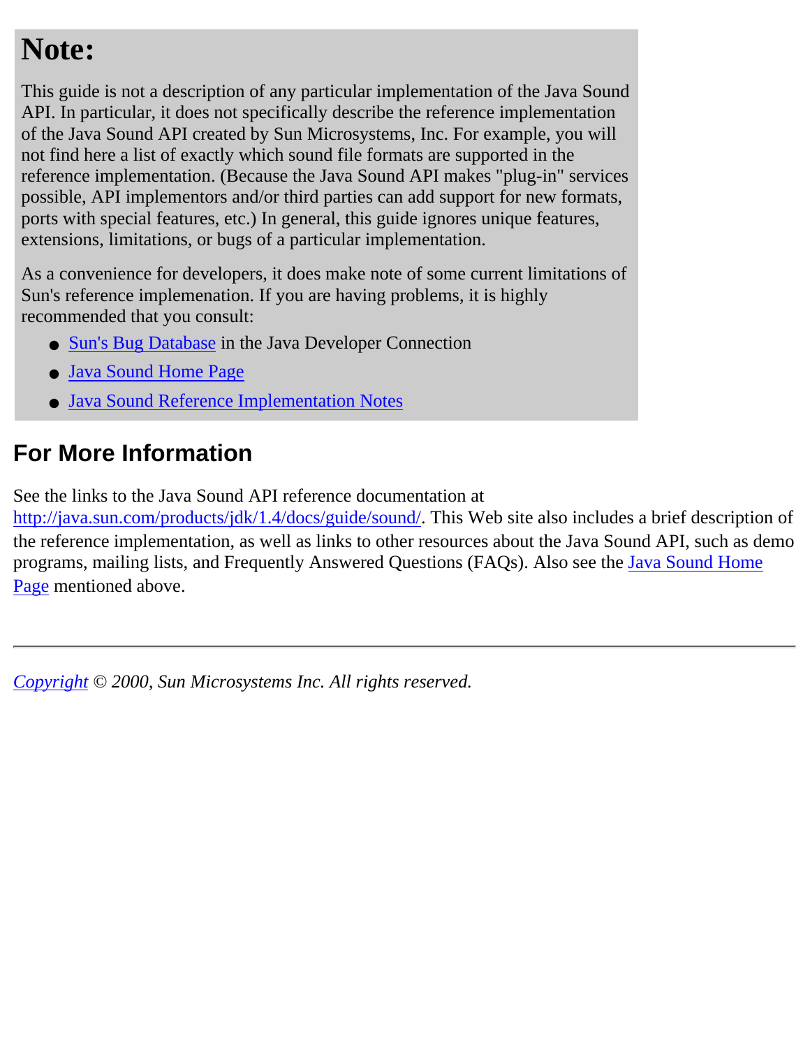# Note:

This guide is not a description of any particular implementation of the Java Sound API. In particular, it does not specifically describe the reference implementation of the Java Sound API created by Sun Microsystems, Inc. For example, you will not find here a list of exactly which sound file formats are supported in the reference implementation. (Because the Java Sound API makes "plug-in" services possible, API implementors and/or third parties can add support for new formats, ports with special features, etc.) In general, this guide ignores unique features, extensions, limitations, or bugs of a particular implementation.

As a convenience for developers, it does make note of some current limitations of Sun's reference implemenation. If you are having problems, it is highly recommended that you consult:

- Sun's Bug Database in the Java Developer Connection
- Java Sound Home Page
- Java Sound Reference Implementation Notes

## For More Information

See the links to the Java Sound API reference documentation at http://java.sun.com/products/jdk/1.4/docs/guide/sound/. This Web site also includes a brief description of the reference implementation, as well as links to other resources about the Java Sound API, such as demo programs, mailing lists, and Frequently Answered Questions (FAQs). Also see the Java Sound Home Page mentioned above.

---

*Copyright © 2000, Sun Microsystems Inc. All rights reserved.*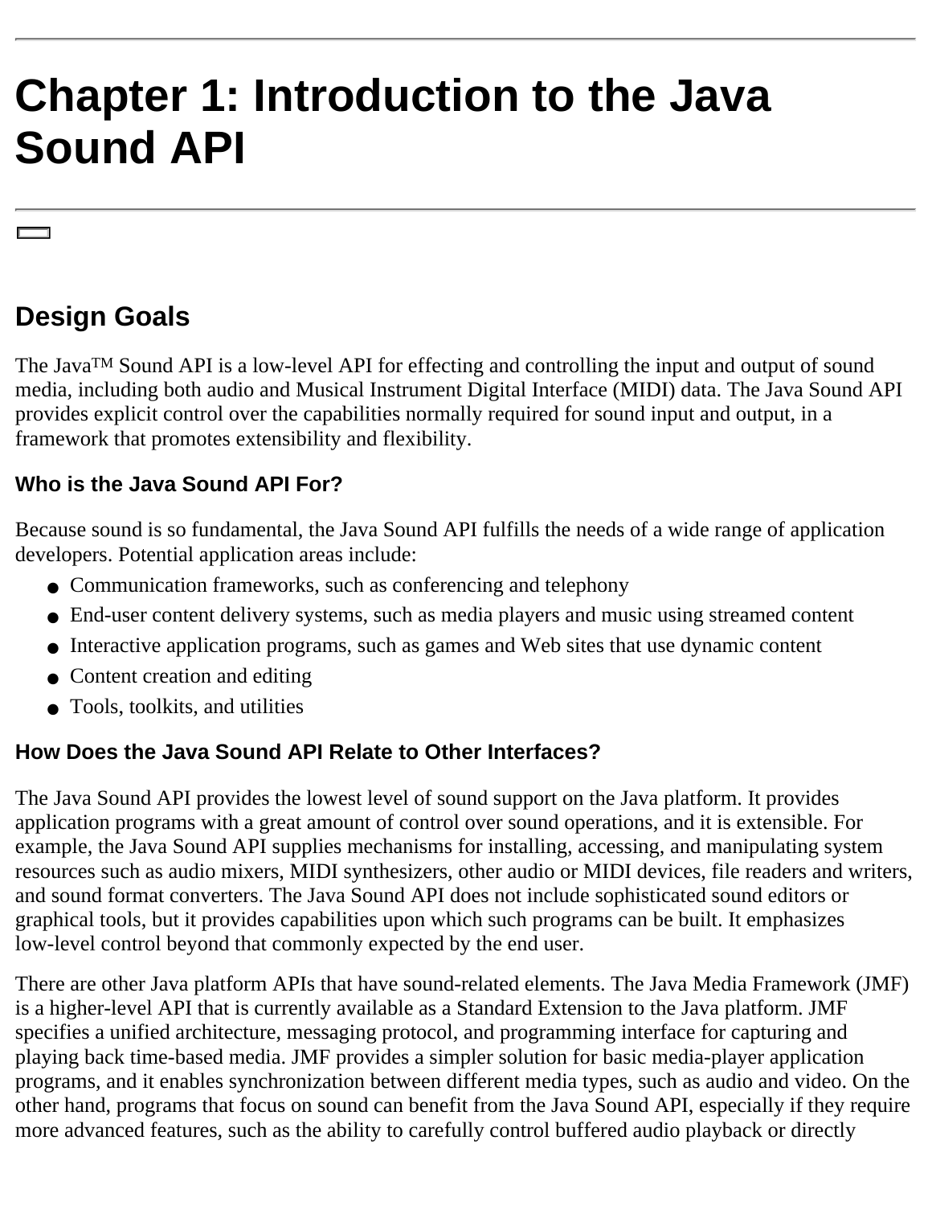# Chapter 1: Introduction to the Java Sound API

## Design Goals

The Java™ Sound API is a low-level API for effecting and controlling the input and output of sound media, including both audio and Musical Instrument Digital Interface (MIDI) data. The Java Sound API provides explicit control over the capabilities normally required for sound input and output, in a framework that promotes extensibility and flexibility.

### Who is the Java Sound API For?

Because sound is so fundamental, the Java Sound API fulfills the needs of a wide range of application developers. Potential application areas include:

- Communication frameworks, such as conferencing and telephony
- End-user content delivery systems, such as media players and music using streamed content
- Interactive application programs, such as games and Web sites that use dynamic content
- Content creation and editing
- Tools, toolkits, and utilities

### How Does the Java Sound API Relate to Other Interfaces?

The Java Sound API provides the lowest level of sound support on the Java platform. It provides application programs with a great amount of control over sound operations, and it is extensible. For example, the Java Sound API supplies mechanisms for installing, accessing, and manipulating system resources such as audio mixers, MIDI synthesizers, other audio or MIDI devices, file readers and writers, and sound format converters. The Java Sound API does not include sophisticated sound editors or graphical tools, but it provides capabilities upon which such programs can be built. It emphasizes low-level control beyond that commonly expected by the end user.

There are other Java platform APIs that have sound-related elements. The Java Media Framework (JMF) is a higher-level API that is currently available as a Standard Extension to the Java platform. JMF specifies a unified architecture, messaging protocol, and programming interface for capturing and playing back time-based media. JMF provides a simpler solution for basic media-player application programs, and it enables synchronization between different media types, such as audio and video. On the other hand, programs that focus on sound can benefit from the Java Sound API, especially if they require more advanced features, such as the ability to carefully control buffered audio playback or directly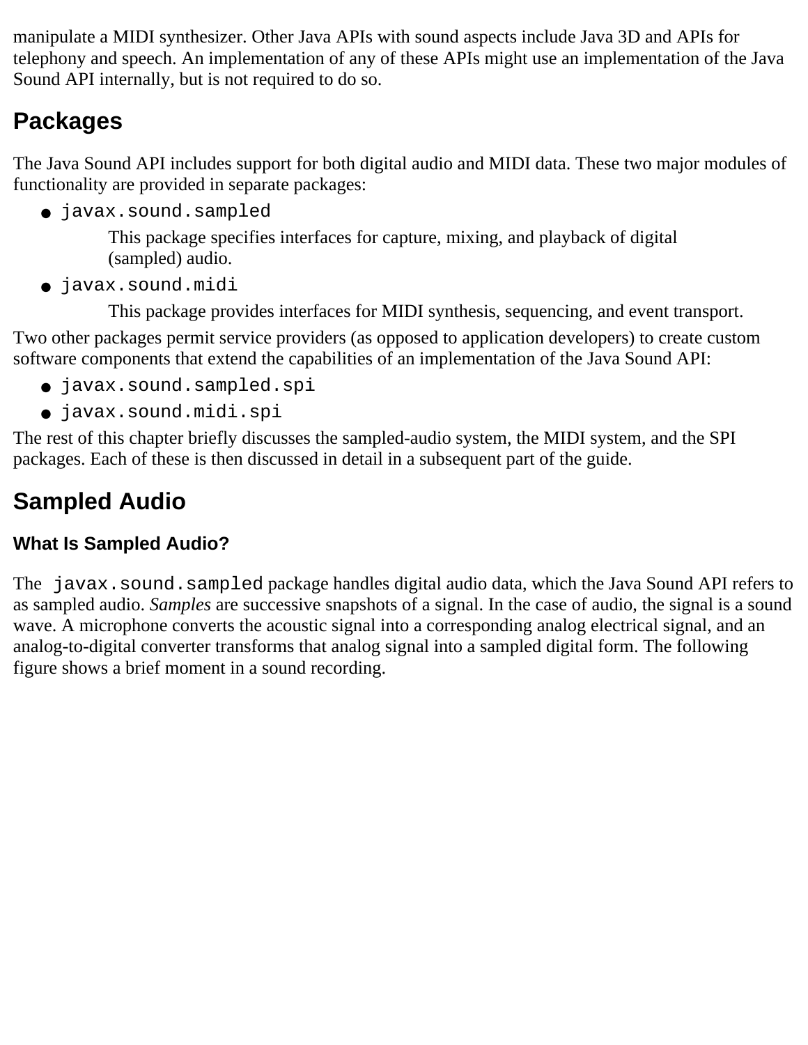manipulate a MIDI synthesizer. Other Java APIs with sound aspects include Java 3D and APIs for telephony and speech. An implementation of any of these APIs might use an implementation of the Java Sound API internally, but is not required to do so.

## Packages

The Java Sound API includes support for both digital audio and MIDI data. These two major modules of functionality are provided in separate packages:

- `javax.sound.sampled`

  This package specifies interfaces for capture, mixing, and playback of digital (sampled) audio.

- `javax.sound.midi`

  This package provides interfaces for MIDI synthesis, sequencing, and event transport.

Two other packages permit service providers (as opposed to application developers) to create custom software components that extend the capabilities of an implementation of the Java Sound API:

- `javax.sound.sampled.spi`
- `javax.sound.midi.spi`

The rest of this chapter briefly discusses the sampled-audio system, the MIDI system, and the SPI packages. Each of these is then discussed in detail in a subsequent part of the guide.

## Sampled Audio

### What Is Sampled Audio?

The `javax.sound.sampled` package handles digital audio data, which the Java Sound API refers to as sampled audio. *Samples* are successive snapshots of a signal. In the case of audio, the signal is a sound wave. A microphone converts the acoustic signal into a corresponding analog electrical signal, and an analog-to-digital converter transforms that analog signal into a sampled digital form. The following figure shows a brief moment in a sound recording.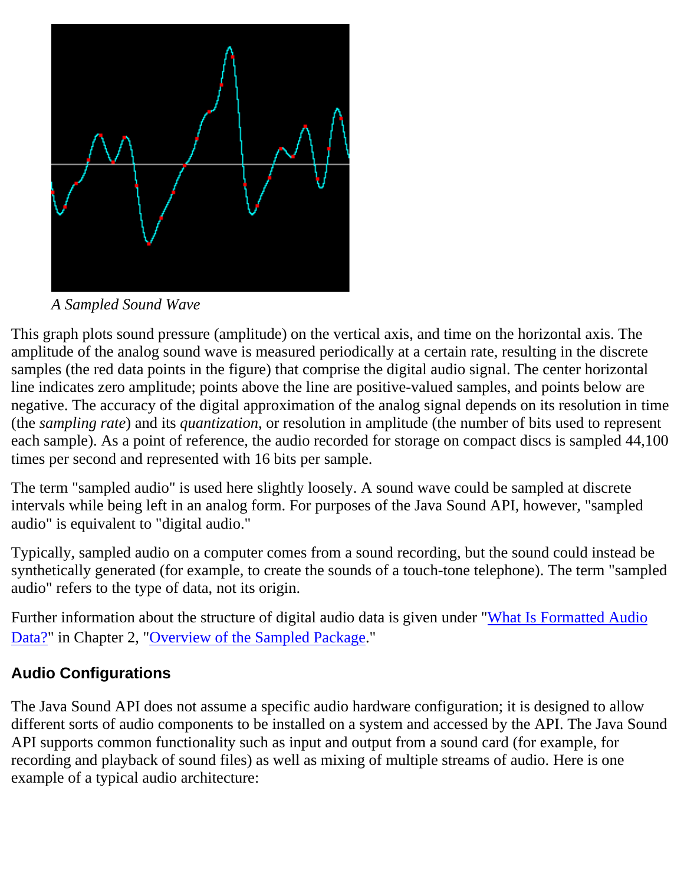*A Sampled Sound Wave*

This graph plots sound pressure (amplitude) on the vertical axis, and time on the horizontal axis. The amplitude of the analog sound wave is measured periodically at a certain rate, resulting in the discrete samples (the red data points in the figure) that comprise the digital audio signal. The center horizontal line indicates zero amplitude; points above the line are positive-valued samples, and points below are negative. The accuracy of the digital approximation of the analog signal depends on its resolution in time (the *sampling rate*) and its *quantization*, or resolution in amplitude (the number of bits used to represent each sample). As a point of reference, the audio recorded for storage on compact discs is sampled 44,100 times per second and represented with 16 bits per sample.

The term "sampled audio" is used here slightly loosely. A sound wave could be sampled at discrete intervals while being left in an analog form. For purposes of the Java Sound API, however, "sampled audio" is equivalent to "digital audio."

Typically, sampled audio on a computer comes from a sound recording, but the sound could instead be synthetically generated (for example, to create the sounds of a touch-tone telephone). The term "sampled audio" refers to the type of data, not its origin.

Further information about the structure of digital audio data is given under "What Is Formatted Audio Data?" in Chapter 2, "Overview of the Sampled Package."

### Audio Configurations

The Java Sound API does not assume a specific audio hardware configuration; it is designed to allow different sorts of audio components to be installed on a system and accessed by the API. The Java Sound API supports common functionality such as input and output from a sound card (for example, for recording and playback of sound files) as well as mixing of multiple streams of audio. Here is one example of a typical audio architecture: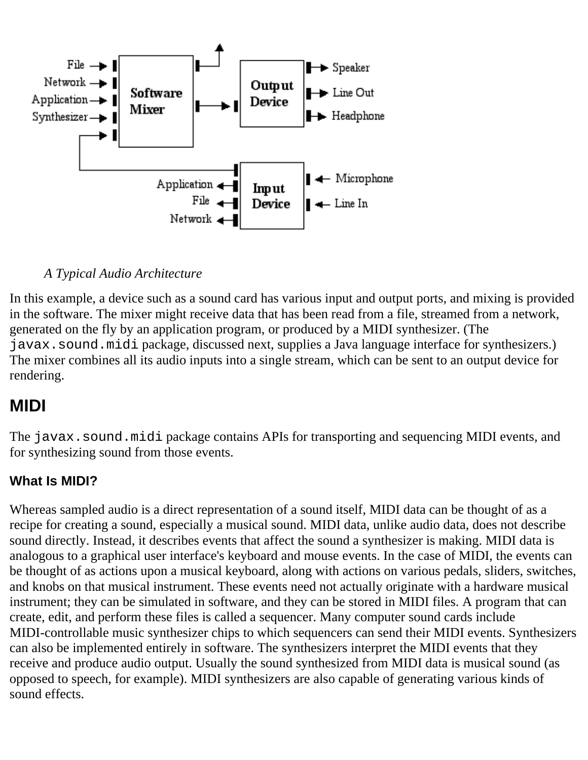*A Typical Audio Architecture*

In this example, a device such as a sound card has various input and output ports, and mixing is provided in the software. The mixer might receive data that has been read from a file, streamed from a network, generated on the fly by an application program, or produced by a MIDI synthesizer. (The `javax.sound.midi` package, discussed next, supplies a Java language interface for synthesizers.) The mixer combines all its audio inputs into a single stream, which can be sent to an output device for rendering.

## MIDI

The `javax.sound.midi` package contains APIs for transporting and sequencing MIDI events, and for synthesizing sound from those events.

### What Is MIDI?

Whereas sampled audio is a direct representation of a sound itself, MIDI data can be thought of as a recipe for creating a sound, especially a musical sound. MIDI data, unlike audio data, does not describe sound directly. Instead, it describes events that affect the sound a synthesizer is making. MIDI data is analogous to a graphical user interface's keyboard and mouse events. In the case of MIDI, the events can be thought of as actions upon a musical keyboard, along with actions on various pedals, sliders, switches, and knobs on that musical instrument. These events need not actually originate with a hardware musical instrument; they can be simulated in software, and they can be stored in MIDI files. A program that can create, edit, and perform these files is called a sequencer. Many computer sound cards include MIDI-controllable music synthesizer chips to which sequencers can send their MIDI events. Synthesizers can also be implemented entirely in software. The synthesizers interpret the MIDI events that they receive and produce audio output. Usually the sound synthesized from MIDI data is musical sound (as opposed to speech, for example). MIDI synthesizers are also capable of generating various kinds of sound effects.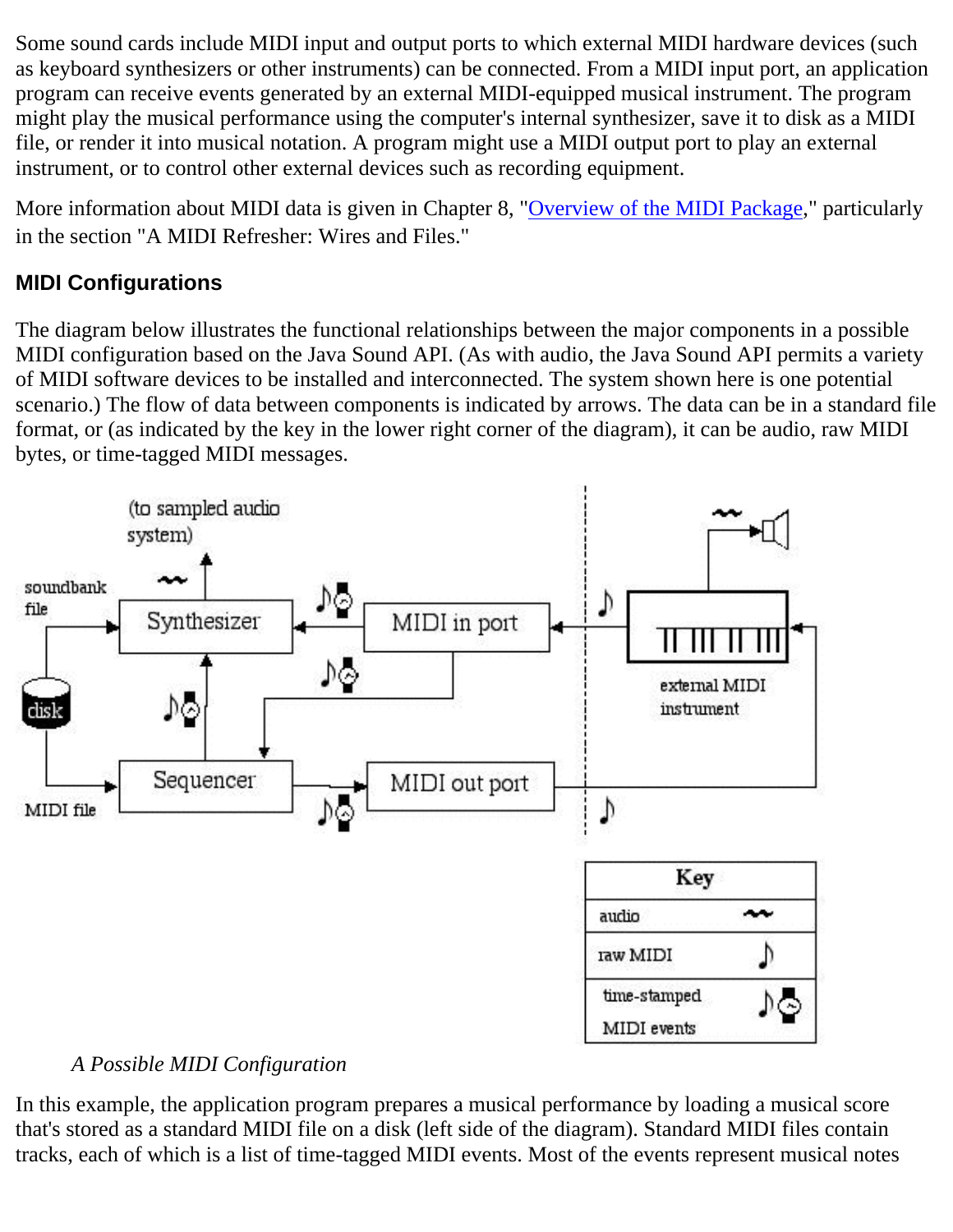Some sound cards include MIDI input and output ports to which external MIDI hardware devices (such as keyboard synthesizers or other instruments) can be connected. From a MIDI input port, an application program can receive events generated by an external MIDI-equipped musical instrument. The program might play the musical performance using the computer's internal synthesizer, save it to disk as a MIDI file, or render it into musical notation. A program might use a MIDI output port to play an external instrument, or to control other external devices such as recording equipment.

More information about MIDI data is given in Chapter 8, "Overview of the MIDI Package," particularly in the section "A MIDI Refresher: Wires and Files."

### MIDI Configurations

The diagram below illustrates the functional relationships between the major components in a possible MIDI configuration based on the Java Sound API. (As with audio, the Java Sound API permits a variety of MIDI software devices to be installed and interconnected. The system shown here is one potential scenario.) The flow of data between components is indicated by arrows. The data can be in a standard file format, or (as indicated by the key in the lower right corner of the diagram), it can be audio, raw MIDI bytes, or time-tagged MIDI messages.

*A Possible MIDI Configuration*

In this example, the application program prepares a musical performance by loading a musical score that's stored as a standard MIDI file on a disk (left side of the diagram). Standard MIDI files contain tracks, each of which is a list of time-tagged MIDI events. Most of the events represent musical notes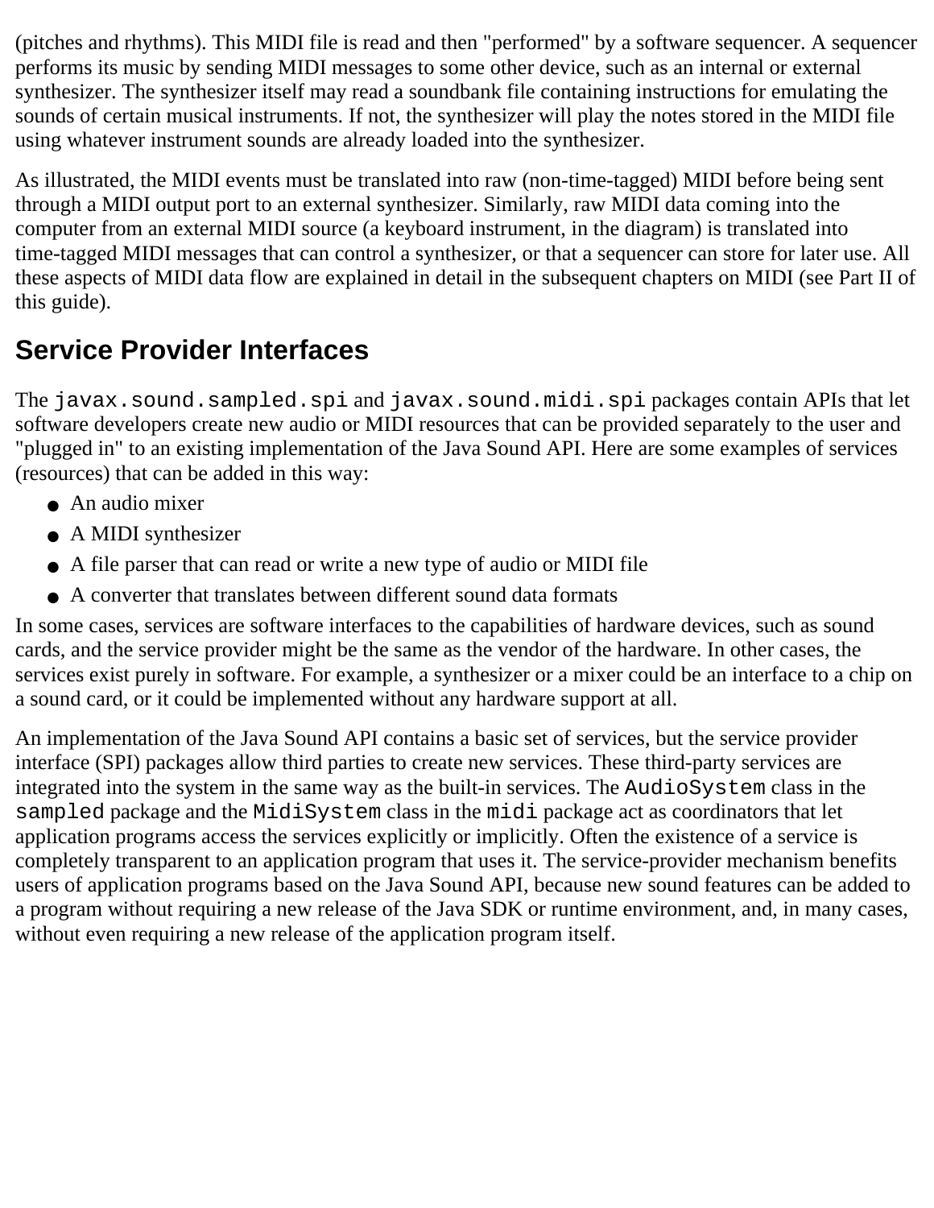(pitches and rhythms). This MIDI file is read and then "performed" by a software sequencer. A sequencer performs its music by sending MIDI messages to some other device, such as an internal or external synthesizer. The synthesizer itself may read a soundbank file containing instructions for emulating the sounds of certain musical instruments. If not, the synthesizer will play the notes stored in the MIDI file using whatever instrument sounds are already loaded into the synthesizer.

As illustrated, the MIDI events must be translated into raw (non-time-tagged) MIDI before being sent through a MIDI output port to an external synthesizer. Similarly, raw MIDI data coming into the computer from an external MIDI source (a keyboard instrument, in the diagram) is translated into time-tagged MIDI messages that can control a synthesizer, or that a sequencer can store for later use. All these aspects of MIDI data flow are explained in detail in the subsequent chapters on MIDI (see Part II of this guide).

## Service Provider Interfaces

The `javax.sound.sampled.spi` and `javax.sound.midi.spi` packages contain APIs that let software developers create new audio or MIDI resources that can be provided separately to the user and "plugged in" to an existing implementation of the Java Sound API. Here are some examples of services (resources) that can be added in this way:

- An audio mixer
- A MIDI synthesizer
- A file parser that can read or write a new type of audio or MIDI file
- A converter that translates between different sound data formats

In some cases, services are software interfaces to the capabilities of hardware devices, such as sound cards, and the service provider might be the same as the vendor of the hardware. In other cases, the services exist purely in software. For example, a synthesizer or a mixer could be an interface to a chip on a sound card, or it could be implemented without any hardware support at all.

An implementation of the Java Sound API contains a basic set of services, but the service provider interface (SPI) packages allow third parties to create new services. These third-party services are integrated into the system in the same way as the built-in services. The `AudioSystem` class in the `sampled` package and the `MidiSystem` class in the `midi` package act as coordinators that let application programs access the services explicitly or implicitly. Often the existence of a service is completely transparent to an application program that uses it. The service-provider mechanism benefits users of application programs based on the Java Sound API, because new sound features can be added to a program without requiring a new release of the Java SDK or runtime environment, and, in many cases, without even requiring a new release of the application program itself.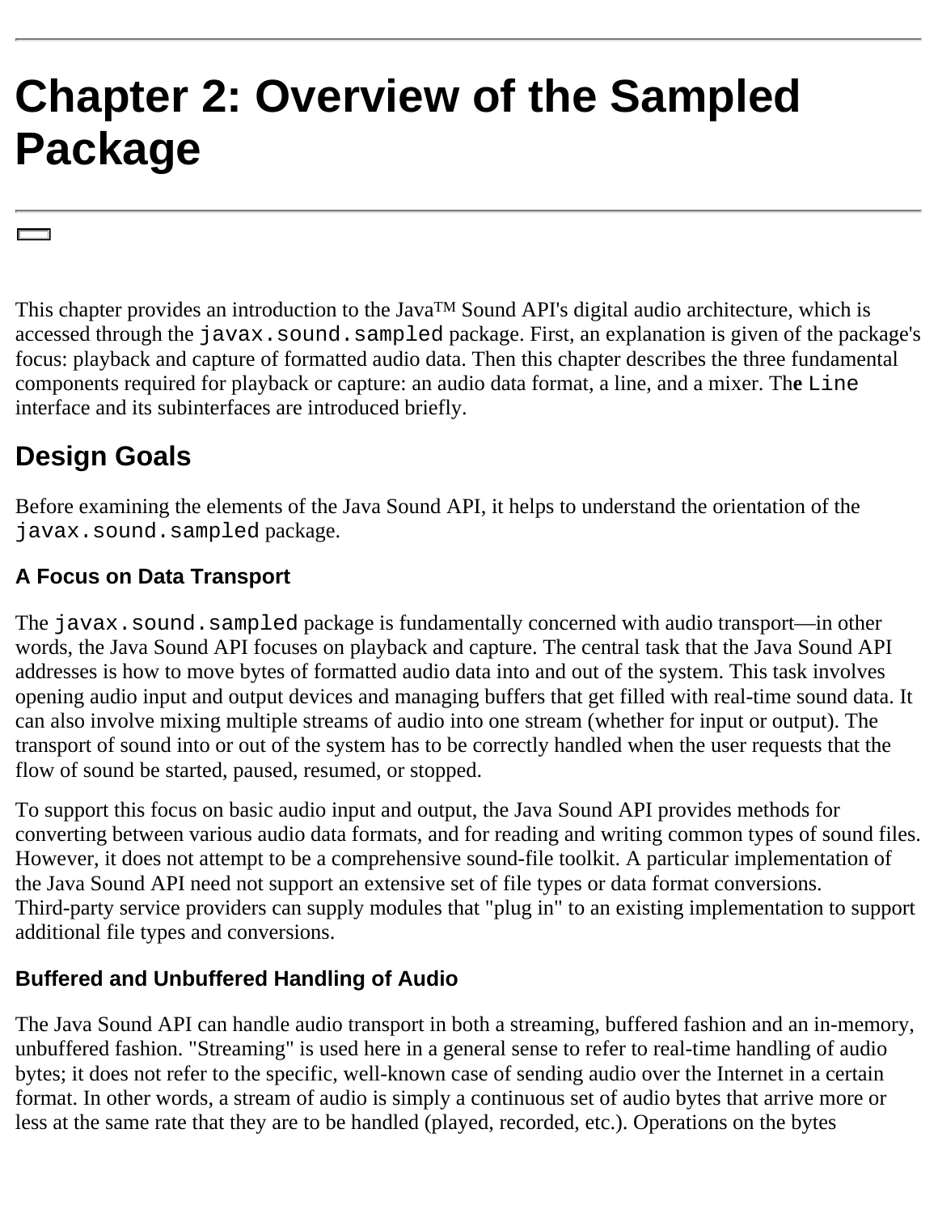# Chapter 2: Overview of the Sampled Package

This chapter provides an introduction to the Java™ Sound API's digital audio architecture, which is accessed through the `javax.sound.sampled` package. First, an explanation is given of the package's focus: playback and capture of formatted audio data. Then this chapter describes the three fundamental components required for playback or capture: an audio data format, a line, and a mixer. The `Line` interface and its subinterfaces are introduced briefly.

## Design Goals

Before examining the elements of the Java Sound API, it helps to understand the orientation of the `javax.sound.sampled` package.

### A Focus on Data Transport

The `javax.sound.sampled` package is fundamentally concerned with audio transport—in other words, the Java Sound API focuses on playback and capture. The central task that the Java Sound API addresses is how to move bytes of formatted audio data into and out of the system. This task involves opening audio input and output devices and managing buffers that get filled with real-time sound data. It can also involve mixing multiple streams of audio into one stream (whether for input or output). The transport of sound into or out of the system has to be correctly handled when the user requests that the flow of sound be started, paused, resumed, or stopped.

To support this focus on basic audio input and output, the Java Sound API provides methods for converting between various audio data formats, and for reading and writing common types of sound files. However, it does not attempt to be a comprehensive sound-file toolkit. A particular implementation of the Java Sound API need not support an extensive set of file types or data format conversions. Third-party service providers can supply modules that "plug in" to an existing implementation to support additional file types and conversions.

### Buffered and Unbuffered Handling of Audio

The Java Sound API can handle audio transport in both a streaming, buffered fashion and an in-memory, unbuffered fashion. "Streaming" is used here in a general sense to refer to real-time handling of audio bytes; it does not refer to the specific, well-known case of sending audio over the Internet in a certain format. In other words, a stream of audio is simply a continuous set of audio bytes that arrive more or less at the same rate that they are to be handled (played, recorded, etc.). Operations on the bytes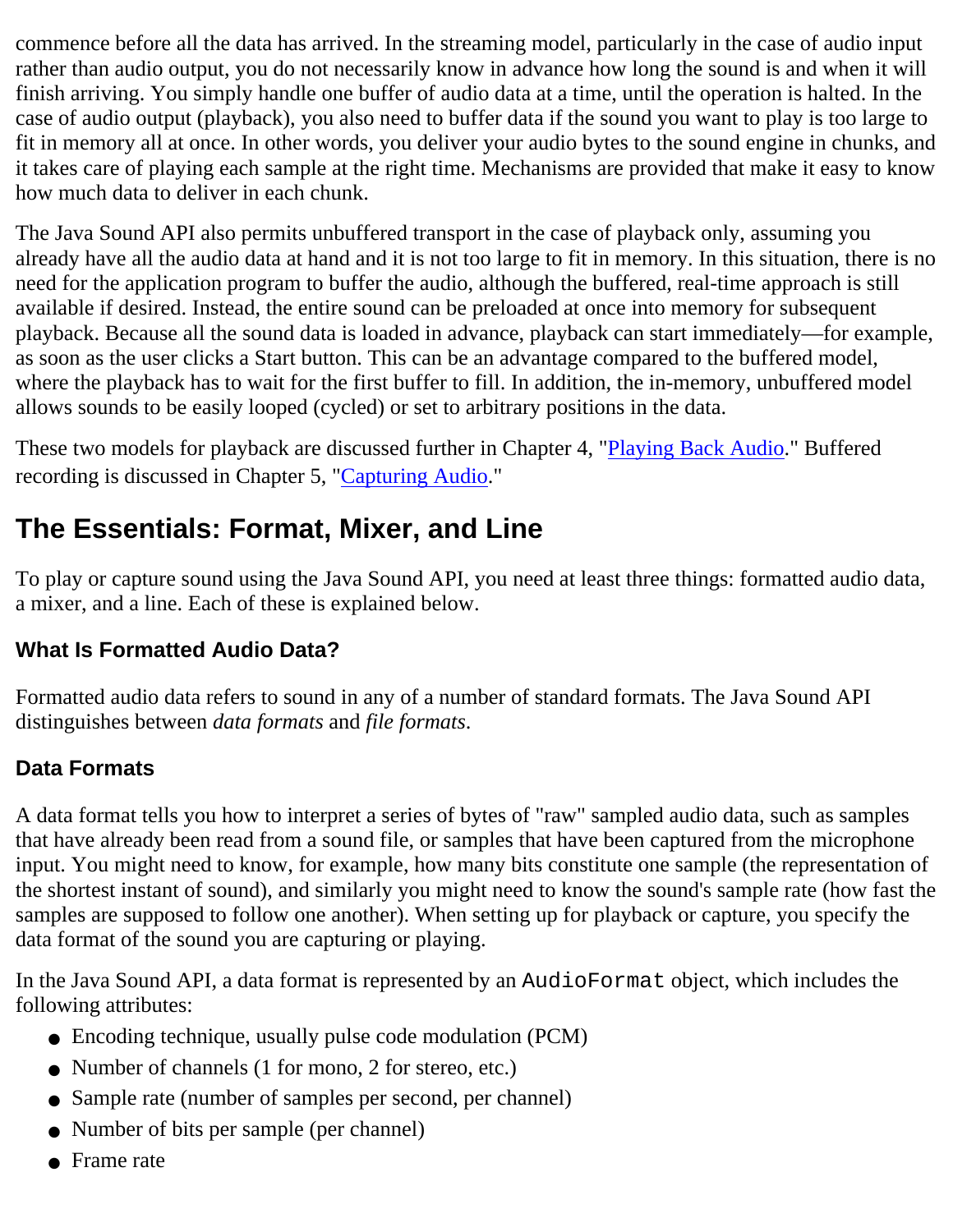commence before all the data has arrived. In the streaming model, particularly in the case of audio input rather than audio output, you do not necessarily know in advance how long the sound is and when it will finish arriving. You simply handle one buffer of audio data at a time, until the operation is halted. In the case of audio output (playback), you also need to buffer data if the sound you want to play is too large to fit in memory all at once. In other words, you deliver your audio bytes to the sound engine in chunks, and it takes care of playing each sample at the right time. Mechanisms are provided that make it easy to know how much data to deliver in each chunk.

The Java Sound API also permits unbuffered transport in the case of playback only, assuming you already have all the audio data at hand and it is not too large to fit in memory. In this situation, there is no need for the application program to buffer the audio, although the buffered, real-time approach is still available if desired. Instead, the entire sound can be preloaded at once into memory for subsequent playback. Because all the sound data is loaded in advance, playback can start immediately—for example, as soon as the user clicks a Start button. This can be an advantage compared to the buffered model, where the playback has to wait for the first buffer to fill. In addition, the in-memory, unbuffered model allows sounds to be easily looped (cycled) or set to arbitrary positions in the data.

These two models for playback are discussed further in Chapter 4, "Playing Back Audio." Buffered recording is discussed in Chapter 5, "Capturing Audio."

## The Essentials: Format, Mixer, and Line

To play or capture sound using the Java Sound API, you need at least three things: formatted audio data, a mixer, and a line. Each of these is explained below.

### What Is Formatted Audio Data?

Formatted audio data refers to sound in any of a number of standard formats. The Java Sound API distinguishes between *data formats* and *file formats*.

### Data Formats

A data format tells you how to interpret a series of bytes of "raw" sampled audio data, such as samples that have already been read from a sound file, or samples that have been captured from the microphone input. You might need to know, for example, how many bits constitute one sample (the representation of the shortest instant of sound), and similarly you might need to know the sound's sample rate (how fast the samples are supposed to follow one another). When setting up for playback or capture, you specify the data format of the sound you are capturing or playing.

In the Java Sound API, a data format is represented by an `AudioFormat` object, which includes the following attributes:

- Encoding technique, usually pulse code modulation (PCM)
- Number of channels (1 for mono, 2 for stereo, etc.)
- Sample rate (number of samples per second, per channel)
- Number of bits per sample (per channel)
- Frame rate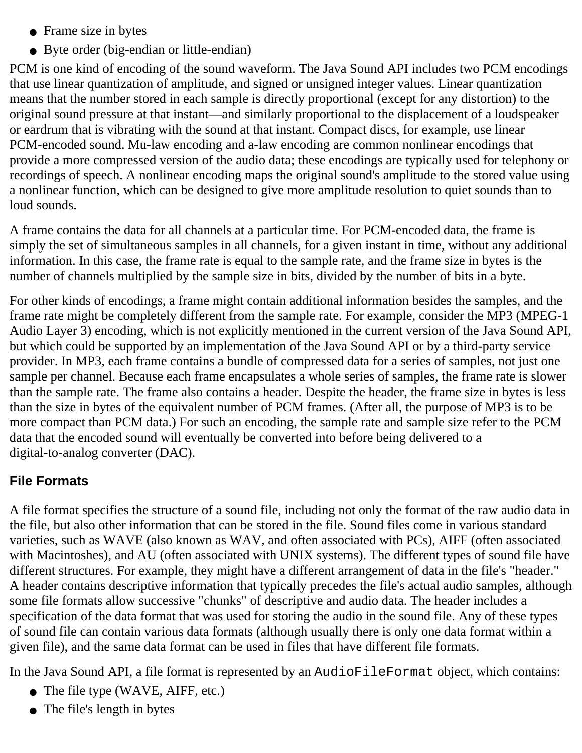- Frame size in bytes
- Byte order (big-endian or little-endian)

PCM is one kind of encoding of the sound waveform. The Java Sound API includes two PCM encodings that use linear quantization of amplitude, and signed or unsigned integer values. Linear quantization means that the number stored in each sample is directly proportional (except for any distortion) to the original sound pressure at that instant—and similarly proportional to the displacement of a loudspeaker or eardrum that is vibrating with the sound at that instant. Compact discs, for example, use linear PCM-encoded sound. Mu-law encoding and a-law encoding are common nonlinear encodings that provide a more compressed version of the audio data; these encodings are typically used for telephony or recordings of speech. A nonlinear encoding maps the original sound's amplitude to the stored value using a nonlinear function, which can be designed to give more amplitude resolution to quiet sounds than to loud sounds.

A frame contains the data for all channels at a particular time. For PCM-encoded data, the frame is simply the set of simultaneous samples in all channels, for a given instant in time, without any additional information. In this case, the frame rate is equal to the sample rate, and the frame size in bytes is the number of channels multiplied by the sample size in bits, divided by the number of bits in a byte.

For other kinds of encodings, a frame might contain additional information besides the samples, and the frame rate might be completely different from the sample rate. For example, consider the MP3 (MPEG-1 Audio Layer 3) encoding, which is not explicitly mentioned in the current version of the Java Sound API, but which could be supported by an implementation of the Java Sound API or by a third-party service provider. In MP3, each frame contains a bundle of compressed data for a series of samples, not just one sample per channel. Because each frame encapsulates a whole series of samples, the frame rate is slower than the sample rate. The frame also contains a header. Despite the header, the frame size in bytes is less than the size in bytes of the equivalent number of PCM frames. (After all, the purpose of MP3 is to be more compact than PCM data.) For such an encoding, the sample rate and sample size refer to the PCM data that the encoded sound will eventually be converted into before being delivered to a digital-to-analog converter (DAC).

### File Formats

A file format specifies the structure of a sound file, including not only the format of the raw audio data in the file, but also other information that can be stored in the file. Sound files come in various standard varieties, such as WAVE (also known as WAV, and often associated with PCs), AIFF (often associated with Macintoshes), and AU (often associated with UNIX systems). The different types of sound file have different structures. For example, they might have a different arrangement of data in the file's "header." A header contains descriptive information that typically precedes the file's actual audio samples, although some file formats allow successive "chunks" of descriptive and audio data. The header includes a specification of the data format that was used for storing the audio in the sound file. Any of these types of sound file can contain various data formats (although usually there is only one data format within a given file), and the same data format can be used in files that have different file formats.

In the Java Sound API, a file format is represented by an `AudioFileFormat` object, which contains:

- The file type (WAVE, AIFF, etc.)
- The file's length in bytes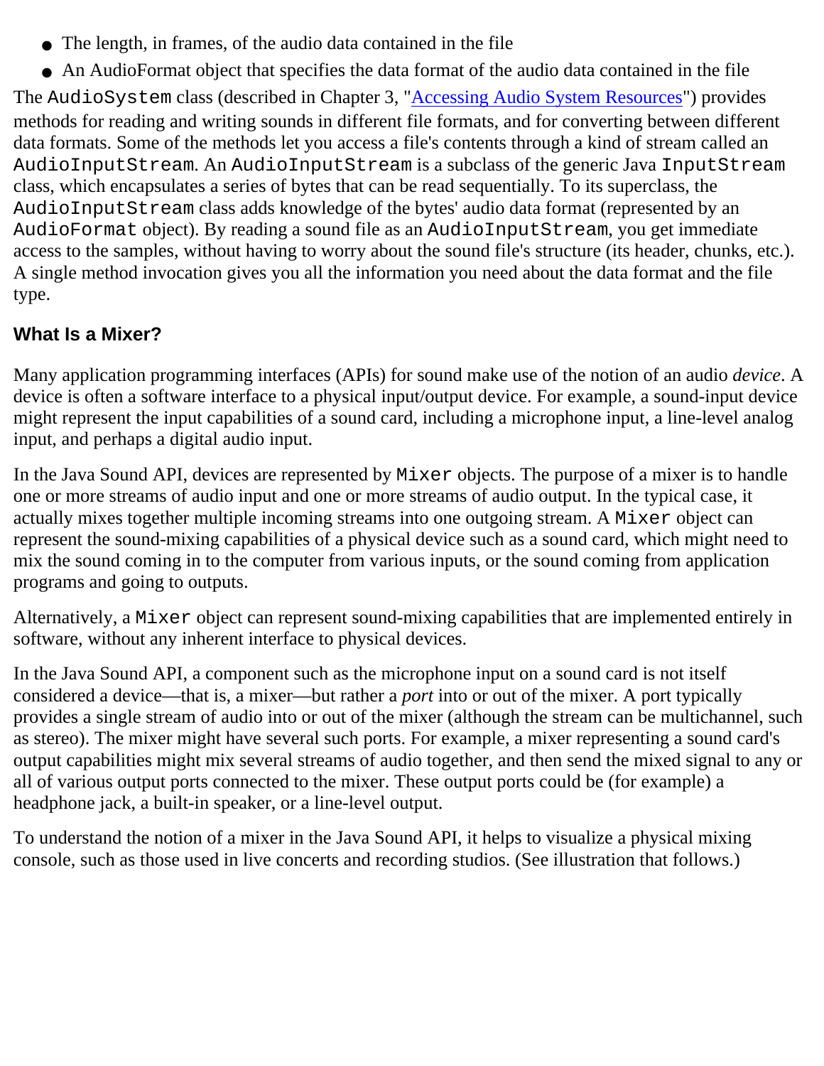- The length, in frames, of the audio data contained in the file
- An AudioFormat object that specifies the data format of the audio data contained in the file

The `AudioSystem` class (described in Chapter 3, "Accessing Audio System Resources") provides methods for reading and writing sounds in different file formats, and for converting between different data formats. Some of the methods let you access a file's contents through a kind of stream called an `AudioInputStream`. An `AudioInputStream` is a subclass of the generic Java `InputStream` class, which encapsulates a series of bytes that can be read sequentially. To its superclass, the `AudioInputStream` class adds knowledge of the bytes' audio data format (represented by an `AudioFormat` object). By reading a sound file as an `AudioInputStream`, you get immediate access to the samples, without having to worry about the sound file's structure (its header, chunks, etc.). A single method invocation gives you all the information you need about the data format and the file type.

### What Is a Mixer?

Many application programming interfaces (APIs) for sound make use of the notion of an audio *device*. A device is often a software interface to a physical input/output device. For example, a sound-input device might represent the input capabilities of a sound card, including a microphone input, a line-level analog input, and perhaps a digital audio input.

In the Java Sound API, devices are represented by `Mixer` objects. The purpose of a mixer is to handle one or more streams of audio input and one or more streams of audio output. In the typical case, it actually mixes together multiple incoming streams into one outgoing stream. A `Mixer` object can represent the sound-mixing capabilities of a physical device such as a sound card, which might need to mix the sound coming in to the computer from various inputs, or the sound coming from application programs and going to outputs.

Alternatively, a `Mixer` object can represent sound-mixing capabilities that are implemented entirely in software, without any inherent interface to physical devices.

In the Java Sound API, a component such as the microphone input on a sound card is not itself considered a device—that is, a mixer—but rather a *port* into or out of the mixer. A port typically provides a single stream of audio into or out of the mixer (although the stream can be multichannel, such as stereo). The mixer might have several such ports. For example, a mixer representing a sound card's output capabilities might mix several streams of audio together, and then send the mixed signal to any or all of various output ports connected to the mixer. These output ports could be (for example) a headphone jack, a built-in speaker, or a line-level output.

To understand the notion of a mixer in the Java Sound API, it helps to visualize a physical mixing console, such as those used in live concerts and recording studios. (See illustration that follows.)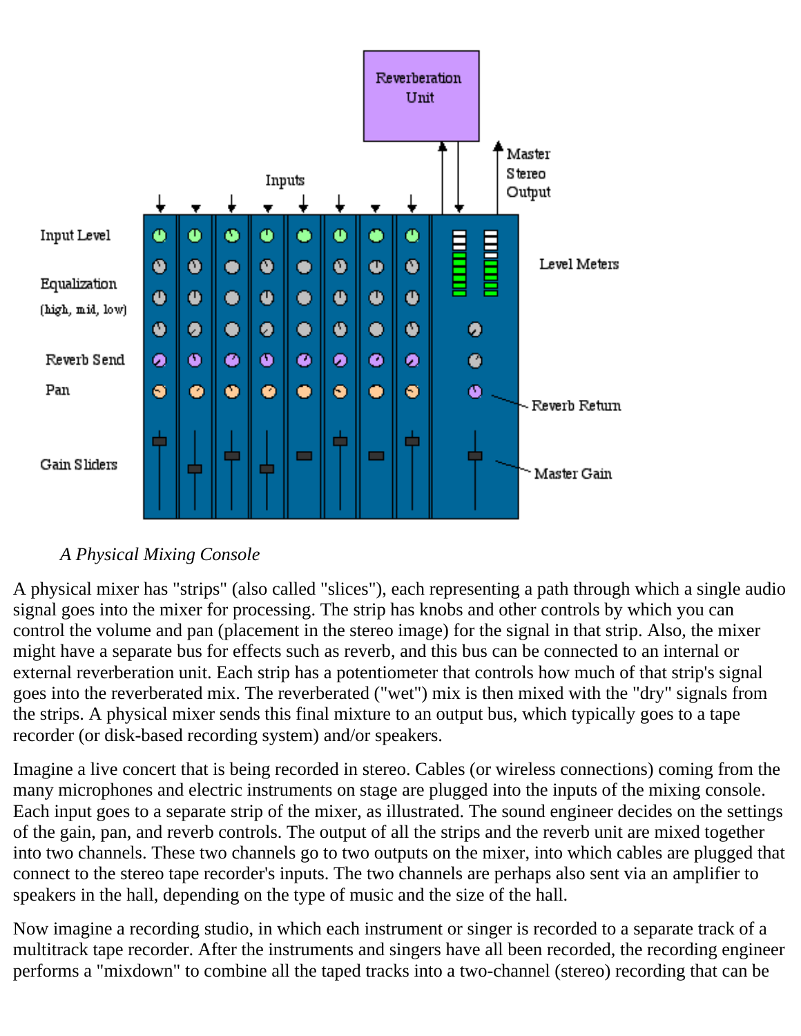*A Physical Mixing Console*

A physical mixer has "strips" (also called "slices"), each representing a path through which a single audio signal goes into the mixer for processing. The strip has knobs and other controls by which you can control the volume and pan (placement in the stereo image) for the signal in that strip. Also, the mixer might have a separate bus for effects such as reverb, and this bus can be connected to an internal or external reverberation unit. Each strip has a potentiometer that controls how much of that strip's signal goes into the reverberated mix. The reverberated ("wet") mix is then mixed with the "dry" signals from the strips. A physical mixer sends this final mixture to an output bus, which typically goes to a tape recorder (or disk-based recording system) and/or speakers.

Imagine a live concert that is being recorded in stereo. Cables (or wireless connections) coming from the many microphones and electric instruments on stage are plugged into the inputs of the mixing console. Each input goes to a separate strip of the mixer, as illustrated. The sound engineer decides on the settings of the gain, pan, and reverb controls. The output of all the strips and the reverb unit are mixed together into two channels. These two channels go to two outputs on the mixer, into which cables are plugged that connect to the stereo tape recorder's inputs. The two channels are perhaps also sent via an amplifier to speakers in the hall, depending on the type of music and the size of the hall.

Now imagine a recording studio, in which each instrument or singer is recorded to a separate track of a multitrack tape recorder. After the instruments and singers have all been recorded, the recording engineer performs a "mixdown" to combine all the taped tracks into a two-channel (stereo) recording that can be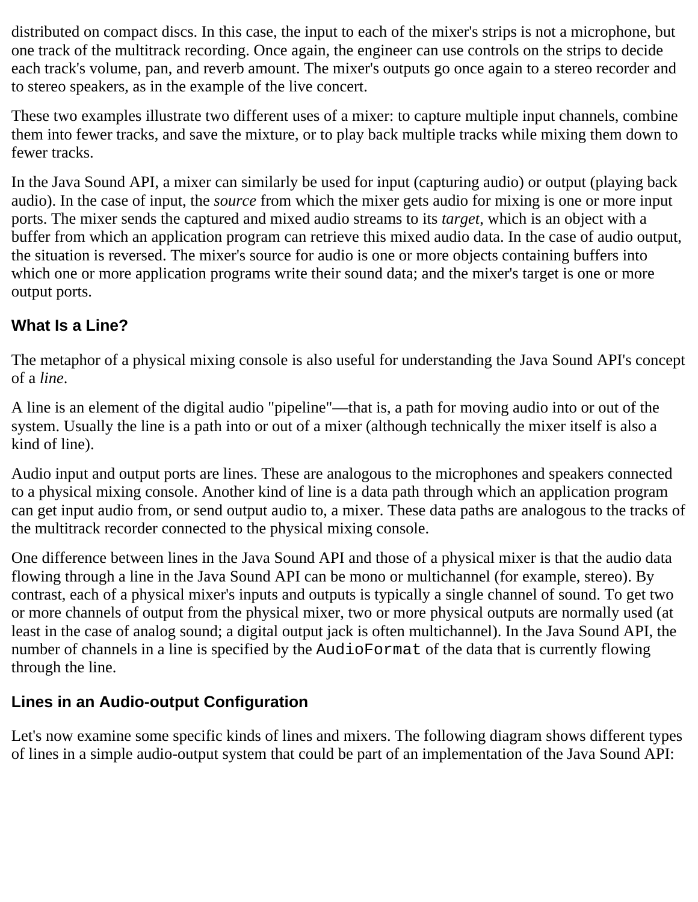distributed on compact discs. In this case, the input to each of the mixer's strips is not a microphone, but one track of the multitrack recording. Once again, the engineer can use controls on the strips to decide each track's volume, pan, and reverb amount. The mixer's outputs go once again to a stereo recorder and to stereo speakers, as in the example of the live concert.

These two examples illustrate two different uses of a mixer: to capture multiple input channels, combine them into fewer tracks, and save the mixture, or to play back multiple tracks while mixing them down to fewer tracks.

In the Java Sound API, a mixer can similarly be used for input (capturing audio) or output (playing back audio). In the case of input, the *source* from which the mixer gets audio for mixing is one or more input ports. The mixer sends the captured and mixed audio streams to its *target*, which is an object with a buffer from which an application program can retrieve this mixed audio data. In the case of audio output, the situation is reversed. The mixer's source for audio is one or more objects containing buffers into which one or more application programs write their sound data; and the mixer's target is one or more output ports.

### What Is a Line?

The metaphor of a physical mixing console is also useful for understanding the Java Sound API's concept of a *line*.

A line is an element of the digital audio "pipeline"—that is, a path for moving audio into or out of the system. Usually the line is a path into or out of a mixer (although technically the mixer itself is also a kind of line).

Audio input and output ports are lines. These are analogous to the microphones and speakers connected to a physical mixing console. Another kind of line is a data path through which an application program can get input audio from, or send output audio to, a mixer. These data paths are analogous to the tracks of the multitrack recorder connected to the physical mixing console.

One difference between lines in the Java Sound API and those of a physical mixer is that the audio data flowing through a line in the Java Sound API can be mono or multichannel (for example, stereo). By contrast, each of a physical mixer's inputs and outputs is typically a single channel of sound. To get two or more channels of output from the physical mixer, two or more physical outputs are normally used (at least in the case of analog sound; a digital output jack is often multichannel). In the Java Sound API, the number of channels in a line is specified by the `AudioFormat` of the data that is currently flowing through the line.

### Lines in an Audio-output Configuration

Let's now examine some specific kinds of lines and mixers. The following diagram shows different types of lines in a simple audio-output system that could be part of an implementation of the Java Sound API: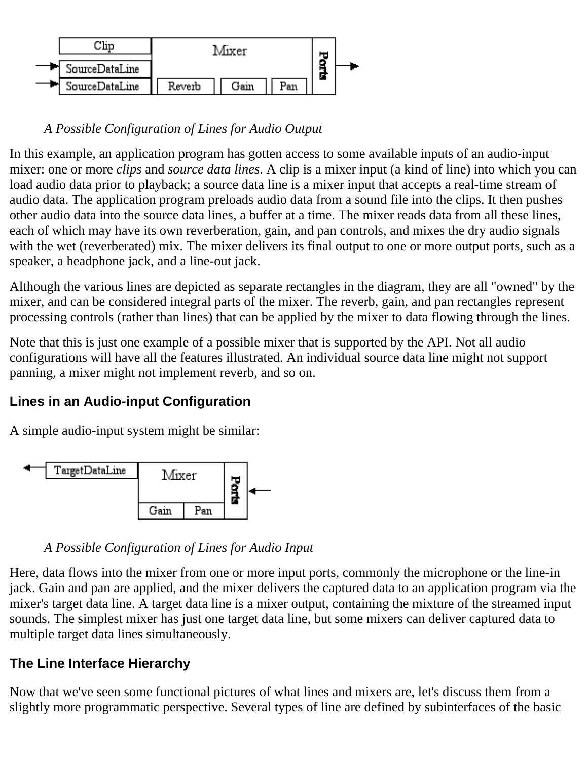*A Possible Configuration of Lines for Audio Output*

In this example, an application program has gotten access to some available inputs of an audio-input mixer: one or more *clips* and *source data lines*. A clip is a mixer input (a kind of line) into which you can load audio data prior to playback; a source data line is a mixer input that accepts a real-time stream of audio data. The application program preloads audio data from a sound file into the clips. It then pushes other audio data into the source data lines, a buffer at a time. The mixer reads data from all these lines, each of which may have its own reverberation, gain, and pan controls, and mixes the dry audio signals with the wet (reverberated) mix. The mixer delivers its final output to one or more output ports, such as a speaker, a headphone jack, and a line-out jack.

Although the various lines are depicted as separate rectangles in the diagram, they are all "owned" by the mixer, and can be considered integral parts of the mixer. The reverb, gain, and pan rectangles represent processing controls (rather than lines) that can be applied by the mixer to data flowing through the lines.

Note that this is just one example of a possible mixer that is supported by the API. Not all audio configurations will have all the features illustrated. An individual source data line might not support panning, a mixer might not implement reverb, and so on.

### Lines in an Audio-input Configuration

A simple audio-input system might be similar:

*A Possible Configuration of Lines for Audio Input*

Here, data flows into the mixer from one or more input ports, commonly the microphone or the line-in jack. Gain and pan are applied, and the mixer delivers the captured data to an application program via the mixer's target data line. A target data line is a mixer output, containing the mixture of the streamed input sounds. The simplest mixer has just one target data line, but some mixers can deliver captured data to multiple target data lines simultaneously.

### The Line Interface Hierarchy

Now that we've seen some functional pictures of what lines and mixers are, let's discuss them from a slightly more programmatic perspective. Several types of line are defined by subinterfaces of the basic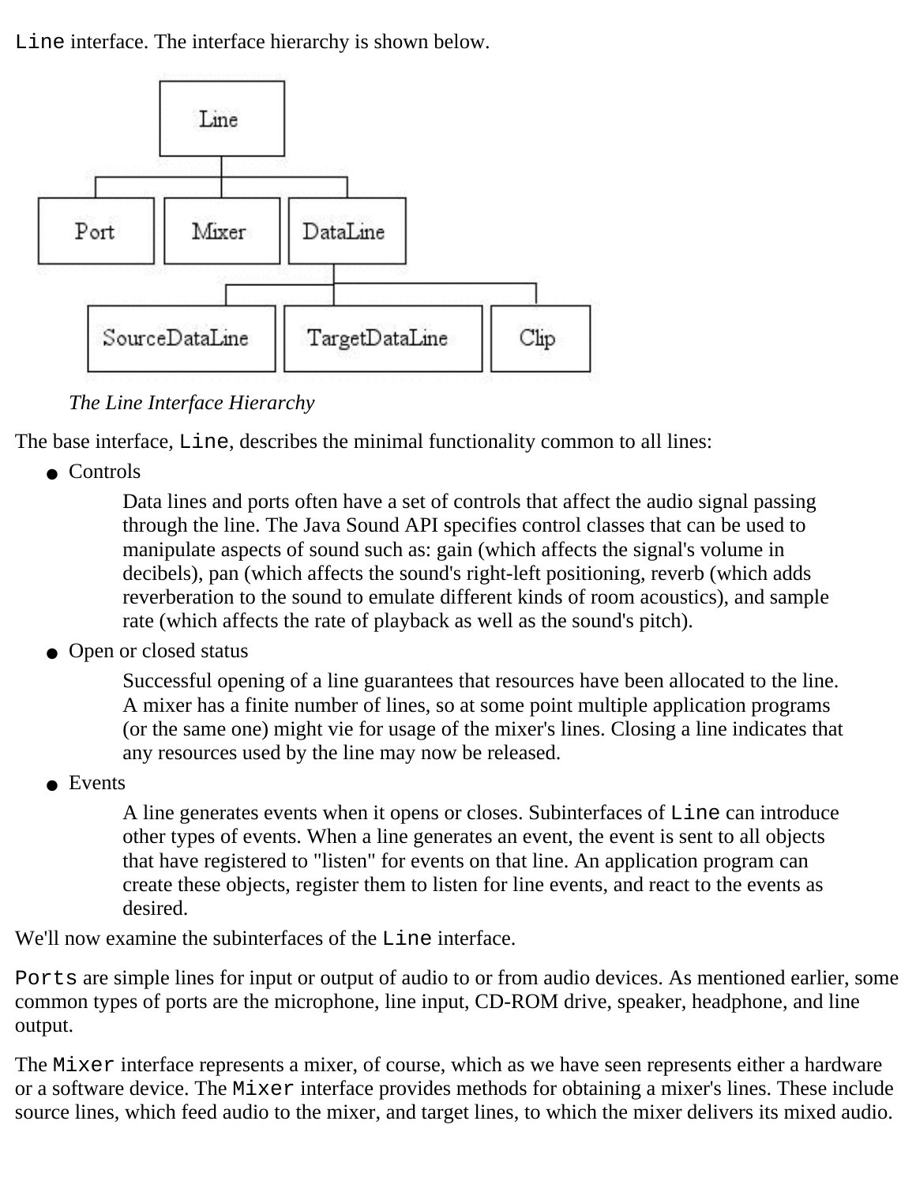`Line` interface. The interface hierarchy is shown below.

*The Line Interface Hierarchy*

The base interface, `Line`, describes the minimal functionality common to all lines:

- Controls

  Data lines and ports often have a set of controls that affect the audio signal passing through the line. The Java Sound API specifies control classes that can be used to manipulate aspects of sound such as: gain (which affects the signal's volume in decibels), pan (which affects the sound's right-left positioning, reverb (which adds reverberation to the sound to emulate different kinds of room acoustics), and sample rate (which affects the rate of playback as well as the sound's pitch).

- Open or closed status

  Successful opening of a line guarantees that resources have been allocated to the line. A mixer has a finite number of lines, so at some point multiple application programs (or the same one) might vie for usage of the mixer's lines. Closing a line indicates that any resources used by the line may now be released.

- Events

  A line generates events when it opens or closes. Subinterfaces of `Line` can introduce other types of events. When a line generates an event, the event is sent to all objects that have registered to "listen" for events on that line. An application program can create these objects, register them to listen for line events, and react to the events as desired.

We'll now examine the subinterfaces of the `Line` interface.

`Ports` are simple lines for input or output of audio to or from audio devices. As mentioned earlier, some common types of ports are the microphone, line input, CD-ROM drive, speaker, headphone, and line output.

The `Mixer` interface represents a mixer, of course, which as we have seen represents either a hardware or a software device. The `Mixer` interface provides methods for obtaining a mixer's lines. These include source lines, which feed audio to the mixer, and target lines, to which the mixer delivers its mixed audio.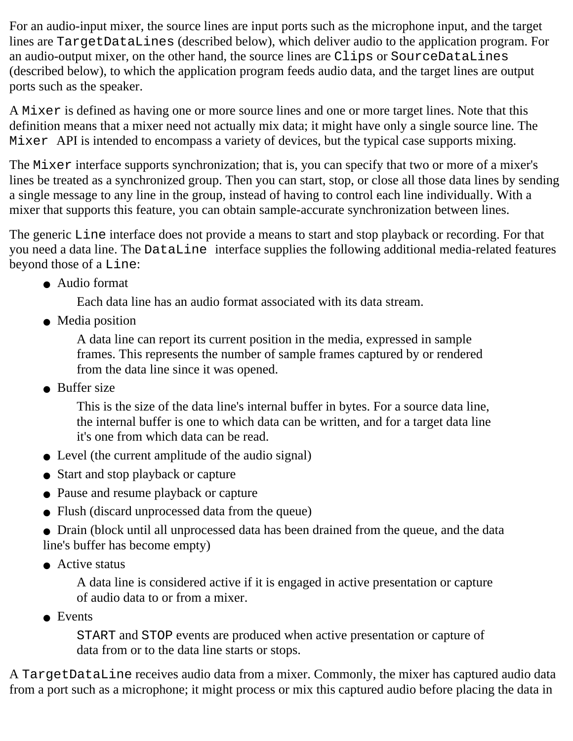For an audio-input mixer, the source lines are input ports such as the microphone input, and the target lines are `TargetDataLines` (described below), which deliver audio to the application program. For an audio-output mixer, on the other hand, the source lines are `Clips` or `SourceDataLines` (described below), to which the application program feeds audio data, and the target lines are output ports such as the speaker.

A `Mixer` is defined as having one or more source lines and one or more target lines. Note that this definition means that a mixer need not actually mix data; it might have only a single source line. The `Mixer` API is intended to encompass a variety of devices, but the typical case supports mixing.

The `Mixer` interface supports synchronization; that is, you can specify that two or more of a mixer's lines be treated as a synchronized group. Then you can start, stop, or close all those data lines by sending a single message to any line in the group, instead of having to control each line individually. With a mixer that supports this feature, you can obtain sample-accurate synchronization between lines.

The generic `Line` interface does not provide a means to start and stop playback or recording. For that you need a data line. The `DataLine` interface supplies the following additional media-related features beyond those of a `Line`:

- Audio format

  Each data line has an audio format associated with its data stream.

- Media position

  A data line can report its current position in the media, expressed in sample frames. This represents the number of sample frames captured by or rendered from the data line since it was opened.

- Buffer size

  This is the size of the data line's internal buffer in bytes. For a source data line, the internal buffer is one to which data can be written, and for a target data line it's one from which data can be read.

- Level (the current amplitude of the audio signal)
- Start and stop playback or capture
- Pause and resume playback or capture
- Flush (discard unprocessed data from the queue)
- Drain (block until all unprocessed data has been drained from the queue, and the data line's buffer has become empty)
- Active status

  A data line is considered active if it is engaged in active presentation or capture of audio data to or from a mixer.

- Events

  `START` and `STOP` events are produced when active presentation or capture of data from or to the data line starts or stops.

A `TargetDataLine` receives audio data from a mixer. Commonly, the mixer has captured audio data from a port such as a microphone; it might process or mix this captured audio before placing the data in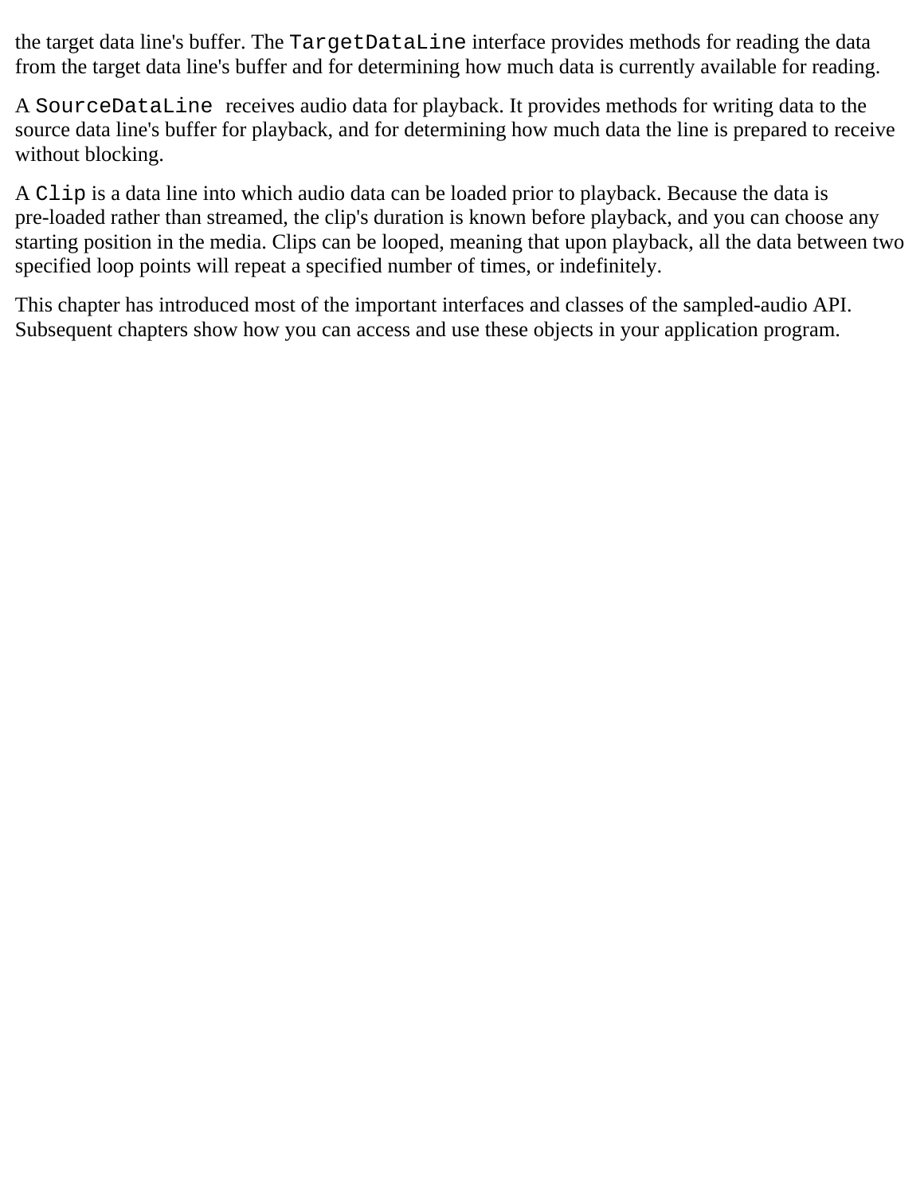the target data line's buffer. The `TargetDataLine` interface provides methods for reading the data from the target data line's buffer and for determining how much data is currently available for reading.

A `SourceDataLine` receives audio data for playback. It provides methods for writing data to the source data line's buffer for playback, and for determining how much data the line is prepared to receive without blocking.

A `Clip` is a data line into which audio data can be loaded prior to playback. Because the data is pre-loaded rather than streamed, the clip's duration is known before playback, and you can choose any starting position in the media. Clips can be looped, meaning that upon playback, all the data between two specified loop points will repeat a specified number of times, or indefinitely.

This chapter has introduced most of the important interfaces and classes of the sampled-audio API. Subsequent chapters show how you can access and use these objects in your application program.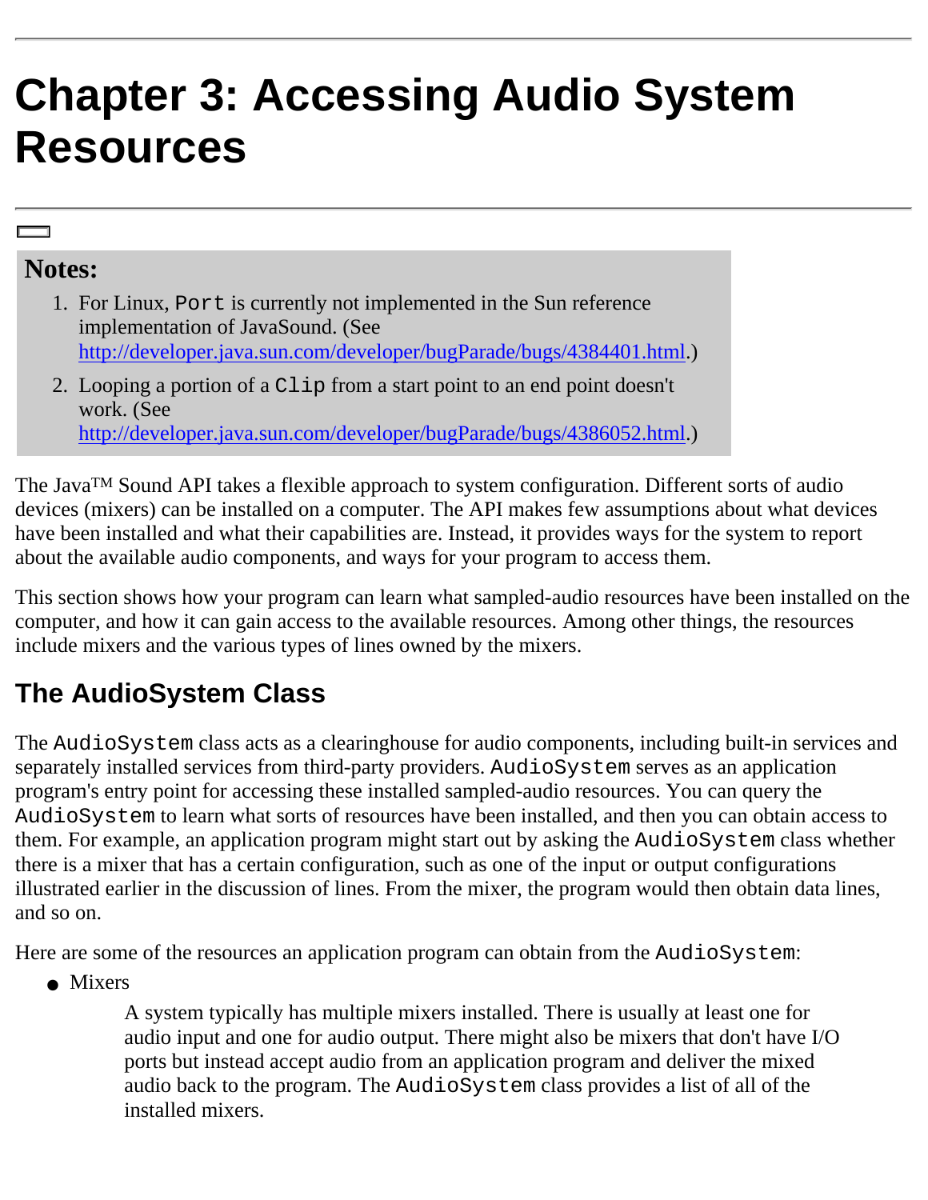# Chapter 3: Accessing Audio System Resources

---

> **Notes:**
>
> 1. For Linux, `Port` is currently not implemented in the Sun reference implementation of JavaSound. (See http://developer.java.sun.com/developer/bugParade/bugs/4384401.html.)
> 2. Looping a portion of a `Clip` from a start point to an end point doesn't work. (See http://developer.java.sun.com/developer/bugParade/bugs/4386052.html.)

The Java™ Sound API takes a flexible approach to system configuration. Different sorts of audio devices (mixers) can be installed on a computer. The API makes few assumptions about what devices have been installed and what their capabilities are. Instead, it provides ways for the system to report about the available audio components, and ways for your program to access them.

This section shows how your program can learn what sampled-audio resources have been installed on the computer, and how it can gain access to the available resources. Among other things, the resources include mixers and the various types of lines owned by the mixers.

## The AudioSystem Class

The `AudioSystem` class acts as a clearinghouse for audio components, including built-in services and separately installed services from third-party providers. `AudioSystem` serves as an application program's entry point for accessing these installed sampled-audio resources. You can query the `AudioSystem` to learn what sorts of resources have been installed, and then you can obtain access to them. For example, an application program might start out by asking the `AudioSystem` class whether there is a mixer that has a certain configuration, such as one of the input or output configurations illustrated earlier in the discussion of lines. From the mixer, the program would then obtain data lines, and so on.

Here are some of the resources an application program can obtain from the `AudioSystem`:

- Mixers

  A system typically has multiple mixers installed. There is usually at least one for audio input and one for audio output. There might also be mixers that don't have I/O ports but instead accept audio from an application program and deliver the mixed audio back to the program. The `AudioSystem` class provides a list of all of the installed mixers.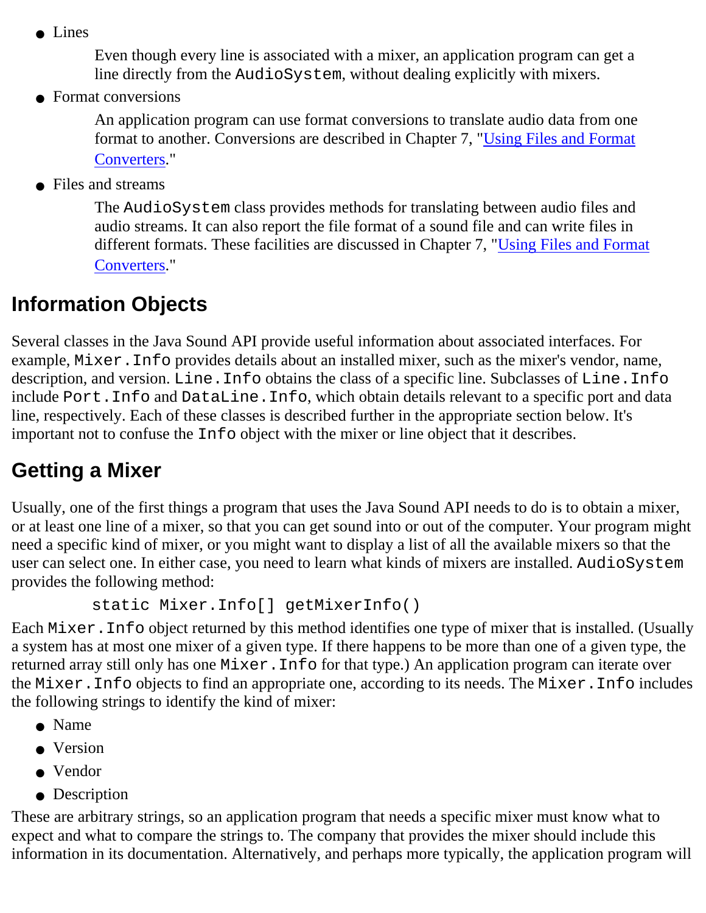- Lines

  Even though every line is associated with a mixer, an application program can get a line directly from the `AudioSystem`, without dealing explicitly with mixers.

- Format conversions

  An application program can use format conversions to translate audio data from one format to another. Conversions are described in Chapter 7, "Using Files and Format Converters."

- Files and streams

  The `AudioSystem` class provides methods for translating between audio files and audio streams. It can also report the file format of a sound file and can write files in different formats. These facilities are discussed in Chapter 7, "Using Files and Format Converters."

## Information Objects

Several classes in the Java Sound API provide useful information about associated interfaces. For example, `Mixer.Info` provides details about an installed mixer, such as the mixer's vendor, name, description, and version. `Line.Info` obtains the class of a specific line. Subclasses of `Line.Info` include `Port.Info` and `DataLine.Info`, which obtain details relevant to a specific port and data line, respectively. Each of these classes is described further in the appropriate section below. It's important not to confuse the `Info` object with the mixer or line object that it describes.

## Getting a Mixer

Usually, one of the first things a program that uses the Java Sound API needs to do is to obtain a mixer, or at least one line of a mixer, so that you can get sound into or out of the computer. Your program might need a specific kind of mixer, or you might want to display a list of all the available mixers so that the user can select one. In either case, you need to learn what kinds of mixers are installed. `AudioSystem` provides the following method:

```
static Mixer.Info[] getMixerInfo()
```

Each `Mixer.Info` object returned by this method identifies one type of mixer that is installed. (Usually a system has at most one mixer of a given type. If there happens to be more than one of a given type, the returned array still only has one `Mixer.Info` for that type.) An application program can iterate over the `Mixer.Info` objects to find an appropriate one, according to its needs. The `Mixer.Info` includes the following strings to identify the kind of mixer:

- Name
- Version
- Vendor
- Description

These are arbitrary strings, so an application program that needs a specific mixer must know what to expect and what to compare the strings to. The company that provides the mixer should include this information in its documentation. Alternatively, and perhaps more typically, the application program will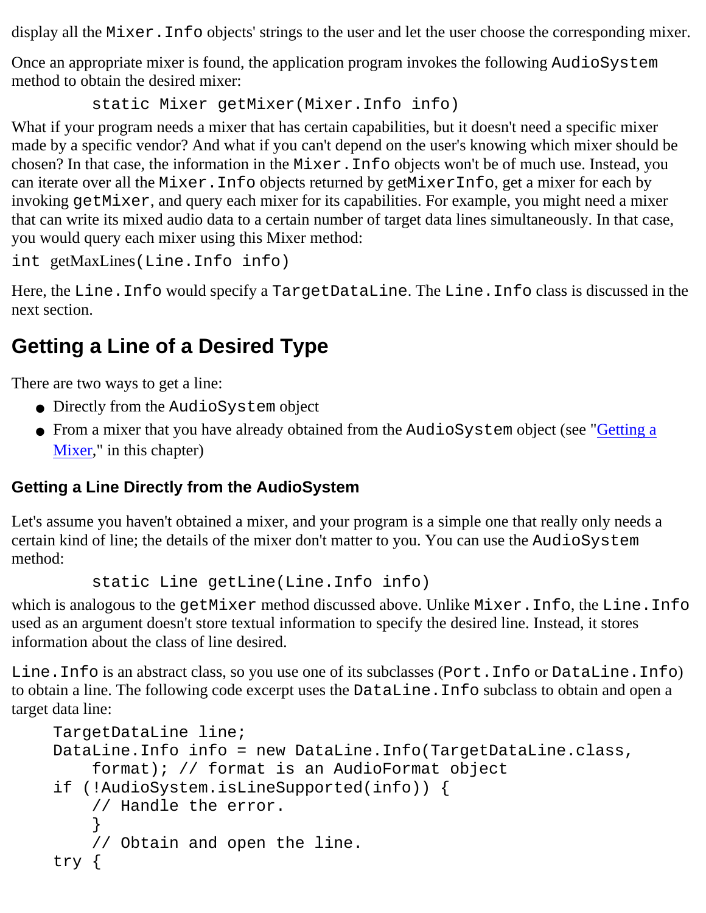display all the `Mixer.Info` objects' strings to the user and let the user choose the corresponding mixer.

Once an appropriate mixer is found, the application program invokes the following `AudioSystem` method to obtain the desired mixer:

```
static Mixer getMixer(Mixer.Info info)
```

What if your program needs a mixer that has certain capabilities, but it doesn't need a specific mixer made by a specific vendor? And what if you can't depend on the user's knowing which mixer should be chosen? In that case, the information in the `Mixer.Info` objects won't be of much use. Instead, you can iterate over all the `Mixer.Info` objects returned by get`MixerInfo`, get a mixer for each by invoking `getMixer`, and query each mixer for its capabilities. For example, you might need a mixer that can write its mixed audio data to a certain number of target data lines simultaneously. In that case, you would query each mixer using this Mixer method:

```
int getMaxLines(Line.Info info)
```

Here, the `Line.Info` would specify a `TargetDataLine`. The `Line.Info` class is discussed in the next section.

## Getting a Line of a Desired Type

There are two ways to get a line:

- Directly from the `AudioSystem` object
- From a mixer that you have already obtained from the `AudioSystem` object (see "Getting a Mixer," in this chapter)

### Getting a Line Directly from the AudioSystem

Let's assume you haven't obtained a mixer, and your program is a simple one that really only needs a certain kind of line; the details of the mixer don't matter to you. You can use the `AudioSystem` method:

```
static Line getLine(Line.Info info)
```

which is analogous to the `getMixer` method discussed above. Unlike `Mixer.Info`, the `Line.Info` used as an argument doesn't store textual information to specify the desired line. Instead, it stores information about the class of line desired.

`Line.Info` is an abstract class, so you use one of its subclasses (`Port.Info` or `DataLine.Info`) to obtain a line. The following code excerpt uses the `DataLine.Info` subclass to obtain and open a target data line:

```
TargetDataLine line;
DataLine.Info info = new DataLine.Info(TargetDataLine.class,
    format); // format is an AudioFormat object
if (!AudioSystem.isLineSupported(info)) {
    // Handle the error.
    }
    // Obtain and open the line.
try {
```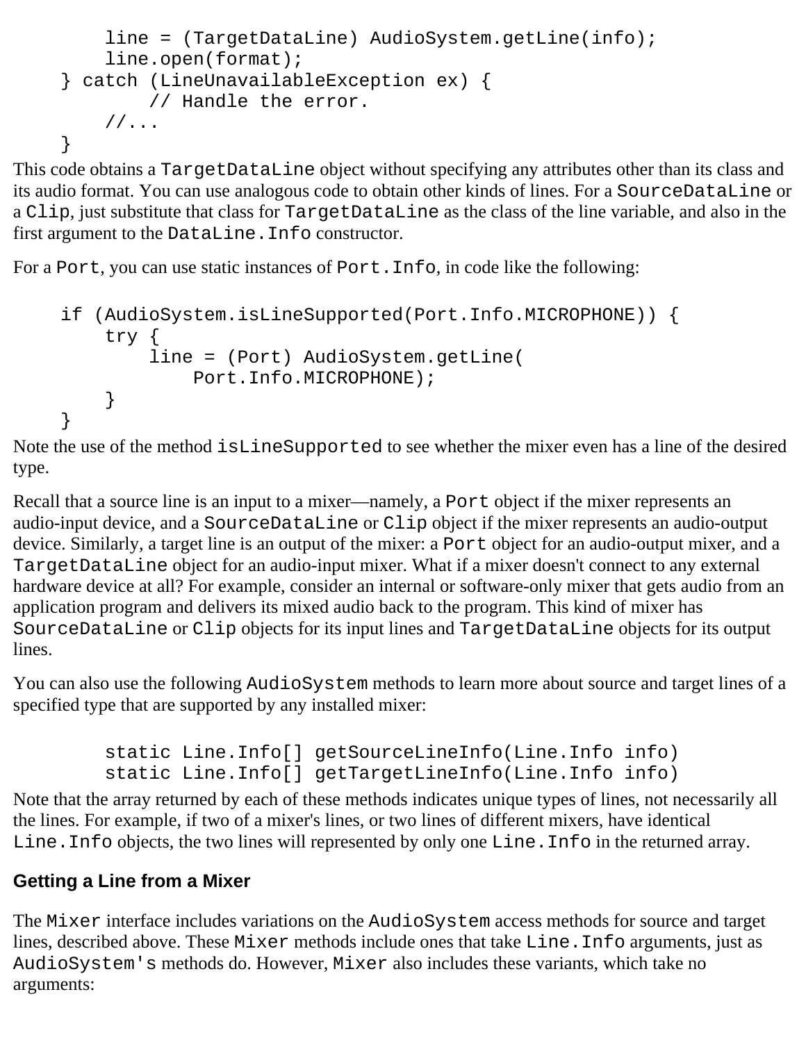```
        line = (TargetDataLine) AudioSystem.getLine(info);
        line.open(format);
    } catch (LineUnavailableException ex) {
            // Handle the error.
        //...
    }
```

This code obtains a TargetDataLine object without specifying any attributes other than its class and its audio format. You can use analogous code to obtain other kinds of lines. For a SourceDataLine or a Clip, just substitute that class for TargetDataLine as the class of the line variable, and also in the first argument to the DataLine.Info constructor.

For a Port, you can use static instances of Port.Info, in code like the following:

```
    if (AudioSystem.isLineSupported(Port.Info.MICROPHONE)) {
        try {
            line = (Port) AudioSystem.getLine(
                Port.Info.MICROPHONE);
        }
    }
```

Note the use of the method isLineSupported to see whether the mixer even has a line of the desired type.

Recall that a source line is an input to a mixer—namely, a Port object if the mixer represents an audio-input device, and a SourceDataLine or Clip object if the mixer represents an audio-output device. Similarly, a target line is an output of the mixer: a Port object for an audio-output mixer, and a TargetDataLine object for an audio-input mixer. What if a mixer doesn't connect to any external hardware device at all? For example, consider an internal or software-only mixer that gets audio from an application program and delivers its mixed audio back to the program. This kind of mixer has SourceDataLine or Clip objects for its input lines and TargetDataLine objects for its output lines.

You can also use the following AudioSystem methods to learn more about source and target lines of a specified type that are supported by any installed mixer:

```
        static Line.Info[] getSourceLineInfo(Line.Info info)
        static Line.Info[] getTargetLineInfo(Line.Info info)
```

Note that the array returned by each of these methods indicates unique types of lines, not necessarily all the lines. For example, if two of a mixer's lines, or two lines of different mixers, have identical Line.Info objects, the two lines will represented by only one Line.Info in the returned array.

### Getting a Line from a Mixer

The Mixer interface includes variations on the AudioSystem access methods for source and target lines, described above. These Mixer methods include ones that take Line.Info arguments, just as AudioSystem's methods do. However, Mixer also includes these variants, which take no arguments: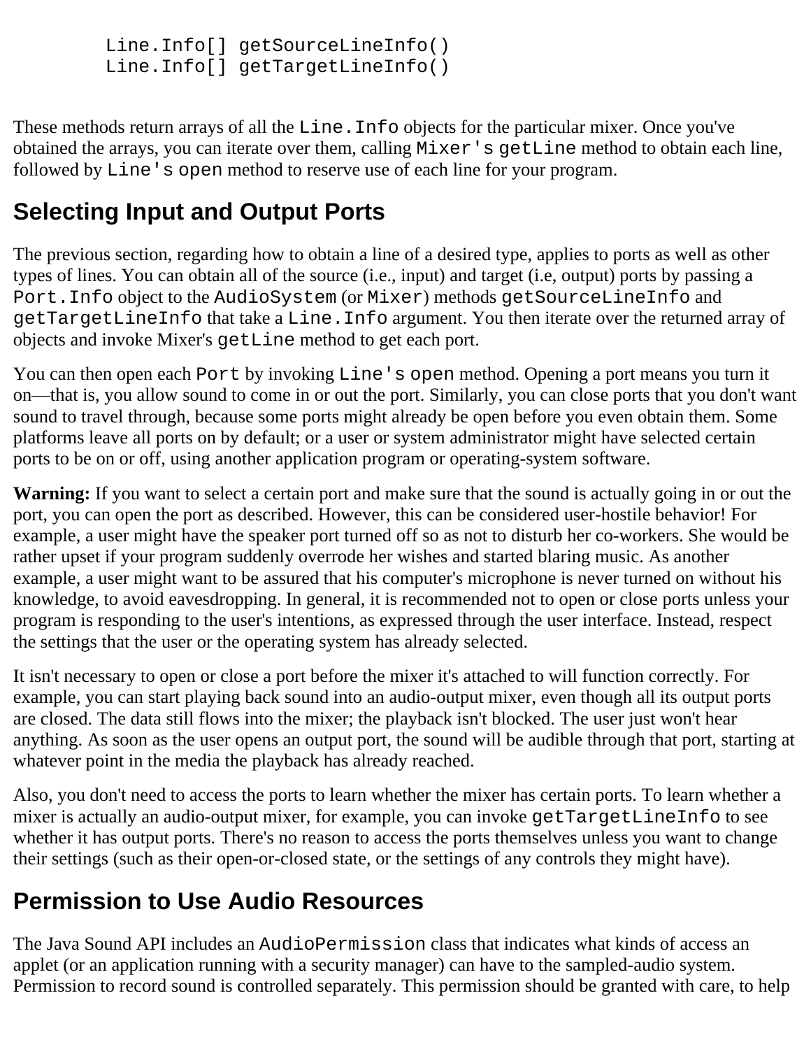```
Line.Info[] getSourceLineInfo()
Line.Info[] getTargetLineInfo()
```

These methods return arrays of all the `Line.Info` objects for the particular mixer. Once you've obtained the arrays, you can iterate over them, calling `Mixer's getLine` method to obtain each line, followed by `Line's open` method to reserve use of each line for your program.

## Selecting Input and Output Ports

The previous section, regarding how to obtain a line of a desired type, applies to ports as well as other types of lines. You can obtain all of the source (i.e., input) and target (i.e, output) ports by passing a `Port.Info` object to the `AudioSystem` (or `Mixer`) methods `getSourceLineInfo` and `getTargetLineInfo` that take a `Line.Info` argument. You then iterate over the returned array of objects and invoke Mixer's `getLine` method to get each port.

You can then open each `Port` by invoking `Line's open` method. Opening a port means you turn it on—that is, you allow sound to come in or out the port. Similarly, you can close ports that you don't want sound to travel through, because some ports might already be open before you even obtain them. Some platforms leave all ports on by default; or a user or system administrator might have selected certain ports to be on or off, using another application program or operating-system software.

**Warning:** If you want to select a certain port and make sure that the sound is actually going in or out the port, you can open the port as described. However, this can be considered user-hostile behavior! For example, a user might have the speaker port turned off so as not to disturb her co-workers. She would be rather upset if your program suddenly overrode her wishes and started blaring music. As another example, a user might want to be assured that his computer's microphone is never turned on without his knowledge, to avoid eavesdropping. In general, it is recommended not to open or close ports unless your program is responding to the user's intentions, as expressed through the user interface. Instead, respect the settings that the user or the operating system has already selected.

It isn't necessary to open or close a port before the mixer it's attached to will function correctly. For example, you can start playing back sound into an audio-output mixer, even though all its output ports are closed. The data still flows into the mixer; the playback isn't blocked. The user just won't hear anything. As soon as the user opens an output port, the sound will be audible through that port, starting at whatever point in the media the playback has already reached.

Also, you don't need to access the ports to learn whether the mixer has certain ports. To learn whether a mixer is actually an audio-output mixer, for example, you can invoke `getTargetLineInfo` to see whether it has output ports. There's no reason to access the ports themselves unless you want to change their settings (such as their open-or-closed state, or the settings of any controls they might have).

## Permission to Use Audio Resources

The Java Sound API includes an `AudioPermission` class that indicates what kinds of access an applet (or an application running with a security manager) can have to the sampled-audio system. Permission to record sound is controlled separately. This permission should be granted with care, to help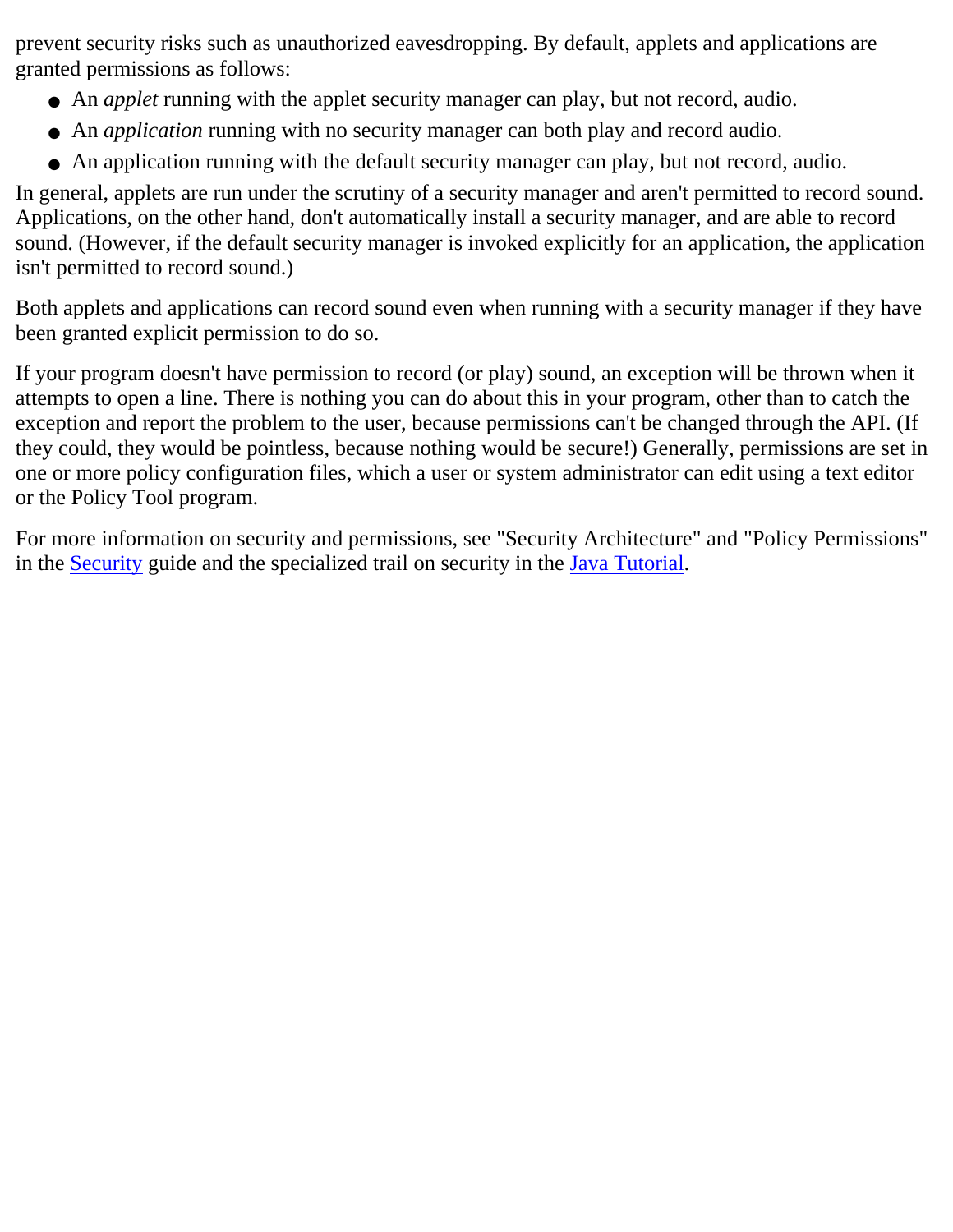prevent security risks such as unauthorized eavesdropping. By default, applets and applications are granted permissions as follows:

- An *applet* running with the applet security manager can play, but not record, audio.
- An *application* running with no security manager can both play and record audio.
- An application running with the default security manager can play, but not record, audio.

In general, applets are run under the scrutiny of a security manager and aren't permitted to record sound. Applications, on the other hand, don't automatically install a security manager, and are able to record sound. (However, if the default security manager is invoked explicitly for an application, the application isn't permitted to record sound.)

Both applets and applications can record sound even when running with a security manager if they have been granted explicit permission to do so.

If your program doesn't have permission to record (or play) sound, an exception will be thrown when it attempts to open a line. There is nothing you can do about this in your program, other than to catch the exception and report the problem to the user, because permissions can't be changed through the API. (If they could, they would be pointless, because nothing would be secure!) Generally, permissions are set in one or more policy configuration files, which a user or system administrator can edit using a text editor or the Policy Tool program.

For more information on security and permissions, see "Security Architecture" and "Policy Permissions" in the Security guide and the specialized trail on security in the Java Tutorial.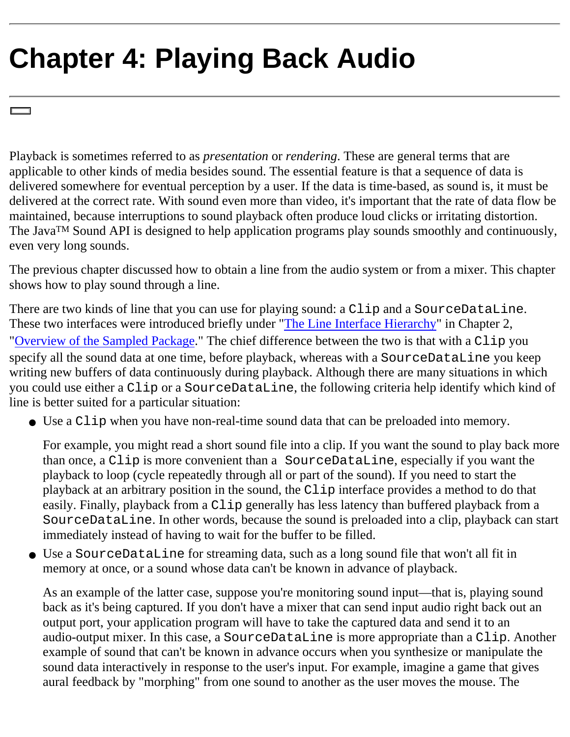# Chapter 4: Playing Back Audio

Playback is sometimes referred to as *presentation* or *rendering*. These are general terms that are applicable to other kinds of media besides sound. The essential feature is that a sequence of data is delivered somewhere for eventual perception by a user. If the data is time-based, as sound is, it must be delivered at the correct rate. With sound even more than video, it's important that the rate of data flow be maintained, because interruptions to sound playback often produce loud clicks or irritating distortion. The Java™ Sound API is designed to help application programs play sounds smoothly and continuously, even very long sounds.

The previous chapter discussed how to obtain a line from the audio system or from a mixer. This chapter shows how to play sound through a line.

There are two kinds of line that you can use for playing sound: a `Clip` and a `SourceDataLine`. These two interfaces were introduced briefly under "The Line Interface Hierarchy" in Chapter 2, "Overview of the Sampled Package." The chief difference between the two is that with a `Clip` you specify all the sound data at one time, before playback, whereas with a `SourceDataLine` you keep writing new buffers of data continuously during playback. Although there are many situations in which you could use either a `Clip` or a `SourceDataLine`, the following criteria help identify which kind of line is better suited for a particular situation:

- Use a `Clip` when you have non-real-time sound data that can be preloaded into memory.

  For example, you might read a short sound file into a clip. If you want the sound to play back more than once, a `Clip` is more convenient than a `SourceDataLine`, especially if you want the playback to loop (cycle repeatedly through all or part of the sound). If you need to start the playback at an arbitrary position in the sound, the `Clip` interface provides a method to do that easily. Finally, playback from a `Clip` generally has less latency than buffered playback from a `SourceDataLine`. In other words, because the sound is preloaded into a clip, playback can start immediately instead of having to wait for the buffer to be filled.

- Use a `SourceDataLine` for streaming data, such as a long sound file that won't all fit in memory at once, or a sound whose data can't be known in advance of playback.

  As an example of the latter case, suppose you're monitoring sound input—that is, playing sound back as it's being captured. If you don't have a mixer that can send input audio right back out an output port, your application program will have to take the captured data and send it to an audio-output mixer. In this case, a `SourceDataLine` is more appropriate than a `Clip`. Another example of sound that can't be known in advance occurs when you synthesize or manipulate the sound data interactively in response to the user's input. For example, imagine a game that gives aural feedback by "morphing" from one sound to another as the user moves the mouse. The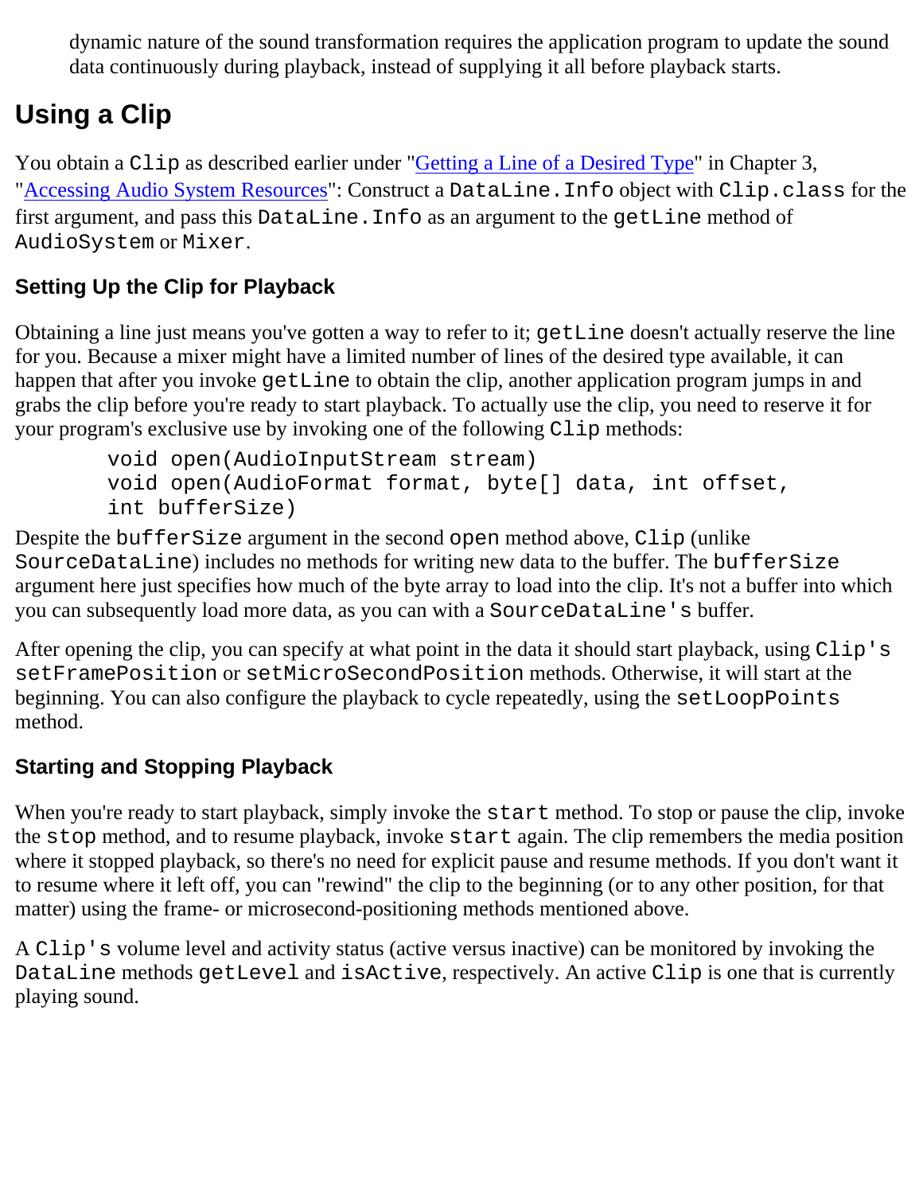dynamic nature of the sound transformation requires the application program to update the sound data continuously during playback, instead of supplying it all before playback starts.

## Using a Clip

You obtain a `Clip` as described earlier under "Getting a Line of a Desired Type" in Chapter 3, "Accessing Audio System Resources": Construct a `DataLine.Info` object with `Clip.class` for the first argument, and pass this `DataLine.Info` as an argument to the `getLine` method of `AudioSystem` or `Mixer`.

### Setting Up the Clip for Playback

Obtaining a line just means you've gotten a way to refer to it; `getLine` doesn't actually reserve the line for you. Because a mixer might have a limited number of lines of the desired type available, it can happen that after you invoke `getLine` to obtain the clip, another application program jumps in and grabs the clip before you're ready to start playback. To actually use the clip, you need to reserve it for your program's exclusive use by invoking one of the following `Clip` methods:

```
void open(AudioInputStream stream)
void open(AudioFormat format, byte[] data, int offset,
int bufferSize)
```

Despite the `bufferSize` argument in the second `open` method above, `Clip` (unlike `SourceDataLine`) includes no methods for writing new data to the buffer. The `bufferSize` argument here just specifies how much of the byte array to load into the clip. It's not a buffer into which you can subsequently load more data, as you can with a `SourceDataLine's` buffer.

After opening the clip, you can specify at what point in the data it should start playback, using `Clip's` `setFramePosition` or `setMicroSecondPosition` methods. Otherwise, it will start at the beginning. You can also configure the playback to cycle repeatedly, using the `setLoopPoints` method.

### Starting and Stopping Playback

When you're ready to start playback, simply invoke the `start` method. To stop or pause the clip, invoke the `stop` method, and to resume playback, invoke `start` again. The clip remembers the media position where it stopped playback, so there's no need for explicit pause and resume methods. If you don't want it to resume where it left off, you can "rewind" the clip to the beginning (or to any other position, for that matter) using the frame- or microsecond-positioning methods mentioned above.

A `Clip's` volume level and activity status (active versus inactive) can be monitored by invoking the `DataLine` methods `getLevel` and `isActive`, respectively. An active `Clip` is one that is currently playing sound.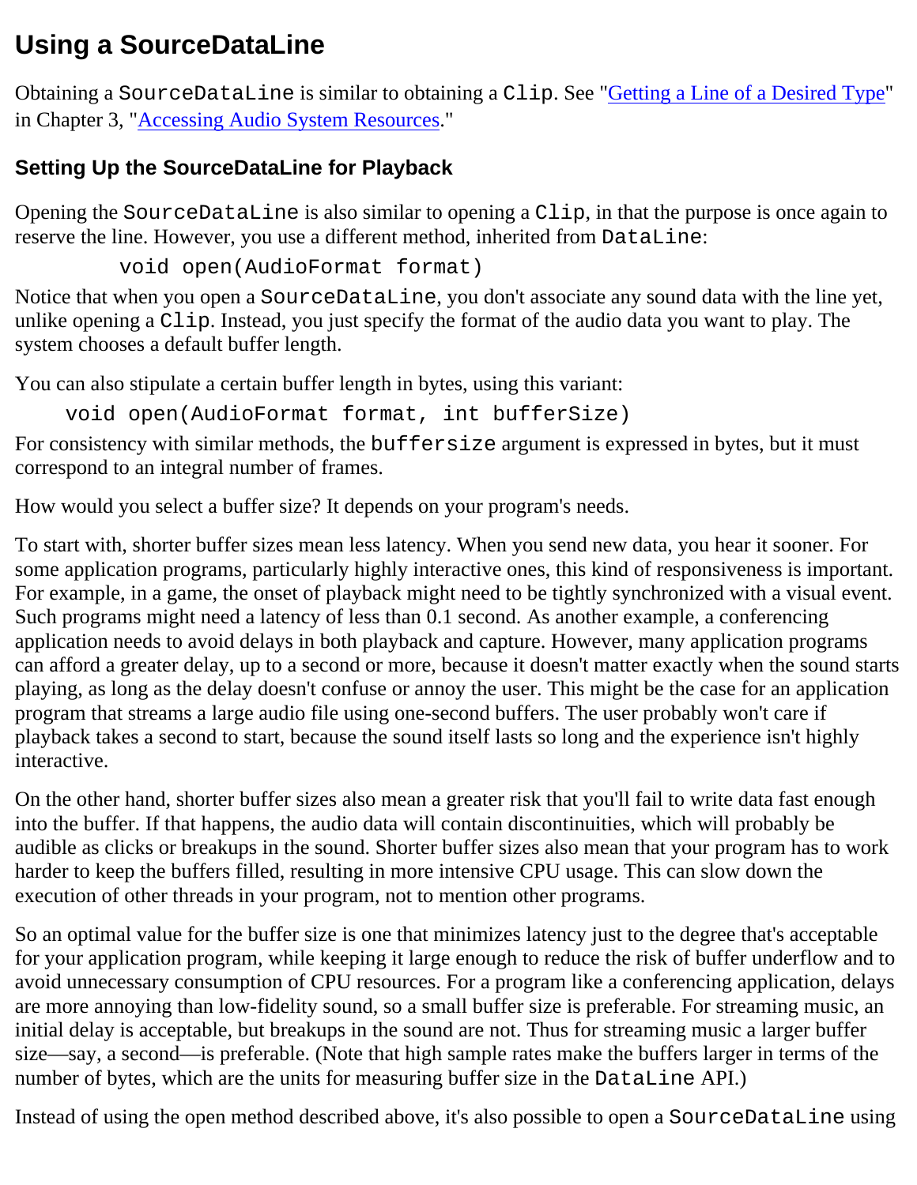## Using a SourceDataLine

Obtaining a `SourceDataLine` is similar to obtaining a `Clip`. See "Getting a Line of a Desired Type" in Chapter 3, "Accessing Audio System Resources."

### Setting Up the SourceDataLine for Playback

Opening the `SourceDataLine` is also similar to opening a `Clip`, in that the purpose is once again to reserve the line. However, you use a different method, inherited from `DataLine`:

```
void open(AudioFormat format)
```

Notice that when you open a `SourceDataLine`, you don't associate any sound data with the line yet, unlike opening a `Clip`. Instead, you just specify the format of the audio data you want to play. The system chooses a default buffer length.

You can also stipulate a certain buffer length in bytes, using this variant:

```
void open(AudioFormat format, int bufferSize)
```

For consistency with similar methods, the `buffersize` argument is expressed in bytes, but it must correspond to an integral number of frames.

How would you select a buffer size? It depends on your program's needs.

To start with, shorter buffer sizes mean less latency. When you send new data, you hear it sooner. For some application programs, particularly highly interactive ones, this kind of responsiveness is important. For example, in a game, the onset of playback might need to be tightly synchronized with a visual event. Such programs might need a latency of less than 0.1 second. As another example, a conferencing application needs to avoid delays in both playback and capture. However, many application programs can afford a greater delay, up to a second or more, because it doesn't matter exactly when the sound starts playing, as long as the delay doesn't confuse or annoy the user. This might be the case for an application program that streams a large audio file using one-second buffers. The user probably won't care if playback takes a second to start, because the sound itself lasts so long and the experience isn't highly interactive.

On the other hand, shorter buffer sizes also mean a greater risk that you'll fail to write data fast enough into the buffer. If that happens, the audio data will contain discontinuities, which will probably be audible as clicks or breakups in the sound. Shorter buffer sizes also mean that your program has to work harder to keep the buffers filled, resulting in more intensive CPU usage. This can slow down the execution of other threads in your program, not to mention other programs.

So an optimal value for the buffer size is one that minimizes latency just to the degree that's acceptable for your application program, while keeping it large enough to reduce the risk of buffer underflow and to avoid unnecessary consumption of CPU resources. For a program like a conferencing application, delays are more annoying than low-fidelity sound, so a small buffer size is preferable. For streaming music, an initial delay is acceptable, but breakups in the sound are not. Thus for streaming music a larger buffer size—say, a second—is preferable. (Note that high sample rates make the buffers larger in terms of the number of bytes, which are the units for measuring buffer size in the `DataLine` API.)

Instead of using the open method described above, it's also possible to open a `SourceDataLine` using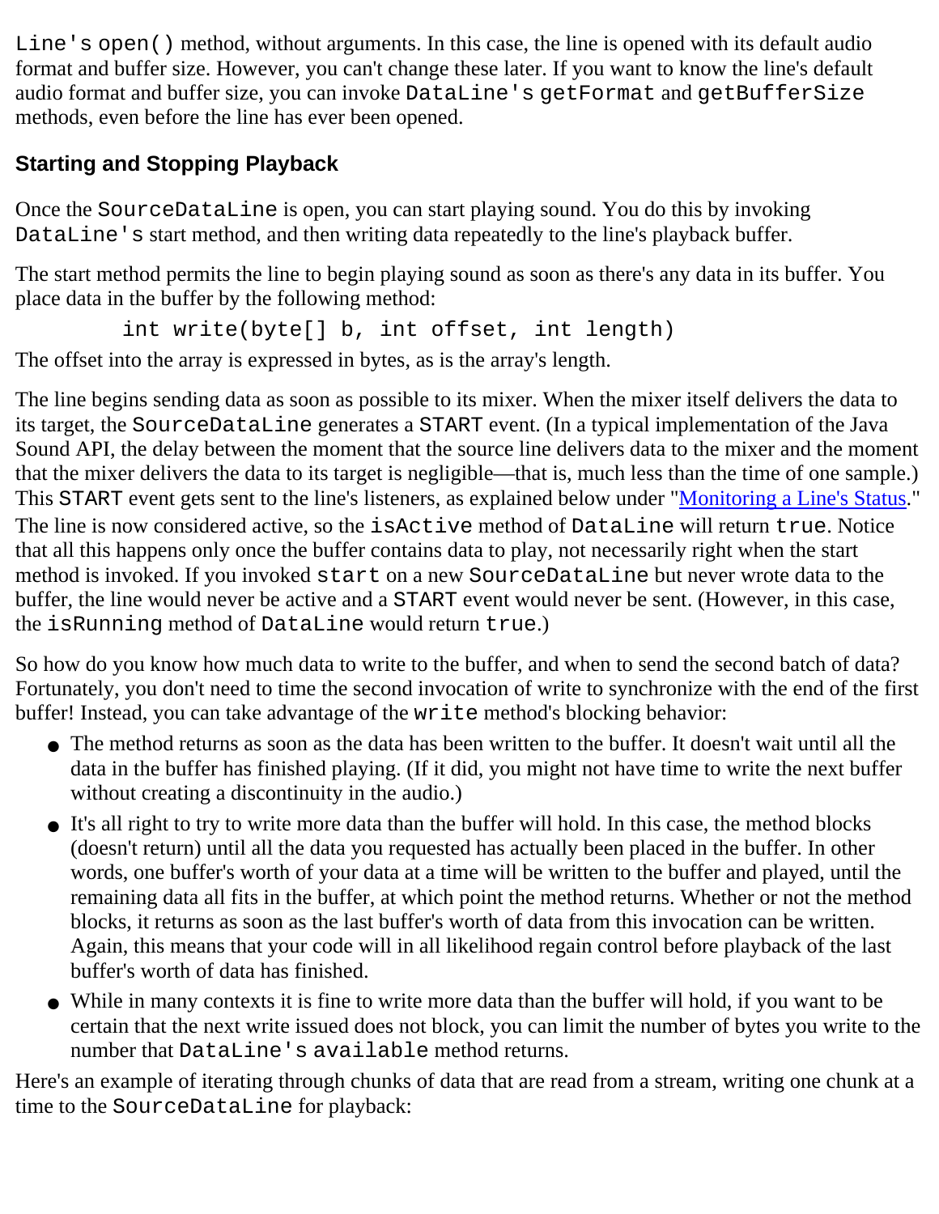`Line's open()` method, without arguments. In this case, the line is opened with its default audio format and buffer size. However, you can't change these later. If you want to know the line's default audio format and buffer size, you can invoke `DataLine's getFormat` and `getBufferSize` methods, even before the line has ever been opened.

### Starting and Stopping Playback

Once the `SourceDataLine` is open, you can start playing sound. You do this by invoking `DataLine's` start method, and then writing data repeatedly to the line's playback buffer.

The start method permits the line to begin playing sound as soon as there's any data in its buffer. You place data in the buffer by the following method:

```
int write(byte[] b, int offset, int length)
```

The offset into the array is expressed in bytes, as is the array's length.

The line begins sending data as soon as possible to its mixer. When the mixer itself delivers the data to its target, the `SourceDataLine` generates a `START` event. (In a typical implementation of the Java Sound API, the delay between the moment that the source line delivers data to the mixer and the moment that the mixer delivers the data to its target is negligible—that is, much less than the time of one sample.) This `START` event gets sent to the line's listeners, as explained below under "Monitoring a Line's Status." The line is now considered active, so the `isActive` method of `DataLine` will return `true`. Notice that all this happens only once the buffer contains data to play, not necessarily right when the start method is invoked. If you invoked `start` on a new `SourceDataLine` but never wrote data to the buffer, the line would never be active and a `START` event would never be sent. (However, in this case, the `isRunning` method of `DataLine` would return `true`.)

So how do you know how much data to write to the buffer, and when to send the second batch of data? Fortunately, you don't need to time the second invocation of write to synchronize with the end of the first buffer! Instead, you can take advantage of the `write` method's blocking behavior:

- The method returns as soon as the data has been written to the buffer. It doesn't wait until all the data in the buffer has finished playing. (If it did, you might not have time to write the next buffer without creating a discontinuity in the audio.)
- It's all right to try to write more data than the buffer will hold. In this case, the method blocks (doesn't return) until all the data you requested has actually been placed in the buffer. In other words, one buffer's worth of your data at a time will be written to the buffer and played, until the remaining data all fits in the buffer, at which point the method returns. Whether or not the method blocks, it returns as soon as the last buffer's worth of data from this invocation can be written. Again, this means that your code will in all likelihood regain control before playback of the last buffer's worth of data has finished.
- While in many contexts it is fine to write more data than the buffer will hold, if you want to be certain that the next write issued does not block, you can limit the number of bytes you write to the number that `DataLine's available` method returns.

Here's an example of iterating through chunks of data that are read from a stream, writing one chunk at a time to the `SourceDataLine` for playback: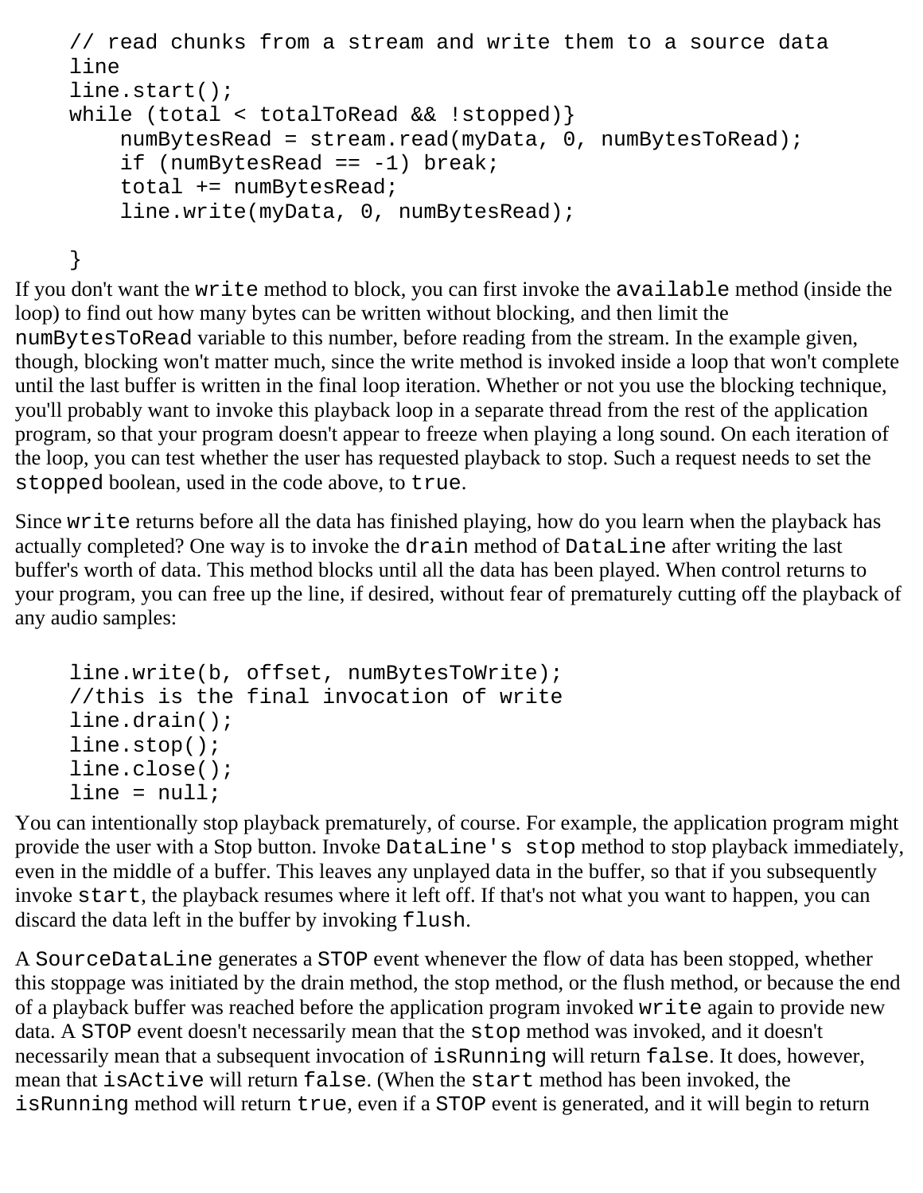```
// read chunks from a stream and write them to a source data
line
line.start();
while (total < totalToRead && !stopped)}
    numBytesRead = stream.read(myData, 0, numBytesToRead);
    if (numBytesRead == -1) break;
    total += numBytesRead;
    line.write(myData, 0, numBytesRead);

}
```

If you don't want the `write` method to block, you can first invoke the `available` method (inside the loop) to find out how many bytes can be written without blocking, and then limit the `numBytesToRead` variable to this number, before reading from the stream. In the example given, though, blocking won't matter much, since the write method is invoked inside a loop that won't complete until the last buffer is written in the final loop iteration. Whether or not you use the blocking technique, you'll probably want to invoke this playback loop in a separate thread from the rest of the application program, so that your program doesn't appear to freeze when playing a long sound. On each iteration of the loop, you can test whether the user has requested playback to stop. Such a request needs to set the `stopped` boolean, used in the code above, to `true`.

Since `write` returns before all the data has finished playing, how do you learn when the playback has actually completed? One way is to invoke the `drain` method of `DataLine` after writing the last buffer's worth of data. This method blocks until all the data has been played. When control returns to your program, you can free up the line, if desired, without fear of prematurely cutting off the playback of any audio samples:

```
line.write(b, offset, numBytesToWrite);
//this is the final invocation of write
line.drain();
line.stop();
line.close();
line = null;
```

You can intentionally stop playback prematurely, of course. For example, the application program might provide the user with a Stop button. Invoke `DataLine's stop` method to stop playback immediately, even in the middle of a buffer. This leaves any unplayed data in the buffer, so that if you subsequently invoke `start`, the playback resumes where it left off. If that's not what you want to happen, you can discard the data left in the buffer by invoking `flush`.

A `SourceDataLine` generates a `STOP` event whenever the flow of data has been stopped, whether this stoppage was initiated by the drain method, the stop method, or the flush method, or because the end of a playback buffer was reached before the application program invoked `write` again to provide new data. A `STOP` event doesn't necessarily mean that the `stop` method was invoked, and it doesn't necessarily mean that a subsequent invocation of `isRunning` will return `false`. It does, however, mean that `isActive` will return `false`. (When the `start` method has been invoked, the `isRunning` method will return `true`, even if a `STOP` event is generated, and it will begin to return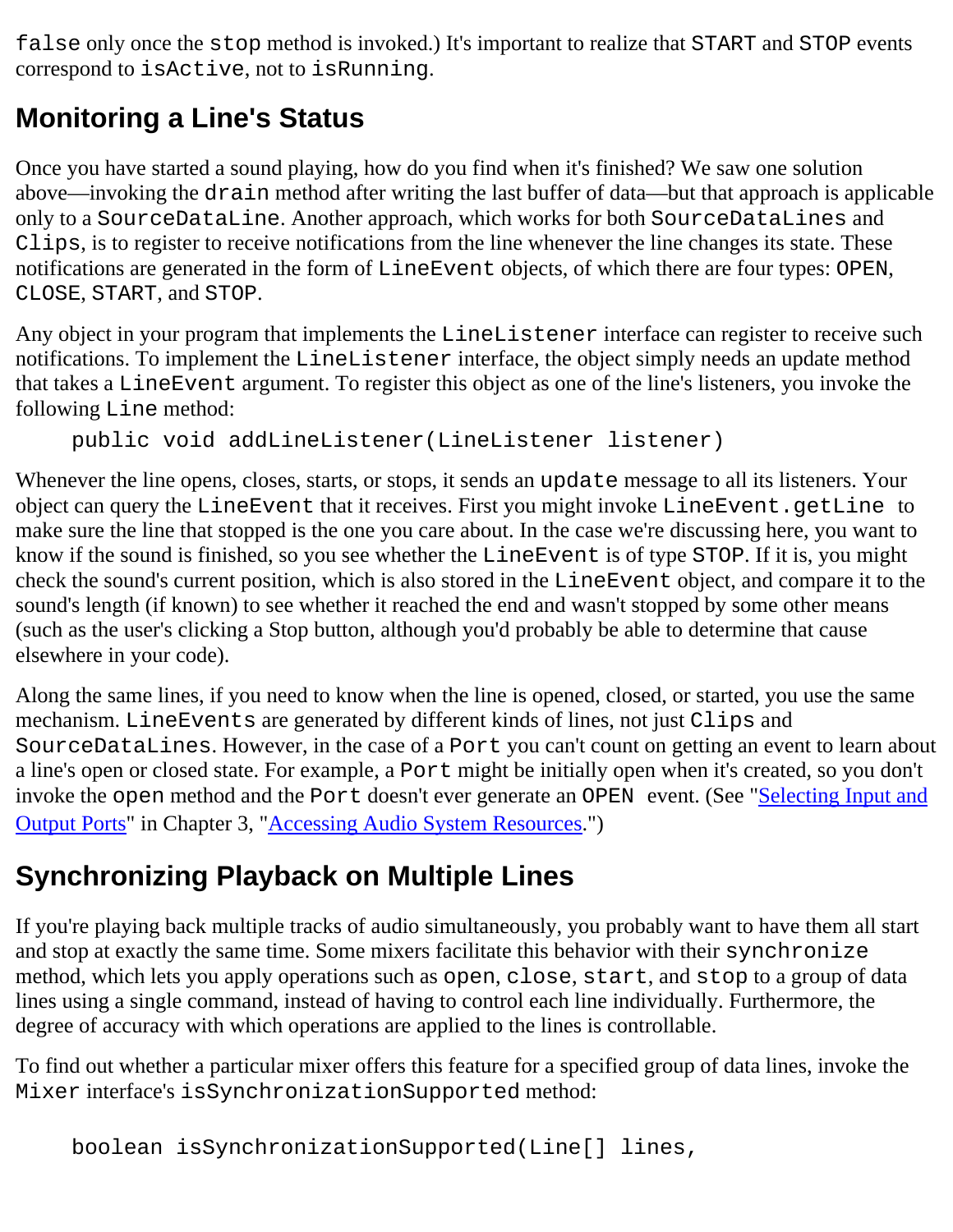`false` only once the `stop` method is invoked.) It's important to realize that `START` and `STOP` events correspond to `isActive`, not to `isRunning`.

## Monitoring a Line's Status

Once you have started a sound playing, how do you find when it's finished? We saw one solution above—invoking the `drain` method after writing the last buffer of data—but that approach is applicable only to a `SourceDataLine`. Another approach, which works for both `SourceDataLines` and `Clips`, is to register to receive notifications from the line whenever the line changes its state. These notifications are generated in the form of `LineEvent` objects, of which there are four types: `OPEN`, `CLOSE`, `START`, and `STOP`.

Any object in your program that implements the `LineListener` interface can register to receive such notifications. To implement the `LineListener` interface, the object simply needs an update method that takes a `LineEvent` argument. To register this object as one of the line's listeners, you invoke the following `Line` method:

```
public void addLineListener(LineListener listener)
```

Whenever the line opens, closes, starts, or stops, it sends an `update` message to all its listeners. Your object can query the `LineEvent` that it receives. First you might invoke `LineEvent.getLine` to make sure the line that stopped is the one you care about. In the case we're discussing here, you want to know if the sound is finished, so you see whether the `LineEvent` is of type `STOP`. If it is, you might check the sound's current position, which is also stored in the `LineEvent` object, and compare it to the sound's length (if known) to see whether it reached the end and wasn't stopped by some other means (such as the user's clicking a Stop button, although you'd probably be able to determine that cause elsewhere in your code).

Along the same lines, if you need to know when the line is opened, closed, or started, you use the same mechanism. `LineEvents` are generated by different kinds of lines, not just `Clips` and `SourceDataLines`. However, in the case of a `Port` you can't count on getting an event to learn about a line's open or closed state. For example, a `Port` might be initially open when it's created, so you don't invoke the `open` method and the `Port` doesn't ever generate an `OPEN` event. (See "Selecting Input and Output Ports" in Chapter 3, "Accessing Audio System Resources.")

## Synchronizing Playback on Multiple Lines

If you're playing back multiple tracks of audio simultaneously, you probably want to have them all start and stop at exactly the same time. Some mixers facilitate this behavior with their `synchronize` method, which lets you apply operations such as `open`, `close`, `start`, and `stop` to a group of data lines using a single command, instead of having to control each line individually. Furthermore, the degree of accuracy with which operations are applied to the lines is controllable.

To find out whether a particular mixer offers this feature for a specified group of data lines, invoke the `Mixer` interface's `isSynchronizationSupported` method:

```
boolean isSynchronizationSupported(Line[] lines,
```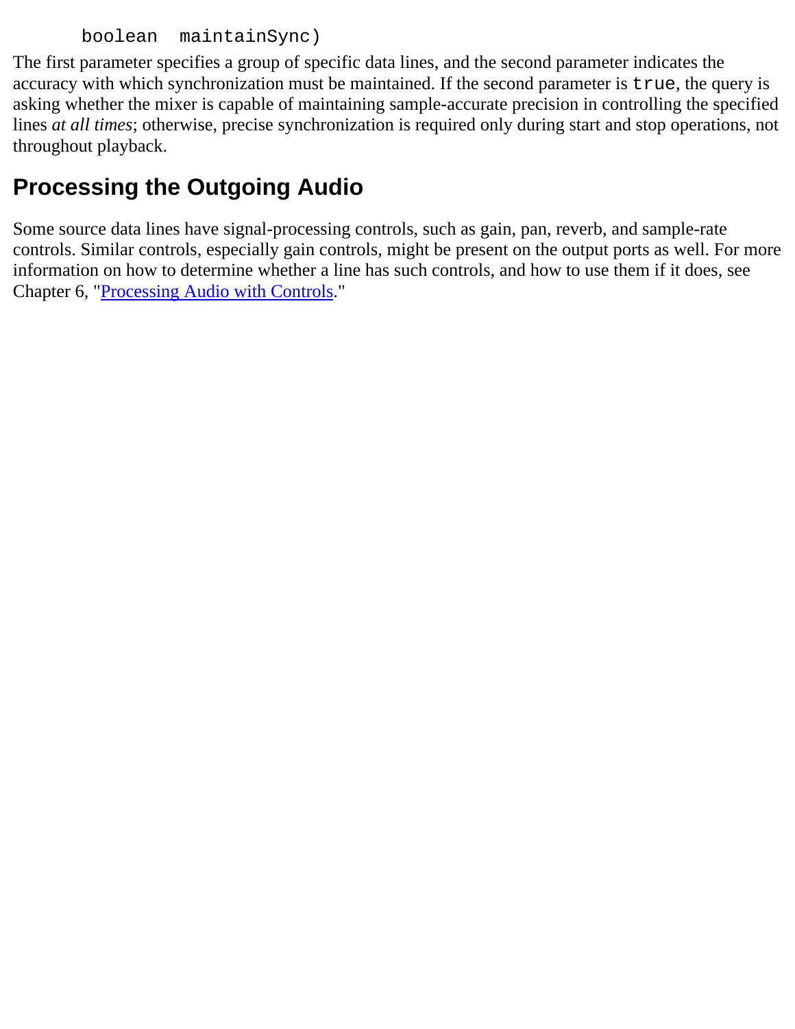```
      boolean  maintainSync)
```

The first parameter specifies a group of specific data lines, and the second parameter indicates the accuracy with which synchronization must be maintained. If the second parameter is `true`, the query is asking whether the mixer is capable of maintaining sample-accurate precision in controlling the specified lines *at all times*; otherwise, precise synchronization is required only during start and stop operations, not throughout playback.

## Processing the Outgoing Audio

Some source data lines have signal-processing controls, such as gain, pan, reverb, and sample-rate controls. Similar controls, especially gain controls, might be present on the output ports as well. For more information on how to determine whether a line has such controls, and how to use them if it does, see Chapter 6, "Processing Audio with Controls."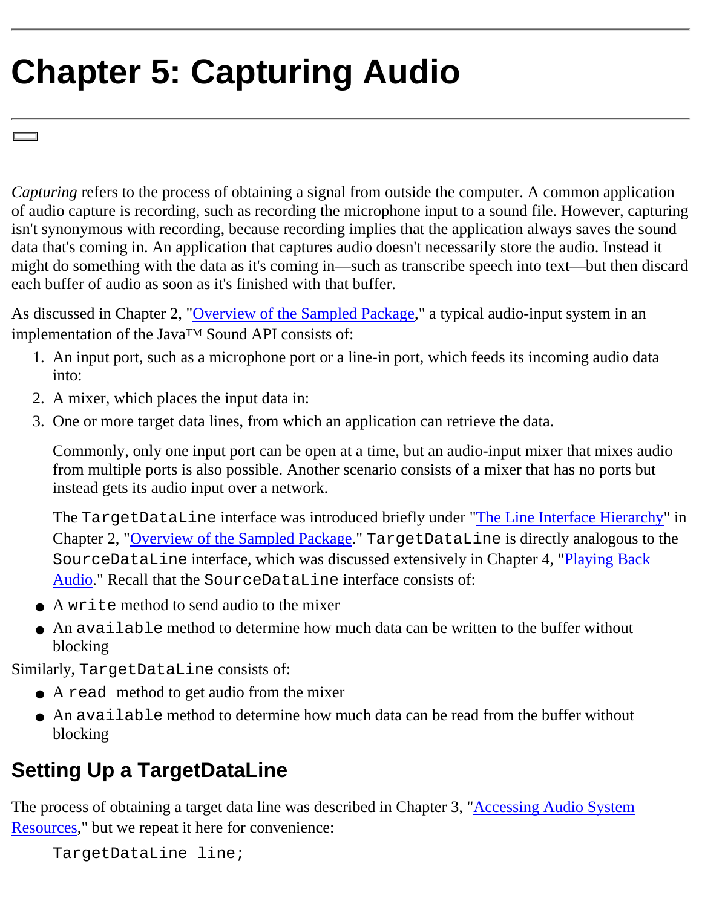# Chapter 5: Capturing Audio

*Capturing* refers to the process of obtaining a signal from outside the computer. A common application of audio capture is recording, such as recording the microphone input to a sound file. However, capturing isn't synonymous with recording, because recording implies that the application always saves the sound data that's coming in. An application that captures audio doesn't necessarily store the audio. Instead it might do something with the data as it's coming in—such as transcribe speech into text—but then discard each buffer of audio as soon as it's finished with that buffer.

As discussed in Chapter 2, "Overview of the Sampled Package," a typical audio-input system in an implementation of the Java™ Sound API consists of:

1. An input port, such as a microphone port or a line-in port, which feeds its incoming audio data into:
2. A mixer, which places the input data in:
3. One or more target data lines, from which an application can retrieve the data.

   Commonly, only one input port can be open at a time, but an audio-input mixer that mixes audio from multiple ports is also possible. Another scenario consists of a mixer that has no ports but instead gets its audio input over a network.

   The `TargetDataLine` interface was introduced briefly under "The Line Interface Hierarchy" in Chapter 2, "Overview of the Sampled Package." `TargetDataLine` is directly analogous to the `SourceDataLine` interface, which was discussed extensively in Chapter 4, "Playing Back Audio." Recall that the `SourceDataLine` interface consists of:

- A `write` method to send audio to the mixer
- An `available` method to determine how much data can be written to the buffer without blocking

Similarly, `TargetDataLine` consists of:

- A `read` method to get audio from the mixer
- An `available` method to determine how much data can be read from the buffer without blocking

## Setting Up a TargetDataLine

The process of obtaining a target data line was described in Chapter 3, "Accessing Audio System Resources," but we repeat it here for convenience:

```
TargetDataLine line;
```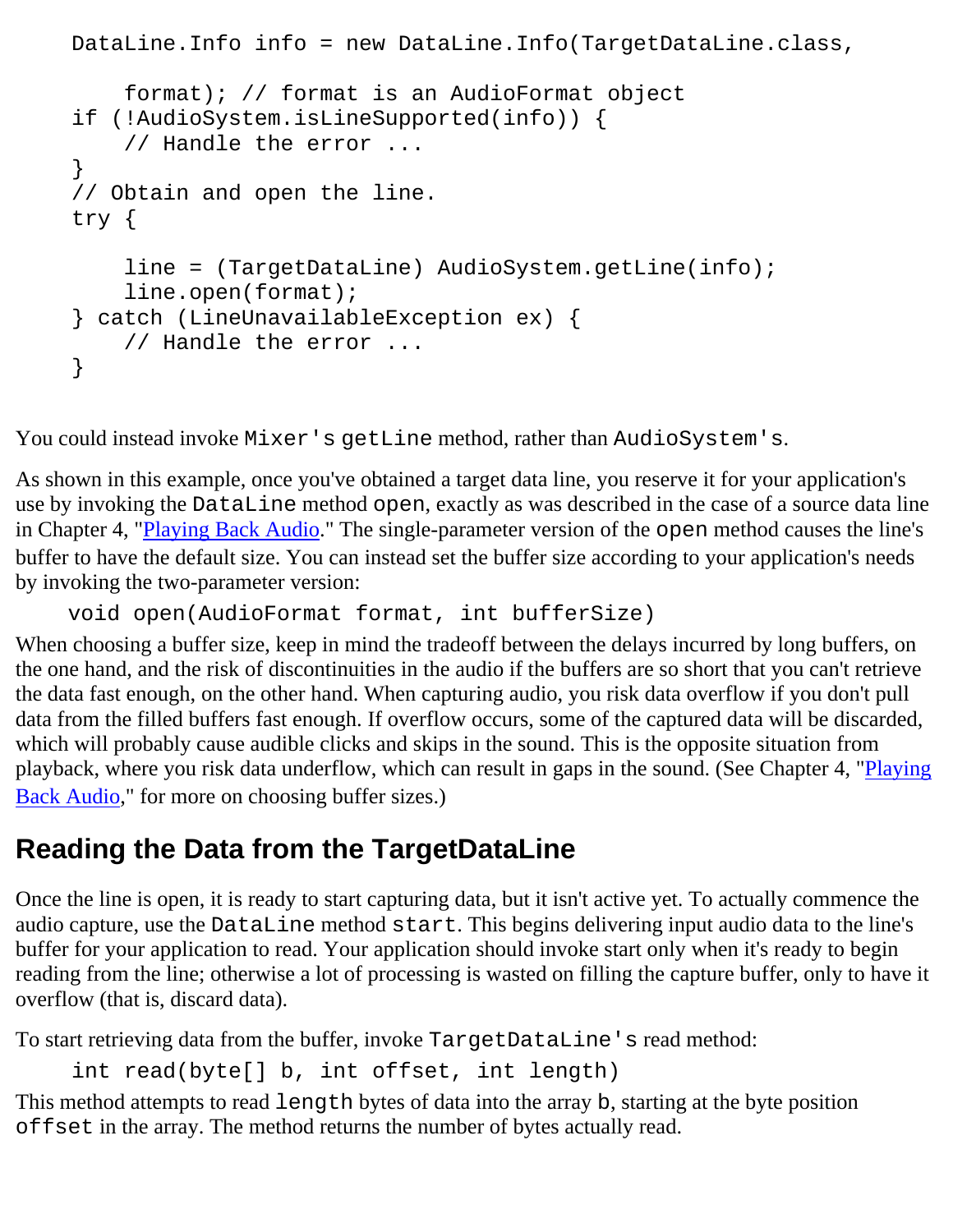```
DataLine.Info info = new DataLine.Info(TargetDataLine.class,

    format); // format is an AudioFormat object
if (!AudioSystem.isLineSupported(info)) {
    // Handle the error ...
}
// Obtain and open the line.
try {

    line = (TargetDataLine) AudioSystem.getLine(info);
    line.open(format);
} catch (LineUnavailableException ex) {
    // Handle the error ...
}
```

You could instead invoke `Mixer's` `getLine` method, rather than `AudioSystem's`.

As shown in this example, once you've obtained a target data line, you reserve it for your application's use by invoking the `DataLine` method `open`, exactly as was described in the case of a source data line in Chapter 4, "Playing Back Audio." The single-parameter version of the `open` method causes the line's buffer to have the default size. You can instead set the buffer size according to your application's needs by invoking the two-parameter version:

```
void open(AudioFormat format, int bufferSize)
```

When choosing a buffer size, keep in mind the tradeoff between the delays incurred by long buffers, on the one hand, and the risk of discontinuities in the audio if the buffers are so short that you can't retrieve the data fast enough, on the other hand. When capturing audio, you risk data overflow if you don't pull data from the filled buffers fast enough. If overflow occurs, some of the captured data will be discarded, which will probably cause audible clicks and skips in the sound. This is the opposite situation from playback, where you risk data underflow, which can result in gaps in the sound. (See Chapter 4, "Playing Back Audio," for more on choosing buffer sizes.)

## Reading the Data from the TargetDataLine

Once the line is open, it is ready to start capturing data, but it isn't active yet. To actually commence the audio capture, use the `DataLine` method `start`. This begins delivering input audio data to the line's buffer for your application to read. Your application should invoke start only when it's ready to begin reading from the line; otherwise a lot of processing is wasted on filling the capture buffer, only to have it overflow (that is, discard data).

To start retrieving data from the buffer, invoke `TargetDataLine's` read method:

```
int read(byte[] b, int offset, int length)
```

This method attempts to read `length` bytes of data into the array `b`, starting at the byte position `offset` in the array. The method returns the number of bytes actually read.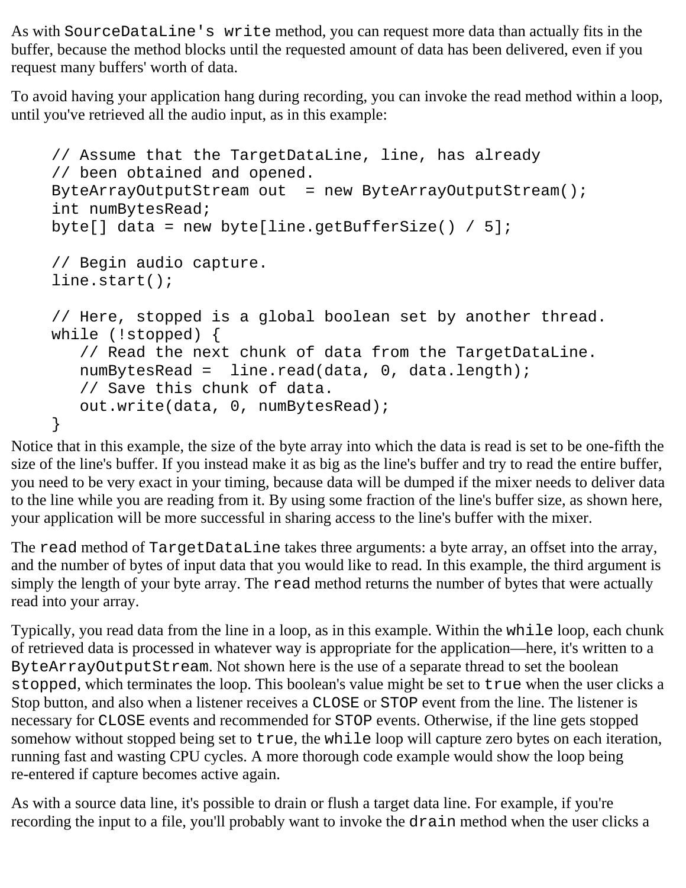As with `SourceDataLine's write` method, you can request more data than actually fits in the buffer, because the method blocks until the requested amount of data has been delivered, even if you request many buffers' worth of data.

To avoid having your application hang during recording, you can invoke the read method within a loop, until you've retrieved all the audio input, as in this example:

```
// Assume that the TargetDataLine, line, has already
// been obtained and opened.
ByteArrayOutputStream out  = new ByteArrayOutputStream();
int numBytesRead;
byte[] data = new byte[line.getBufferSize() / 5];

// Begin audio capture.
line.start();

// Here, stopped is a global boolean set by another thread.
while (!stopped) {
   // Read the next chunk of data from the TargetDataLine.
   numBytesRead =  line.read(data, 0, data.length);
   // Save this chunk of data.
   out.write(data, 0, numBytesRead);
}
```

Notice that in this example, the size of the byte array into which the data is read is set to be one-fifth the size of the line's buffer. If you instead make it as big as the line's buffer and try to read the entire buffer, you need to be very exact in your timing, because data will be dumped if the mixer needs to deliver data to the line while you are reading from it. By using some fraction of the line's buffer size, as shown here, your application will be more successful in sharing access to the line's buffer with the mixer.

The `read` method of `TargetDataLine` takes three arguments: a byte array, an offset into the array, and the number of bytes of input data that you would like to read. In this example, the third argument is simply the length of your byte array. The `read` method returns the number of bytes that were actually read into your array.

Typically, you read data from the line in a loop, as in this example. Within the `while` loop, each chunk of retrieved data is processed in whatever way is appropriate for the application—here, it's written to a `ByteArrayOutputStream`. Not shown here is the use of a separate thread to set the boolean `stopped`, which terminates the loop. This boolean's value might be set to `true` when the user clicks a Stop button, and also when a listener receives a `CLOSE` or `STOP` event from the line. The listener is necessary for `CLOSE` events and recommended for `STOP` events. Otherwise, if the line gets stopped somehow without stopped being set to `true`, the `while` loop will capture zero bytes on each iteration, running fast and wasting CPU cycles. A more thorough code example would show the loop being re-entered if capture becomes active again.

As with a source data line, it's possible to drain or flush a target data line. For example, if you're recording the input to a file, you'll probably want to invoke the `drain` method when the user clicks a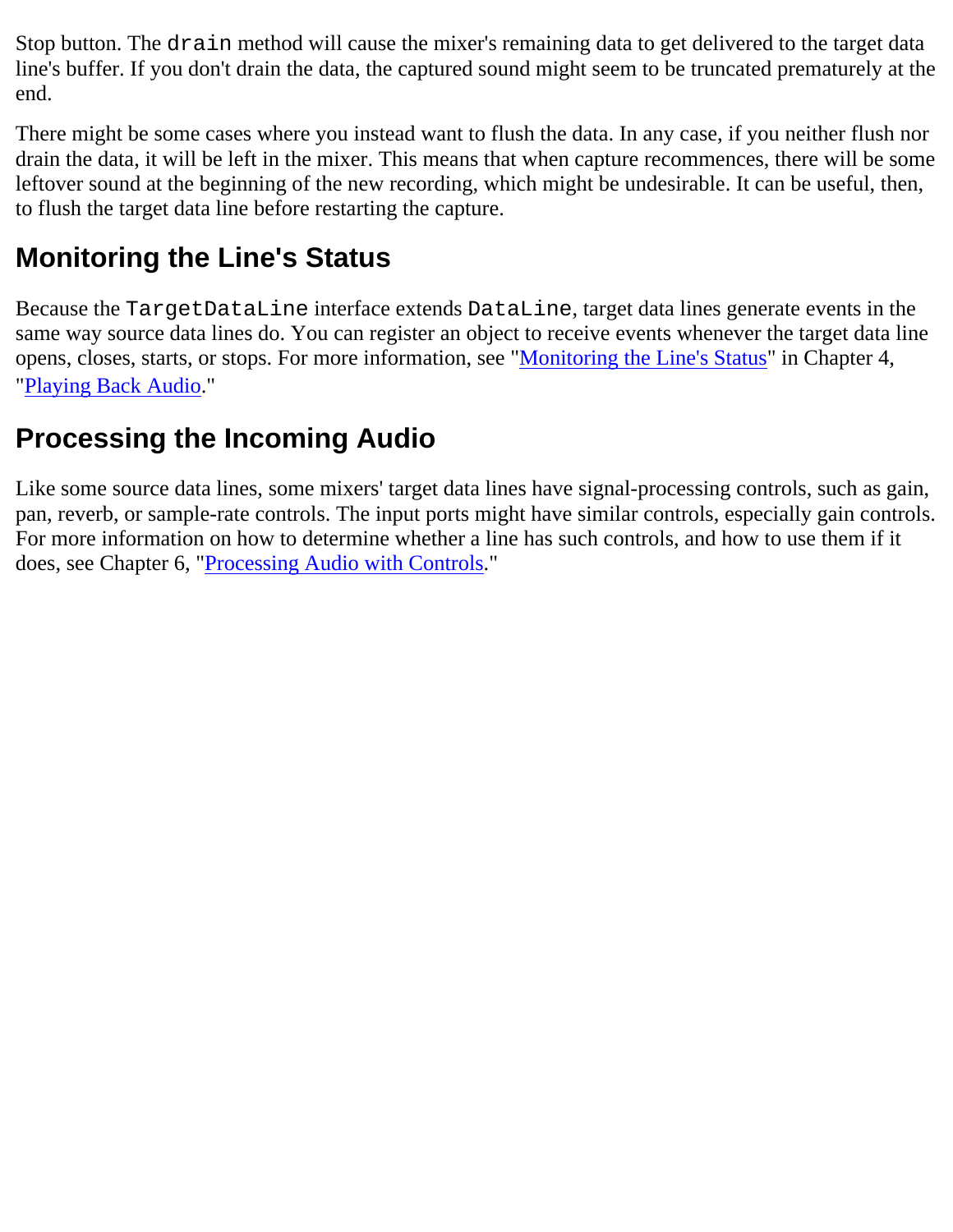Stop button. The `drain` method will cause the mixer's remaining data to get delivered to the target data line's buffer. If you don't drain the data, the captured sound might seem to be truncated prematurely at the end.

There might be some cases where you instead want to flush the data. In any case, if you neither flush nor drain the data, it will be left in the mixer. This means that when capture recommences, there will be some leftover sound at the beginning of the new recording, which might be undesirable. It can be useful, then, to flush the target data line before restarting the capture.

## Monitoring the Line's Status

Because the `TargetDataLine` interface extends `DataLine`, target data lines generate events in the same way source data lines do. You can register an object to receive events whenever the target data line opens, closes, starts, or stops. For more information, see "Monitoring the Line's Status" in Chapter 4, "Playing Back Audio."

## Processing the Incoming Audio

Like some source data lines, some mixers' target data lines have signal-processing controls, such as gain, pan, reverb, or sample-rate controls. The input ports might have similar controls, especially gain controls. For more information on how to determine whether a line has such controls, and how to use them if it does, see Chapter 6, "Processing Audio with Controls."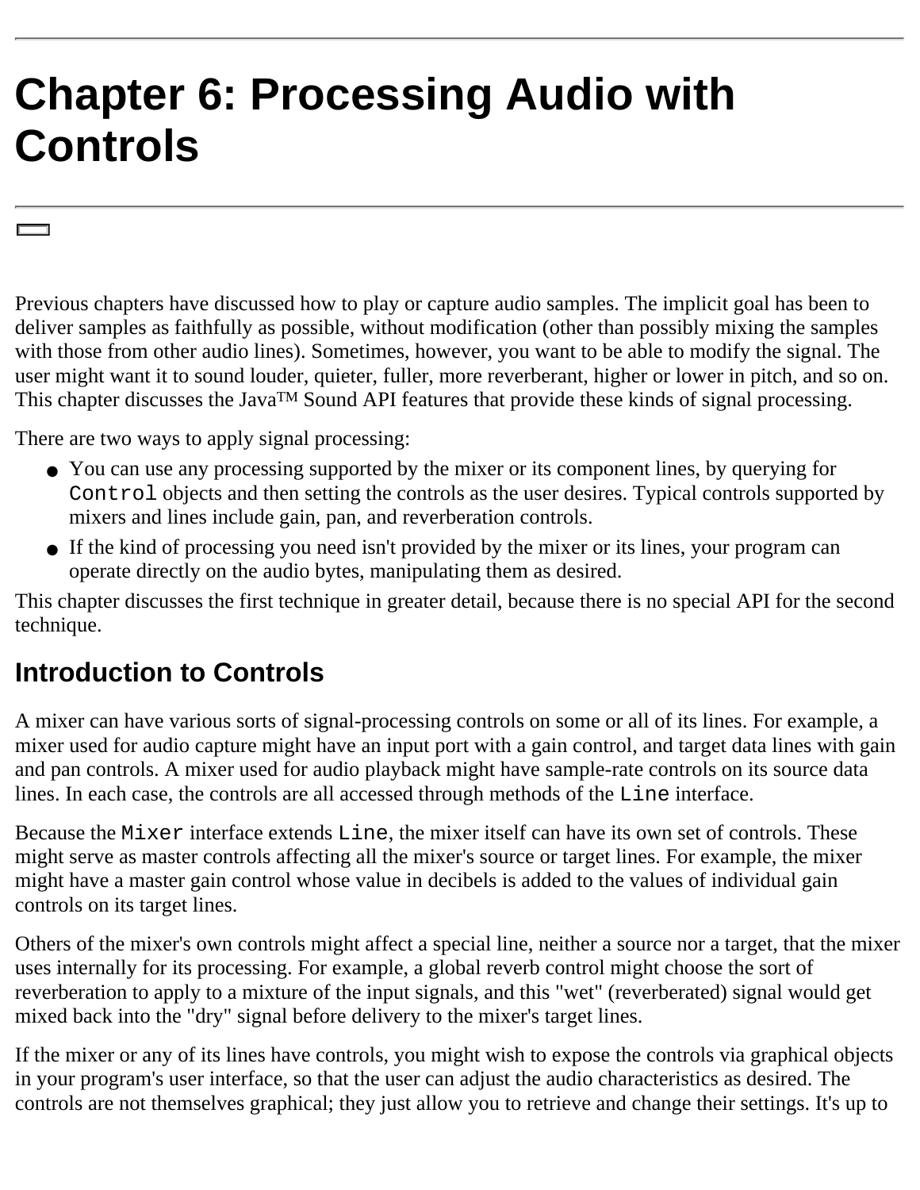# Chapter 6: Processing Audio with Controls

Previous chapters have discussed how to play or capture audio samples. The implicit goal has been to deliver samples as faithfully as possible, without modification (other than possibly mixing the samples with those from other audio lines). Sometimes, however, you want to be able to modify the signal. The user might want it to sound louder, quieter, fuller, more reverberant, higher or lower in pitch, and so on. This chapter discusses the Java™ Sound API features that provide these kinds of signal processing.

There are two ways to apply signal processing:

- You can use any processing supported by the mixer or its component lines, by querying for `Control` objects and then setting the controls as the user desires. Typical controls supported by mixers and lines include gain, pan, and reverberation controls.
- If the kind of processing you need isn't provided by the mixer or its lines, your program can operate directly on the audio bytes, manipulating them as desired.

This chapter discusses the first technique in greater detail, because there is no special API for the second technique.

## Introduction to Controls

A mixer can have various sorts of signal-processing controls on some or all of its lines. For example, a mixer used for audio capture might have an input port with a gain control, and target data lines with gain and pan controls. A mixer used for audio playback might have sample-rate controls on its source data lines. In each case, the controls are all accessed through methods of the `Line` interface.

Because the `Mixer` interface extends `Line`, the mixer itself can have its own set of controls. These might serve as master controls affecting all the mixer's source or target lines. For example, the mixer might have a master gain control whose value in decibels is added to the values of individual gain controls on its target lines.

Others of the mixer's own controls might affect a special line, neither a source nor a target, that the mixer uses internally for its processing. For example, a global reverb control might choose the sort of reverberation to apply to a mixture of the input signals, and this "wet" (reverberated) signal would get mixed back into the "dry" signal before delivery to the mixer's target lines.

If the mixer or any of its lines have controls, you might wish to expose the controls via graphical objects in your program's user interface, so that the user can adjust the audio characteristics as desired. The controls are not themselves graphical; they just allow you to retrieve and change their settings. It's up to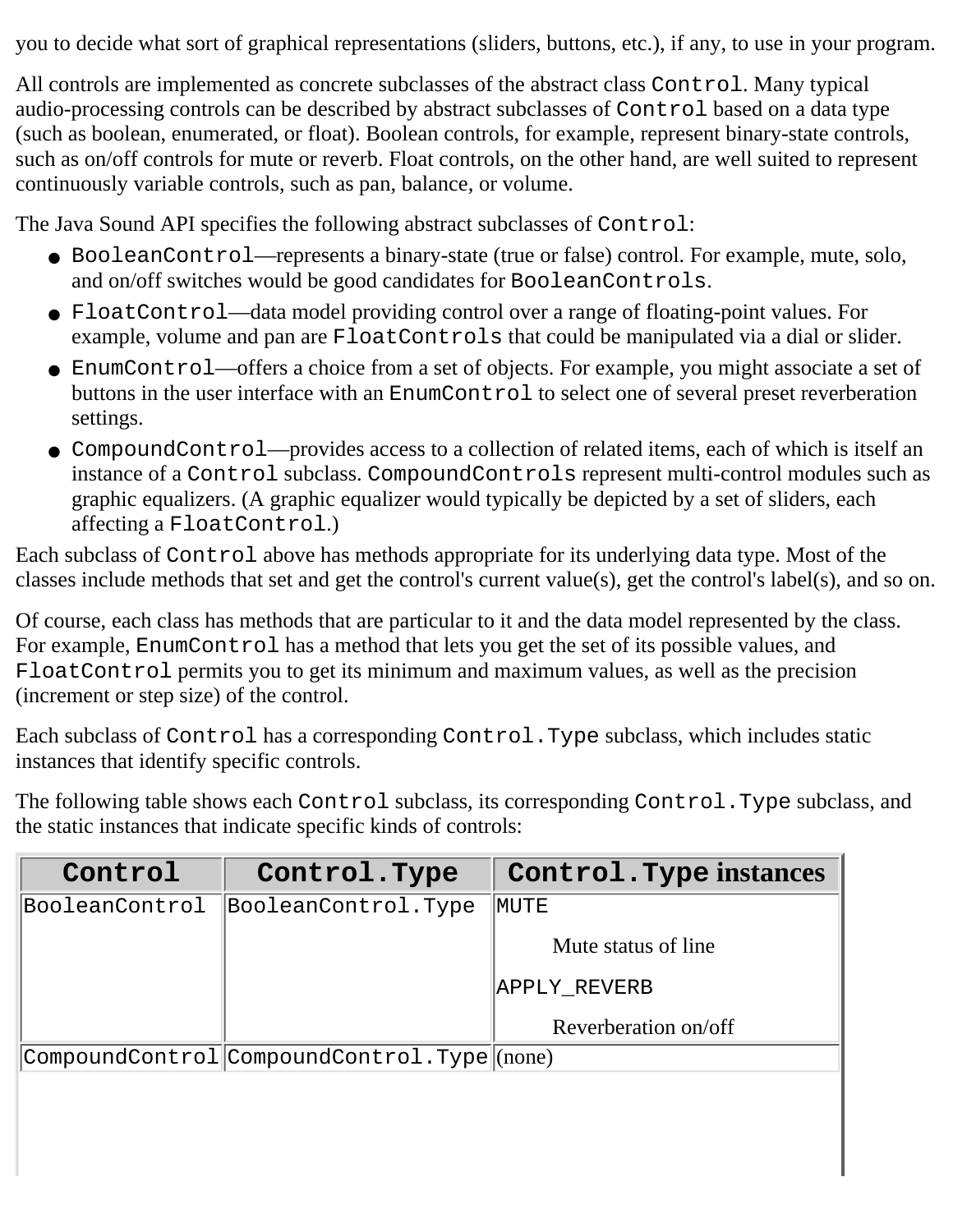you to decide what sort of graphical representations (sliders, buttons, etc.), if any, to use in your program.

All controls are implemented as concrete subclasses of the abstract class `Control`. Many typical audio-processing controls can be described by abstract subclasses of `Control` based on a data type (such as boolean, enumerated, or float). Boolean controls, for example, represent binary-state controls, such as on/off controls for mute or reverb. Float controls, on the other hand, are well suited to represent continuously variable controls, such as pan, balance, or volume.

The Java Sound API specifies the following abstract subclasses of `Control`:

- `BooleanControl`—represents a binary-state (true or false) control. For example, mute, solo, and on/off switches would be good candidates for `BooleanControls`.
- `FloatControl`—data model providing control over a range of floating-point values. For example, volume and pan are `FloatControls` that could be manipulated via a dial or slider.
- `EnumControl`—offers a choice from a set of objects. For example, you might associate a set of buttons in the user interface with an `EnumControl` to select one of several preset reverberation settings.
- `CompoundControl`—provides access to a collection of related items, each of which is itself an instance of a `Control` subclass. `CompoundControls` represent multi-control modules such as graphic equalizers. (A graphic equalizer would typically be depicted by a set of sliders, each affecting a `FloatControl`.)

Each subclass of `Control` above has methods appropriate for its underlying data type. Most of the classes include methods that set and get the control's current value(s), get the control's label(s), and so on.

Of course, each class has methods that are particular to it and the data model represented by the class. For example, `EnumControl` has a method that lets you get the set of its possible values, and `FloatControl` permits you to get its minimum and maximum values, as well as the precision (increment or step size) of the control.

Each subclass of `Control` has a corresponding `Control.Type` subclass, which includes static instances that identify specific controls.

The following table shows each `Control` subclass, its corresponding `Control.Type` subclass, and the static instances that indicate specific kinds of controls:

| Control | Control.Type | Control.Type instances |
|---|---|---|
| BooleanControl | BooleanControl.Type | MUTE<br>Mute status of line<br>APPLY_REVERB<br>Reverberation on/off |
| CompoundControl | CompoundControl.Type | (none) |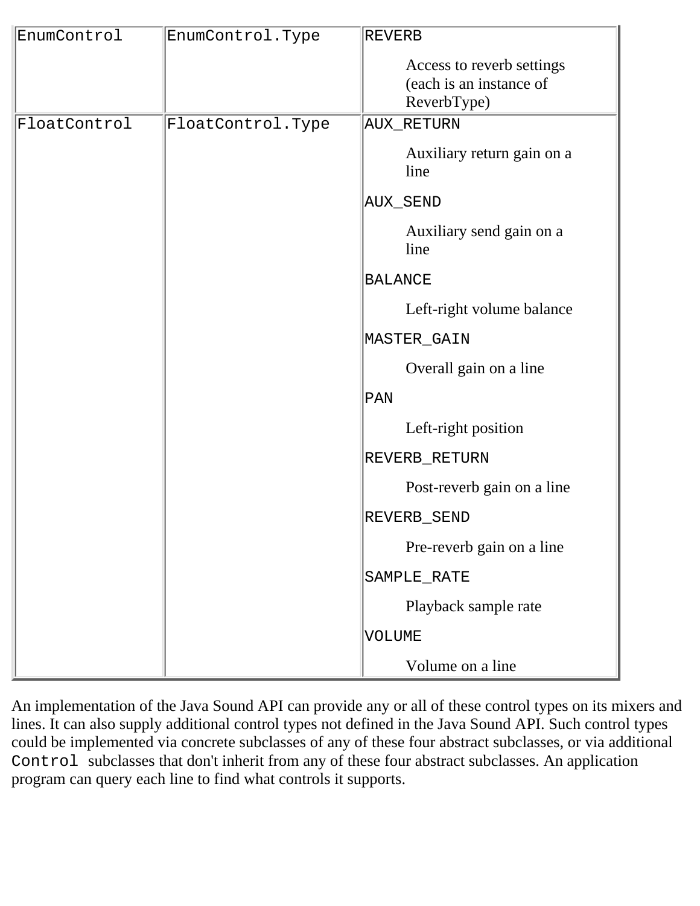| | | |
|---|---|---|
| EnumControl | EnumControl.Type | REVERB<br><br>Access to reverb settings (each is an instance of ReverbType) |
| FloatControl | FloatControl.Type | AUX_RETURN<br><br>Auxiliary return gain on a line<br><br>AUX_SEND<br><br>Auxiliary send gain on a line<br><br>BALANCE<br><br>Left-right volume balance<br><br>MASTER_GAIN<br><br>Overall gain on a line<br><br>PAN<br><br>Left-right position<br><br>REVERB_RETURN<br><br>Post-reverb gain on a line<br><br>REVERB_SEND<br><br>Pre-reverb gain on a line<br><br>SAMPLE_RATE<br><br>Playback sample rate<br><br>VOLUME<br><br>Volume on a line |

An implementation of the Java Sound API can provide any or all of these control types on its mixers and lines. It can also supply additional control types not defined in the Java Sound API. Such control types could be implemented via concrete subclasses of any of these four abstract subclasses, or via additional `Control` subclasses that don't inherit from any of these four abstract subclasses. An application program can query each line to find what controls it supports.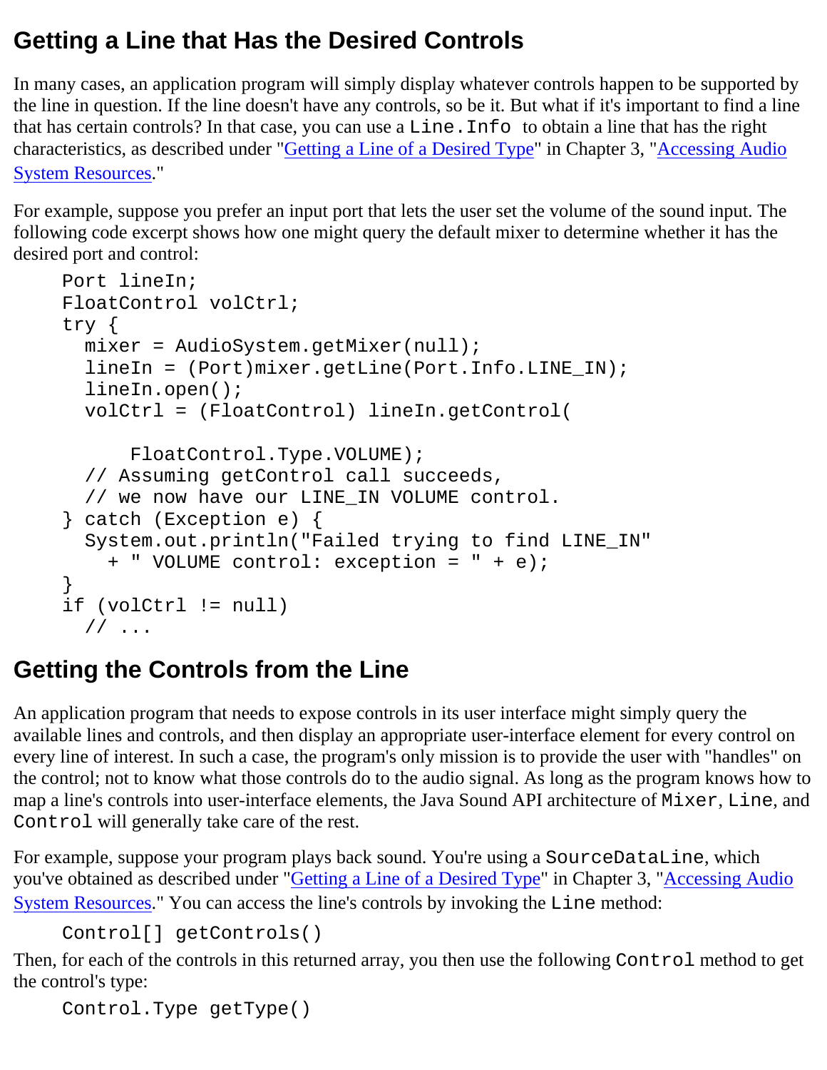## Getting a Line that Has the Desired Controls

In many cases, an application program will simply display whatever controls happen to be supported by the line in question. If the line doesn't have any controls, so be it. But what if it's important to find a line that has certain controls? In that case, you can use a `Line.Info` to obtain a line that has the right characteristics, as described under "Getting a Line of a Desired Type" in Chapter 3, "Accessing Audio System Resources."

For example, suppose you prefer an input port that lets the user set the volume of the sound input. The following code excerpt shows how one might query the default mixer to determine whether it has the desired port and control:

```
Port lineIn;
FloatControl volCtrl;
try {
  mixer = AudioSystem.getMixer(null);
  lineIn = (Port)mixer.getLine(Port.Info.LINE_IN);
  lineIn.open();
  volCtrl = (FloatControl) lineIn.getControl(

      FloatControl.Type.VOLUME);
  // Assuming getControl call succeeds,
  // we now have our LINE_IN VOLUME control.
} catch (Exception e) {
  System.out.println("Failed trying to find LINE_IN"
    + " VOLUME control: exception = " + e);
}
if (volCtrl != null)
  // ...
```

## Getting the Controls from the Line

An application program that needs to expose controls in its user interface might simply query the available lines and controls, and then display an appropriate user-interface element for every control on every line of interest. In such a case, the program's only mission is to provide the user with "handles" on the control; not to know what those controls do to the audio signal. As long as the program knows how to map a line's controls into user-interface elements, the Java Sound API architecture of `Mixer`, `Line`, and `Control` will generally take care of the rest.

For example, suppose your program plays back sound. You're using a `SourceDataLine`, which you've obtained as described under "Getting a Line of a Desired Type" in Chapter 3, "Accessing Audio System Resources." You can access the line's controls by invoking the `Line` method:

```
Control[] getControls()
```

Then, for each of the controls in this returned array, you then use the following `Control` method to get the control's type:

```
Control.Type getType()
```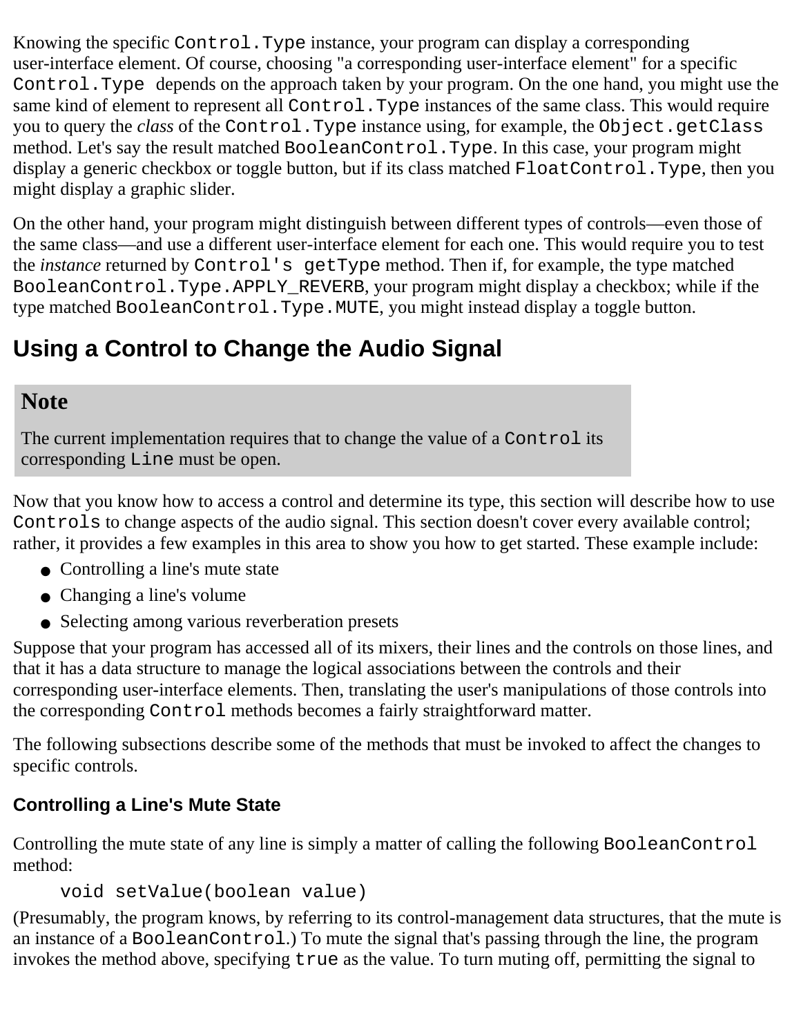Knowing the specific `Control.Type` instance, your program can display a corresponding user-interface element. Of course, choosing "a corresponding user-interface element" for a specific `Control.Type` depends on the approach taken by your program. On the one hand, you might use the same kind of element to represent all `Control.Type` instances of the same class. This would require you to query the *class* of the `Control.Type` instance using, for example, the `Object.getClass` method. Let's say the result matched `BooleanControl.Type`. In this case, your program might display a generic checkbox or toggle button, but if its class matched `FloatControl.Type`, then you might display a graphic slider.

On the other hand, your program might distinguish between different types of controls—even those of the same class—and use a different user-interface element for each one. This would require you to test the *instance* returned by `Control's getType` method. Then if, for example, the type matched `BooleanControl.Type.APPLY_REVERB`, your program might display a checkbox; while if the type matched `BooleanControl.Type.MUTE`, you might instead display a toggle button.

## Using a Control to Change the Audio Signal

> **Note**
>
> The current implementation requires that to change the value of a `Control` its corresponding `Line` must be open.

Now that you know how to access a control and determine its type, this section will describe how to use `Controls` to change aspects of the audio signal. This section doesn't cover every available control; rather, it provides a few examples in this area to show you how to get started. These example include:

- Controlling a line's mute state
- Changing a line's volume
- Selecting among various reverberation presets

Suppose that your program has accessed all of its mixers, their lines and the controls on those lines, and that it has a data structure to manage the logical associations between the controls and their corresponding user-interface elements. Then, translating the user's manipulations of those controls into the corresponding `Control` methods becomes a fairly straightforward matter.

The following subsections describe some of the methods that must be invoked to affect the changes to specific controls.

### Controlling a Line's Mute State

Controlling the mute state of any line is simply a matter of calling the following `BooleanControl` method:

```
void setValue(boolean value)
```

(Presumably, the program knows, by referring to its control-management data structures, that the mute is an instance of a `BooleanControl`.) To mute the signal that's passing through the line, the program invokes the method above, specifying `true` as the value. To turn muting off, permitting the signal to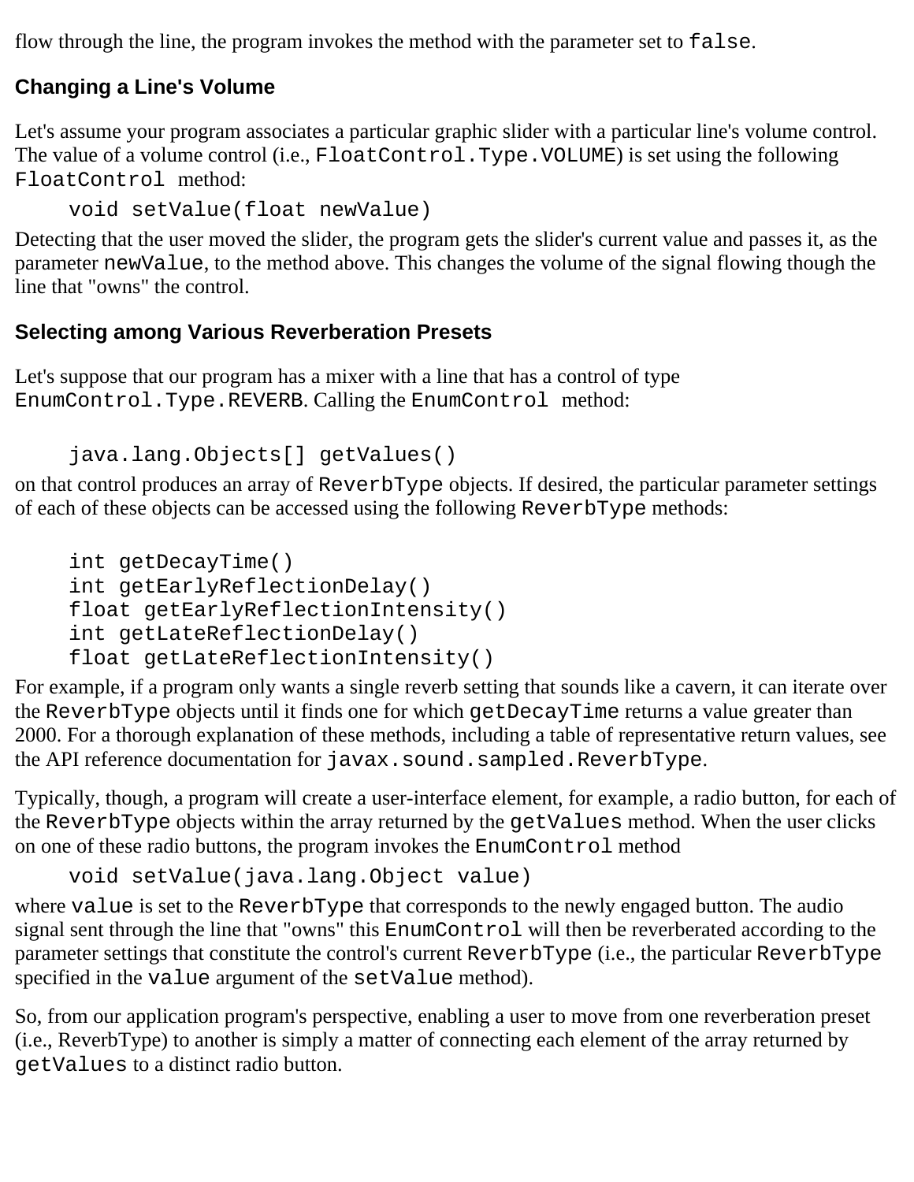flow through the line, the program invokes the method with the parameter set to `false`.

### Changing a Line's Volume

Let's assume your program associates a particular graphic slider with a particular line's volume control. The value of a volume control (i.e., `FloatControl.Type.VOLUME`) is set using the following `FloatControl` method:

```
void setValue(float newValue)
```

Detecting that the user moved the slider, the program gets the slider's current value and passes it, as the parameter `newValue`, to the method above. This changes the volume of the signal flowing though the line that "owns" the control.

### Selecting among Various Reverberation Presets

Let's suppose that our program has a mixer with a line that has a control of type `EnumControl.Type.REVERB`. Calling the `EnumControl` method:

```
java.lang.Objects[] getValues()
```

on that control produces an array of `ReverbType` objects. If desired, the particular parameter settings of each of these objects can be accessed using the following `ReverbType` methods:

```
int getDecayTime()
int getEarlyReflectionDelay()
float getEarlyReflectionIntensity()
int getLateReflectionDelay()
float getLateReflectionIntensity()
```

For example, if a program only wants a single reverb setting that sounds like a cavern, it can iterate over the `ReverbType` objects until it finds one for which `getDecayTime` returns a value greater than 2000. For a thorough explanation of these methods, including a table of representative return values, see the API reference documentation for `javax.sound.sampled.ReverbType`.

Typically, though, a program will create a user-interface element, for example, a radio button, for each of the `ReverbType` objects within the array returned by the `getValues` method. When the user clicks on one of these radio buttons, the program invokes the `EnumControl` method

```
void setValue(java.lang.Object value)
```

where `value` is set to the `ReverbType` that corresponds to the newly engaged button. The audio signal sent through the line that "owns" this `EnumControl` will then be reverberated according to the parameter settings that constitute the control's current `ReverbType` (i.e., the particular `ReverbType` specified in the `value` argument of the `setValue` method).

So, from our application program's perspective, enabling a user to move from one reverberation preset (i.e., ReverbType) to another is simply a matter of connecting each element of the array returned by `getValues` to a distinct radio button.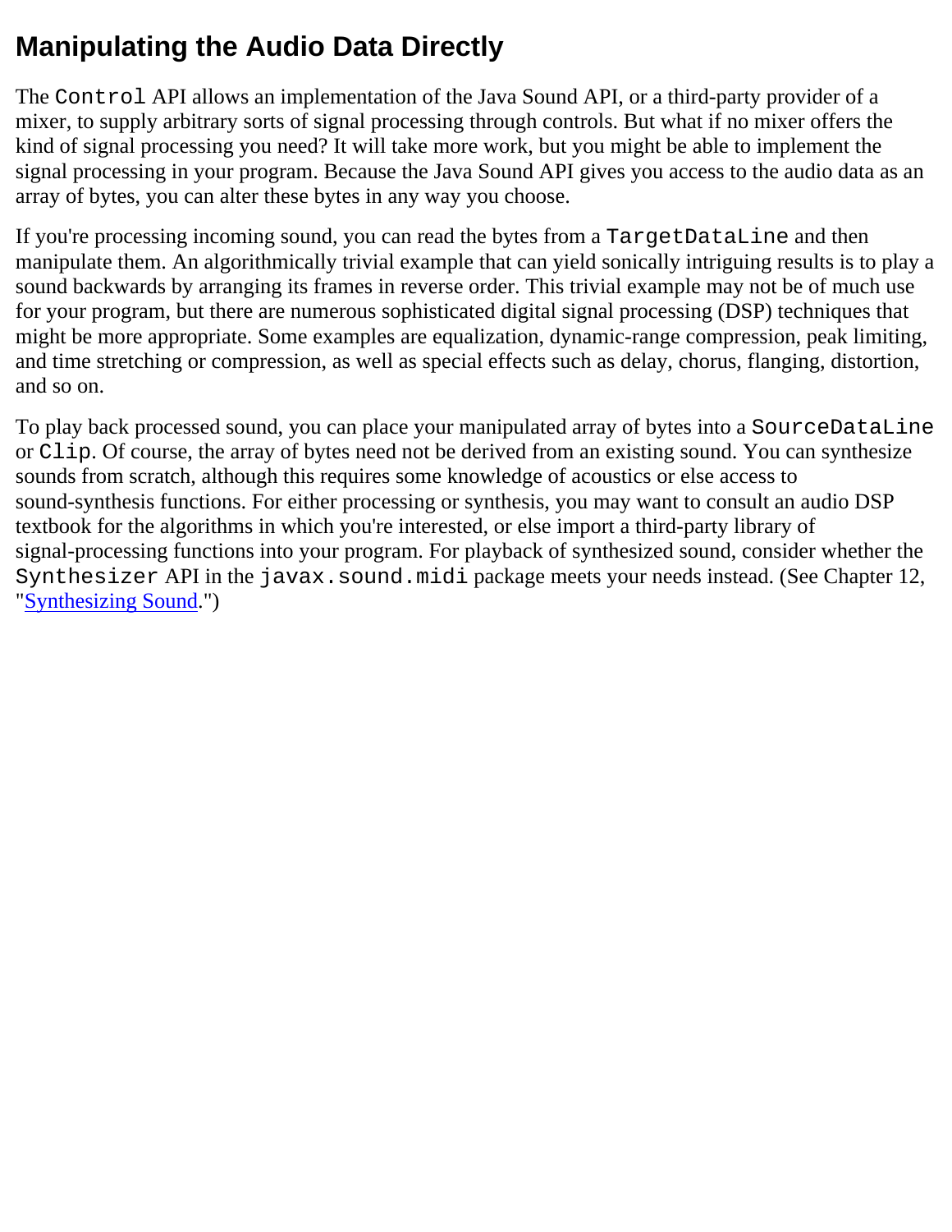## Manipulating the Audio Data Directly

The `Control` API allows an implementation of the Java Sound API, or a third-party provider of a mixer, to supply arbitrary sorts of signal processing through controls. But what if no mixer offers the kind of signal processing you need? It will take more work, but you might be able to implement the signal processing in your program. Because the Java Sound API gives you access to the audio data as an array of bytes, you can alter these bytes in any way you choose.

If you're processing incoming sound, you can read the bytes from a `TargetDataLine` and then manipulate them. An algorithmically trivial example that can yield sonically intriguing results is to play a sound backwards by arranging its frames in reverse order. This trivial example may not be of much use for your program, but there are numerous sophisticated digital signal processing (DSP) techniques that might be more appropriate. Some examples are equalization, dynamic-range compression, peak limiting, and time stretching or compression, as well as special effects such as delay, chorus, flanging, distortion, and so on.

To play back processed sound, you can place your manipulated array of bytes into a `SourceDataLine` or `Clip`. Of course, the array of bytes need not be derived from an existing sound. You can synthesize sounds from scratch, although this requires some knowledge of acoustics or else access to sound-synthesis functions. For either processing or synthesis, you may want to consult an audio DSP textbook for the algorithms in which you're interested, or else import a third-party library of signal-processing functions into your program. For playback of synthesized sound, consider whether the `Synthesizer` API in the `javax.sound.midi` package meets your needs instead. (See Chapter 12, "Synthesizing Sound.")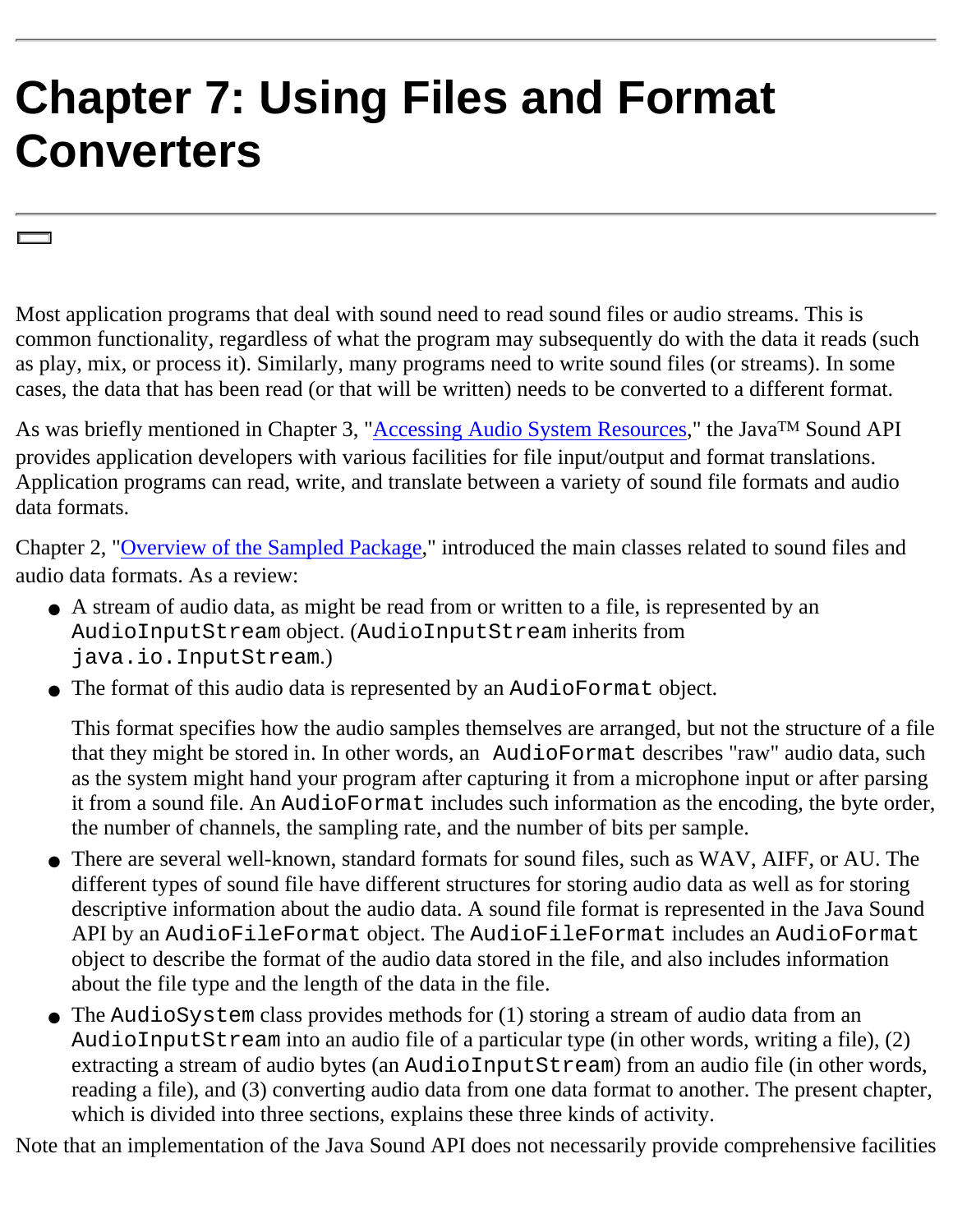# Chapter 7: Using Files and Format Converters

Most application programs that deal with sound need to read sound files or audio streams. This is common functionality, regardless of what the program may subsequently do with the data it reads (such as play, mix, or process it). Similarly, many programs need to write sound files (or streams). In some cases, the data that has been read (or that will be written) needs to be converted to a different format.

As was briefly mentioned in Chapter 3, "Accessing Audio System Resources," the Java™ Sound API provides application developers with various facilities for file input/output and format translations. Application programs can read, write, and translate between a variety of sound file formats and audio data formats.

Chapter 2, "Overview of the Sampled Package," introduced the main classes related to sound files and audio data formats. As a review:

- A stream of audio data, as might be read from or written to a file, is represented by an `AudioInputStream` object. (`AudioInputStream` inherits from `java.io.InputStream`.)
- The format of this audio data is represented by an `AudioFormat` object.

  This format specifies how the audio samples themselves are arranged, but not the structure of a file that they might be stored in. In other words, an `AudioFormat` describes "raw" audio data, such as the system might hand your program after capturing it from a microphone input or after parsing it from a sound file. An `AudioFormat` includes such information as the encoding, the byte order, the number of channels, the sampling rate, and the number of bits per sample.
- There are several well-known, standard formats for sound files, such as WAV, AIFF, or AU. The different types of sound file have different structures for storing audio data as well as for storing descriptive information about the audio data. A sound file format is represented in the Java Sound API by an `AudioFileFormat` object. The `AudioFileFormat` includes an `AudioFormat` object to describe the format of the audio data stored in the file, and also includes information about the file type and the length of the data in the file.
- The `AudioSystem` class provides methods for (1) storing a stream of audio data from an `AudioInputStream` into an audio file of a particular type (in other words, writing a file), (2) extracting a stream of audio bytes (an `AudioInputStream`) from an audio file (in other words, reading a file), and (3) converting audio data from one data format to another. The present chapter, which is divided into three sections, explains these three kinds of activity.

Note that an implementation of the Java Sound API does not necessarily provide comprehensive facilities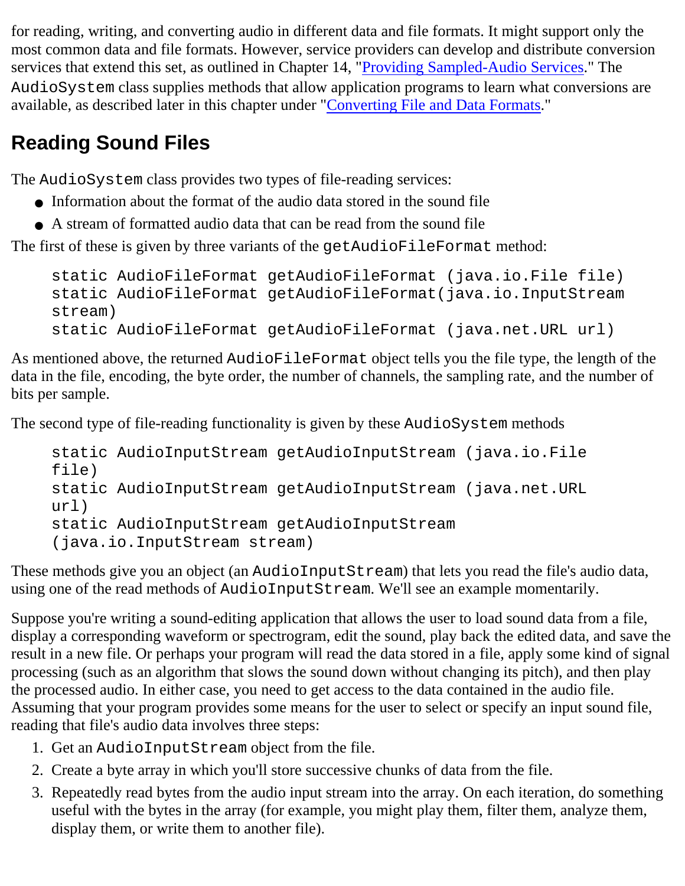for reading, writing, and converting audio in different data and file formats. It might support only the most common data and file formats. However, service providers can develop and distribute conversion services that extend this set, as outlined in Chapter 14, "Providing Sampled-Audio Services." The `AudioSystem` class supplies methods that allow application programs to learn what conversions are available, as described later in this chapter under "Converting File and Data Formats."

## Reading Sound Files

The `AudioSystem` class provides two types of file-reading services:

- Information about the format of the audio data stored in the sound file
- A stream of formatted audio data that can be read from the sound file

The first of these is given by three variants of the `getAudioFileFormat` method:

```
static AudioFileFormat getAudioFileFormat (java.io.File file)
static AudioFileFormat getAudioFileFormat(java.io.InputStream
stream)
static AudioFileFormat getAudioFileFormat (java.net.URL url)
```

As mentioned above, the returned `AudioFileFormat` object tells you the file type, the length of the data in the file, encoding, the byte order, the number of channels, the sampling rate, and the number of bits per sample.

The second type of file-reading functionality is given by these `AudioSystem` methods

```
static AudioInputStream getAudioInputStream (java.io.File
file)
static AudioInputStream getAudioInputStream (java.net.URL
url)
static AudioInputStream getAudioInputStream
(java.io.InputStream stream)
```

These methods give you an object (an `AudioInputStream`) that lets you read the file's audio data, using one of the read methods of `AudioInputStream`. We'll see an example momentarily.

Suppose you're writing a sound-editing application that allows the user to load sound data from a file, display a corresponding waveform or spectrogram, edit the sound, play back the edited data, and save the result in a new file. Or perhaps your program will read the data stored in a file, apply some kind of signal processing (such as an algorithm that slows the sound down without changing its pitch), and then play the processed audio. In either case, you need to get access to the data contained in the audio file. Assuming that your program provides some means for the user to select or specify an input sound file, reading that file's audio data involves three steps:

1. Get an `AudioInputStream` object from the file.
2. Create a byte array in which you'll store successive chunks of data from the file.
3. Repeatedly read bytes from the audio input stream into the array. On each iteration, do something useful with the bytes in the array (for example, you might play them, filter them, analyze them, display them, or write them to another file).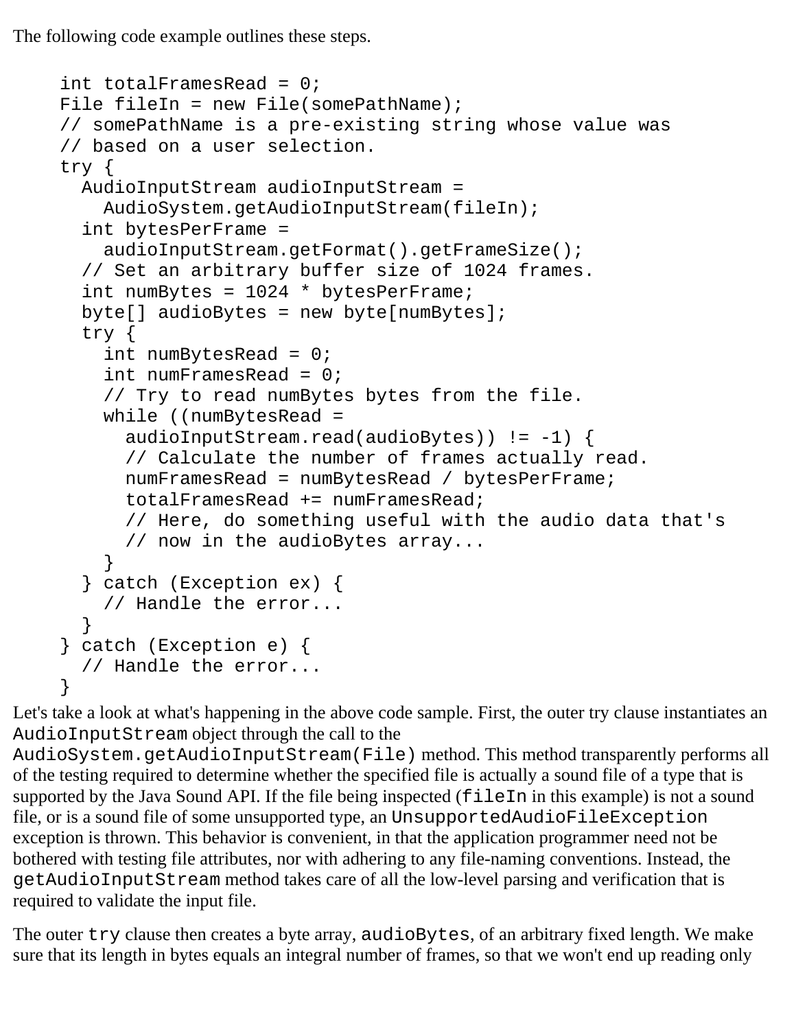The following code example outlines these steps.

```
int totalFramesRead = 0;
File fileIn = new File(somePathName);
// somePathName is a pre-existing string whose value was
// based on a user selection.
try {
  AudioInputStream audioInputStream =
    AudioSystem.getAudioInputStream(fileIn);
  int bytesPerFrame =
    audioInputStream.getFormat().getFrameSize();
  // Set an arbitrary buffer size of 1024 frames.
  int numBytes = 1024 * bytesPerFrame;
  byte[] audioBytes = new byte[numBytes];
  try {
    int numBytesRead = 0;
    int numFramesRead = 0;
    // Try to read numBytes bytes from the file.
    while ((numBytesRead =
      audioInputStream.read(audioBytes)) != -1) {
      // Calculate the number of frames actually read.
      numFramesRead = numBytesRead / bytesPerFrame;
      totalFramesRead += numFramesRead;
      // Here, do something useful with the audio data that's
      // now in the audioBytes array...
    }
  } catch (Exception ex) {
    // Handle the error...
  }
} catch (Exception e) {
  // Handle the error...
}
```

Let's take a look at what's happening in the above code sample. First, the outer try clause instantiates an `AudioInputStream` object through the call to the `AudioSystem.getAudioInputStream(File)` method. This method transparently performs all of the testing required to determine whether the specified file is actually a sound file of a type that is supported by the Java Sound API. If the file being inspected (`fileIn` in this example) is not a sound file, or is a sound file of some unsupported type, an `UnsupportedAudioFileException` exception is thrown. This behavior is convenient, in that the application programmer need not be bothered with testing file attributes, nor with adhering to any file-naming conventions. Instead, the `getAudioInputStream` method takes care of all the low-level parsing and verification that is required to validate the input file.

The outer `try` clause then creates a byte array, `audioBytes`, of an arbitrary fixed length. We make sure that its length in bytes equals an integral number of frames, so that we won't end up reading only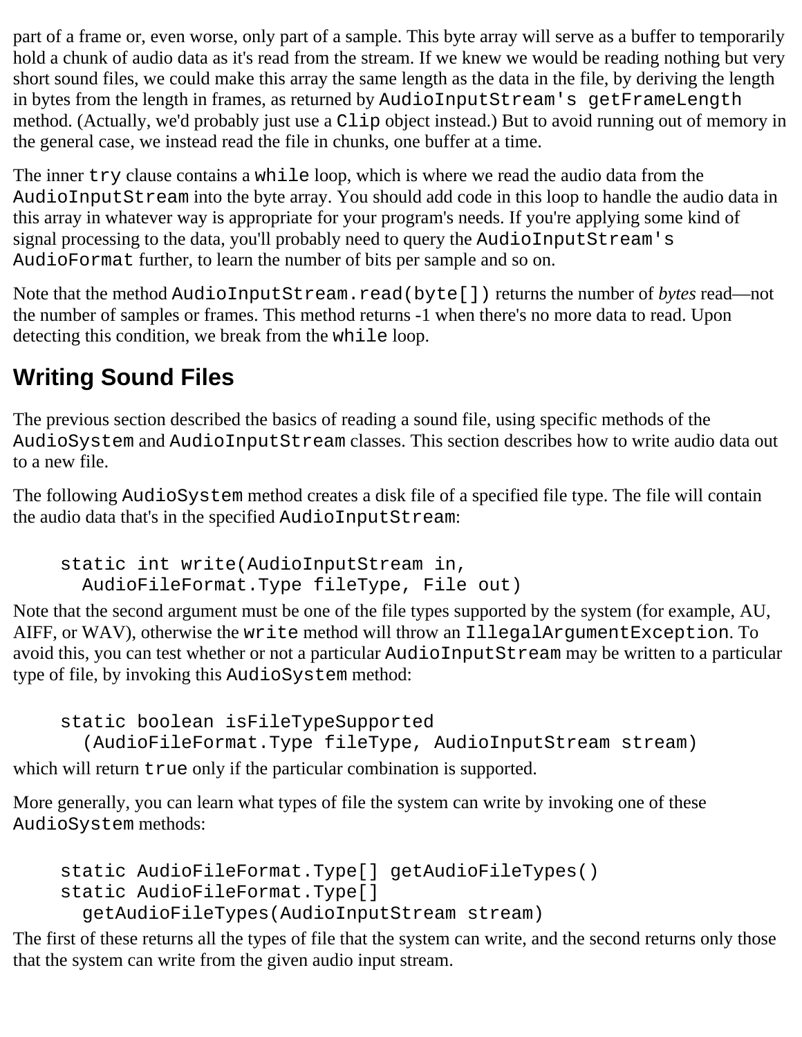part of a frame or, even worse, only part of a sample. This byte array will serve as a buffer to temporarily hold a chunk of audio data as it's read from the stream. If we knew we would be reading nothing but very short sound files, we could make this array the same length as the data in the file, by deriving the length in bytes from the length in frames, as returned by `AudioInputStream's getFrameLength` method. (Actually, we'd probably just use a `Clip` object instead.) But to avoid running out of memory in the general case, we instead read the file in chunks, one buffer at a time.

The inner `try` clause contains a `while` loop, which is where we read the audio data from the `AudioInputStream` into the byte array. You should add code in this loop to handle the audio data in this array in whatever way is appropriate for your program's needs. If you're applying some kind of signal processing to the data, you'll probably need to query the `AudioInputStream's AudioFormat` further, to learn the number of bits per sample and so on.

Note that the method `AudioInputStream.read(byte[])` returns the number of *bytes* read—not the number of samples or frames. This method returns -1 when there's no more data to read. Upon detecting this condition, we break from the `while` loop.

## Writing Sound Files

The previous section described the basics of reading a sound file, using specific methods of the `AudioSystem` and `AudioInputStream` classes. This section describes how to write audio data out to a new file.

The following `AudioSystem` method creates a disk file of a specified file type. The file will contain the audio data that's in the specified `AudioInputStream`:

```
static int write(AudioInputStream in,
  AudioFileFormat.Type fileType, File out)
```

Note that the second argument must be one of the file types supported by the system (for example, AU, AIFF, or WAV), otherwise the `write` method will throw an `IllegalArgumentException`. To avoid this, you can test whether or not a particular `AudioInputStream` may be written to a particular type of file, by invoking this `AudioSystem` method:

```
static boolean isFileTypeSupported
  (AudioFileFormat.Type fileType, AudioInputStream stream)
```

which will return `true` only if the particular combination is supported.

More generally, you can learn what types of file the system can write by invoking one of these `AudioSystem` methods:

```
static AudioFileFormat.Type[] getAudioFileTypes()
static AudioFileFormat.Type[]
  getAudioFileTypes(AudioInputStream stream)
```

The first of these returns all the types of file that the system can write, and the second returns only those that the system can write from the given audio input stream.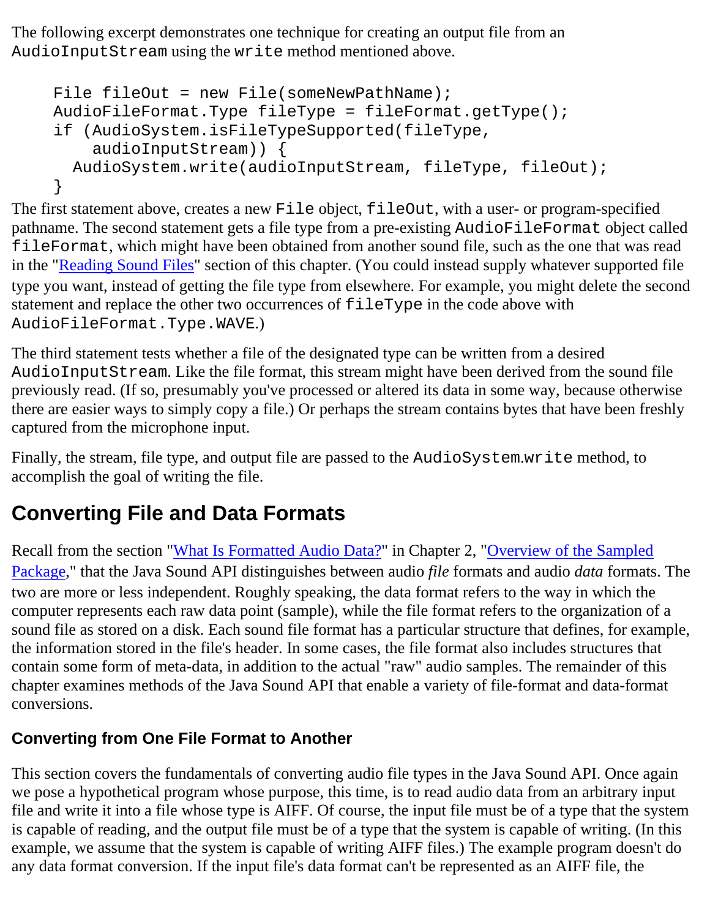The following excerpt demonstrates one technique for creating an output file from an `AudioInputStream` using the `write` method mentioned above.

```
File fileOut = new File(someNewPathName);
AudioFileFormat.Type fileType = fileFormat.getType();
if (AudioSystem.isFileTypeSupported(fileType,
    audioInputStream)) {
  AudioSystem.write(audioInputStream, fileType, fileOut);
}
```

The first statement above, creates a new `File` object, `fileOut`, with a user- or program-specified pathname. The second statement gets a file type from a pre-existing `AudioFileFormat` object called `fileFormat`, which might have been obtained from another sound file, such as the one that was read in the "Reading Sound Files" section of this chapter. (You could instead supply whatever supported file type you want, instead of getting the file type from elsewhere. For example, you might delete the second statement and replace the other two occurrences of `fileType` in the code above with `AudioFileFormat.Type.WAVE`.)

The third statement tests whether a file of the designated type can be written from a desired `AudioInputStream`. Like the file format, this stream might have been derived from the sound file previously read. (If so, presumably you've processed or altered its data in some way, because otherwise there are easier ways to simply copy a file.) Or perhaps the stream contains bytes that have been freshly captured from the microphone input.

Finally, the stream, file type, and output file are passed to the `AudioSystem.write` method, to accomplish the goal of writing the file.

## Converting File and Data Formats

Recall from the section "What Is Formatted Audio Data?" in Chapter 2, "Overview of the Sampled Package," that the Java Sound API distinguishes between audio *file* formats and audio *data* formats. The two are more or less independent. Roughly speaking, the data format refers to the way in which the computer represents each raw data point (sample), while the file format refers to the organization of a sound file as stored on a disk. Each sound file format has a particular structure that defines, for example, the information stored in the file's header. In some cases, the file format also includes structures that contain some form of meta-data, in addition to the actual "raw" audio samples. The remainder of this chapter examines methods of the Java Sound API that enable a variety of file-format and data-format conversions.

### Converting from One File Format to Another

This section covers the fundamentals of converting audio file types in the Java Sound API. Once again we pose a hypothetical program whose purpose, this time, is to read audio data from an arbitrary input file and write it into a file whose type is AIFF. Of course, the input file must be of a type that the system is capable of reading, and the output file must be of a type that the system is capable of writing. (In this example, we assume that the system is capable of writing AIFF files.) The example program doesn't do any data format conversion. If the input file's data format can't be represented as an AIFF file, the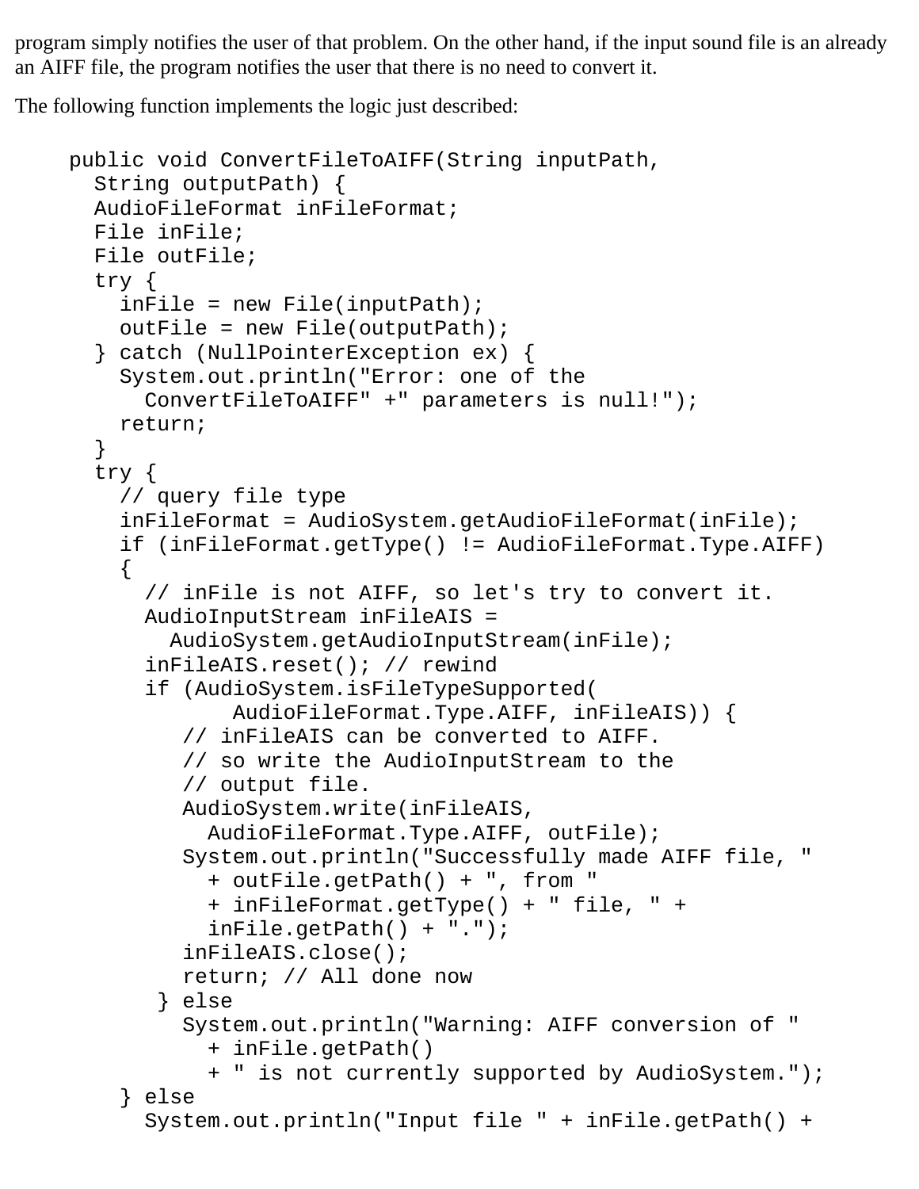program simply notifies the user of that problem. On the other hand, if the input sound file is an already an AIFF file, the program notifies the user that there is no need to convert it.

The following function implements the logic just described:

```
public void ConvertFileToAIFF(String inputPath,
  String outputPath) {
  AudioFileFormat inFileFormat;
  File inFile;
  File outFile;
  try {
    inFile = new File(inputPath);
    outFile = new File(outputPath);
  } catch (NullPointerException ex) {
    System.out.println("Error: one of the
      ConvertFileToAIFF" +" parameters is null!");
    return;
  }
  try {
    // query file type
    inFileFormat = AudioSystem.getAudioFileFormat(inFile);
    if (inFileFormat.getType() != AudioFileFormat.Type.AIFF)
    {
      // inFile is not AIFF, so let's try to convert it.
      AudioInputStream inFileAIS =
        AudioSystem.getAudioInputStream(inFile);
      inFileAIS.reset(); // rewind
      if (AudioSystem.isFileTypeSupported(
             AudioFileFormat.Type.AIFF, inFileAIS)) {
         // inFileAIS can be converted to AIFF.
         // so write the AudioInputStream to the
         // output file.
         AudioSystem.write(inFileAIS,
           AudioFileFormat.Type.AIFF, outFile);
         System.out.println("Successfully made AIFF file, "
           + outFile.getPath() + ", from "
           + inFileFormat.getType() + " file, " +
           inFile.getPath() + ".");
         inFileAIS.close();
         return; // All done now
       } else
         System.out.println("Warning: AIFF conversion of "
           + inFile.getPath()
           + " is not currently supported by AudioSystem.");
    } else
      System.out.println("Input file " + inFile.getPath() +
```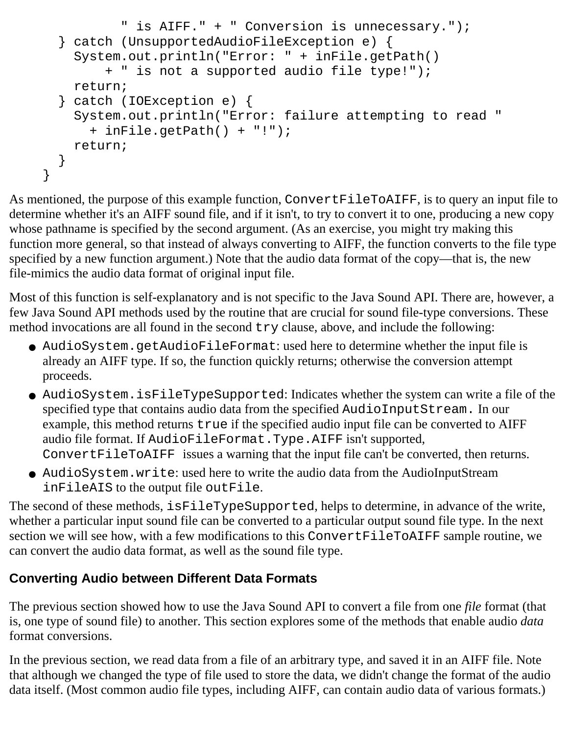```
            " is AIFF." + " Conversion is unnecessary.");
    } catch (UnsupportedAudioFileException e) {
      System.out.println("Error: " + inFile.getPath()
          + " is not a supported audio file type!");
      return;
    } catch (IOException e) {
      System.out.println("Error: failure attempting to read "
        + inFile.getPath() + "!");
      return;
    }
  }
```

As mentioned, the purpose of this example function, `ConvertFileToAIFF`, is to query an input file to determine whether it's an AIFF sound file, and if it isn't, to try to convert it to one, producing a new copy whose pathname is specified by the second argument. (As an exercise, you might try making this function more general, so that instead of always converting to AIFF, the function converts to the file type specified by a new function argument.) Note that the audio data format of the copy—that is, the new file-mimics the audio data format of original input file.

Most of this function is self-explanatory and is not specific to the Java Sound API. There are, however, a few Java Sound API methods used by the routine that are crucial for sound file-type conversions. These method invocations are all found in the second `try` clause, above, and include the following:

- `AudioSystem.getAudioFileFormat`: used here to determine whether the input file is already an AIFF type. If so, the function quickly returns; otherwise the conversion attempt proceeds.
- `AudioSystem.isFileTypeSupported`: Indicates whether the system can write a file of the specified type that contains audio data from the specified `AudioInputStream`. In our example, this method returns `true` if the specified audio input file can be converted to AIFF audio file format. If `AudioFileFormat.Type.AIFF` isn't supported, `ConvertFileToAIFF` issues a warning that the input file can't be converted, then returns.
- `AudioSystem.write`: used here to write the audio data from the AudioInputStream `inFileAIS` to the output file `outFile`.

The second of these methods, `isFileTypeSupported`, helps to determine, in advance of the write, whether a particular input sound file can be converted to a particular output sound file type. In the next section we will see how, with a few modifications to this `ConvertFileToAIFF` sample routine, we can convert the audio data format, as well as the sound file type.

### Converting Audio between Different Data Formats

The previous section showed how to use the Java Sound API to convert a file from one *file* format (that is, one type of sound file) to another. This section explores some of the methods that enable audio *data* format conversions.

In the previous section, we read data from a file of an arbitrary type, and saved it in an AIFF file. Note that although we changed the type of file used to store the data, we didn't change the format of the audio data itself. (Most common audio file types, including AIFF, can contain audio data of various formats.)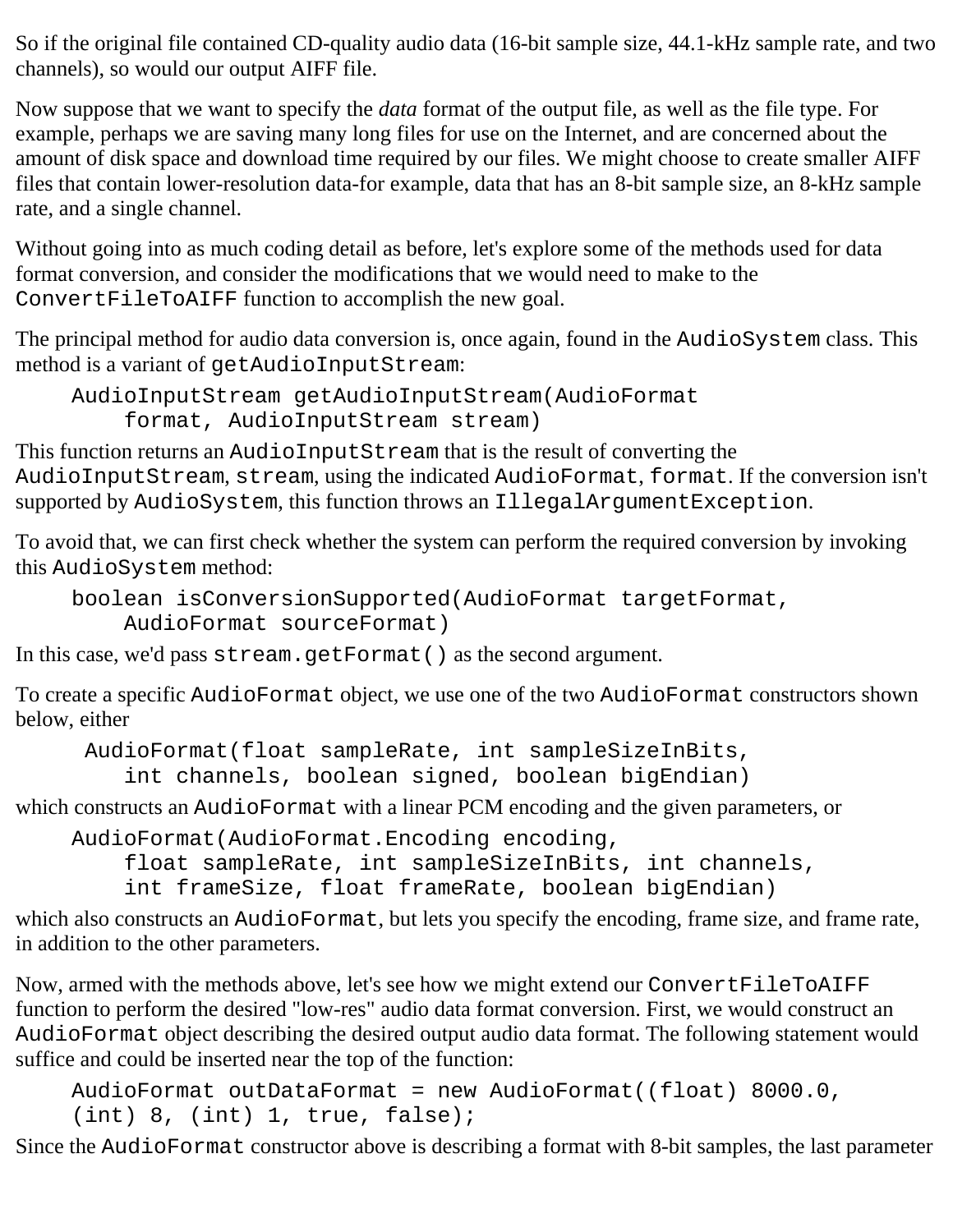So if the original file contained CD-quality audio data (16-bit sample size, 44.1-kHz sample rate, and two channels), so would our output AIFF file.

Now suppose that we want to specify the *data* format of the output file, as well as the file type. For example, perhaps we are saving many long files for use on the Internet, and are concerned about the amount of disk space and download time required by our files. We might choose to create smaller AIFF files that contain lower-resolution data-for example, data that has an 8-bit sample size, an 8-kHz sample rate, and a single channel.

Without going into as much coding detail as before, let's explore some of the methods used for data format conversion, and consider the modifications that we would need to make to the `ConvertFileToAIFF` function to accomplish the new goal.

The principal method for audio data conversion is, once again, found in the `AudioSystem` class. This method is a variant of `getAudioInputStream`:

```
AudioInputStream getAudioInputStream(AudioFormat
    format, AudioInputStream stream)
```

This function returns an `AudioInputStream` that is the result of converting the `AudioInputStream`, `stream`, using the indicated `AudioFormat`, `format`. If the conversion isn't supported by `AudioSystem`, this function throws an `IllegalArgumentException`.

To avoid that, we can first check whether the system can perform the required conversion by invoking this `AudioSystem` method:

```
boolean isConversionSupported(AudioFormat targetFormat,
    AudioFormat sourceFormat)
```

In this case, we'd pass `stream.getFormat()` as the second argument.

To create a specific `AudioFormat` object, we use one of the two `AudioFormat` constructors shown below, either

```
AudioFormat(float sampleRate, int sampleSizeInBits,
    int channels, boolean signed, boolean bigEndian)
```

which constructs an `AudioFormat` with a linear PCM encoding and the given parameters, or

```
AudioFormat(AudioFormat.Encoding encoding,
    float sampleRate, int sampleSizeInBits, int channels,
    int frameSize, float frameRate, boolean bigEndian)
```

which also constructs an `AudioFormat`, but lets you specify the encoding, frame size, and frame rate, in addition to the other parameters.

Now, armed with the methods above, let's see how we might extend our `ConvertFileToAIFF` function to perform the desired "low-res" audio data format conversion. First, we would construct an `AudioFormat` object describing the desired output audio data format. The following statement would suffice and could be inserted near the top of the function:

```
AudioFormat outDataFormat = new AudioFormat((float) 8000.0,
(int) 8, (int) 1, true, false);
```

Since the `AudioFormat` constructor above is describing a format with 8-bit samples, the last parameter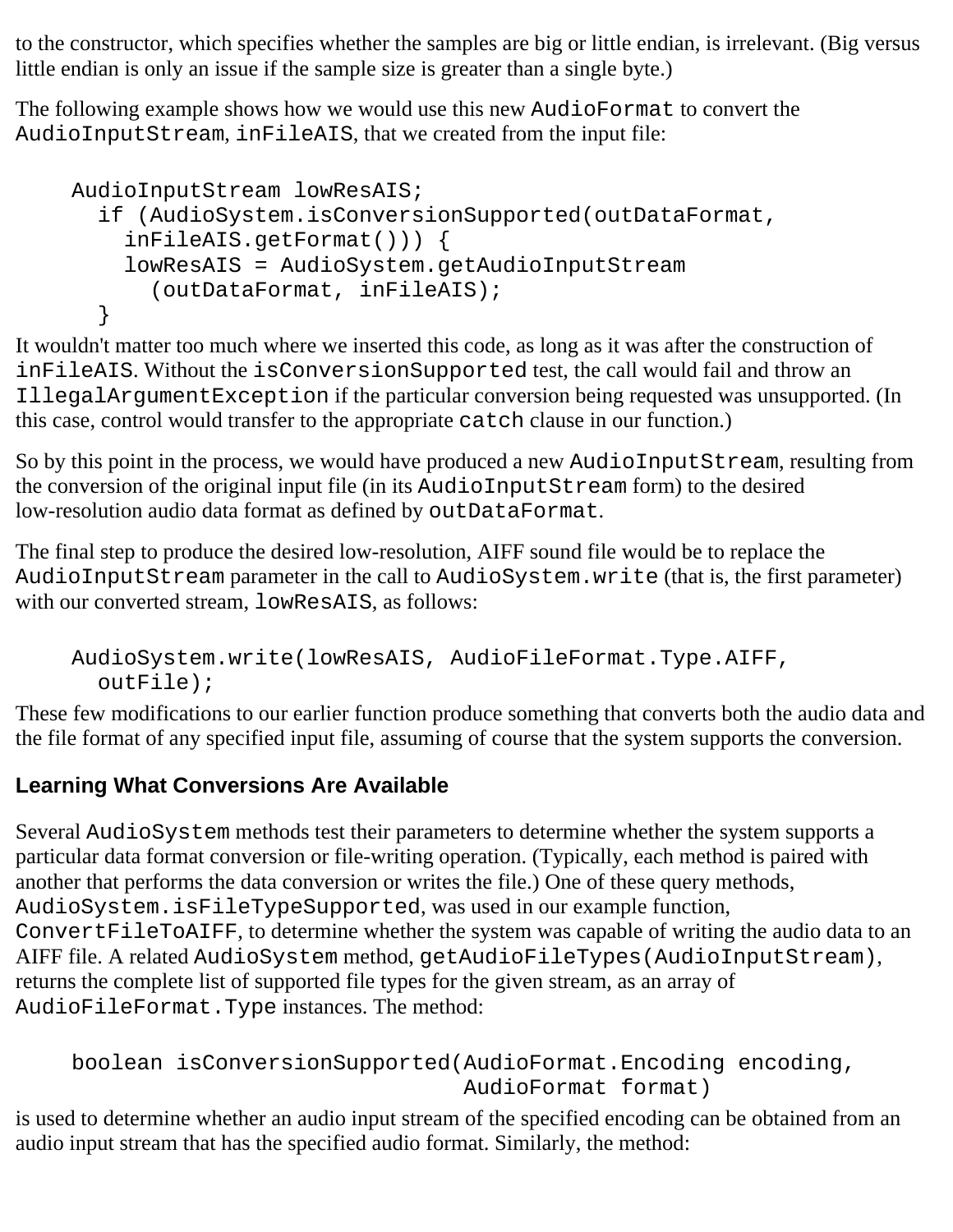to the constructor, which specifies whether the samples are big or little endian, is irrelevant. (Big versus little endian is only an issue if the sample size is greater than a single byte.)

The following example shows how we would use this new `AudioFormat` to convert the `AudioInputStream`, `inFileAIS`, that we created from the input file:

```
AudioInputStream lowResAIS;
  if (AudioSystem.isConversionSupported(outDataFormat,
    inFileAIS.getFormat())) {
    lowResAIS = AudioSystem.getAudioInputStream
      (outDataFormat, inFileAIS);
  }
```

It wouldn't matter too much where we inserted this code, as long as it was after the construction of `inFileAIS`. Without the `isConversionSupported` test, the call would fail and throw an `IllegalArgumentException` if the particular conversion being requested was unsupported. (In this case, control would transfer to the appropriate `catch` clause in our function.)

So by this point in the process, we would have produced a new `AudioInputStream`, resulting from the conversion of the original input file (in its `AudioInputStream` form) to the desired low-resolution audio data format as defined by `outDataFormat`.

The final step to produce the desired low-resolution, AIFF sound file would be to replace the `AudioInputStream` parameter in the call to `AudioSystem.write` (that is, the first parameter) with our converted stream, `lowResAIS`, as follows:

```
AudioSystem.write(lowResAIS, AudioFileFormat.Type.AIFF,
  outFile);
```

These few modifications to our earlier function produce something that converts both the audio data and the file format of any specified input file, assuming of course that the system supports the conversion.

### Learning What Conversions Are Available

Several `AudioSystem` methods test their parameters to determine whether the system supports a particular data format conversion or file-writing operation. (Typically, each method is paired with another that performs the data conversion or writes the file.) One of these query methods, `AudioSystem.isFileTypeSupported`, was used in our example function, `ConvertFileToAIFF`, to determine whether the system was capable of writing the audio data to an AIFF file. A related `AudioSystem` method, `getAudioFileTypes(AudioInputStream)`, returns the complete list of supported file types for the given stream, as an array of `AudioFileFormat.Type` instances. The method:

```
boolean isConversionSupported(AudioFormat.Encoding encoding,
                              AudioFormat format)
```

is used to determine whether an audio input stream of the specified encoding can be obtained from an audio input stream that has the specified audio format. Similarly, the method: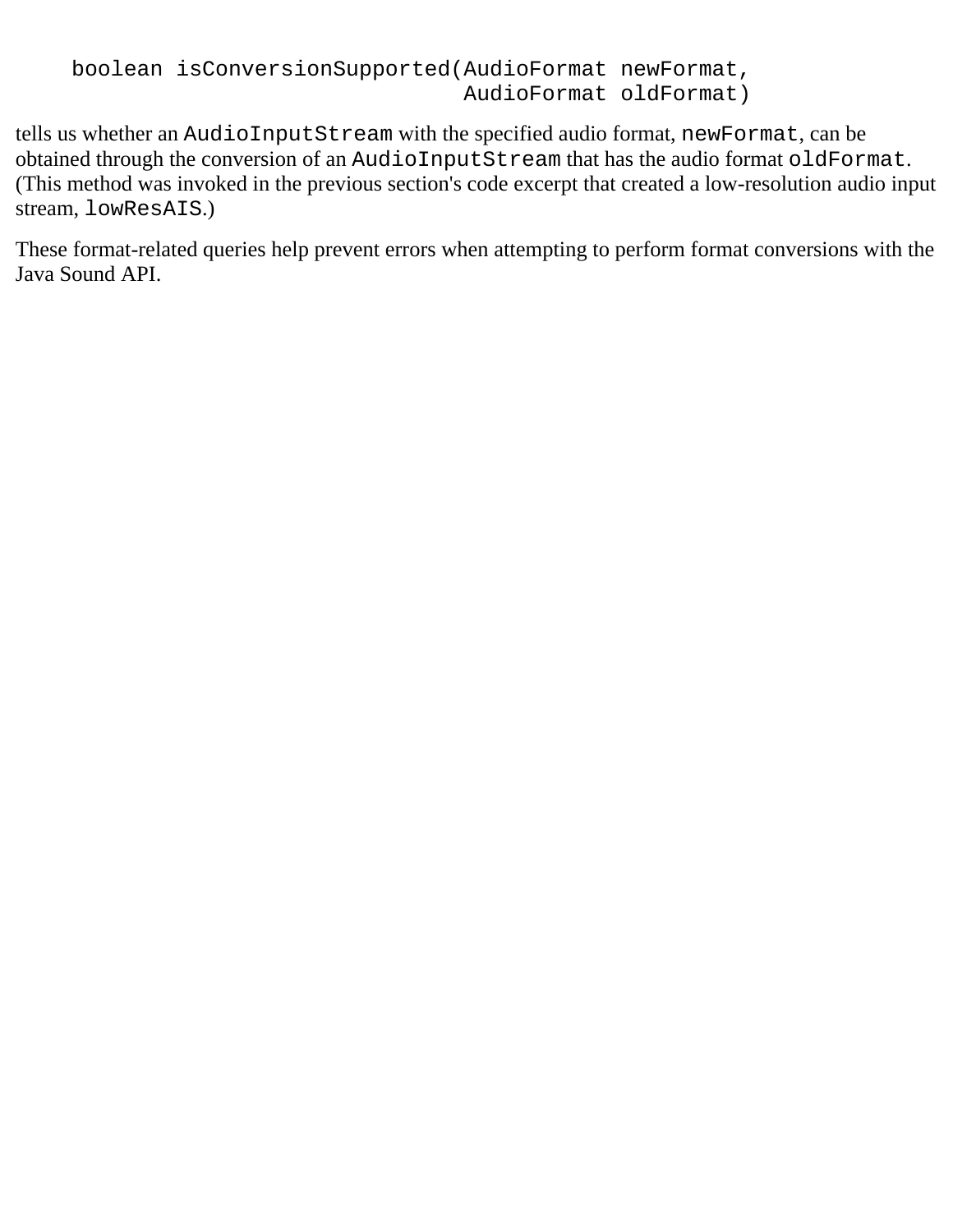```
    boolean isConversionSupported(AudioFormat newFormat,
                                  AudioFormat oldFormat)
```

tells us whether an `AudioInputStream` with the specified audio format, `newFormat`, can be obtained through the conversion of an `AudioInputStream` that has the audio format `oldFormat`. (This method was invoked in the previous section's code excerpt that created a low-resolution audio input stream, `lowResAIS`.)

These format-related queries help prevent errors when attempting to perform format conversions with the Java Sound API.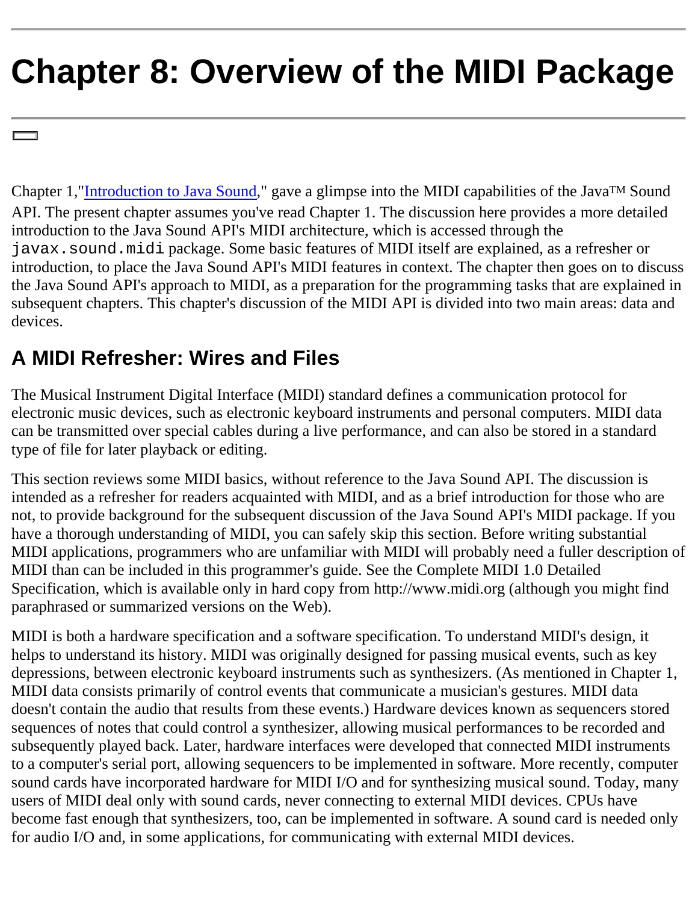# Chapter 8: Overview of the MIDI Package

Chapter 1,"Introduction to Java Sound," gave a glimpse into the MIDI capabilities of the Java™ Sound API. The present chapter assumes you've read Chapter 1. The discussion here provides a more detailed introduction to the Java Sound API's MIDI architecture, which is accessed through the `javax.sound.midi` package. Some basic features of MIDI itself are explained, as a refresher or introduction, to place the Java Sound API's MIDI features in context. The chapter then goes on to discuss the Java Sound API's approach to MIDI, as a preparation for the programming tasks that are explained in subsequent chapters. This chapter's discussion of the MIDI API is divided into two main areas: data and devices.

## A MIDI Refresher: Wires and Files

The Musical Instrument Digital Interface (MIDI) standard defines a communication protocol for electronic music devices, such as electronic keyboard instruments and personal computers. MIDI data can be transmitted over special cables during a live performance, and can also be stored in a standard type of file for later playback or editing.

This section reviews some MIDI basics, without reference to the Java Sound API. The discussion is intended as a refresher for readers acquainted with MIDI, and as a brief introduction for those who are not, to provide background for the subsequent discussion of the Java Sound API's MIDI package. If you have a thorough understanding of MIDI, you can safely skip this section. Before writing substantial MIDI applications, programmers who are unfamiliar with MIDI will probably need a fuller description of MIDI than can be included in this programmer's guide. See the Complete MIDI 1.0 Detailed Specification, which is available only in hard copy from http://www.midi.org (although you might find paraphrased or summarized versions on the Web).

MIDI is both a hardware specification and a software specification. To understand MIDI's design, it helps to understand its history. MIDI was originally designed for passing musical events, such as key depressions, between electronic keyboard instruments such as synthesizers. (As mentioned in Chapter 1, MIDI data consists primarily of control events that communicate a musician's gestures. MIDI data doesn't contain the audio that results from these events.) Hardware devices known as sequencers stored sequences of notes that could control a synthesizer, allowing musical performances to be recorded and subsequently played back. Later, hardware interfaces were developed that connected MIDI instruments to a computer's serial port, allowing sequencers to be implemented in software. More recently, computer sound cards have incorporated hardware for MIDI I/O and for synthesizing musical sound. Today, many users of MIDI deal only with sound cards, never connecting to external MIDI devices. CPUs have become fast enough that synthesizers, too, can be implemented in software. A sound card is needed only for audio I/O and, in some applications, for communicating with external MIDI devices.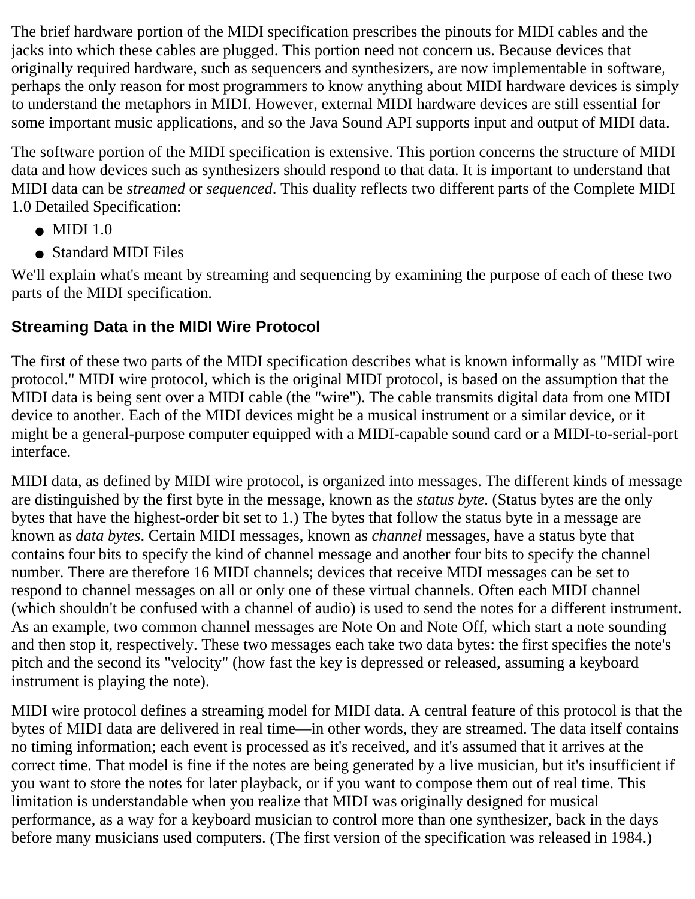The brief hardware portion of the MIDI specification prescribes the pinouts for MIDI cables and the jacks into which these cables are plugged. This portion need not concern us. Because devices that originally required hardware, such as sequencers and synthesizers, are now implementable in software, perhaps the only reason for most programmers to know anything about MIDI hardware devices is simply to understand the metaphors in MIDI. However, external MIDI hardware devices are still essential for some important music applications, and so the Java Sound API supports input and output of MIDI data.

The software portion of the MIDI specification is extensive. This portion concerns the structure of MIDI data and how devices such as synthesizers should respond to that data. It is important to understand that MIDI data can be *streamed* or *sequenced*. This duality reflects two different parts of the Complete MIDI 1.0 Detailed Specification:

- MIDI 1.0
- Standard MIDI Files

We'll explain what's meant by streaming and sequencing by examining the purpose of each of these two parts of the MIDI specification.

### Streaming Data in the MIDI Wire Protocol

The first of these two parts of the MIDI specification describes what is known informally as "MIDI wire protocol." MIDI wire protocol, which is the original MIDI protocol, is based on the assumption that the MIDI data is being sent over a MIDI cable (the "wire"). The cable transmits digital data from one MIDI device to another. Each of the MIDI devices might be a musical instrument or a similar device, or it might be a general-purpose computer equipped with a MIDI-capable sound card or a MIDI-to-serial-port interface.

MIDI data, as defined by MIDI wire protocol, is organized into messages. The different kinds of message are distinguished by the first byte in the message, known as the *status byte*. (Status bytes are the only bytes that have the highest-order bit set to 1.) The bytes that follow the status byte in a message are known as *data bytes*. Certain MIDI messages, known as *channel* messages, have a status byte that contains four bits to specify the kind of channel message and another four bits to specify the channel number. There are therefore 16 MIDI channels; devices that receive MIDI messages can be set to respond to channel messages on all or only one of these virtual channels. Often each MIDI channel (which shouldn't be confused with a channel of audio) is used to send the notes for a different instrument. As an example, two common channel messages are Note On and Note Off, which start a note sounding and then stop it, respectively. These two messages each take two data bytes: the first specifies the note's pitch and the second its "velocity" (how fast the key is depressed or released, assuming a keyboard instrument is playing the note).

MIDI wire protocol defines a streaming model for MIDI data. A central feature of this protocol is that the bytes of MIDI data are delivered in real time—in other words, they are streamed. The data itself contains no timing information; each event is processed as it's received, and it's assumed that it arrives at the correct time. That model is fine if the notes are being generated by a live musician, but it's insufficient if you want to store the notes for later playback, or if you want to compose them out of real time. This limitation is understandable when you realize that MIDI was originally designed for musical performance, as a way for a keyboard musician to control more than one synthesizer, back in the days before many musicians used computers. (The first version of the specification was released in 1984.)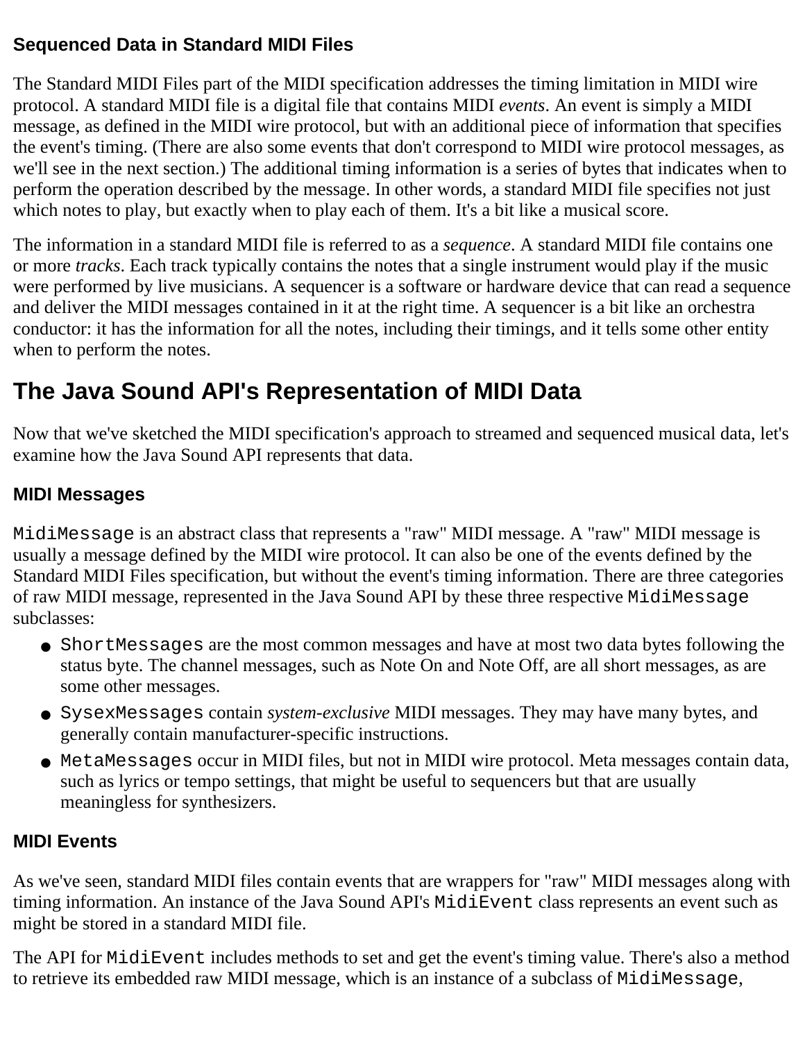### Sequenced Data in Standard MIDI Files

The Standard MIDI Files part of the MIDI specification addresses the timing limitation in MIDI wire protocol. A standard MIDI file is a digital file that contains MIDI *events*. An event is simply a MIDI message, as defined in the MIDI wire protocol, but with an additional piece of information that specifies the event's timing. (There are also some events that don't correspond to MIDI wire protocol messages, as we'll see in the next section.) The additional timing information is a series of bytes that indicates when to perform the operation described by the message. In other words, a standard MIDI file specifies not just which notes to play, but exactly when to play each of them. It's a bit like a musical score.

The information in a standard MIDI file is referred to as a *sequence*. A standard MIDI file contains one or more *tracks*. Each track typically contains the notes that a single instrument would play if the music were performed by live musicians. A sequencer is a software or hardware device that can read a sequence and deliver the MIDI messages contained in it at the right time. A sequencer is a bit like an orchestra conductor: it has the information for all the notes, including their timings, and it tells some other entity when to perform the notes.

## The Java Sound API's Representation of MIDI Data

Now that we've sketched the MIDI specification's approach to streamed and sequenced musical data, let's examine how the Java Sound API represents that data.

### MIDI Messages

`MidiMessage` is an abstract class that represents a "raw" MIDI message. A "raw" MIDI message is usually a message defined by the MIDI wire protocol. It can also be one of the events defined by the Standard MIDI Files specification, but without the event's timing information. There are three categories of raw MIDI message, represented in the Java Sound API by these three respective `MidiMessage` subclasses:

- `ShortMessages` are the most common messages and have at most two data bytes following the status byte. The channel messages, such as Note On and Note Off, are all short messages, as are some other messages.
- `SysexMessages` contain *system-exclusive* MIDI messages. They may have many bytes, and generally contain manufacturer-specific instructions.
- `MetaMessages` occur in MIDI files, but not in MIDI wire protocol. Meta messages contain data, such as lyrics or tempo settings, that might be useful to sequencers but that are usually meaningless for synthesizers.

### MIDI Events

As we've seen, standard MIDI files contain events that are wrappers for "raw" MIDI messages along with timing information. An instance of the Java Sound API's `MidiEvent` class represents an event such as might be stored in a standard MIDI file.

The API for `MidiEvent` includes methods to set and get the event's timing value. There's also a method to retrieve its embedded raw MIDI message, which is an instance of a subclass of `MidiMessage`,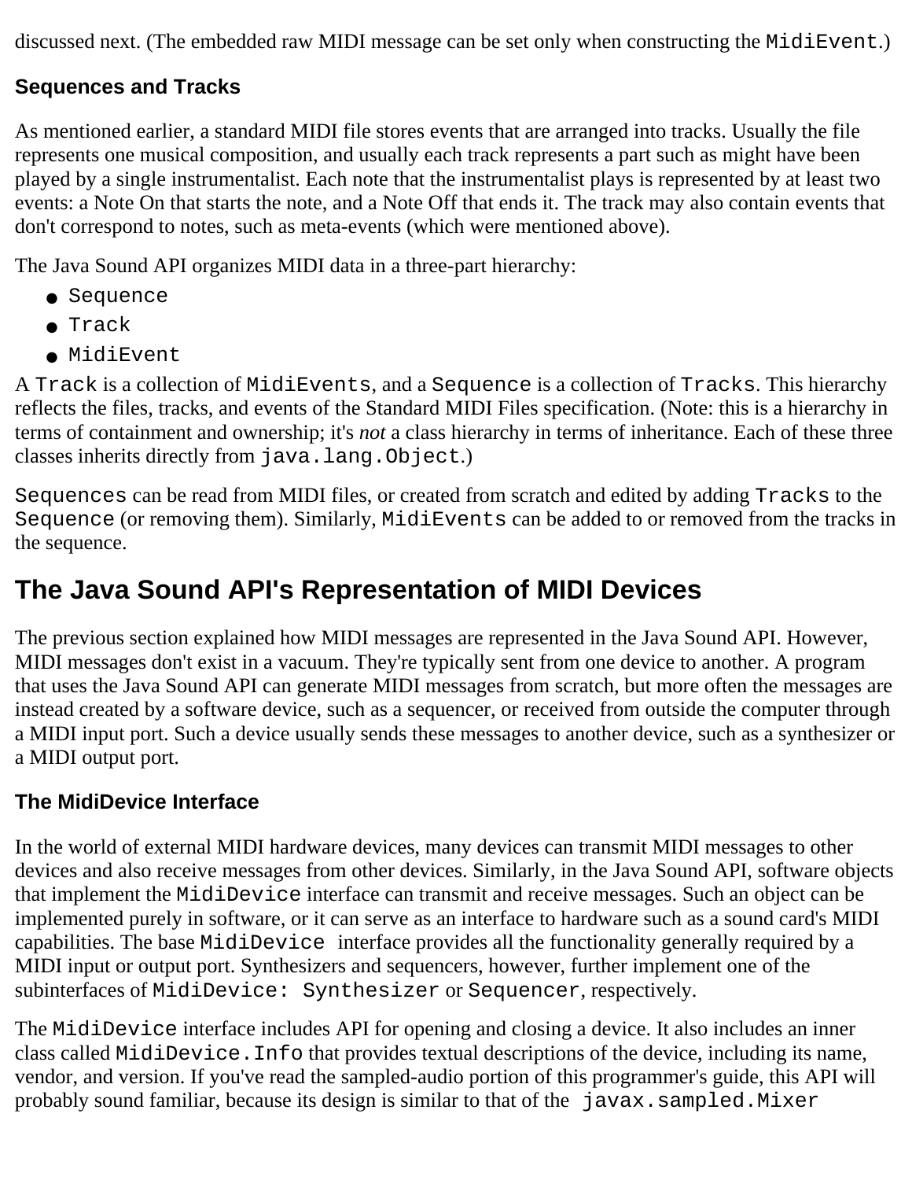discussed next. (The embedded raw MIDI message can be set only when constructing the `MidiEvent`.)

### Sequences and Tracks

As mentioned earlier, a standard MIDI file stores events that are arranged into tracks. Usually the file represents one musical composition, and usually each track represents a part such as might have been played by a single instrumentalist. Each note that the instrumentalist plays is represented by at least two events: a Note On that starts the note, and a Note Off that ends it. The track may also contain events that don't correspond to notes, such as meta-events (which were mentioned above).

The Java Sound API organizes MIDI data in a three-part hierarchy:

- `Sequence`
- `Track`
- `MidiEvent`

A `Track` is a collection of `MidiEvents`, and a `Sequence` is a collection of `Tracks`. This hierarchy reflects the files, tracks, and events of the Standard MIDI Files specification. (Note: this is a hierarchy in terms of containment and ownership; it's *not* a class hierarchy in terms of inheritance. Each of these three classes inherits directly from `java.lang.Object`.)

`Sequences` can be read from MIDI files, or created from scratch and edited by adding `Tracks` to the `Sequence` (or removing them). Similarly, `MidiEvents` can be added to or removed from the tracks in the sequence.

## The Java Sound API's Representation of MIDI Devices

The previous section explained how MIDI messages are represented in the Java Sound API. However, MIDI messages don't exist in a vacuum. They're typically sent from one device to another. A program that uses the Java Sound API can generate MIDI messages from scratch, but more often the messages are instead created by a software device, such as a sequencer, or received from outside the computer through a MIDI input port. Such a device usually sends these messages to another device, such as a synthesizer or a MIDI output port.

### The MidiDevice Interface

In the world of external MIDI hardware devices, many devices can transmit MIDI messages to other devices and also receive messages from other devices. Similarly, in the Java Sound API, software objects that implement the `MidiDevice` interface can transmit and receive messages. Such an object can be implemented purely in software, or it can serve as an interface to hardware such as a sound card's MIDI capabilities. The base `MidiDevice` interface provides all the functionality generally required by a MIDI input or output port. Synthesizers and sequencers, however, further implement one of the subinterfaces of `MidiDevice: Synthesizer` or `Sequencer`, respectively.

The `MidiDevice` interface includes API for opening and closing a device. It also includes an inner class called `MidiDevice.Info` that provides textual descriptions of the device, including its name, vendor, and version. If you've read the sampled-audio portion of this programmer's guide, this API will probably sound familiar, because its design is similar to that of the `javax.sampled.Mixer`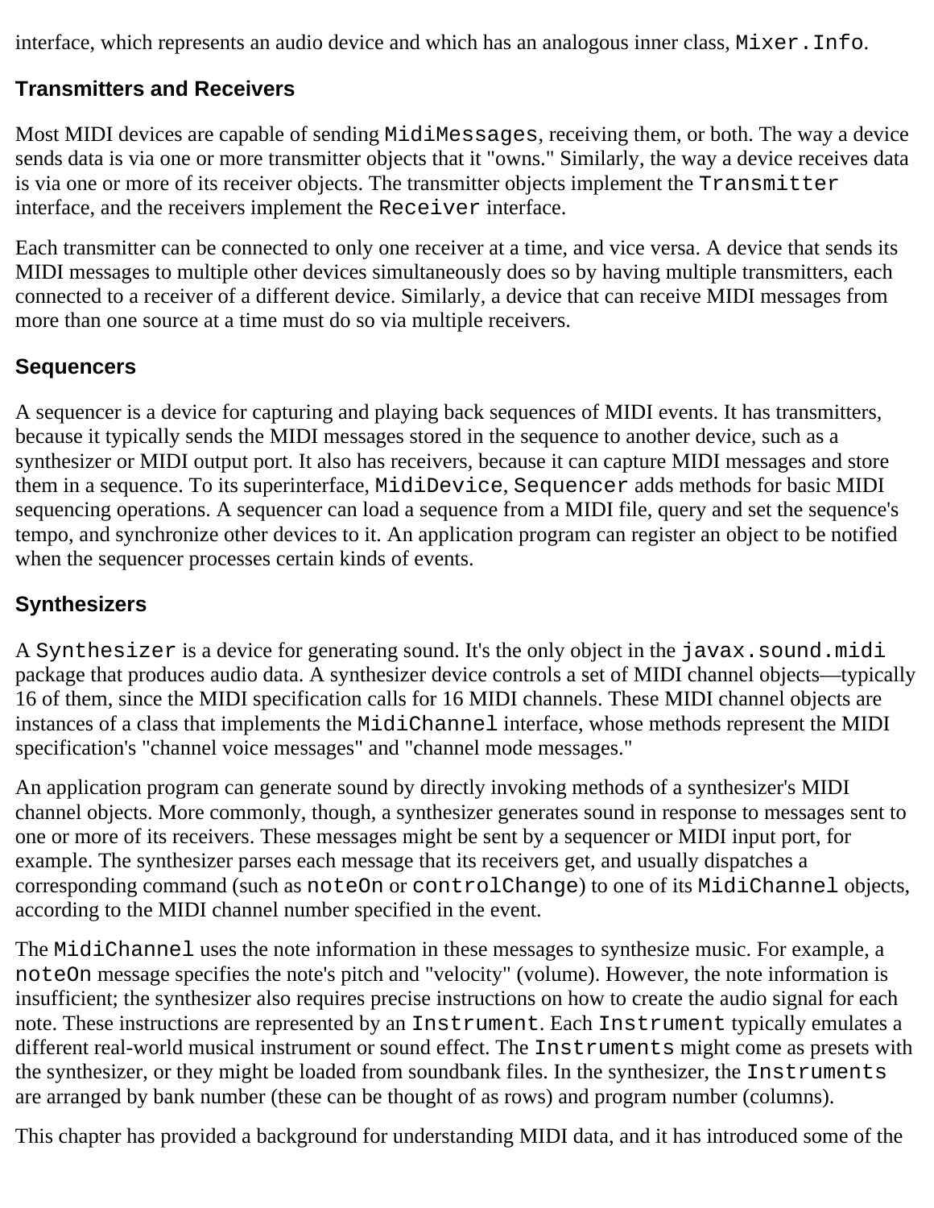interface, which represents an audio device and which has an analogous inner class, `Mixer.Info`.

### Transmitters and Receivers

Most MIDI devices are capable of sending `MidiMessages`, receiving them, or both. The way a device sends data is via one or more transmitter objects that it "owns." Similarly, the way a device receives data is via one or more of its receiver objects. The transmitter objects implement the `Transmitter` interface, and the receivers implement the `Receiver` interface.

Each transmitter can be connected to only one receiver at a time, and vice versa. A device that sends its MIDI messages to multiple other devices simultaneously does so by having multiple transmitters, each connected to a receiver of a different device. Similarly, a device that can receive MIDI messages from more than one source at a time must do so via multiple receivers.

### Sequencers

A sequencer is a device for capturing and playing back sequences of MIDI events. It has transmitters, because it typically sends the MIDI messages stored in the sequence to another device, such as a synthesizer or MIDI output port. It also has receivers, because it can capture MIDI messages and store them in a sequence. To its superinterface, `MidiDevice`, `Sequencer` adds methods for basic MIDI sequencing operations. A sequencer can load a sequence from a MIDI file, query and set the sequence's tempo, and synchronize other devices to it. An application program can register an object to be notified when the sequencer processes certain kinds of events.

### Synthesizers

A `Synthesizer` is a device for generating sound. It's the only object in the `javax.sound.midi` package that produces audio data. A synthesizer device controls a set of MIDI channel objects—typically 16 of them, since the MIDI specification calls for 16 MIDI channels. These MIDI channel objects are instances of a class that implements the `MidiChannel` interface, whose methods represent the MIDI specification's "channel voice messages" and "channel mode messages."

An application program can generate sound by directly invoking methods of a synthesizer's MIDI channel objects. More commonly, though, a synthesizer generates sound in response to messages sent to one or more of its receivers. These messages might be sent by a sequencer or MIDI input port, for example. The synthesizer parses each message that its receivers get, and usually dispatches a corresponding command (such as `noteOn` or `controlChange`) to one of its `MidiChannel` objects, according to the MIDI channel number specified in the event.

The `MidiChannel` uses the note information in these messages to synthesize music. For example, a `noteOn` message specifies the note's pitch and "velocity" (volume). However, the note information is insufficient; the synthesizer also requires precise instructions on how to create the audio signal for each note. These instructions are represented by an `Instrument`. Each `Instrument` typically emulates a different real-world musical instrument or sound effect. The `Instruments` might come as presets with the synthesizer, or they might be loaded from soundbank files. In the synthesizer, the `Instruments` are arranged by bank number (these can be thought of as rows) and program number (columns).

This chapter has provided a background for understanding MIDI data, and it has introduced some of the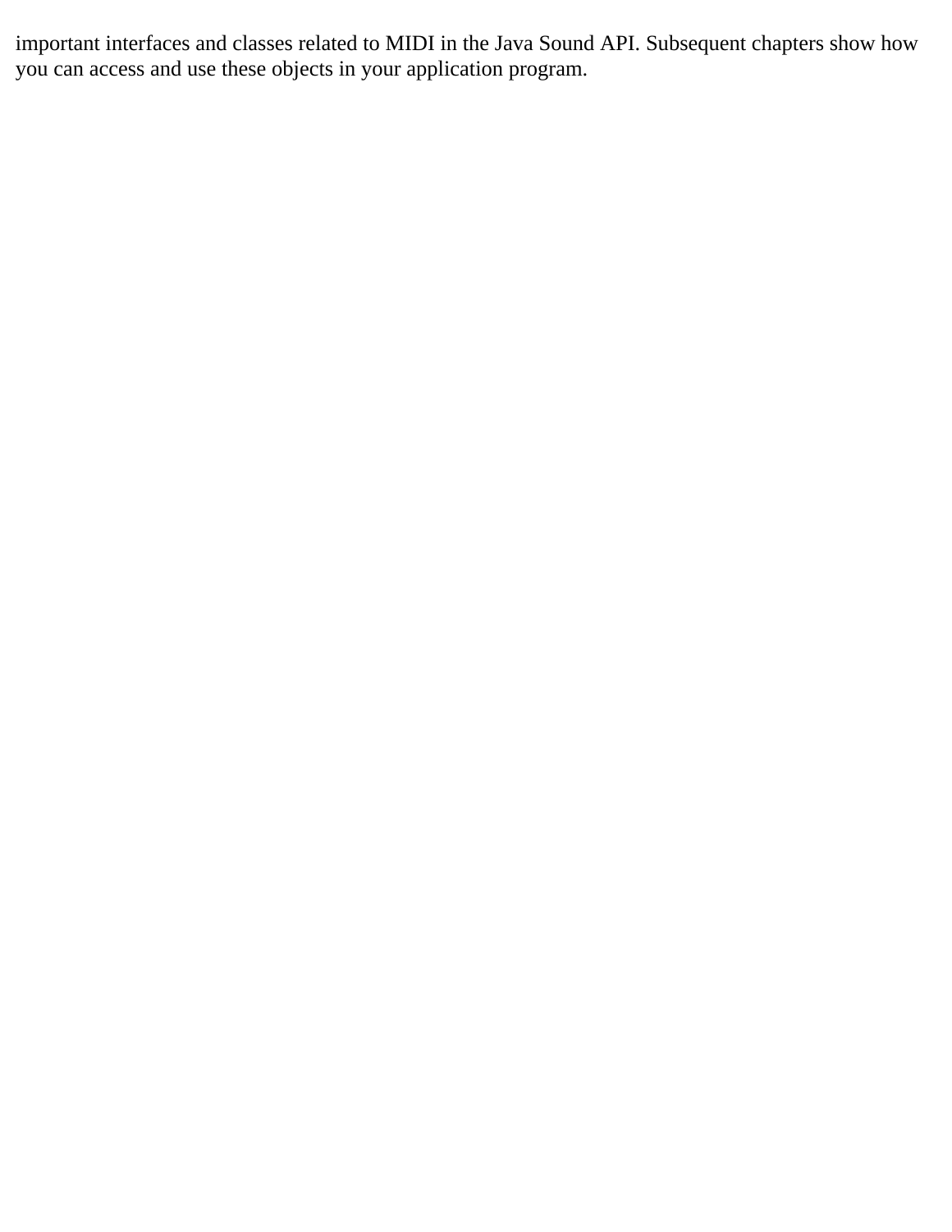important interfaces and classes related to MIDI in the Java Sound API. Subsequent chapters show how you can access and use these objects in your application program.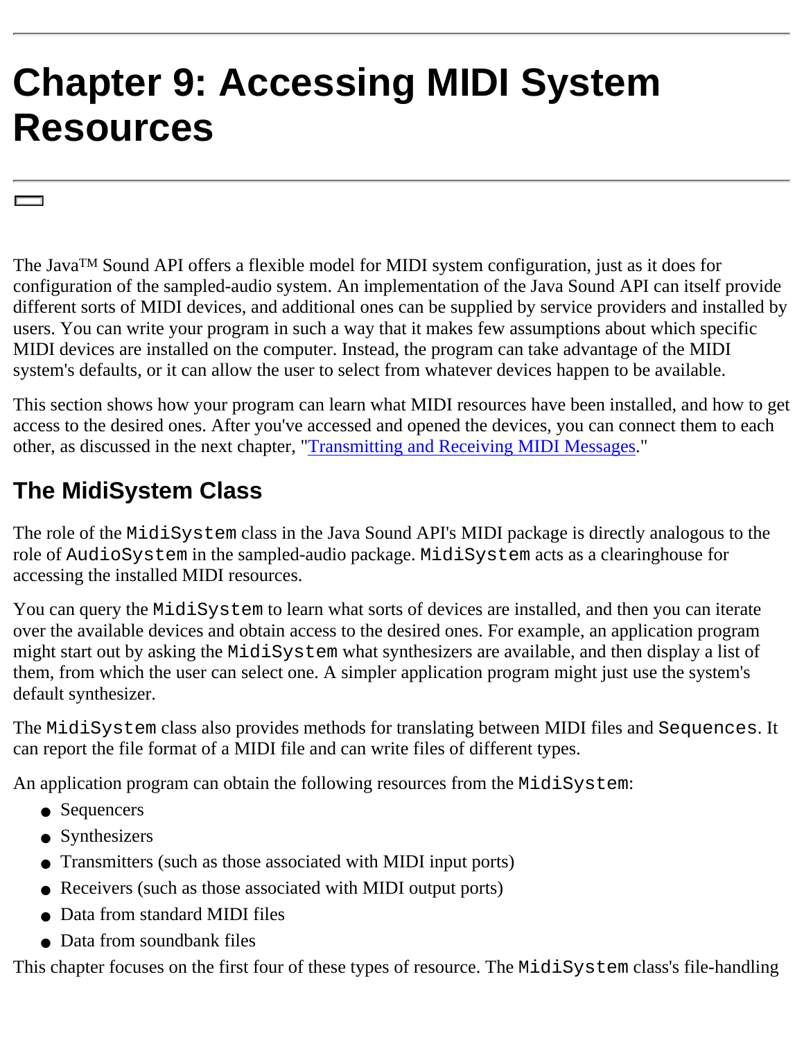# Chapter 9: Accessing MIDI System Resources

The Java™ Sound API offers a flexible model for MIDI system configuration, just as it does for configuration of the sampled-audio system. An implementation of the Java Sound API can itself provide different sorts of MIDI devices, and additional ones can be supplied by service providers and installed by users. You can write your program in such a way that it makes few assumptions about which specific MIDI devices are installed on the computer. Instead, the program can take advantage of the MIDI system's defaults, or it can allow the user to select from whatever devices happen to be available.

This section shows how your program can learn what MIDI resources have been installed, and how to get access to the desired ones. After you've accessed and opened the devices, you can connect them to each other, as discussed in the next chapter, "Transmitting and Receiving MIDI Messages."

## The MidiSystem Class

The role of the `MidiSystem` class in the Java Sound API's MIDI package is directly analogous to the role of `AudioSystem` in the sampled-audio package. `MidiSystem` acts as a clearinghouse for accessing the installed MIDI resources.

You can query the `MidiSystem` to learn what sorts of devices are installed, and then you can iterate over the available devices and obtain access to the desired ones. For example, an application program might start out by asking the `MidiSystem` what synthesizers are available, and then display a list of them, from which the user can select one. A simpler application program might just use the system's default synthesizer.

The `MidiSystem` class also provides methods for translating between MIDI files and `Sequences`. It can report the file format of a MIDI file and can write files of different types.

An application program can obtain the following resources from the `MidiSystem`:

- Sequencers
- Synthesizers
- Transmitters (such as those associated with MIDI input ports)
- Receivers (such as those associated with MIDI output ports)
- Data from standard MIDI files
- Data from soundbank files

This chapter focuses on the first four of these types of resource. The `MidiSystem` class's file-handling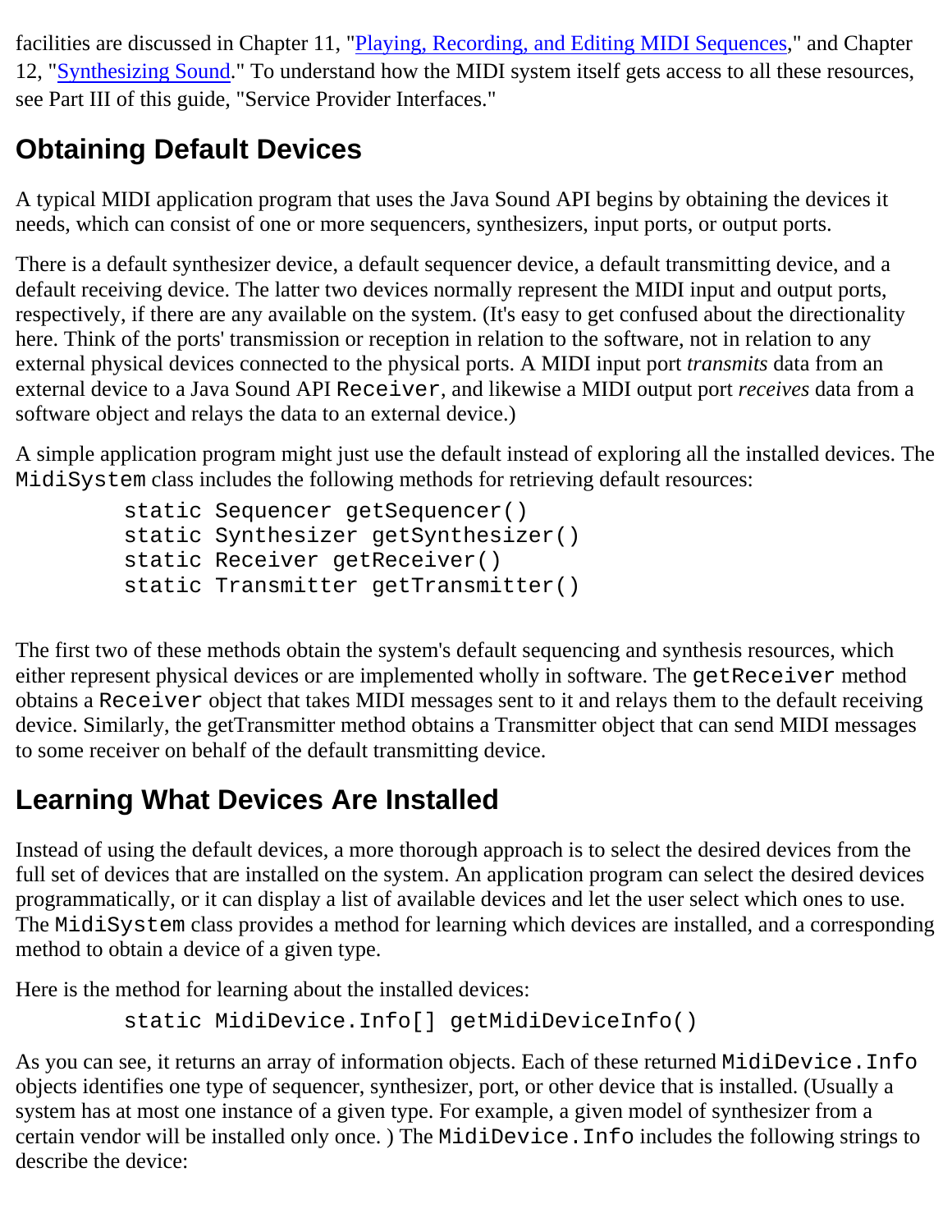facilities are discussed in Chapter 11, "Playing, Recording, and Editing MIDI Sequences," and Chapter 12, "Synthesizing Sound." To understand how the MIDI system itself gets access to all these resources, see Part III of this guide, "Service Provider Interfaces."

## Obtaining Default Devices

A typical MIDI application program that uses the Java Sound API begins by obtaining the devices it needs, which can consist of one or more sequencers, synthesizers, input ports, or output ports.

There is a default synthesizer device, a default sequencer device, a default transmitting device, and a default receiving device. The latter two devices normally represent the MIDI input and output ports, respectively, if there are any available on the system. (It's easy to get confused about the directionality here. Think of the ports' transmission or reception in relation to the software, not in relation to any external physical devices connected to the physical ports. A MIDI input port *transmits* data from an external device to a Java Sound API `Receiver`, and likewise a MIDI output port *receives* data from a software object and relays the data to an external device.)

A simple application program might just use the default instead of exploring all the installed devices. The `MidiSystem` class includes the following methods for retrieving default resources:

```
static Sequencer getSequencer()
static Synthesizer getSynthesizer()
static Receiver getReceiver()
static Transmitter getTransmitter()
```

The first two of these methods obtain the system's default sequencing and synthesis resources, which either represent physical devices or are implemented wholly in software. The `getReceiver` method obtains a `Receiver` object that takes MIDI messages sent to it and relays them to the default receiving device. Similarly, the getTransmitter method obtains a Transmitter object that can send MIDI messages to some receiver on behalf of the default transmitting device.

## Learning What Devices Are Installed

Instead of using the default devices, a more thorough approach is to select the desired devices from the full set of devices that are installed on the system. An application program can select the desired devices programmatically, or it can display a list of available devices and let the user select which ones to use. The `MidiSystem` class provides a method for learning which devices are installed, and a corresponding method to obtain a device of a given type.

Here is the method for learning about the installed devices:

```
static MidiDevice.Info[] getMidiDeviceInfo()
```

As you can see, it returns an array of information objects. Each of these returned `MidiDevice.Info` objects identifies one type of sequencer, synthesizer, port, or other device that is installed. (Usually a system has at most one instance of a given type. For example, a given model of synthesizer from a certain vendor will be installed only once. ) The `MidiDevice.Info` includes the following strings to describe the device: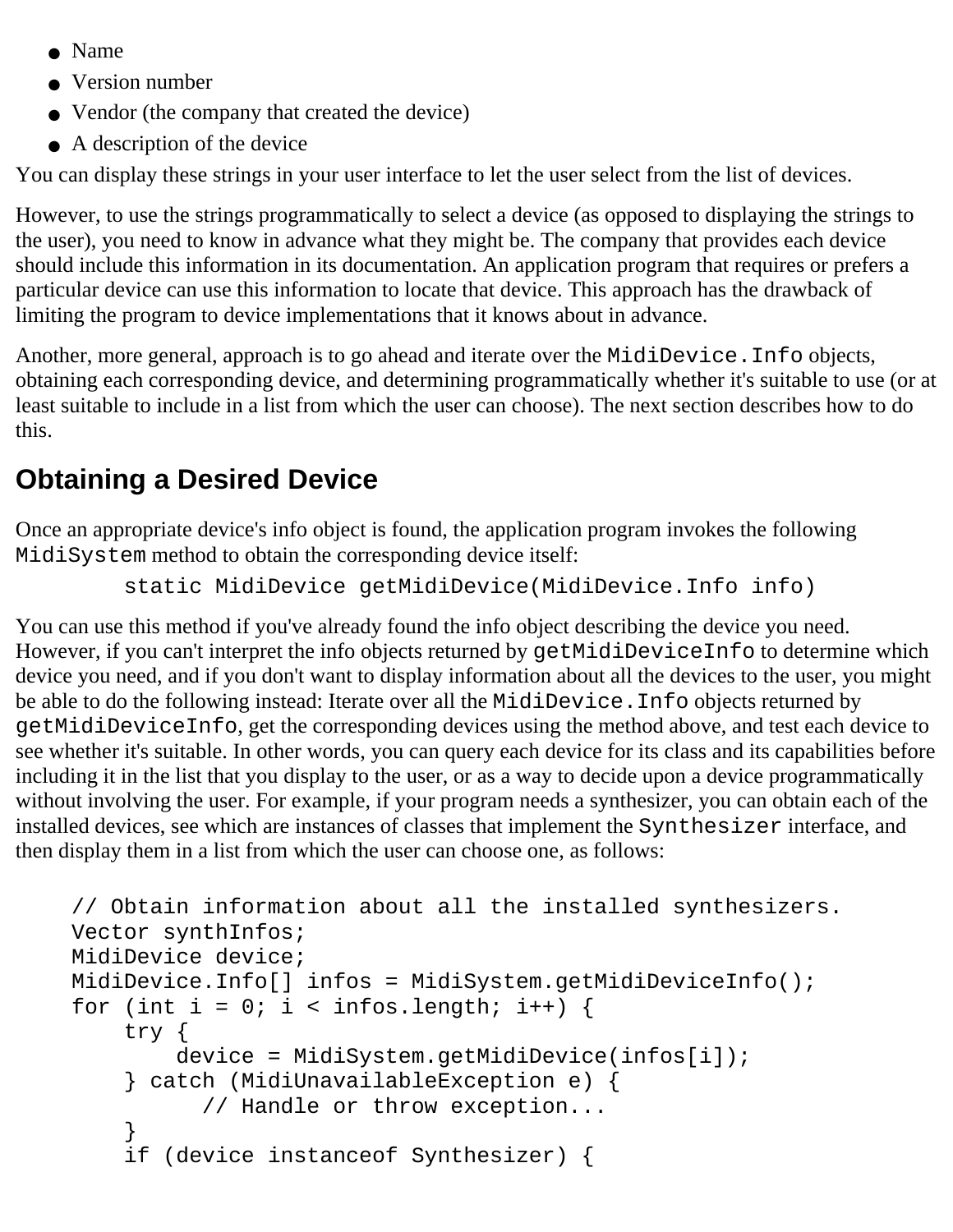- Name
- Version number
- Vendor (the company that created the device)
- A description of the device

You can display these strings in your user interface to let the user select from the list of devices.

However, to use the strings programmatically to select a device (as opposed to displaying the strings to the user), you need to know in advance what they might be. The company that provides each device should include this information in its documentation. An application program that requires or prefers a particular device can use this information to locate that device. This approach has the drawback of limiting the program to device implementations that it knows about in advance.

Another, more general, approach is to go ahead and iterate over the `MidiDevice.Info` objects, obtaining each corresponding device, and determining programmatically whether it's suitable to use (or at least suitable to include in a list from which the user can choose). The next section describes how to do this.

## Obtaining a Desired Device

Once an appropriate device's info object is found, the application program invokes the following `MidiSystem` method to obtain the corresponding device itself:

```
static MidiDevice getMidiDevice(MidiDevice.Info info)
```

You can use this method if you've already found the info object describing the device you need. However, if you can't interpret the info objects returned by `getMidiDeviceInfo` to determine which device you need, and if you don't want to display information about all the devices to the user, you might be able to do the following instead: Iterate over all the `MidiDevice.Info` objects returned by `getMidiDeviceInfo`, get the corresponding devices using the method above, and test each device to see whether it's suitable. In other words, you can query each device for its class and its capabilities before including it in the list that you display to the user, or as a way to decide upon a device programmatically without involving the user. For example, if your program needs a synthesizer, you can obtain each of the installed devices, see which are instances of classes that implement the `Synthesizer` interface, and then display them in a list from which the user can choose one, as follows:

```
// Obtain information about all the installed synthesizers.
Vector synthInfos;
MidiDevice device;
MidiDevice.Info[] infos = MidiSystem.getMidiDeviceInfo();
for (int i = 0; i < infos.length; i++) {
    try {
        device = MidiSystem.getMidiDevice(infos[i]);
    } catch (MidiUnavailableException e) {
          // Handle or throw exception...
    }
    if (device instanceof Synthesizer) {
```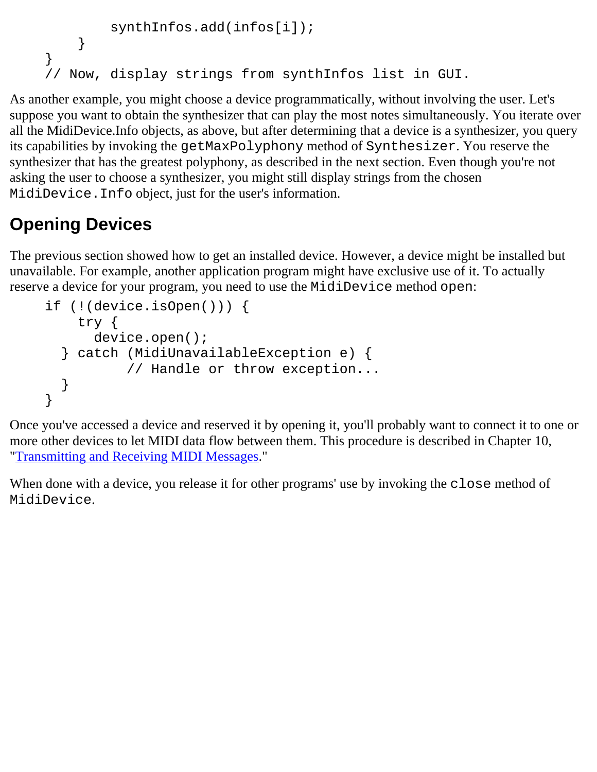```
            synthInfos.add(infos[i]);
        }
    }
    // Now, display strings from synthInfos list in GUI.
```

As another example, you might choose a device programmatically, without involving the user. Let's suppose you want to obtain the synthesizer that can play the most notes simultaneously. You iterate over all the MidiDevice.Info objects, as above, but after determining that a device is a synthesizer, you query its capabilities by invoking the `getMaxPolyphony` method of `Synthesizer`. You reserve the synthesizer that has the greatest polyphony, as described in the next section. Even though you're not asking the user to choose a synthesizer, you might still display strings from the chosen `MidiDevice.Info` object, just for the user's information.

## Opening Devices

The previous section showed how to get an installed device. However, a device might be installed but unavailable. For example, another application program might have exclusive use of it. To actually reserve a device for your program, you need to use the `MidiDevice` method `open`:

```
    if (!(device.isOpen())) {
        try {
          device.open();
      } catch (MidiUnavailableException e) {
              // Handle or throw exception...
      }
    }
```

Once you've accessed a device and reserved it by opening it, you'll probably want to connect it to one or more other devices to let MIDI data flow between them. This procedure is described in Chapter 10, "Transmitting and Receiving MIDI Messages."

When done with a device, you release it for other programs' use by invoking the `close` method of `MidiDevice`.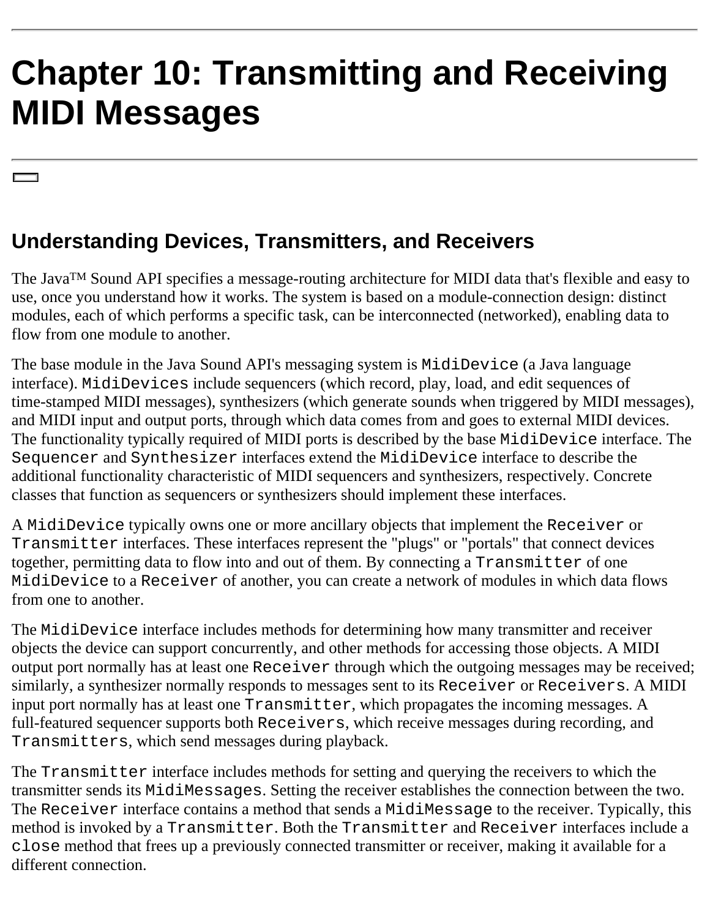# Chapter 10: Transmitting and Receiving MIDI Messages

## Understanding Devices, Transmitters, and Receivers

The Java™ Sound API specifies a message-routing architecture for MIDI data that's flexible and easy to use, once you understand how it works. The system is based on a module-connection design: distinct modules, each of which performs a specific task, can be interconnected (networked), enabling data to flow from one module to another.

The base module in the Java Sound API's messaging system is `MidiDevice` (a Java language interface). `MidiDevices` include sequencers (which record, play, load, and edit sequences of time-stamped MIDI messages), synthesizers (which generate sounds when triggered by MIDI messages), and MIDI input and output ports, through which data comes from and goes to external MIDI devices. The functionality typically required of MIDI ports is described by the base `MidiDevice` interface. The `Sequencer` and `Synthesizer` interfaces extend the `MidiDevice` interface to describe the additional functionality characteristic of MIDI sequencers and synthesizers, respectively. Concrete classes that function as sequencers or synthesizers should implement these interfaces.

A `MidiDevice` typically owns one or more ancillary objects that implement the `Receiver` or `Transmitter` interfaces. These interfaces represent the "plugs" or "portals" that connect devices together, permitting data to flow into and out of them. By connecting a `Transmitter` of one `MidiDevice` to a `Receiver` of another, you can create a network of modules in which data flows from one to another.

The `MidiDevice` interface includes methods for determining how many transmitter and receiver objects the device can support concurrently, and other methods for accessing those objects. A MIDI output port normally has at least one `Receiver` through which the outgoing messages may be received; similarly, a synthesizer normally responds to messages sent to its `Receiver` or `Receivers`. A MIDI input port normally has at least one `Transmitter`, which propagates the incoming messages. A full-featured sequencer supports both `Receivers`, which receive messages during recording, and `Transmitters`, which send messages during playback.

The `Transmitter` interface includes methods for setting and querying the receivers to which the transmitter sends its `MidiMessages`. Setting the receiver establishes the connection between the two. The `Receiver` interface contains a method that sends a `MidiMessage` to the receiver. Typically, this method is invoked by a `Transmitter`. Both the `Transmitter` and `Receiver` interfaces include a `close` method that frees up a previously connected transmitter or receiver, making it available for a different connection.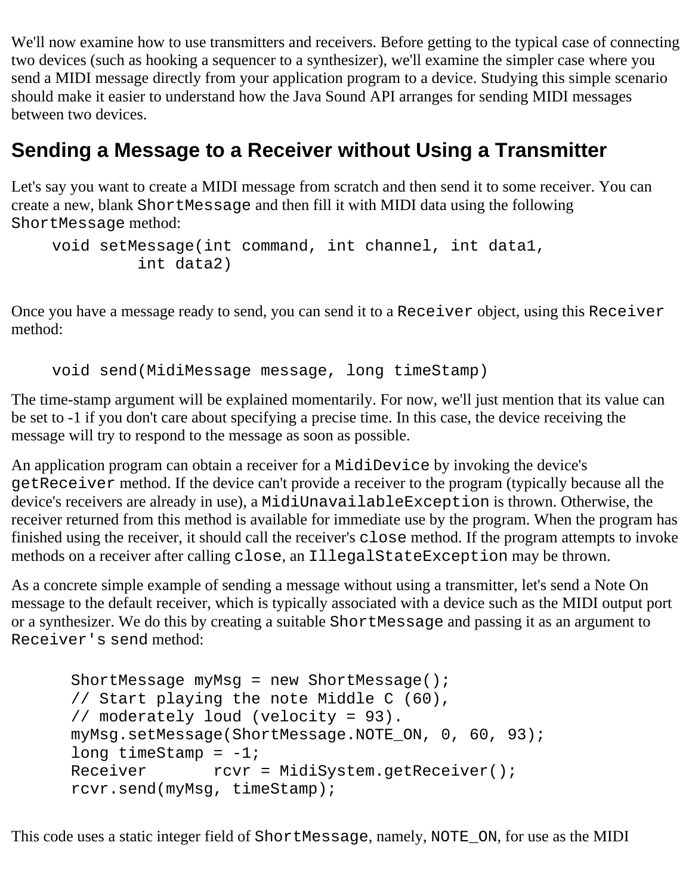We'll now examine how to use transmitters and receivers. Before getting to the typical case of connecting two devices (such as hooking a sequencer to a synthesizer), we'll examine the simpler case where you send a MIDI message directly from your application program to a device. Studying this simple scenario should make it easier to understand how the Java Sound API arranges for sending MIDI messages between two devices.

## Sending a Message to a Receiver without Using a Transmitter

Let's say you want to create a MIDI message from scratch and then send it to some receiver. You can create a new, blank `ShortMessage` and then fill it with MIDI data using the following `ShortMessage` method:

```
void setMessage(int command, int channel, int data1,
         int data2)
```

Once you have a message ready to send, you can send it to a `Receiver` object, using this `Receiver` method:

```
void send(MidiMessage message, long timeStamp)
```

The time-stamp argument will be explained momentarily. For now, we'll just mention that its value can be set to -1 if you don't care about specifying a precise time. In this case, the device receiving the message will try to respond to the message as soon as possible.

An application program can obtain a receiver for a `MidiDevice` by invoking the device's `getReceiver` method. If the device can't provide a receiver to the program (typically because all the device's receivers are already in use), a `MidiUnavailableException` is thrown. Otherwise, the receiver returned from this method is available for immediate use by the program. When the program has finished using the receiver, it should call the receiver's `close` method. If the program attempts to invoke methods on a receiver after calling `close`, an `IllegalStateException` may be thrown.

As a concrete simple example of sending a message without using a transmitter, let's send a Note On message to the default receiver, which is typically associated with a device such as the MIDI output port or a synthesizer. We do this by creating a suitable `ShortMessage` and passing it as an argument to `Receiver's send` method:

```
ShortMessage myMsg = new ShortMessage();
// Start playing the note Middle C (60),
// moderately loud (velocity = 93).
myMsg.setMessage(ShortMessage.NOTE_ON, 0, 60, 93);
long timeStamp = -1;
Receiver       rcvr = MidiSystem.getReceiver();
rcvr.send(myMsg, timeStamp);
```

This code uses a static integer field of `ShortMessage`, namely, `NOTE_ON`, for use as the MIDI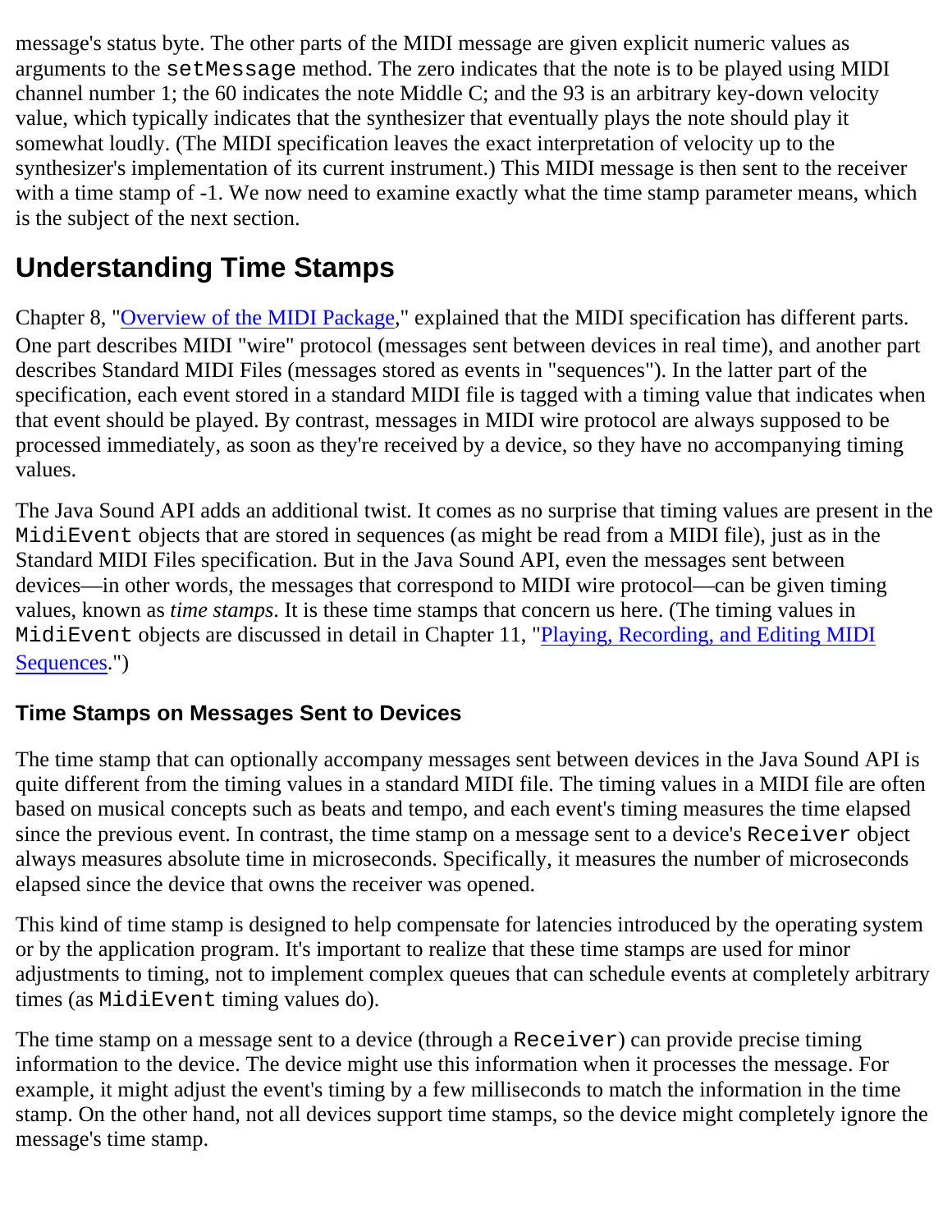message's status byte. The other parts of the MIDI message are given explicit numeric values as arguments to the `setMessage` method. The zero indicates that the note is to be played using MIDI channel number 1; the 60 indicates the note Middle C; and the 93 is an arbitrary key-down velocity value, which typically indicates that the synthesizer that eventually plays the note should play it somewhat loudly. (The MIDI specification leaves the exact interpretation of velocity up to the synthesizer's implementation of its current instrument.) This MIDI message is then sent to the receiver with a time stamp of -1. We now need to examine exactly what the time stamp parameter means, which is the subject of the next section.

## Understanding Time Stamps

Chapter 8, "Overview of the MIDI Package," explained that the MIDI specification has different parts. One part describes MIDI "wire" protocol (messages sent between devices in real time), and another part describes Standard MIDI Files (messages stored as events in "sequences"). In the latter part of the specification, each event stored in a standard MIDI file is tagged with a timing value that indicates when that event should be played. By contrast, messages in MIDI wire protocol are always supposed to be processed immediately, as soon as they're received by a device, so they have no accompanying timing values.

The Java Sound API adds an additional twist. It comes as no surprise that timing values are present in the `MidiEvent` objects that are stored in sequences (as might be read from a MIDI file), just as in the Standard MIDI Files specification. But in the Java Sound API, even the messages sent between devices—in other words, the messages that correspond to MIDI wire protocol—can be given timing values, known as *time stamps*. It is these time stamps that concern us here. (The timing values in `MidiEvent` objects are discussed in detail in Chapter 11, "Playing, Recording, and Editing MIDI Sequences.")

### Time Stamps on Messages Sent to Devices

The time stamp that can optionally accompany messages sent between devices in the Java Sound API is quite different from the timing values in a standard MIDI file. The timing values in a MIDI file are often based on musical concepts such as beats and tempo, and each event's timing measures the time elapsed since the previous event. In contrast, the time stamp on a message sent to a device's `Receiver` object always measures absolute time in microseconds. Specifically, it measures the number of microseconds elapsed since the device that owns the receiver was opened.

This kind of time stamp is designed to help compensate for latencies introduced by the operating system or by the application program. It's important to realize that these time stamps are used for minor adjustments to timing, not to implement complex queues that can schedule events at completely arbitrary times (as `MidiEvent` timing values do).

The time stamp on a message sent to a device (through a `Receiver`) can provide precise timing information to the device. The device might use this information when it processes the message. For example, it might adjust the event's timing by a few milliseconds to match the information in the time stamp. On the other hand, not all devices support time stamps, so the device might completely ignore the message's time stamp.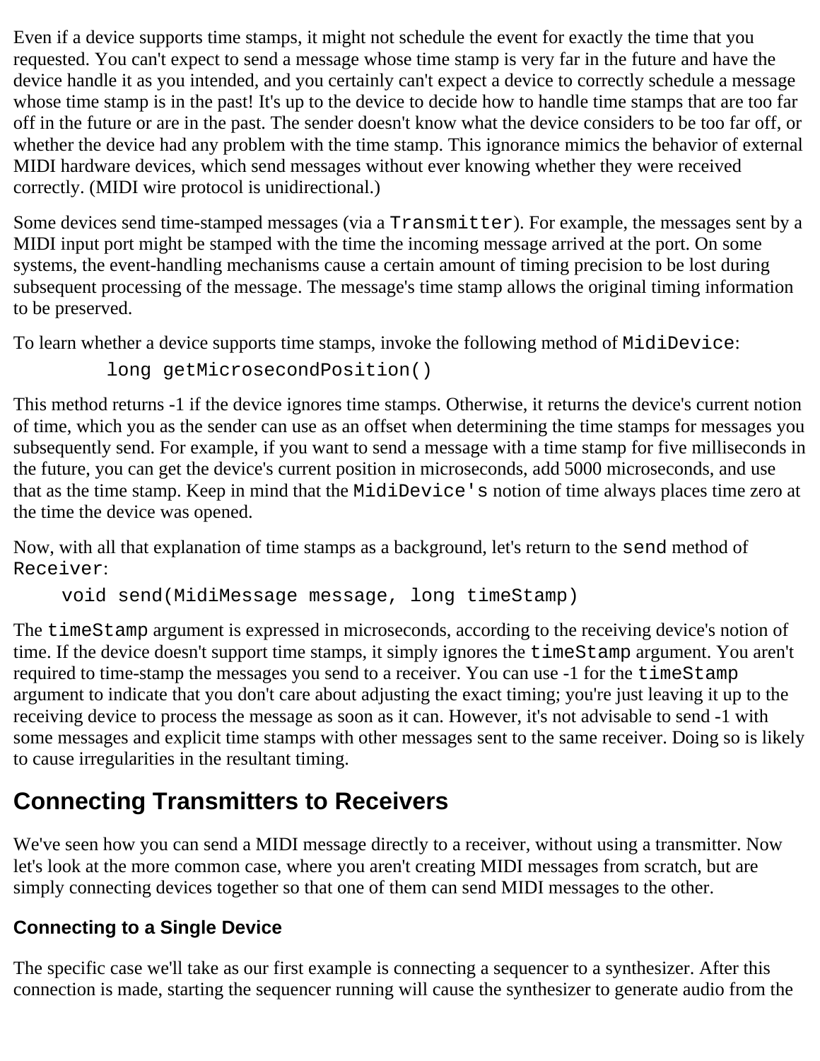Even if a device supports time stamps, it might not schedule the event for exactly the time that you requested. You can't expect to send a message whose time stamp is very far in the future and have the device handle it as you intended, and you certainly can't expect a device to correctly schedule a message whose time stamp is in the past! It's up to the device to decide how to handle time stamps that are too far off in the future or are in the past. The sender doesn't know what the device considers to be too far off, or whether the device had any problem with the time stamp. This ignorance mimics the behavior of external MIDI hardware devices, which send messages without ever knowing whether they were received correctly. (MIDI wire protocol is unidirectional.)

Some devices send time-stamped messages (via a `Transmitter`). For example, the messages sent by a MIDI input port might be stamped with the time the incoming message arrived at the port. On some systems, the event-handling mechanisms cause a certain amount of timing precision to be lost during subsequent processing of the message. The message's time stamp allows the original timing information to be preserved.

To learn whether a device supports time stamps, invoke the following method of `MidiDevice`:

```
long getMicrosecondPosition()
```

This method returns -1 if the device ignores time stamps. Otherwise, it returns the device's current notion of time, which you as the sender can use as an offset when determining the time stamps for messages you subsequently send. For example, if you want to send a message with a time stamp for five milliseconds in the future, you can get the device's current position in microseconds, add 5000 microseconds, and use that as the time stamp. Keep in mind that the `MidiDevice's` notion of time always places time zero at the time the device was opened.

Now, with all that explanation of time stamps as a background, let's return to the `send` method of `Receiver`:

```
void send(MidiMessage message, long timeStamp)
```

The `timeStamp` argument is expressed in microseconds, according to the receiving device's notion of time. If the device doesn't support time stamps, it simply ignores the `timeStamp` argument. You aren't required to time-stamp the messages you send to a receiver. You can use -1 for the `timeStamp` argument to indicate that you don't care about adjusting the exact timing; you're just leaving it up to the receiving device to process the message as soon as it can. However, it's not advisable to send -1 with some messages and explicit time stamps with other messages sent to the same receiver. Doing so is likely to cause irregularities in the resultant timing.

## Connecting Transmitters to Receivers

We've seen how you can send a MIDI message directly to a receiver, without using a transmitter. Now let's look at the more common case, where you aren't creating MIDI messages from scratch, but are simply connecting devices together so that one of them can send MIDI messages to the other.

### Connecting to a Single Device

The specific case we'll take as our first example is connecting a sequencer to a synthesizer. After this connection is made, starting the sequencer running will cause the synthesizer to generate audio from the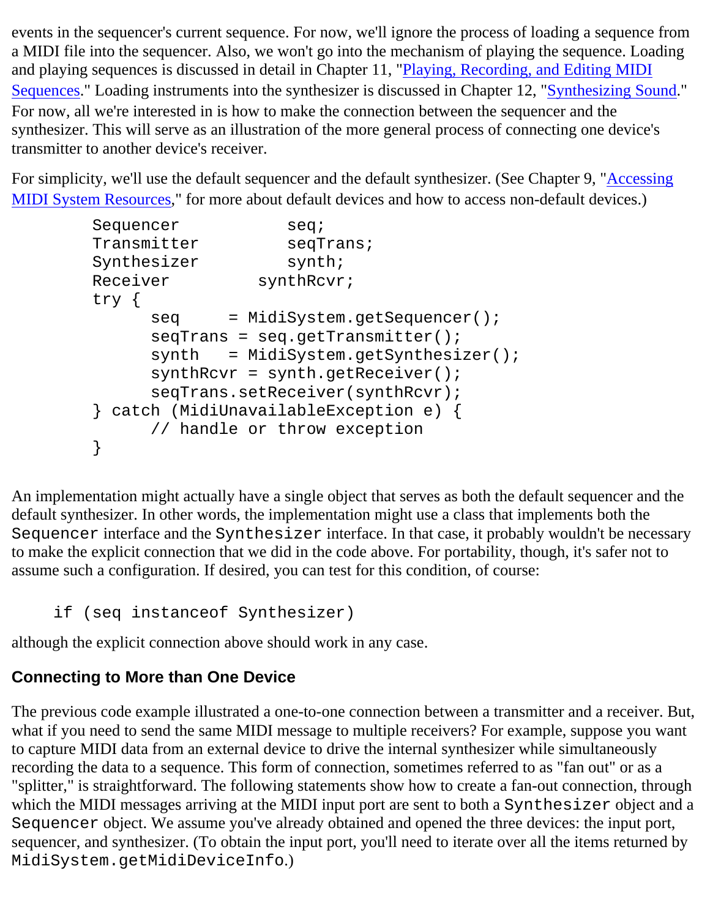events in the sequencer's current sequence. For now, we'll ignore the process of loading a sequence from a MIDI file into the sequencer. Also, we won't go into the mechanism of playing the sequence. Loading and playing sequences is discussed in detail in Chapter 11, "Playing, Recording, and Editing MIDI Sequences." Loading instruments into the synthesizer is discussed in Chapter 12, "Synthesizing Sound." For now, all we're interested in is how to make the connection between the sequencer and the synthesizer. This will serve as an illustration of the more general process of connecting one device's transmitter to another device's receiver.

For simplicity, we'll use the default sequencer and the default synthesizer. (See Chapter 9, "Accessing MIDI System Resources," for more about default devices and how to access non-default devices.)

```
Sequencer          seq;
Transmitter        seqTrans;
Synthesizer        synth;
Receiver        synthRcvr;
try {
      seq     = MidiSystem.getSequencer();
      seqTrans = seq.getTransmitter();
      synth   = MidiSystem.getSynthesizer();
      synthRcvr = synth.getReceiver();
      seqTrans.setReceiver(synthRcvr);
} catch (MidiUnavailableException e) {
      // handle or throw exception
}
```

An implementation might actually have a single object that serves as both the default sequencer and the default synthesizer. In other words, the implementation might use a class that implements both the `Sequencer` interface and the `Synthesizer` interface. In that case, it probably wouldn't be necessary to make the explicit connection that we did in the code above. For portability, though, it's safer not to assume such a configuration. If desired, you can test for this condition, of course:

```
if (seq instanceof Synthesizer)
```

although the explicit connection above should work in any case.

### Connecting to More than One Device

The previous code example illustrated a one-to-one connection between a transmitter and a receiver. But, what if you need to send the same MIDI message to multiple receivers? For example, suppose you want to capture MIDI data from an external device to drive the internal synthesizer while simultaneously recording the data to a sequence. This form of connection, sometimes referred to as "fan out" or as a "splitter," is straightforward. The following statements show how to create a fan-out connection, through which the MIDI messages arriving at the MIDI input port are sent to both a `Synthesizer` object and a `Sequencer` object. We assume you've already obtained and opened the three devices: the input port, sequencer, and synthesizer. (To obtain the input port, you'll need to iterate over all the items returned by `MidiSystem.getMidiDeviceInfo`.)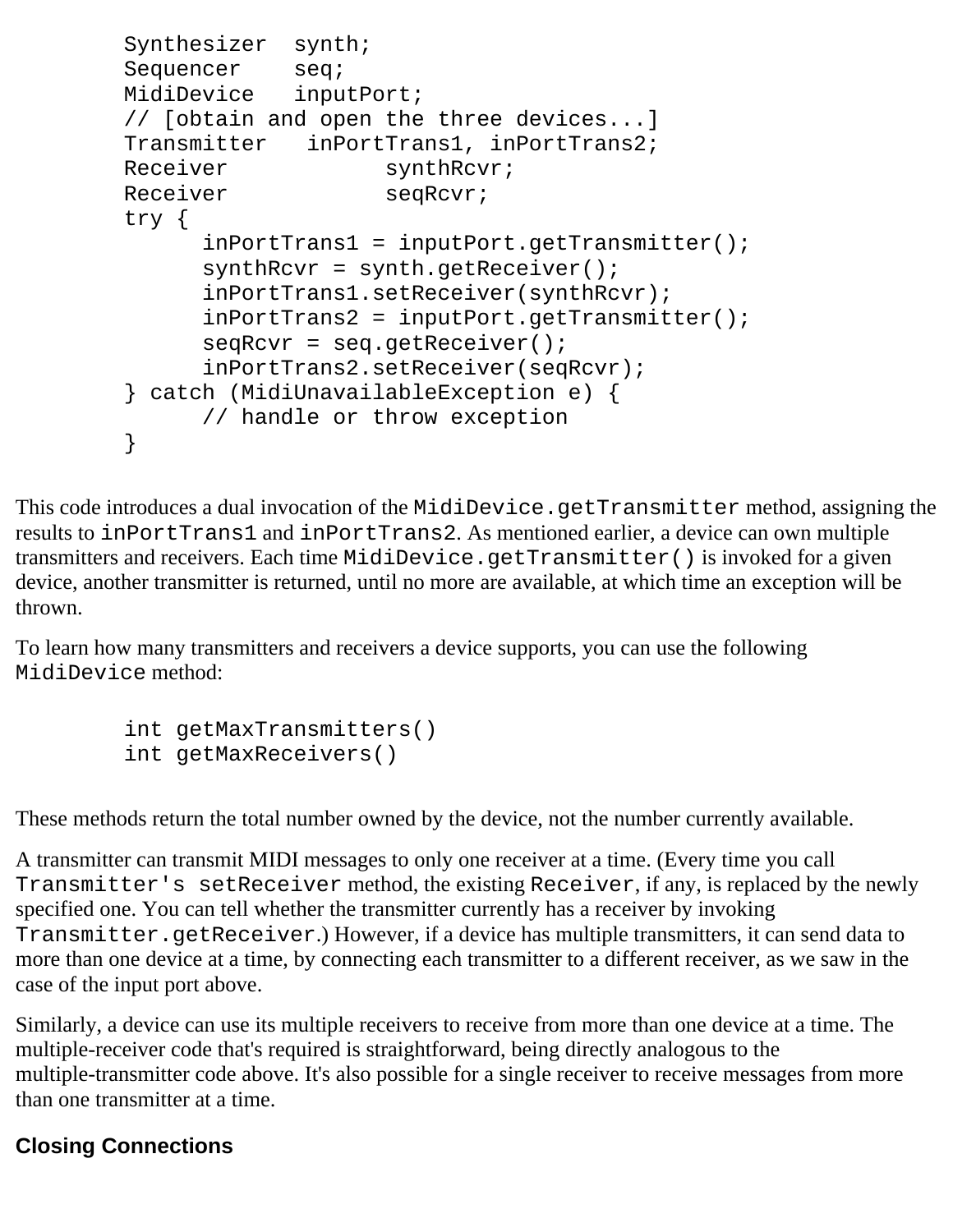```
Synthesizer  synth;
Sequencer    seq;
MidiDevice   inputPort;
// [obtain and open the three devices...]
Transmitter   inPortTrans1, inPortTrans2;
Receiver            synthRcvr;
Receiver            seqRcvr;
try {
      inPortTrans1 = inputPort.getTransmitter();
      synthRcvr = synth.getReceiver();
      inPortTrans1.setReceiver(synthRcvr);
      inPortTrans2 = inputPort.getTransmitter();
      seqRcvr = seq.getReceiver();
      inPortTrans2.setReceiver(seqRcvr);
} catch (MidiUnavailableException e) {
      // handle or throw exception
}
```

This code introduces a dual invocation of the `MidiDevice.getTransmitter` method, assigning the results to `inPortTrans1` and `inPortTrans2`. As mentioned earlier, a device can own multiple transmitters and receivers. Each time `MidiDevice.getTransmitter()` is invoked for a given device, another transmitter is returned, until no more are available, at which time an exception will be thrown.

To learn how many transmitters and receivers a device supports, you can use the following `MidiDevice` method:

```
int getMaxTransmitters()
int getMaxReceivers()
```

These methods return the total number owned by the device, not the number currently available.

A transmitter can transmit MIDI messages to only one receiver at a time. (Every time you call `Transmitter's setReceiver` method, the existing `Receiver`, if any, is replaced by the newly specified one. You can tell whether the transmitter currently has a receiver by invoking `Transmitter.getReceiver`.) However, if a device has multiple transmitters, it can send data to more than one device at a time, by connecting each transmitter to a different receiver, as we saw in the case of the input port above.

Similarly, a device can use its multiple receivers to receive from more than one device at a time. The multiple-receiver code that's required is straightforward, being directly analogous to the multiple-transmitter code above. It's also possible for a single receiver to receive messages from more than one transmitter at a time.

### Closing Connections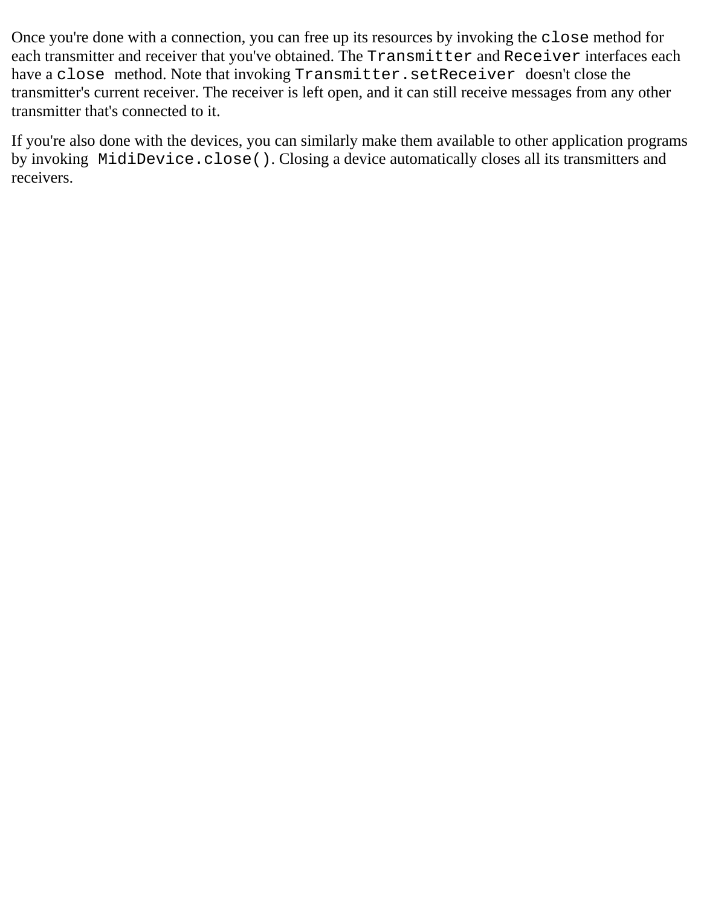Once you're done with a connection, you can free up its resources by invoking the `close` method for each transmitter and receiver that you've obtained. The `Transmitter` and `Receiver` interfaces each have a `close` method. Note that invoking `Transmitter.setReceiver` doesn't close the transmitter's current receiver. The receiver is left open, and it can still receive messages from any other transmitter that's connected to it.

If you're also done with the devices, you can similarly make them available to other application programs by invoking `MidiDevice.close()`. Closing a device automatically closes all its transmitters and receivers.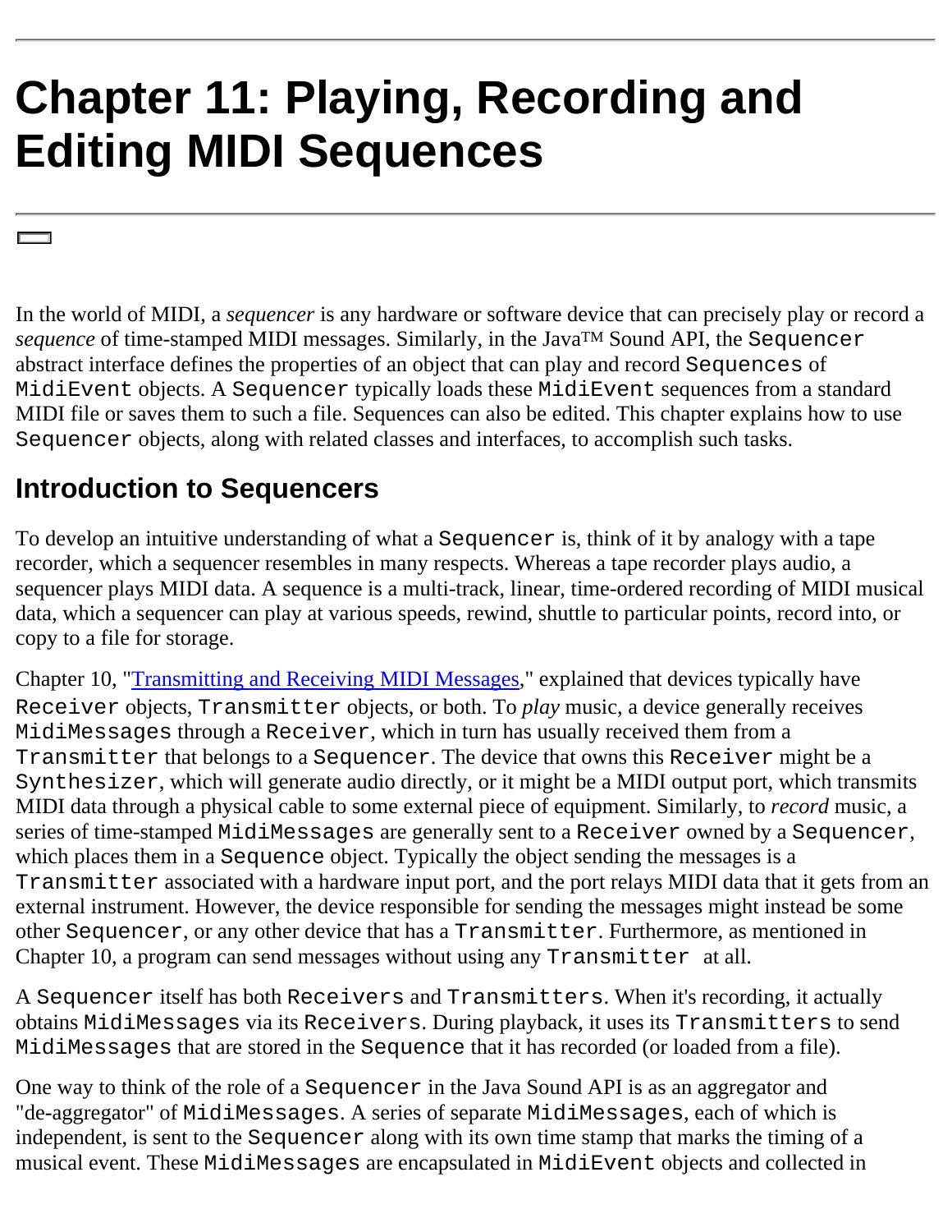# Chapter 11: Playing, Recording and Editing MIDI Sequences

In the world of MIDI, a *sequencer* is any hardware or software device that can precisely play or record a *sequence* of time-stamped MIDI messages. Similarly, in the Java™ Sound API, the `Sequencer` abstract interface defines the properties of an object that can play and record `Sequences` of `MidiEvent` objects. A `Sequencer` typically loads these `MidiEvent` sequences from a standard MIDI file or saves them to such a file. Sequences can also be edited. This chapter explains how to use `Sequencer` objects, along with related classes and interfaces, to accomplish such tasks.

## Introduction to Sequencers

To develop an intuitive understanding of what a `Sequencer` is, think of it by analogy with a tape recorder, which a sequencer resembles in many respects. Whereas a tape recorder plays audio, a sequencer plays MIDI data. A sequence is a multi-track, linear, time-ordered recording of MIDI musical data, which a sequencer can play at various speeds, rewind, shuttle to particular points, record into, or copy to a file for storage.

Chapter 10, "Transmitting and Receiving MIDI Messages," explained that devices typically have `Receiver` objects, `Transmitter` objects, or both. To *play* music, a device generally receives `MidiMessages` through a `Receiver`, which in turn has usually received them from a `Transmitter` that belongs to a `Sequencer`. The device that owns this `Receiver` might be a `Synthesizer`, which will generate audio directly, or it might be a MIDI output port, which transmits MIDI data through a physical cable to some external piece of equipment. Similarly, to *record* music, a series of time-stamped `MidiMessages` are generally sent to a `Receiver` owned by a `Sequencer`, which places them in a `Sequence` object. Typically the object sending the messages is a `Transmitter` associated with a hardware input port, and the port relays MIDI data that it gets from an external instrument. However, the device responsible for sending the messages might instead be some other `Sequencer`, or any other device that has a `Transmitter`. Furthermore, as mentioned in Chapter 10, a program can send messages without using any `Transmitter` at all.

A `Sequencer` itself has both `Receivers` and `Transmitters`. When it's recording, it actually obtains `MidiMessages` via its `Receivers`. During playback, it uses its `Transmitters` to send `MidiMessages` that are stored in the `Sequence` that it has recorded (or loaded from a file).

One way to think of the role of a `Sequencer` in the Java Sound API is as an aggregator and "de-aggregator" of `MidiMessages`. A series of separate `MidiMessages`, each of which is independent, is sent to the `Sequencer` along with its own time stamp that marks the timing of a musical event. These `MidiMessages` are encapsulated in `MidiEvent` objects and collected in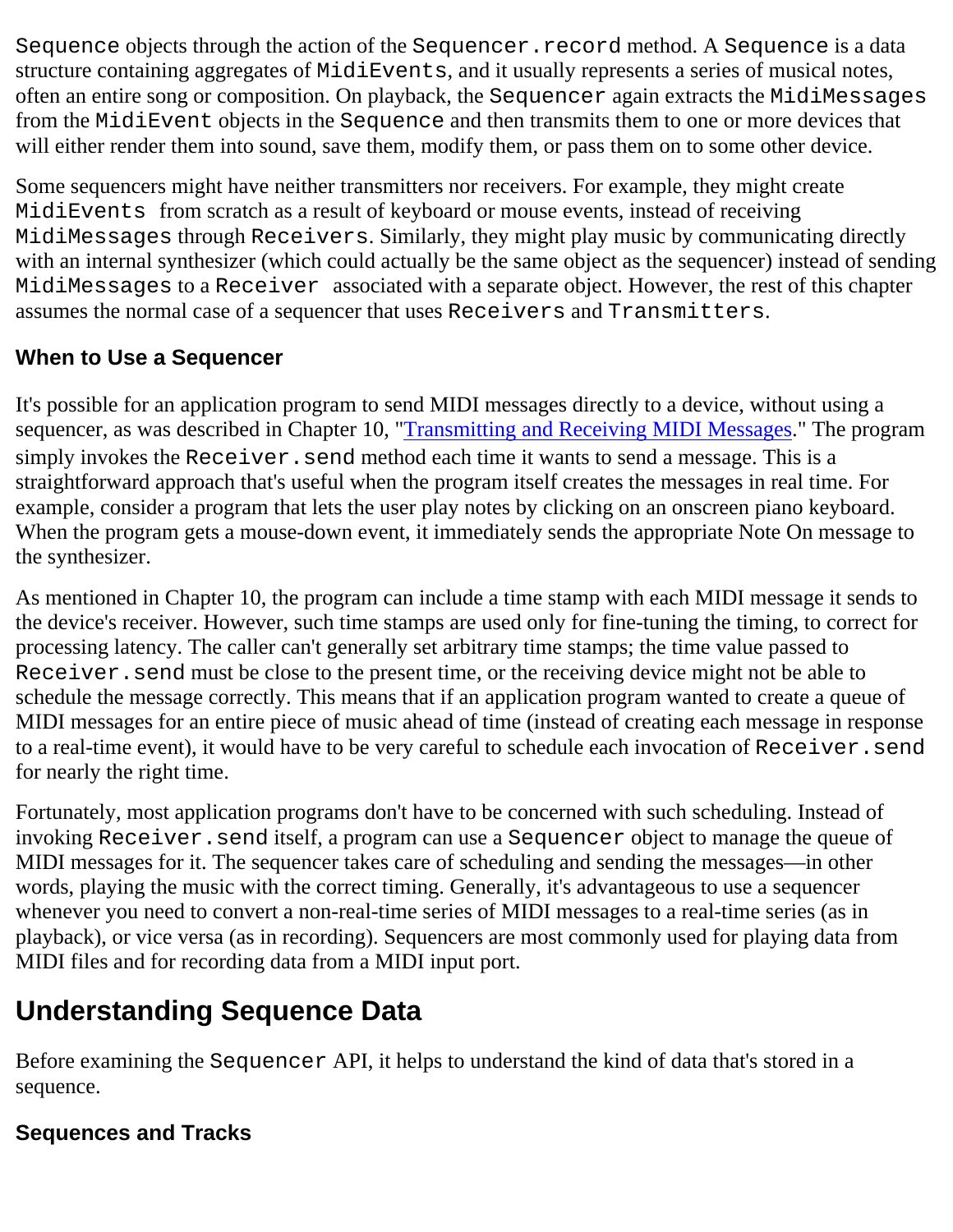`Sequence` objects through the action of the `Sequencer.record` method. A `Sequence` is a data structure containing aggregates of `MidiEvents`, and it usually represents a series of musical notes, often an entire song or composition. On playback, the `Sequencer` again extracts the `MidiMessages` from the `MidiEvent` objects in the `Sequence` and then transmits them to one or more devices that will either render them into sound, save them, modify them, or pass them on to some other device.

Some sequencers might have neither transmitters nor receivers. For example, they might create `MidiEvents` from scratch as a result of keyboard or mouse events, instead of receiving `MidiMessages` through `Receivers`. Similarly, they might play music by communicating directly with an internal synthesizer (which could actually be the same object as the sequencer) instead of sending `MidiMessages` to a `Receiver` associated with a separate object. However, the rest of this chapter assumes the normal case of a sequencer that uses `Receivers` and `Transmitters`.

### When to Use a Sequencer

It's possible for an application program to send MIDI messages directly to a device, without using a sequencer, as was described in Chapter 10, "[Transmitting and Receiving MIDI Messages](#)." The program simply invokes the `Receiver.send` method each time it wants to send a message. This is a straightforward approach that's useful when the program itself creates the messages in real time. For example, consider a program that lets the user play notes by clicking on an onscreen piano keyboard. When the program gets a mouse-down event, it immediately sends the appropriate Note On message to the synthesizer.

As mentioned in Chapter 10, the program can include a time stamp with each MIDI message it sends to the device's receiver. However, such time stamps are used only for fine-tuning the timing, to correct for processing latency. The caller can't generally set arbitrary time stamps; the time value passed to `Receiver.send` must be close to the present time, or the receiving device might not be able to schedule the message correctly. This means that if an application program wanted to create a queue of MIDI messages for an entire piece of music ahead of time (instead of creating each message in response to a real-time event), it would have to be very careful to schedule each invocation of `Receiver.send` for nearly the right time.

Fortunately, most application programs don't have to be concerned with such scheduling. Instead of invoking `Receiver.send` itself, a program can use a `Sequencer` object to manage the queue of MIDI messages for it. The sequencer takes care of scheduling and sending the messages—in other words, playing the music with the correct timing. Generally, it's advantageous to use a sequencer whenever you need to convert a non-real-time series of MIDI messages to a real-time series (as in playback), or vice versa (as in recording). Sequencers are most commonly used for playing data from MIDI files and for recording data from a MIDI input port.

## Understanding Sequence Data

Before examining the `Sequencer` API, it helps to understand the kind of data that's stored in a sequence.

### Sequences and Tracks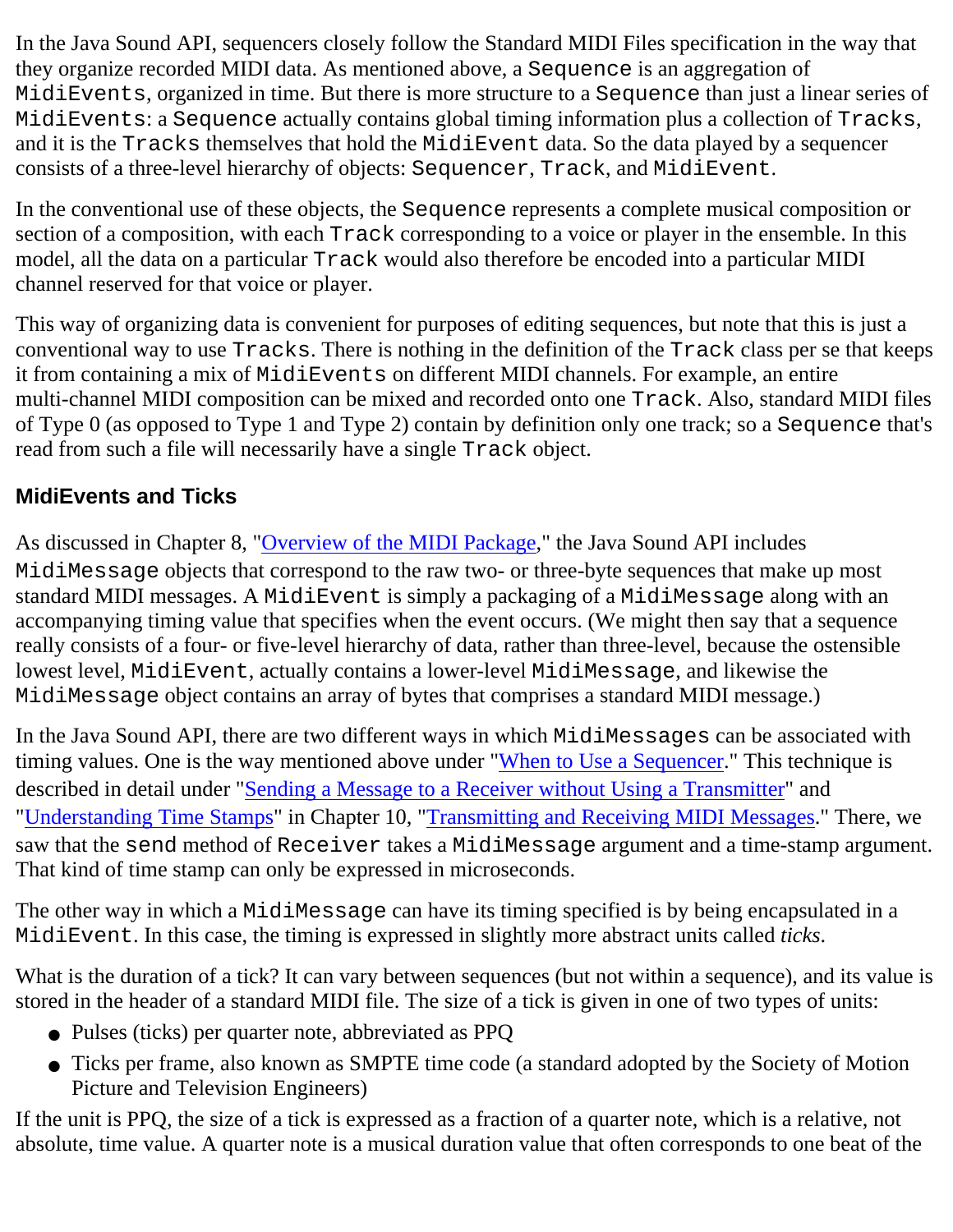In the Java Sound API, sequencers closely follow the Standard MIDI Files specification in the way that they organize recorded MIDI data. As mentioned above, a `Sequence` is an aggregation of `MidiEvents`, organized in time. But there is more structure to a `Sequence` than just a linear series of `MidiEvents`: a `Sequence` actually contains global timing information plus a collection of `Tracks`, and it is the `Tracks` themselves that hold the `MidiEvent` data. So the data played by a sequencer consists of a three-level hierarchy of objects: `Sequencer`, `Track`, and `MidiEvent`.

In the conventional use of these objects, the `Sequence` represents a complete musical composition or section of a composition, with each `Track` corresponding to a voice or player in the ensemble. In this model, all the data on a particular `Track` would also therefore be encoded into a particular MIDI channel reserved for that voice or player.

This way of organizing data is convenient for purposes of editing sequences, but note that this is just a conventional way to use `Tracks`. There is nothing in the definition of the `Track` class per se that keeps it from containing a mix of `MidiEvents` on different MIDI channels. For example, an entire multi-channel MIDI composition can be mixed and recorded onto one `Track`. Also, standard MIDI files of Type 0 (as opposed to Type 1 and Type 2) contain by definition only one track; so a `Sequence` that's read from such a file will necessarily have a single `Track` object.

### MidiEvents and Ticks

As discussed in Chapter 8, "Overview of the MIDI Package," the Java Sound API includes `MidiMessage` objects that correspond to the raw two- or three-byte sequences that make up most standard MIDI messages. A `MidiEvent` is simply a packaging of a `MidiMessage` along with an accompanying timing value that specifies when the event occurs. (We might then say that a sequence really consists of a four- or five-level hierarchy of data, rather than three-level, because the ostensible lowest level, `MidiEvent`, actually contains a lower-level `MidiMessage`, and likewise the `MidiMessage` object contains an array of bytes that comprises a standard MIDI message.)

In the Java Sound API, there are two different ways in which `MidiMessages` can be associated with timing values. One is the way mentioned above under "When to Use a Sequencer." This technique is described in detail under "Sending a Message to a Receiver without Using a Transmitter" and "Understanding Time Stamps" in Chapter 10, "Transmitting and Receiving MIDI Messages." There, we saw that the `send` method of `Receiver` takes a `MidiMessage` argument and a time-stamp argument. That kind of time stamp can only be expressed in microseconds.

The other way in which a `MidiMessage` can have its timing specified is by being encapsulated in a `MidiEvent`. In this case, the timing is expressed in slightly more abstract units called *ticks*.

What is the duration of a tick? It can vary between sequences (but not within a sequence), and its value is stored in the header of a standard MIDI file. The size of a tick is given in one of two types of units:

- Pulses (ticks) per quarter note, abbreviated as PPQ
- Ticks per frame, also known as SMPTE time code (a standard adopted by the Society of Motion Picture and Television Engineers)

If the unit is PPQ, the size of a tick is expressed as a fraction of a quarter note, which is a relative, not absolute, time value. A quarter note is a musical duration value that often corresponds to one beat of the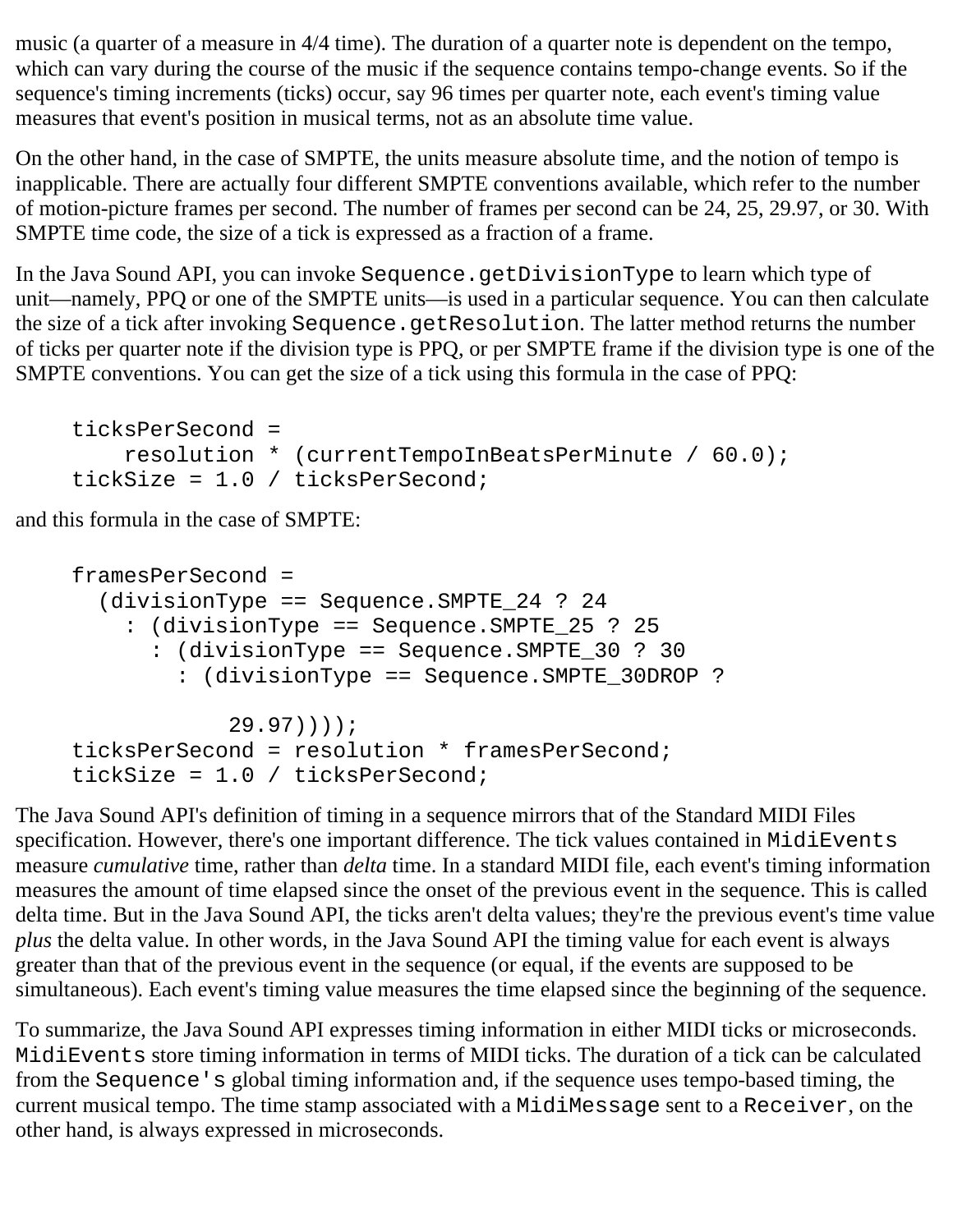music (a quarter of a measure in 4/4 time). The duration of a quarter note is dependent on the tempo, which can vary during the course of the music if the sequence contains tempo-change events. So if the sequence's timing increments (ticks) occur, say 96 times per quarter note, each event's timing value measures that event's position in musical terms, not as an absolute time value.

On the other hand, in the case of SMPTE, the units measure absolute time, and the notion of tempo is inapplicable. There are actually four different SMPTE conventions available, which refer to the number of motion-picture frames per second. The number of frames per second can be 24, 25, 29.97, or 30. With SMPTE time code, the size of a tick is expressed as a fraction of a frame.

In the Java Sound API, you can invoke `Sequence.getDivisionType` to learn which type of unit—namely, PPQ or one of the SMPTE units—is used in a particular sequence. You can then calculate the size of a tick after invoking `Sequence.getResolution`. The latter method returns the number of ticks per quarter note if the division type is PPQ, or per SMPTE frame if the division type is one of the SMPTE conventions. You can get the size of a tick using this formula in the case of PPQ:

```
ticksPerSecond =
    resolution * (currentTempoInBeatsPerMinute / 60.0);
tickSize = 1.0 / ticksPerSecond;
```

and this formula in the case of SMPTE:

```
framesPerSecond =
  (divisionType == Sequence.SMPTE_24 ? 24
    : (divisionType == Sequence.SMPTE_25 ? 25
      : (divisionType == Sequence.SMPTE_30 ? 30
        : (divisionType == Sequence.SMPTE_30DROP ?

            29.97))));
ticksPerSecond = resolution * framesPerSecond;
tickSize = 1.0 / ticksPerSecond;
```

The Java Sound API's definition of timing in a sequence mirrors that of the Standard MIDI Files specification. However, there's one important difference. The tick values contained in `MidiEvents` measure *cumulative* time, rather than *delta* time. In a standard MIDI file, each event's timing information measures the amount of time elapsed since the onset of the previous event in the sequence. This is called delta time. But in the Java Sound API, the ticks aren't delta values; they're the previous event's time value *plus* the delta value. In other words, in the Java Sound API the timing value for each event is always greater than that of the previous event in the sequence (or equal, if the events are supposed to be simultaneous). Each event's timing value measures the time elapsed since the beginning of the sequence.

To summarize, the Java Sound API expresses timing information in either MIDI ticks or microseconds. `MidiEvents` store timing information in terms of MIDI ticks. The duration of a tick can be calculated from the `Sequence's` global timing information and, if the sequence uses tempo-based timing, the current musical tempo. The time stamp associated with a `MidiMessage` sent to a `Receiver`, on the other hand, is always expressed in microseconds.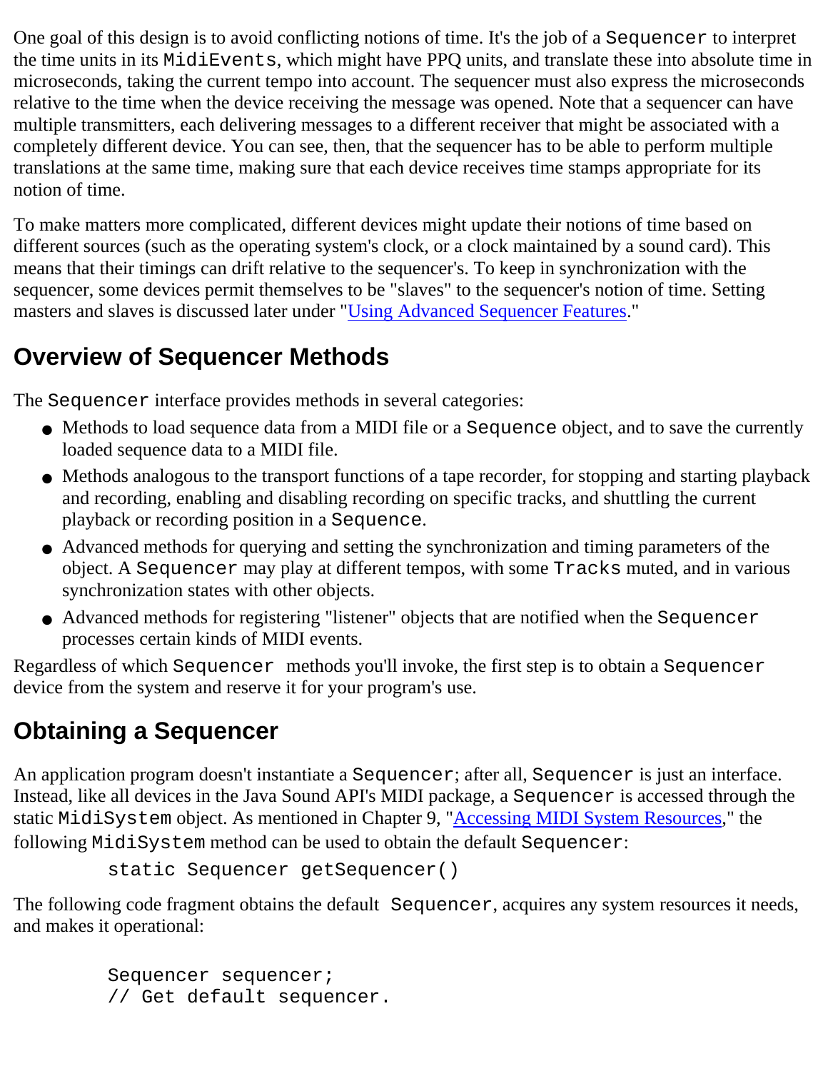One goal of this design is to avoid conflicting notions of time. It's the job of a `Sequencer` to interpret the time units in its `MidiEvents`, which might have PPQ units, and translate these into absolute time in microseconds, taking the current tempo into account. The sequencer must also express the microseconds relative to the time when the device receiving the message was opened. Note that a sequencer can have multiple transmitters, each delivering messages to a different receiver that might be associated with a completely different device. You can see, then, that the sequencer has to be able to perform multiple translations at the same time, making sure that each device receives time stamps appropriate for its notion of time.

To make matters more complicated, different devices might update their notions of time based on different sources (such as the operating system's clock, or a clock maintained by a sound card). This means that their timings can drift relative to the sequencer's. To keep in synchronization with the sequencer, some devices permit themselves to be "slaves" to the sequencer's notion of time. Setting masters and slaves is discussed later under "Using Advanced Sequencer Features."

## Overview of Sequencer Methods

The `Sequencer` interface provides methods in several categories:

- Methods to load sequence data from a MIDI file or a `Sequence` object, and to save the currently loaded sequence data to a MIDI file.
- Methods analogous to the transport functions of a tape recorder, for stopping and starting playback and recording, enabling and disabling recording on specific tracks, and shuttling the current playback or recording position in a `Sequence`.
- Advanced methods for querying and setting the synchronization and timing parameters of the object. A `Sequencer` may play at different tempos, with some `Tracks` muted, and in various synchronization states with other objects.
- Advanced methods for registering "listener" objects that are notified when the `Sequencer` processes certain kinds of MIDI events.

Regardless of which `Sequencer` methods you'll invoke, the first step is to obtain a `Sequencer` device from the system and reserve it for your program's use.

## Obtaining a Sequencer

An application program doesn't instantiate a `Sequencer`; after all, `Sequencer` is just an interface. Instead, like all devices in the Java Sound API's MIDI package, a `Sequencer` is accessed through the static `MidiSystem` object. As mentioned in Chapter 9, "Accessing MIDI System Resources," the following `MidiSystem` method can be used to obtain the default `Sequencer`:

```
static Sequencer getSequencer()
```

The following code fragment obtains the default `Sequencer`, acquires any system resources it needs, and makes it operational:

```
Sequencer sequencer;
// Get default sequencer.
```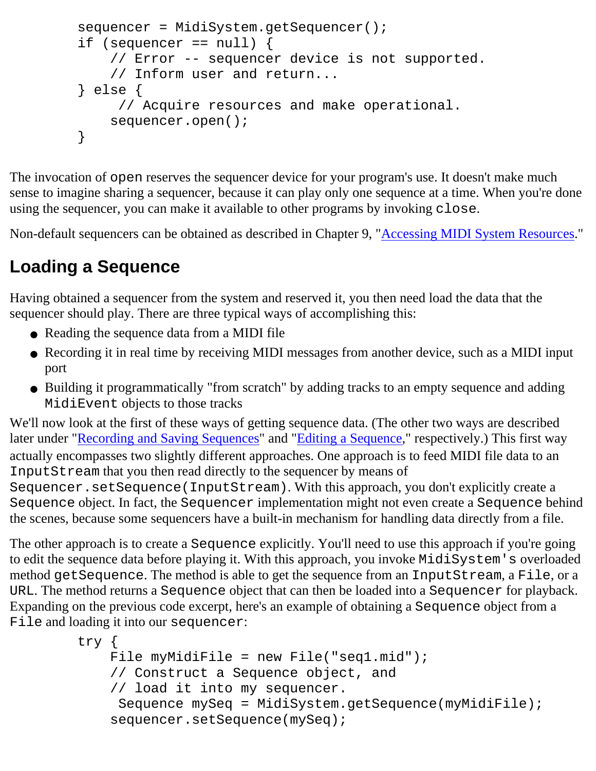```
sequencer = MidiSystem.getSequencer();
if (sequencer == null) {
    // Error -- sequencer device is not supported.
    // Inform user and return...
} else {
     // Acquire resources and make operational.
    sequencer.open();
}
```

The invocation of `open` reserves the sequencer device for your program's use. It doesn't make much sense to imagine sharing a sequencer, because it can play only one sequence at a time. When you're done using the sequencer, you can make it available to other programs by invoking `close`.

Non-default sequencers can be obtained as described in Chapter 9, "Accessing MIDI System Resources."

## Loading a Sequence

Having obtained a sequencer from the system and reserved it, you then need load the data that the sequencer should play. There are three typical ways of accomplishing this:

- Reading the sequence data from a MIDI file
- Recording it in real time by receiving MIDI messages from another device, such as a MIDI input port
- Building it programmatically "from scratch" by adding tracks to an empty sequence and adding `MidiEvent` objects to those tracks

We'll now look at the first of these ways of getting sequence data. (The other two ways are described later under "Recording and Saving Sequences" and "Editing a Sequence," respectively.) This first way actually encompasses two slightly different approaches. One approach is to feed MIDI file data to an `InputStream` that you then read directly to the sequencer by means of `Sequencer.setSequence(InputStream)`. With this approach, you don't explicitly create a `Sequence` object. In fact, the `Sequencer` implementation might not even create a `Sequence` behind the scenes, because some sequencers have a built-in mechanism for handling data directly from a file.

The other approach is to create a `Sequence` explicitly. You'll need to use this approach if you're going to edit the sequence data before playing it. With this approach, you invoke `MidiSystem's` overloaded method `getSequence`. The method is able to get the sequence from an `InputStream`, a `File`, or a `URL`. The method returns a `Sequence` object that can then be loaded into a `Sequencer` for playback. Expanding on the previous code excerpt, here's an example of obtaining a `Sequence` object from a `File` and loading it into our `sequencer`:

```
try {
    File myMidiFile = new File("seq1.mid");
    // Construct a Sequence object, and
    // load it into my sequencer.
     Sequence mySeq = MidiSystem.getSequence(myMidiFile);
    sequencer.setSequence(mySeq);
```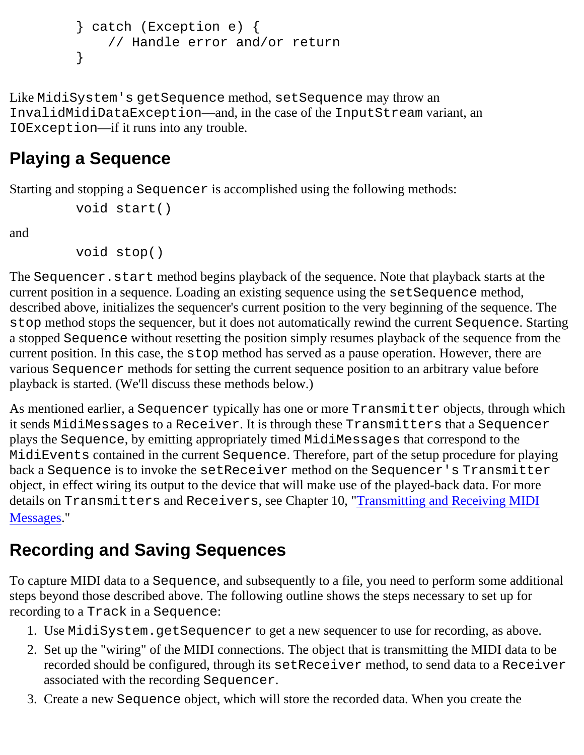```
    } catch (Exception e) {
        // Handle error and/or return
    }
```

Like `MidiSystem's getSequence` method, `setSequence` may throw an `InvalidMidiDataException`—and, in the case of the `InputStream` variant, an `IOException`—if it runs into any trouble.

## Playing a Sequence

Starting and stopping a `Sequencer` is accomplished using the following methods:

```
    void start()
```

and

```
    void stop()
```

The `Sequencer.start` method begins playback of the sequence. Note that playback starts at the current position in a sequence. Loading an existing sequence using the `setSequence` method, described above, initializes the sequencer's current position to the very beginning of the sequence. The `stop` method stops the sequencer, but it does not automatically rewind the current `Sequence`. Starting a stopped `Sequence` without resetting the position simply resumes playback of the sequence from the current position. In this case, the `stop` method has served as a pause operation. However, there are various `Sequencer` methods for setting the current sequence position to an arbitrary value before playback is started. (We'll discuss these methods below.)

As mentioned earlier, a `Sequencer` typically has one or more `Transmitter` objects, through which it sends `MidiMessages` to a `Receiver`. It is through these `Transmitters` that a `Sequencer` plays the `Sequence`, by emitting appropriately timed `MidiMessages` that correspond to the `MidiEvents` contained in the current `Sequence`. Therefore, part of the setup procedure for playing back a `Sequence` is to invoke the `setReceiver` method on the `Sequencer's Transmitter` object, in effect wiring its output to the device that will make use of the played-back data. For more details on `Transmitters` and `Receivers`, see Chapter 10, "Transmitting and Receiving MIDI Messages."

## Recording and Saving Sequences

To capture MIDI data to a `Sequence`, and subsequently to a file, you need to perform some additional steps beyond those described above. The following outline shows the steps necessary to set up for recording to a `Track` in a `Sequence`:

1. Use `MidiSystem.getSequencer` to get a new sequencer to use for recording, as above.
2. Set up the "wiring" of the MIDI connections. The object that is transmitting the MIDI data to be recorded should be configured, through its `setReceiver` method, to send data to a `Receiver` associated with the recording `Sequencer`.
3. Create a new `Sequence` object, which will store the recorded data. When you create the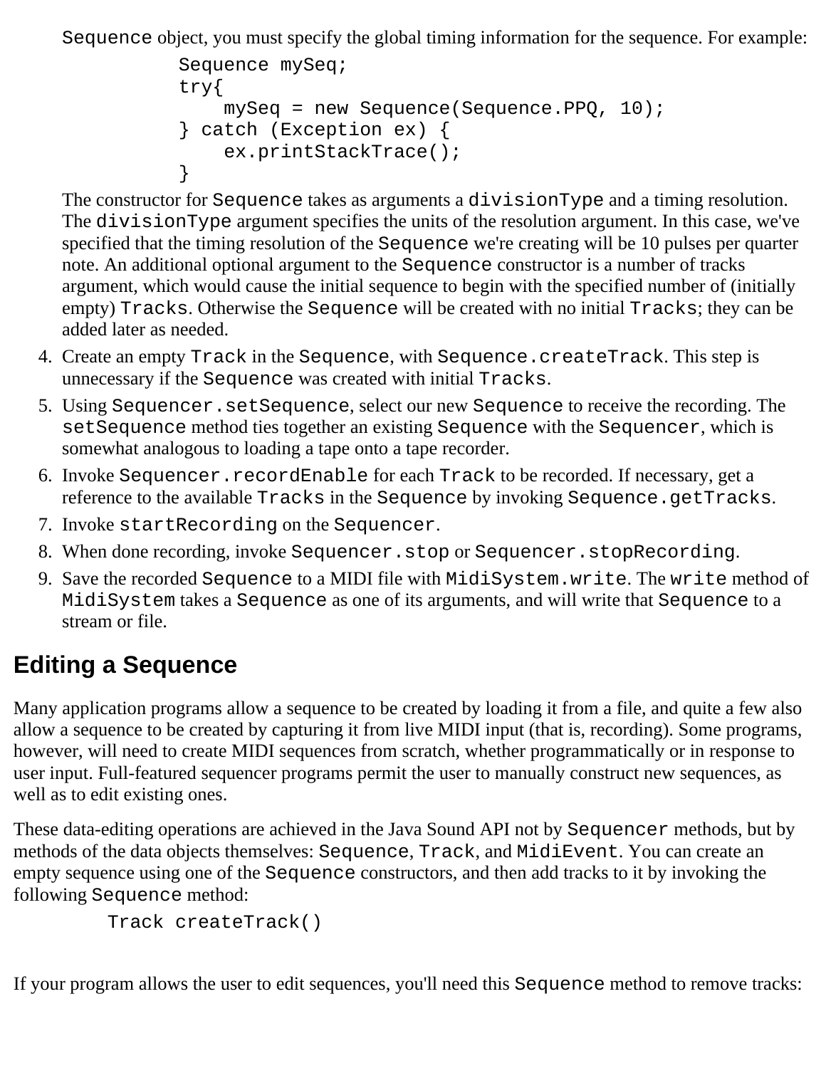Sequence object, you must specify the global timing information for the sequence. For example:

```
Sequence mySeq;
try{
    mySeq = new Sequence(Sequence.PPQ, 10);
} catch (Exception ex) {
    ex.printStackTrace();
}
```

The constructor for Sequence takes as arguments a divisionType and a timing resolution. The divisionType argument specifies the units of the resolution argument. In this case, we've specified that the timing resolution of the Sequence we're creating will be 10 pulses per quarter note. An additional optional argument to the Sequence constructor is a number of tracks argument, which would cause the initial sequence to begin with the specified number of (initially empty) Tracks. Otherwise the Sequence will be created with no initial Tracks; they can be added later as needed.

4. Create an empty Track in the Sequence, with Sequence.createTrack. This step is unnecessary if the Sequence was created with initial Tracks.
5. Using Sequencer.setSequence, select our new Sequence to receive the recording. The setSequence method ties together an existing Sequence with the Sequencer, which is somewhat analogous to loading a tape onto a tape recorder.
6. Invoke Sequencer.recordEnable for each Track to be recorded. If necessary, get a reference to the available Tracks in the Sequence by invoking Sequence.getTracks.
7. Invoke startRecording on the Sequencer.
8. When done recording, invoke Sequencer.stop or Sequencer.stopRecording.
9. Save the recorded Sequence to a MIDI file with MidiSystem.write. The write method of MidiSystem takes a Sequence as one of its arguments, and will write that Sequence to a stream or file.

## Editing a Sequence

Many application programs allow a sequence to be created by loading it from a file, and quite a few also allow a sequence to be created by capturing it from live MIDI input (that is, recording). Some programs, however, will need to create MIDI sequences from scratch, whether programmatically or in response to user input. Full-featured sequencer programs permit the user to manually construct new sequences, as well as to edit existing ones.

These data-editing operations are achieved in the Java Sound API not by Sequencer methods, but by methods of the data objects themselves: Sequence, Track, and MidiEvent. You can create an empty sequence using one of the Sequence constructors, and then add tracks to it by invoking the following Sequence method:

```
Track createTrack()
```

If your program allows the user to edit sequences, you'll need this Sequence method to remove tracks: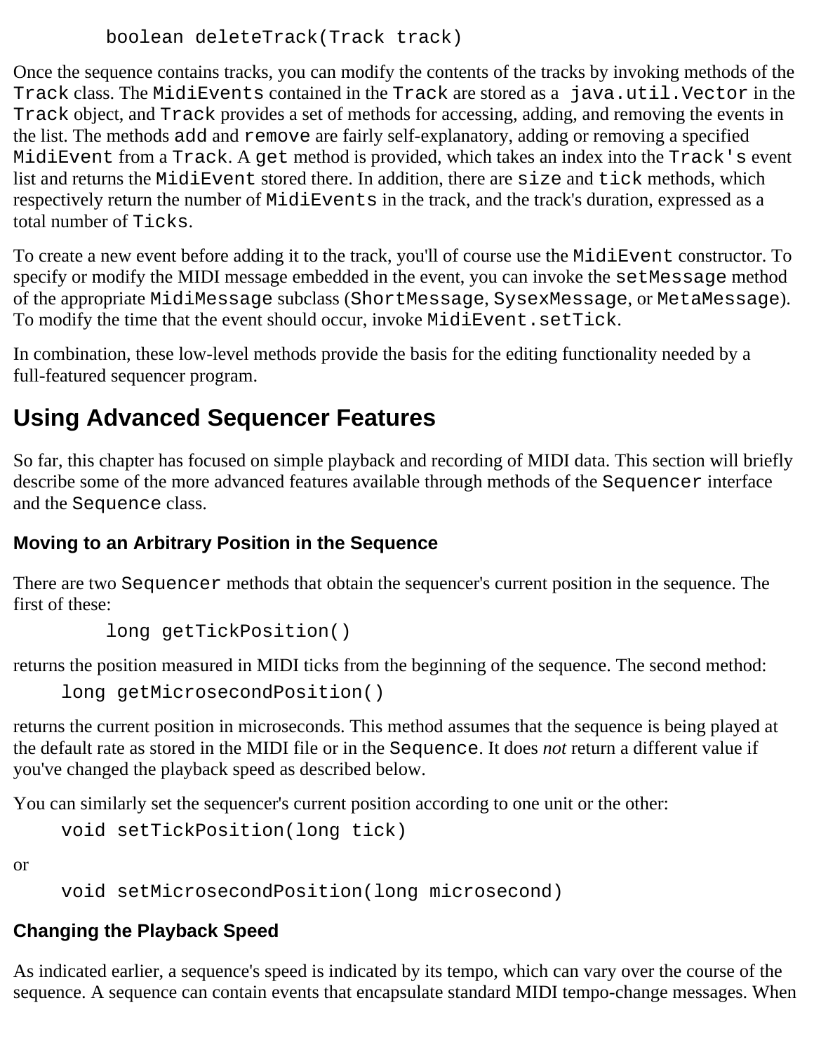```
boolean deleteTrack(Track track)
```

Once the sequence contains tracks, you can modify the contents of the tracks by invoking methods of the `Track` class. The `MidiEvents` contained in the `Track` are stored as a `java.util.Vector` in the `Track` object, and `Track` provides a set of methods for accessing, adding, and removing the events in the list. The methods `add` and `remove` are fairly self-explanatory, adding or removing a specified `MidiEvent` from a `Track`. A `get` method is provided, which takes an index into the `Track's` event list and returns the `MidiEvent` stored there. In addition, there are `size` and `tick` methods, which respectively return the number of `MidiEvents` in the track, and the track's duration, expressed as a total number of `Ticks`.

To create a new event before adding it to the track, you'll of course use the `MidiEvent` constructor. To specify or modify the MIDI message embedded in the event, you can invoke the `setMessage` method of the appropriate `MidiMessage` subclass (`ShortMessage`, `SysexMessage`, or `MetaMessage`). To modify the time that the event should occur, invoke `MidiEvent.setTick`.

In combination, these low-level methods provide the basis for the editing functionality needed by a full-featured sequencer program.

## Using Advanced Sequencer Features

So far, this chapter has focused on simple playback and recording of MIDI data. This section will briefly describe some of the more advanced features available through methods of the `Sequencer` interface and the `Sequence` class.

### Moving to an Arbitrary Position in the Sequence

There are two `Sequencer` methods that obtain the sequencer's current position in the sequence. The first of these:

```
long getTickPosition()
```

returns the position measured in MIDI ticks from the beginning of the sequence. The second method:

```
long getMicrosecondPosition()
```

returns the current position in microseconds. This method assumes that the sequence is being played at the default rate as stored in the MIDI file or in the `Sequence`. It does *not* return a different value if you've changed the playback speed as described below.

You can similarly set the sequencer's current position according to one unit or the other:

```
void setTickPosition(long tick)
```

or

```
void setMicrosecondPosition(long microsecond)
```

### Changing the Playback Speed

As indicated earlier, a sequence's speed is indicated by its tempo, which can vary over the course of the sequence. A sequence can contain events that encapsulate standard MIDI tempo-change messages. When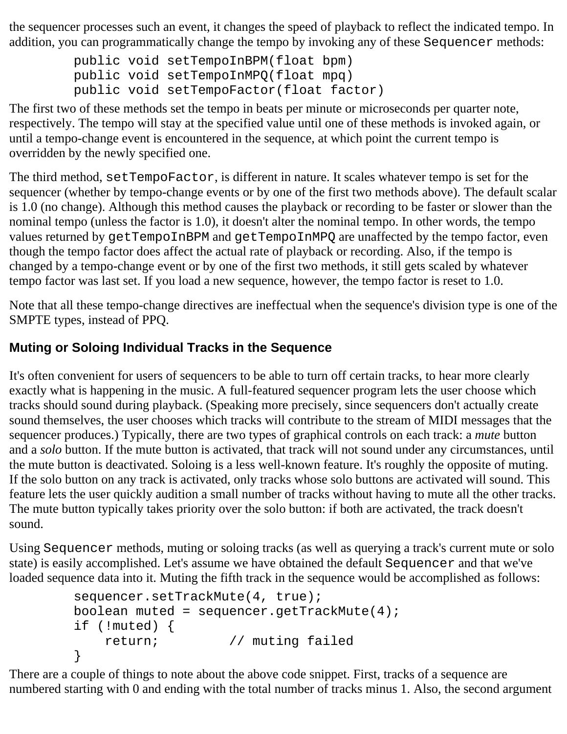the sequencer processes such an event, it changes the speed of playback to reflect the indicated tempo. In addition, you can programmatically change the tempo by invoking any of these `Sequencer` methods:

```
public void setTempoInBPM(float bpm)
public void setTempoInMPQ(float mpq)
public void setTempoFactor(float factor)
```

The first two of these methods set the tempo in beats per minute or microseconds per quarter note, respectively. The tempo will stay at the specified value until one of these methods is invoked again, or until a tempo-change event is encountered in the sequence, at which point the current tempo is overridden by the newly specified one.

The third method, `setTempoFactor`, is different in nature. It scales whatever tempo is set for the sequencer (whether by tempo-change events or by one of the first two methods above). The default scalar is 1.0 (no change). Although this method causes the playback or recording to be faster or slower than the nominal tempo (unless the factor is 1.0), it doesn't alter the nominal tempo. In other words, the tempo values returned by `getTempoInBPM` and `getTempoInMPQ` are unaffected by the tempo factor, even though the tempo factor does affect the actual rate of playback or recording. Also, if the tempo is changed by a tempo-change event or by one of the first two methods, it still gets scaled by whatever tempo factor was last set. If you load a new sequence, however, the tempo factor is reset to 1.0.

Note that all these tempo-change directives are ineffectual when the sequence's division type is one of the SMPTE types, instead of PPQ.

### Muting or Soloing Individual Tracks in the Sequence

It's often convenient for users of sequencers to be able to turn off certain tracks, to hear more clearly exactly what is happening in the music. A full-featured sequencer program lets the user choose which tracks should sound during playback. (Speaking more precisely, since sequencers don't actually create sound themselves, the user chooses which tracks will contribute to the stream of MIDI messages that the sequencer produces.) Typically, there are two types of graphical controls on each track: a *mute* button and a *solo* button. If the mute button is activated, that track will not sound under any circumstances, until the mute button is deactivated. Soloing is a less well-known feature. It's roughly the opposite of muting. If the solo button on any track is activated, only tracks whose solo buttons are activated will sound. This feature lets the user quickly audition a small number of tracks without having to mute all the other tracks. The mute button typically takes priority over the solo button: if both are activated, the track doesn't sound.

Using `Sequencer` methods, muting or soloing tracks (as well as querying a track's current mute or solo state) is easily accomplished. Let's assume we have obtained the default `Sequencer` and that we've loaded sequence data into it. Muting the fifth track in the sequence would be accomplished as follows:

```
sequencer.setTrackMute(4, true);
boolean muted = sequencer.getTrackMute(4);
if (!muted) {
    return;         // muting failed
}
```

There are a couple of things to note about the above code snippet. First, tracks of a sequence are numbered starting with 0 and ending with the total number of tracks minus 1. Also, the second argument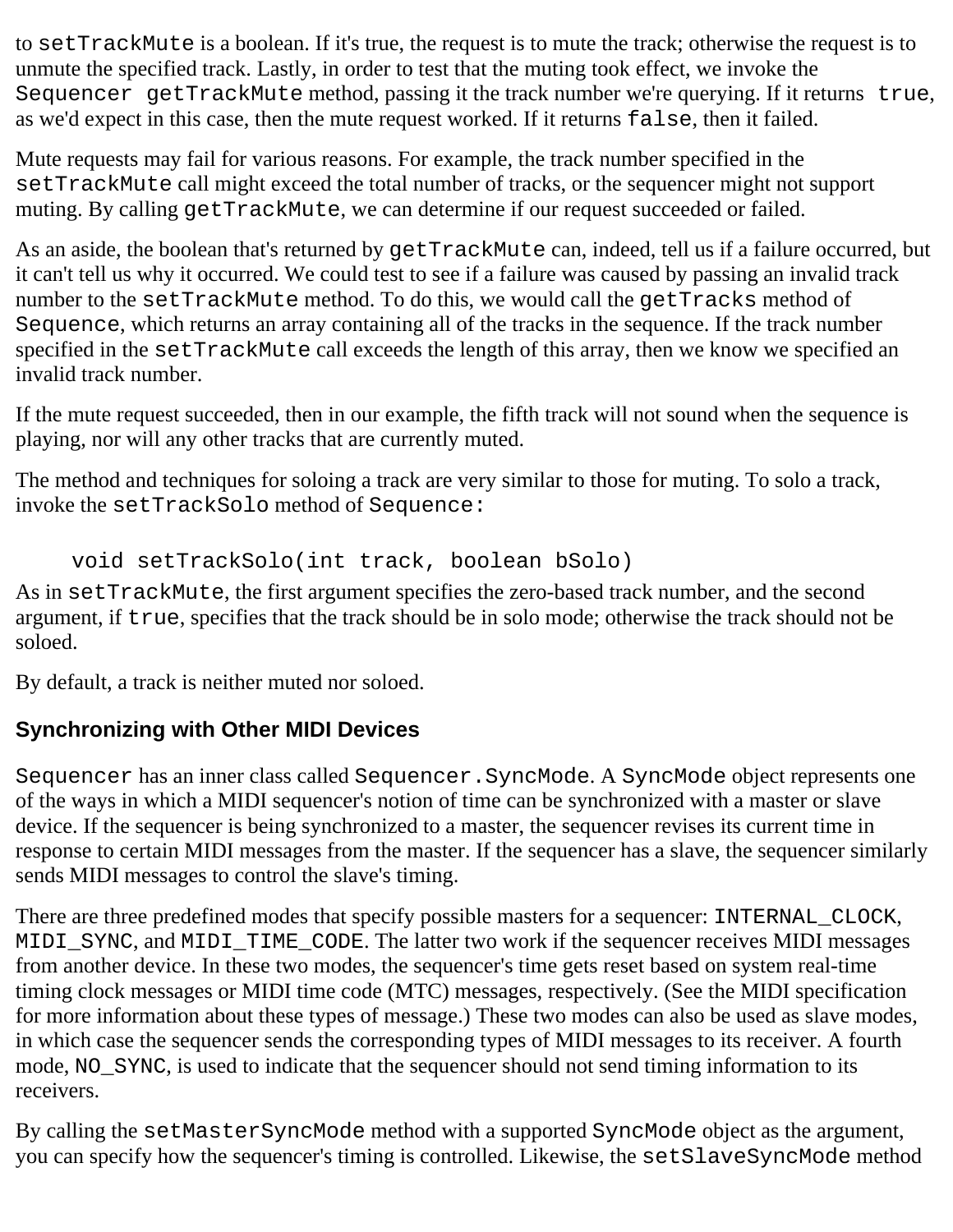to `setTrackMute` is a boolean. If it's true, the request is to mute the track; otherwise the request is to unmute the specified track. Lastly, in order to test that the muting took effect, we invoke the `Sequencer getTrackMute` method, passing it the track number we're querying. If it returns `true`, as we'd expect in this case, then the mute request worked. If it returns `false`, then it failed.

Mute requests may fail for various reasons. For example, the track number specified in the `setTrackMute` call might exceed the total number of tracks, or the sequencer might not support muting. By calling `getTrackMute`, we can determine if our request succeeded or failed.

As an aside, the boolean that's returned by `getTrackMute` can, indeed, tell us if a failure occurred, but it can't tell us why it occurred. We could test to see if a failure was caused by passing an invalid track number to the `setTrackMute` method. To do this, we would call the `getTracks` method of `Sequence`, which returns an array containing all of the tracks in the sequence. If the track number specified in the `setTrackMute` call exceeds the length of this array, then we know we specified an invalid track number.

If the mute request succeeded, then in our example, the fifth track will not sound when the sequence is playing, nor will any other tracks that are currently muted.

The method and techniques for soloing a track are very similar to those for muting. To solo a track, invoke the `setTrackSolo` method of `Sequence:`

```
void setTrackSolo(int track, boolean bSolo)
```

As in `setTrackMute`, the first argument specifies the zero-based track number, and the second argument, if `true`, specifies that the track should be in solo mode; otherwise the track should not be soloed.

By default, a track is neither muted nor soloed.

### Synchronizing with Other MIDI Devices

`Sequencer` has an inner class called `Sequencer.SyncMode`. A `SyncMode` object represents one of the ways in which a MIDI sequencer's notion of time can be synchronized with a master or slave device. If the sequencer is being synchronized to a master, the sequencer revises its current time in response to certain MIDI messages from the master. If the sequencer has a slave, the sequencer similarly sends MIDI messages to control the slave's timing.

There are three predefined modes that specify possible masters for a sequencer: `INTERNAL_CLOCK`, `MIDI_SYNC`, and `MIDI_TIME_CODE`. The latter two work if the sequencer receives MIDI messages from another device. In these two modes, the sequencer's time gets reset based on system real-time timing clock messages or MIDI time code (MTC) messages, respectively. (See the MIDI specification for more information about these types of message.) These two modes can also be used as slave modes, in which case the sequencer sends the corresponding types of MIDI messages to its receiver. A fourth mode, `NO_SYNC`, is used to indicate that the sequencer should not send timing information to its receivers.

By calling the `setMasterSyncMode` method with a supported `SyncMode` object as the argument, you can specify how the sequencer's timing is controlled. Likewise, the `setSlaveSyncMode` method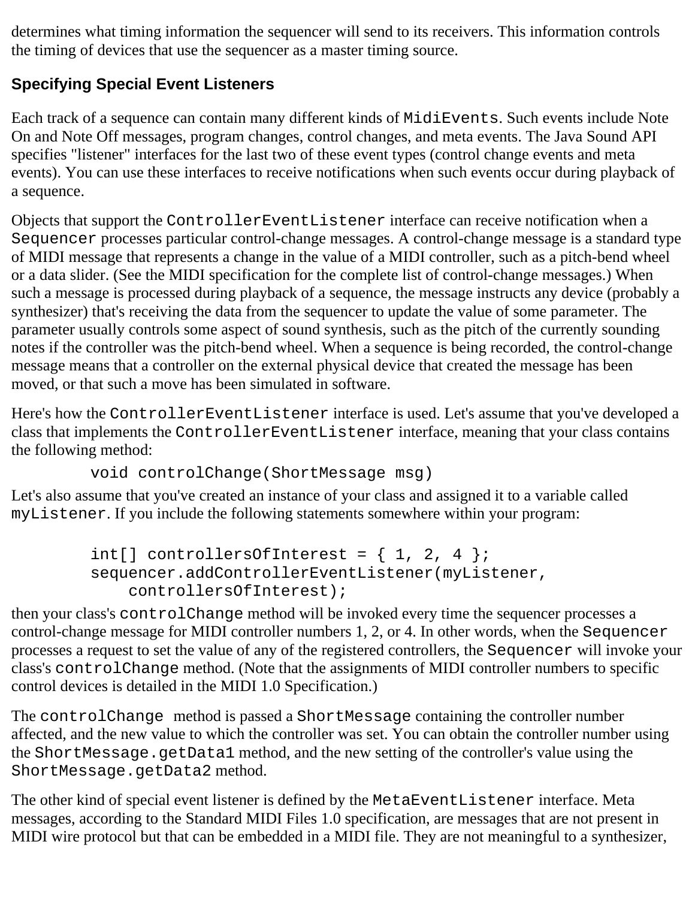determines what timing information the sequencer will send to its receivers. This information controls the timing of devices that use the sequencer as a master timing source.

### Specifying Special Event Listeners

Each track of a sequence can contain many different kinds of `MidiEvents`. Such events include Note On and Note Off messages, program changes, control changes, and meta events. The Java Sound API specifies "listener" interfaces for the last two of these event types (control change events and meta events). You can use these interfaces to receive notifications when such events occur during playback of a sequence.

Objects that support the `ControllerEventListener` interface can receive notification when a `Sequencer` processes particular control-change messages. A control-change message is a standard type of MIDI message that represents a change in the value of a MIDI controller, such as a pitch-bend wheel or a data slider. (See the MIDI specification for the complete list of control-change messages.) When such a message is processed during playback of a sequence, the message instructs any device (probably a synthesizer) that's receiving the data from the sequencer to update the value of some parameter. The parameter usually controls some aspect of sound synthesis, such as the pitch of the currently sounding notes if the controller was the pitch-bend wheel. When a sequence is being recorded, the control-change message means that a controller on the external physical device that created the message has been moved, or that such a move has been simulated in software.

Here's how the `ControllerEventListener` interface is used. Let's assume that you've developed a class that implements the `ControllerEventListener` interface, meaning that your class contains the following method:

```
void controlChange(ShortMessage msg)
```

Let's also assume that you've created an instance of your class and assigned it to a variable called `myListener`. If you include the following statements somewhere within your program:

```
int[] controllersOfInterest = { 1, 2, 4 };
sequencer.addControllerEventListener(myListener,
    controllersOfInterest);
```

then your class's `controlChange` method will be invoked every time the sequencer processes a control-change message for MIDI controller numbers 1, 2, or 4. In other words, when the `Sequencer` processes a request to set the value of any of the registered controllers, the `Sequencer` will invoke your class's `controlChange` method. (Note that the assignments of MIDI controller numbers to specific control devices is detailed in the MIDI 1.0 Specification.)

The `controlChange` method is passed a `ShortMessage` containing the controller number affected, and the new value to which the controller was set. You can obtain the controller number using the `ShortMessage.getData1` method, and the new setting of the controller's value using the `ShortMessage.getData2` method.

The other kind of special event listener is defined by the `MetaEventListener` interface. Meta messages, according to the Standard MIDI Files 1.0 specification, are messages that are not present in MIDI wire protocol but that can be embedded in a MIDI file. They are not meaningful to a synthesizer,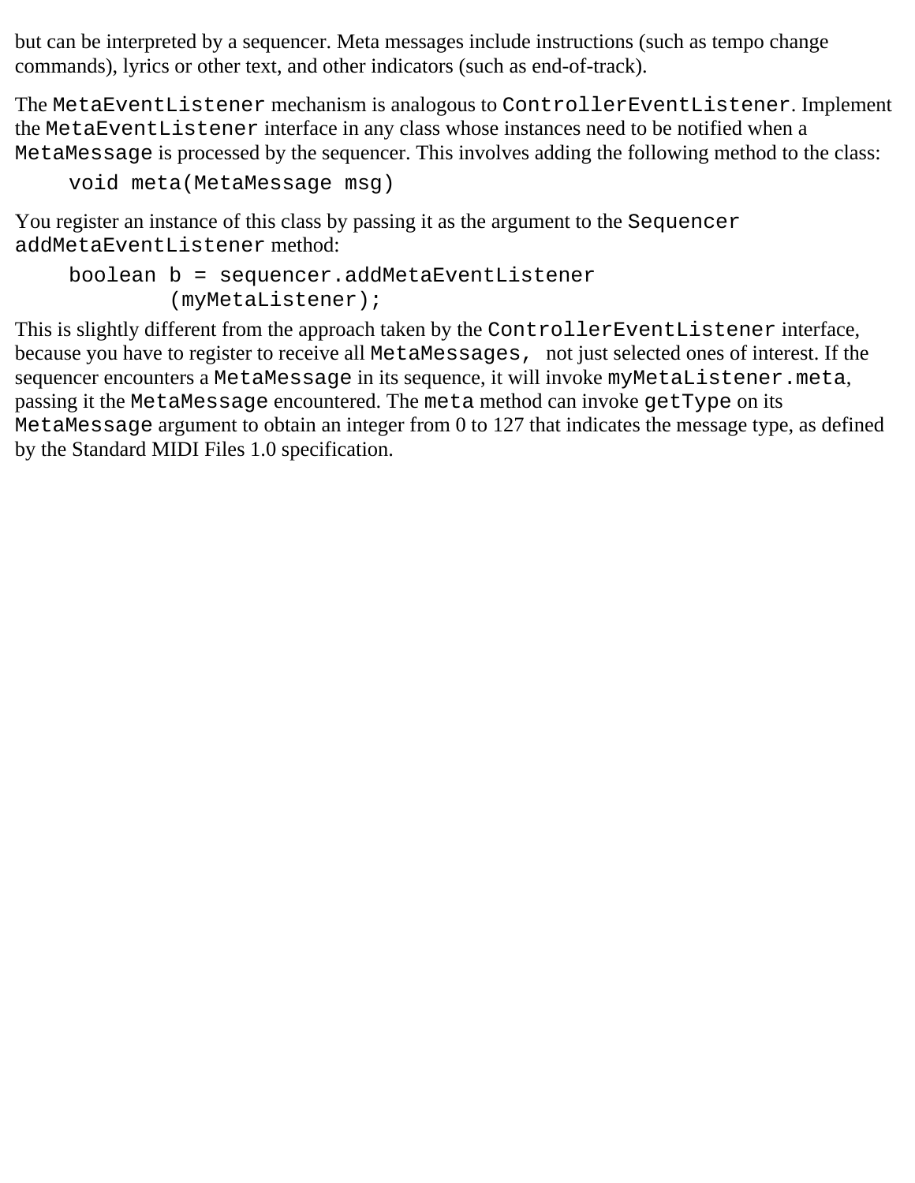but can be interpreted by a sequencer. Meta messages include instructions (such as tempo change commands), lyrics or other text, and other indicators (such as end-of-track).

The `MetaEventListener` mechanism is analogous to `ControllerEventListener`. Implement the `MetaEventListener` interface in any class whose instances need to be notified when a `MetaMessage` is processed by the sequencer. This involves adding the following method to the class:

```
void meta(MetaMessage msg)
```

You register an instance of this class by passing it as the argument to the `Sequencer` `addMetaEventListener` method:

```
boolean b = sequencer.addMetaEventListener
        (myMetaListener);
```

This is slightly different from the approach taken by the `ControllerEventListener` interface, because you have to register to receive all `MetaMessages,` not just selected ones of interest. If the sequencer encounters a `MetaMessage` in its sequence, it will invoke `myMetaListener.meta`, passing it the `MetaMessage` encountered. The `meta` method can invoke `getType` on its `MetaMessage` argument to obtain an integer from 0 to 127 that indicates the message type, as defined by the Standard MIDI Files 1.0 specification.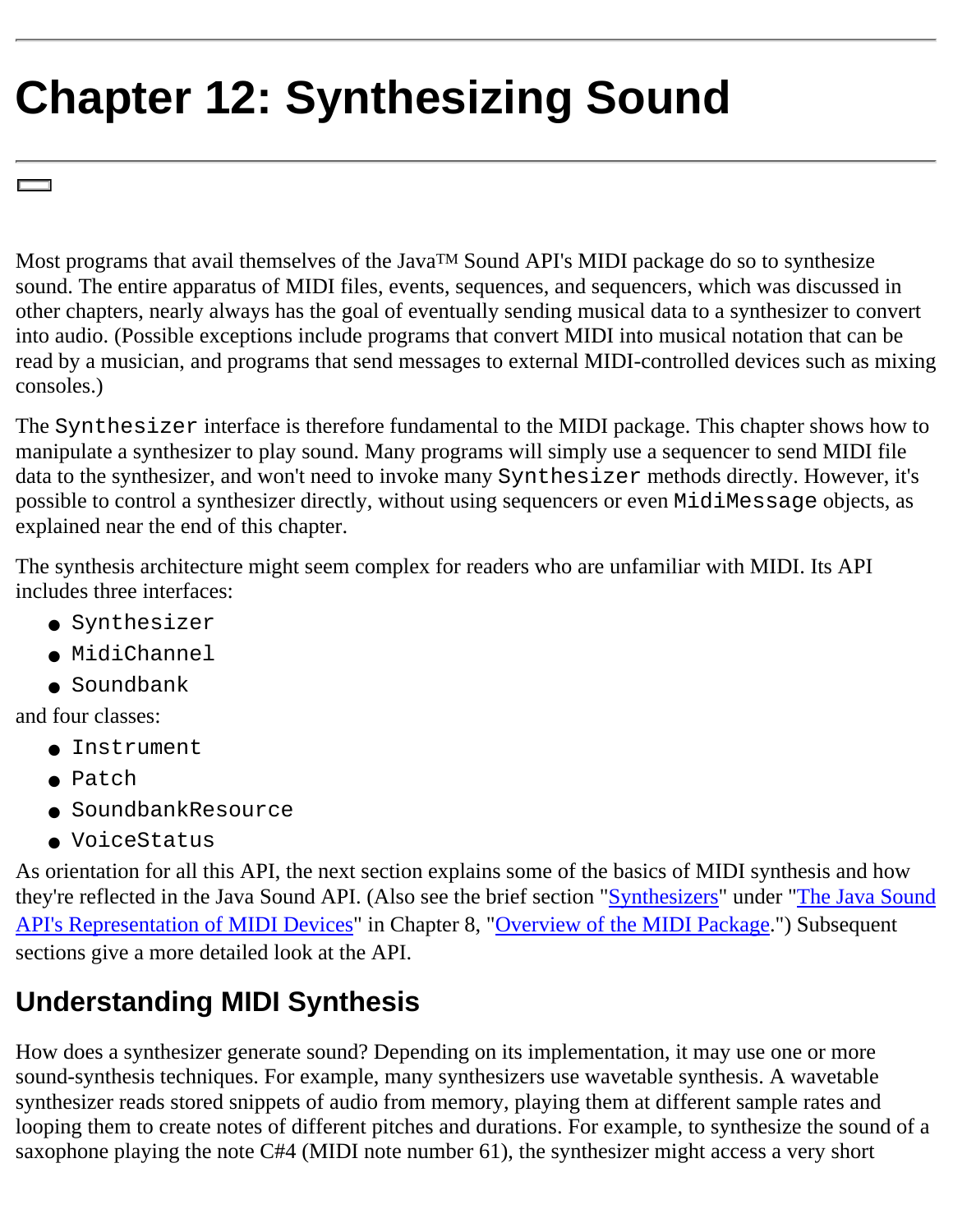# Chapter 12: Synthesizing Sound

Most programs that avail themselves of the Java™ Sound API's MIDI package do so to synthesize sound. The entire apparatus of MIDI files, events, sequences, and sequencers, which was discussed in other chapters, nearly always has the goal of eventually sending musical data to a synthesizer to convert into audio. (Possible exceptions include programs that convert MIDI into musical notation that can be read by a musician, and programs that send messages to external MIDI-controlled devices such as mixing consoles.)

The `Synthesizer` interface is therefore fundamental to the MIDI package. This chapter shows how to manipulate a synthesizer to play sound. Many programs will simply use a sequencer to send MIDI file data to the synthesizer, and won't need to invoke many `Synthesizer` methods directly. However, it's possible to control a synthesizer directly, without using sequencers or even `MidiMessage` objects, as explained near the end of this chapter.

The synthesis architecture might seem complex for readers who are unfamiliar with MIDI. Its API includes three interfaces:

- `Synthesizer`
- `MidiChannel`
- `Soundbank`

and four classes:

- `Instrument`
- `Patch`
- `SoundbankResource`
- `VoiceStatus`

As orientation for all this API, the next section explains some of the basics of MIDI synthesis and how they're reflected in the Java Sound API. (Also see the brief section "Synthesizers" under "The Java Sound API's Representation of MIDI Devices" in Chapter 8, "Overview of the MIDI Package.") Subsequent sections give a more detailed look at the API.

## Understanding MIDI Synthesis

How does a synthesizer generate sound? Depending on its implementation, it may use one or more sound-synthesis techniques. For example, many synthesizers use wavetable synthesis. A wavetable synthesizer reads stored snippets of audio from memory, playing them at different sample rates and looping them to create notes of different pitches and durations. For example, to synthesize the sound of a saxophone playing the note C#4 (MIDI note number 61), the synthesizer might access a very short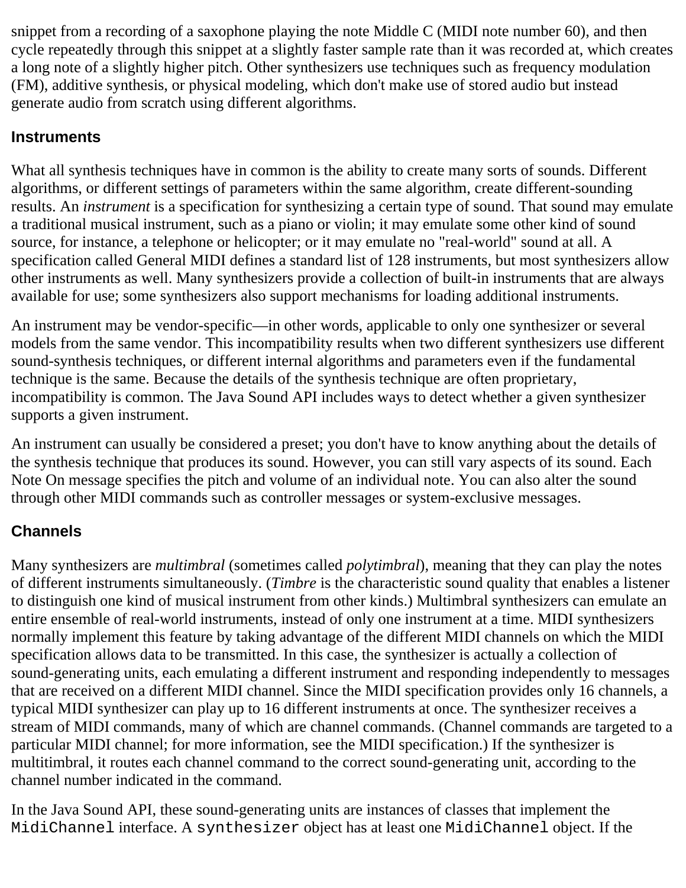snippet from a recording of a saxophone playing the note Middle C (MIDI note number 60), and then cycle repeatedly through this snippet at a slightly faster sample rate than it was recorded at, which creates a long note of a slightly higher pitch. Other synthesizers use techniques such as frequency modulation (FM), additive synthesis, or physical modeling, which don't make use of stored audio but instead generate audio from scratch using different algorithms.

### Instruments

What all synthesis techniques have in common is the ability to create many sorts of sounds. Different algorithms, or different settings of parameters within the same algorithm, create different-sounding results. An *instrument* is a specification for synthesizing a certain type of sound. That sound may emulate a traditional musical instrument, such as a piano or violin; it may emulate some other kind of sound source, for instance, a telephone or helicopter; or it may emulate no "real-world" sound at all. A specification called General MIDI defines a standard list of 128 instruments, but most synthesizers allow other instruments as well. Many synthesizers provide a collection of built-in instruments that are always available for use; some synthesizers also support mechanisms for loading additional instruments.

An instrument may be vendor-specific—in other words, applicable to only one synthesizer or several models from the same vendor. This incompatibility results when two different synthesizers use different sound-synthesis techniques, or different internal algorithms and parameters even if the fundamental technique is the same. Because the details of the synthesis technique are often proprietary, incompatibility is common. The Java Sound API includes ways to detect whether a given synthesizer supports a given instrument.

An instrument can usually be considered a preset; you don't have to know anything about the details of the synthesis technique that produces its sound. However, you can still vary aspects of its sound. Each Note On message specifies the pitch and volume of an individual note. You can also alter the sound through other MIDI commands such as controller messages or system-exclusive messages.

### Channels

Many synthesizers are *multimbral* (sometimes called *polytimbral*), meaning that they can play the notes of different instruments simultaneously. (*Timbre* is the characteristic sound quality that enables a listener to distinguish one kind of musical instrument from other kinds.) Multimbral synthesizers can emulate an entire ensemble of real-world instruments, instead of only one instrument at a time. MIDI synthesizers normally implement this feature by taking advantage of the different MIDI channels on which the MIDI specification allows data to be transmitted. In this case, the synthesizer is actually a collection of sound-generating units, each emulating a different instrument and responding independently to messages that are received on a different MIDI channel. Since the MIDI specification provides only 16 channels, a typical MIDI synthesizer can play up to 16 different instruments at once. The synthesizer receives a stream of MIDI commands, many of which are channel commands. (Channel commands are targeted to a particular MIDI channel; for more information, see the MIDI specification.) If the synthesizer is multitimbral, it routes each channel command to the correct sound-generating unit, according to the channel number indicated in the command.

In the Java Sound API, these sound-generating units are instances of classes that implement the `MidiChannel` interface. A `synthesizer` object has at least one `MidiChannel` object. If the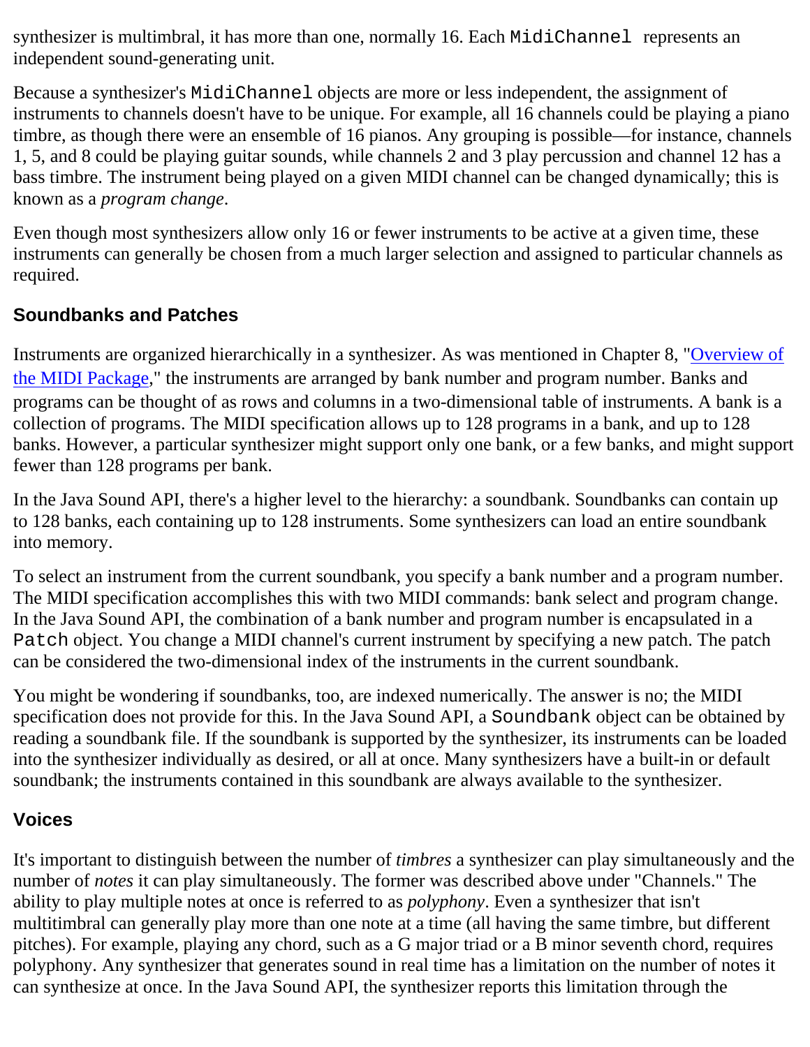synthesizer is multimbral, it has more than one, normally 16. Each `MidiChannel` represents an independent sound-generating unit.

Because a synthesizer's `MidiChannel` objects are more or less independent, the assignment of instruments to channels doesn't have to be unique. For example, all 16 channels could be playing a piano timbre, as though there were an ensemble of 16 pianos. Any grouping is possible—for instance, channels 1, 5, and 8 could be playing guitar sounds, while channels 2 and 3 play percussion and channel 12 has a bass timbre. The instrument being played on a given MIDI channel can be changed dynamically; this is known as a *program change*.

Even though most synthesizers allow only 16 or fewer instruments to be active at a given time, these instruments can generally be chosen from a much larger selection and assigned to particular channels as required.

### Soundbanks and Patches

Instruments are organized hierarchically in a synthesizer. As was mentioned in Chapter 8, "Overview of the MIDI Package," the instruments are arranged by bank number and program number. Banks and programs can be thought of as rows and columns in a two-dimensional table of instruments. A bank is a collection of programs. The MIDI specification allows up to 128 programs in a bank, and up to 128 banks. However, a particular synthesizer might support only one bank, or a few banks, and might support fewer than 128 programs per bank.

In the Java Sound API, there's a higher level to the hierarchy: a soundbank. Soundbanks can contain up to 128 banks, each containing up to 128 instruments. Some synthesizers can load an entire soundbank into memory.

To select an instrument from the current soundbank, you specify a bank number and a program number. The MIDI specification accomplishes this with two MIDI commands: bank select and program change. In the Java Sound API, the combination of a bank number and program number is encapsulated in a `Patch` object. You change a MIDI channel's current instrument by specifying a new patch. The patch can be considered the two-dimensional index of the instruments in the current soundbank.

You might be wondering if soundbanks, too, are indexed numerically. The answer is no; the MIDI specification does not provide for this. In the Java Sound API, a `Soundbank` object can be obtained by reading a soundbank file. If the soundbank is supported by the synthesizer, its instruments can be loaded into the synthesizer individually as desired, or all at once. Many synthesizers have a built-in or default soundbank; the instruments contained in this soundbank are always available to the synthesizer.

### Voices

It's important to distinguish between the number of *timbres* a synthesizer can play simultaneously and the number of *notes* it can play simultaneously. The former was described above under "Channels." The ability to play multiple notes at once is referred to as *polyphony*. Even a synthesizer that isn't multitimbral can generally play more than one note at a time (all having the same timbre, but different pitches). For example, playing any chord, such as a G major triad or a B minor seventh chord, requires polyphony. Any synthesizer that generates sound in real time has a limitation on the number of notes it can synthesize at once. In the Java Sound API, the synthesizer reports this limitation through the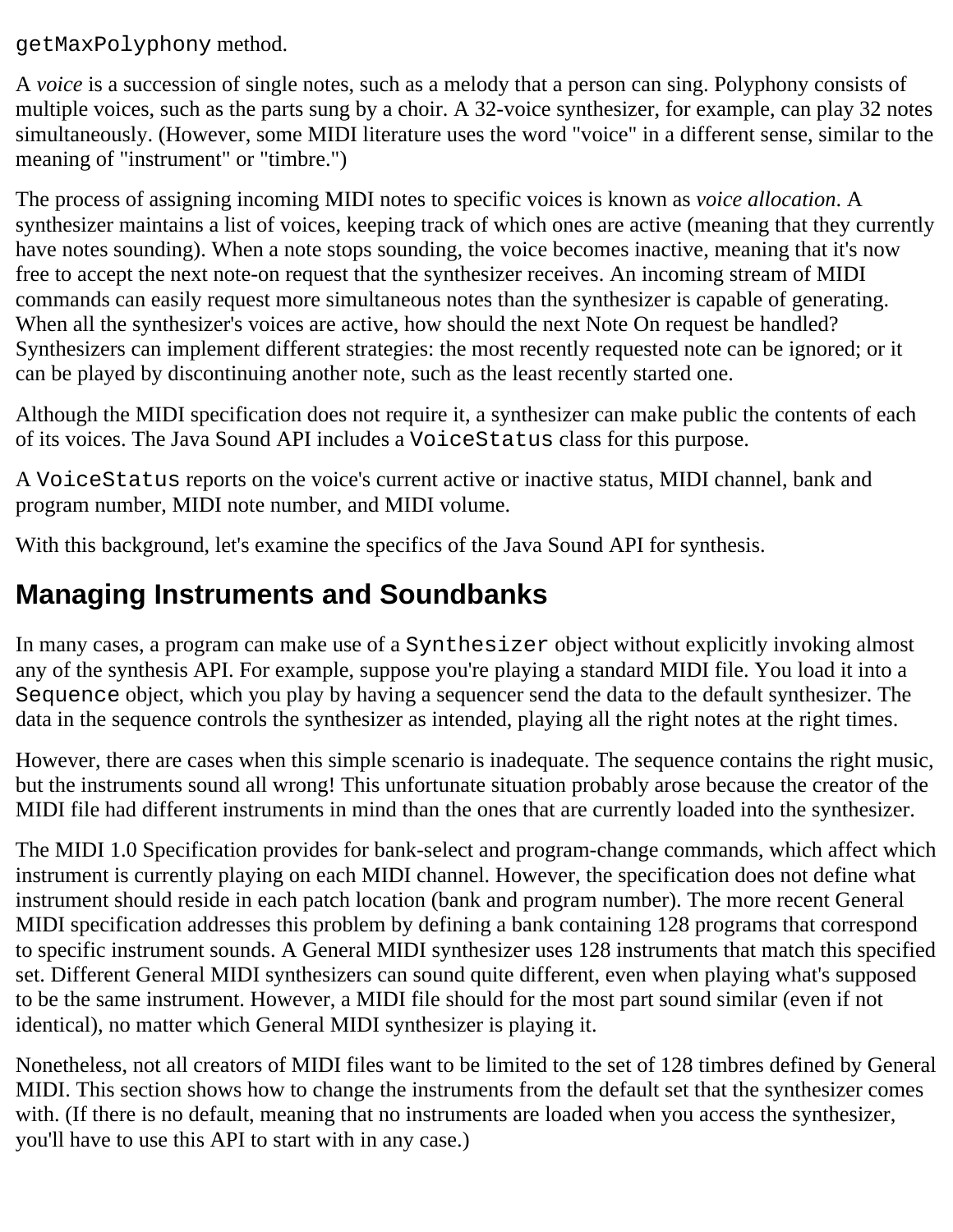`getMaxPolyphony` method.

A *voice* is a succession of single notes, such as a melody that a person can sing. Polyphony consists of multiple voices, such as the parts sung by a choir. A 32-voice synthesizer, for example, can play 32 notes simultaneously. (However, some MIDI literature uses the word "voice" in a different sense, similar to the meaning of "instrument" or "timbre.")

The process of assigning incoming MIDI notes to specific voices is known as *voice allocation*. A synthesizer maintains a list of voices, keeping track of which ones are active (meaning that they currently have notes sounding). When a note stops sounding, the voice becomes inactive, meaning that it's now free to accept the next note-on request that the synthesizer receives. An incoming stream of MIDI commands can easily request more simultaneous notes than the synthesizer is capable of generating. When all the synthesizer's voices are active, how should the next Note On request be handled? Synthesizers can implement different strategies: the most recently requested note can be ignored; or it can be played by discontinuing another note, such as the least recently started one.

Although the MIDI specification does not require it, a synthesizer can make public the contents of each of its voices. The Java Sound API includes a `VoiceStatus` class for this purpose.

A `VoiceStatus` reports on the voice's current active or inactive status, MIDI channel, bank and program number, MIDI note number, and MIDI volume.

With this background, let's examine the specifics of the Java Sound API for synthesis.

## Managing Instruments and Soundbanks

In many cases, a program can make use of a `Synthesizer` object without explicitly invoking almost any of the synthesis API. For example, suppose you're playing a standard MIDI file. You load it into a `Sequence` object, which you play by having a sequencer send the data to the default synthesizer. The data in the sequence controls the synthesizer as intended, playing all the right notes at the right times.

However, there are cases when this simple scenario is inadequate. The sequence contains the right music, but the instruments sound all wrong! This unfortunate situation probably arose because the creator of the MIDI file had different instruments in mind than the ones that are currently loaded into the synthesizer.

The MIDI 1.0 Specification provides for bank-select and program-change commands, which affect which instrument is currently playing on each MIDI channel. However, the specification does not define what instrument should reside in each patch location (bank and program number). The more recent General MIDI specification addresses this problem by defining a bank containing 128 programs that correspond to specific instrument sounds. A General MIDI synthesizer uses 128 instruments that match this specified set. Different General MIDI synthesizers can sound quite different, even when playing what's supposed to be the same instrument. However, a MIDI file should for the most part sound similar (even if not identical), no matter which General MIDI synthesizer is playing it.

Nonetheless, not all creators of MIDI files want to be limited to the set of 128 timbres defined by General MIDI. This section shows how to change the instruments from the default set that the synthesizer comes with. (If there is no default, meaning that no instruments are loaded when you access the synthesizer, you'll have to use this API to start with in any case.)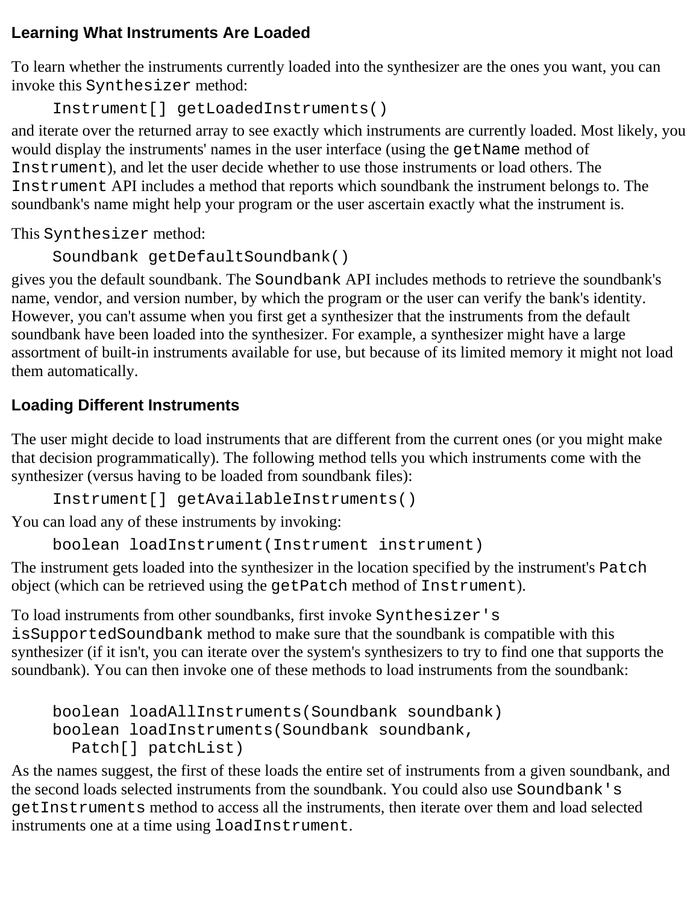### Learning What Instruments Are Loaded

To learn whether the instruments currently loaded into the synthesizer are the ones you want, you can invoke this `Synthesizer` method:

```
Instrument[] getLoadedInstruments()
```

and iterate over the returned array to see exactly which instruments are currently loaded. Most likely, you would display the instruments' names in the user interface (using the `getName` method of `Instrument`), and let the user decide whether to use those instruments or load others. The `Instrument` API includes a method that reports which soundbank the instrument belongs to. The soundbank's name might help your program or the user ascertain exactly what the instrument is.

This `Synthesizer` method:

```
Soundbank getDefaultSoundbank()
```

gives you the default soundbank. The `Soundbank` API includes methods to retrieve the soundbank's name, vendor, and version number, by which the program or the user can verify the bank's identity. However, you can't assume when you first get a synthesizer that the instruments from the default soundbank have been loaded into the synthesizer. For example, a synthesizer might have a large assortment of built-in instruments available for use, but because of its limited memory it might not load them automatically.

### Loading Different Instruments

The user might decide to load instruments that are different from the current ones (or you might make that decision programmatically). The following method tells you which instruments come with the synthesizer (versus having to be loaded from soundbank files):

```
Instrument[] getAvailableInstruments()
```

You can load any of these instruments by invoking:

```
boolean loadInstrument(Instrument instrument)
```

The instrument gets loaded into the synthesizer in the location specified by the instrument's `Patch` object (which can be retrieved using the `getPatch` method of `Instrument`).

To load instruments from other soundbanks, first invoke `Synthesizer's isSupportedSoundbank` method to make sure that the soundbank is compatible with this synthesizer (if it isn't, you can iterate over the system's synthesizers to try to find one that supports the soundbank). You can then invoke one of these methods to load instruments from the soundbank:

```
boolean loadAllInstruments(Soundbank soundbank)
boolean loadInstruments(Soundbank soundbank,
  Patch[] patchList)
```

As the names suggest, the first of these loads the entire set of instruments from a given soundbank, and the second loads selected instruments from the soundbank. You could also use `Soundbank's getInstruments` method to access all the instruments, then iterate over them and load selected instruments one at a time using `loadInstrument`.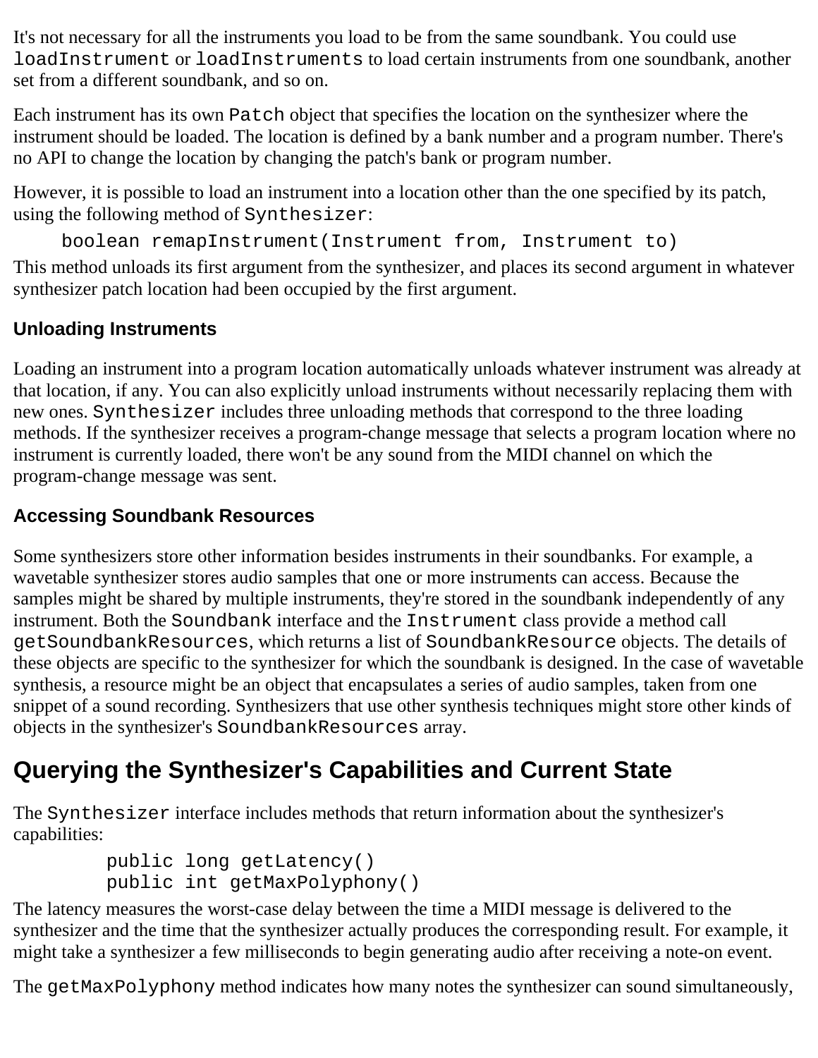It's not necessary for all the instruments you load to be from the same soundbank. You could use `loadInstrument` or `loadInstruments` to load certain instruments from one soundbank, another set from a different soundbank, and so on.

Each instrument has its own `Patch` object that specifies the location on the synthesizer where the instrument should be loaded. The location is defined by a bank number and a program number. There's no API to change the location by changing the patch's bank or program number.

However, it is possible to load an instrument into a location other than the one specified by its patch, using the following method of `Synthesizer`:

```
boolean remapInstrument(Instrument from, Instrument to)
```

This method unloads its first argument from the synthesizer, and places its second argument in whatever synthesizer patch location had been occupied by the first argument.

### Unloading Instruments

Loading an instrument into a program location automatically unloads whatever instrument was already at that location, if any. You can also explicitly unload instruments without necessarily replacing them with new ones. `Synthesizer` includes three unloading methods that correspond to the three loading methods. If the synthesizer receives a program-change message that selects a program location where no instrument is currently loaded, there won't be any sound from the MIDI channel on which the program-change message was sent.

### Accessing Soundbank Resources

Some synthesizers store other information besides instruments in their soundbanks. For example, a wavetable synthesizer stores audio samples that one or more instruments can access. Because the samples might be shared by multiple instruments, they're stored in the soundbank independently of any instrument. Both the `Soundbank` interface and the `Instrument` class provide a method call `getSoundbankResources`, which returns a list of `SoundbankResource` objects. The details of these objects are specific to the synthesizer for which the soundbank is designed. In the case of wavetable synthesis, a resource might be an object that encapsulates a series of audio samples, taken from one snippet of a sound recording. Synthesizers that use other synthesis techniques might store other kinds of objects in the synthesizer's `SoundbankResources` array.

## Querying the Synthesizer's Capabilities and Current State

The `Synthesizer` interface includes methods that return information about the synthesizer's capabilities:

```
public long getLatency()
public int getMaxPolyphony()
```

The latency measures the worst-case delay between the time a MIDI message is delivered to the synthesizer and the time that the synthesizer actually produces the corresponding result. For example, it might take a synthesizer a few milliseconds to begin generating audio after receiving a note-on event.

The `getMaxPolyphony` method indicates how many notes the synthesizer can sound simultaneously,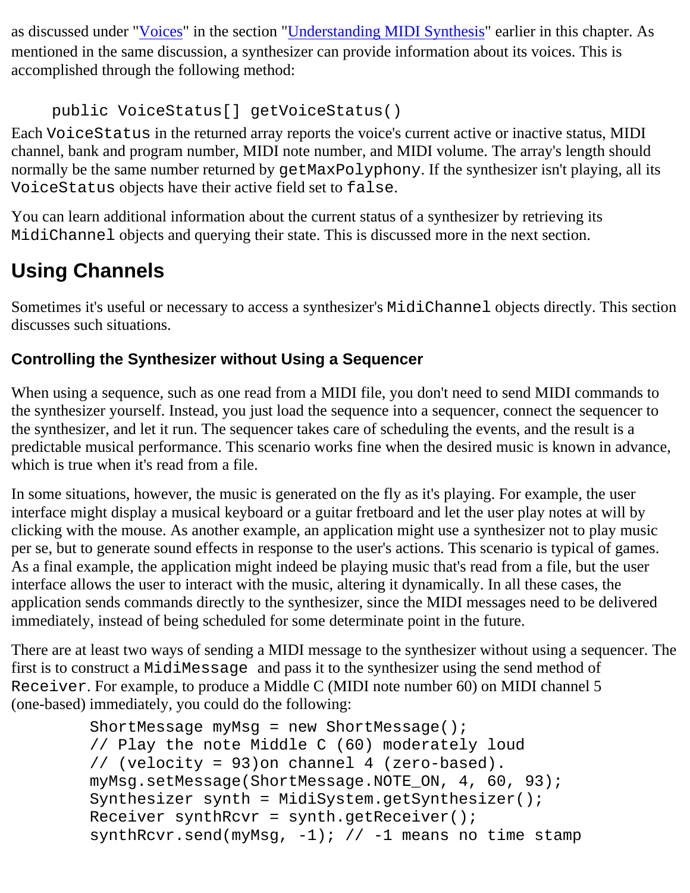as discussed under "Voices" in the section "Understanding MIDI Synthesis" earlier in this chapter. As mentioned in the same discussion, a synthesizer can provide information about its voices. This is accomplished through the following method:

```
public VoiceStatus[] getVoiceStatus()
```

Each `VoiceStatus` in the returned array reports the voice's current active or inactive status, MIDI channel, bank and program number, MIDI note number, and MIDI volume. The array's length should normally be the same number returned by `getMaxPolyphony`. If the synthesizer isn't playing, all its `VoiceStatus` objects have their active field set to `false`.

You can learn additional information about the current status of a synthesizer by retrieving its `MidiChannel` objects and querying their state. This is discussed more in the next section.

## Using Channels

Sometimes it's useful or necessary to access a synthesizer's `MidiChannel` objects directly. This section discusses such situations.

### Controlling the Synthesizer without Using a Sequencer

When using a sequence, such as one read from a MIDI file, you don't need to send MIDI commands to the synthesizer yourself. Instead, you just load the sequence into a sequencer, connect the sequencer to the synthesizer, and let it run. The sequencer takes care of scheduling the events, and the result is a predictable musical performance. This scenario works fine when the desired music is known in advance, which is true when it's read from a file.

In some situations, however, the music is generated on the fly as it's playing. For example, the user interface might display a musical keyboard or a guitar fretboard and let the user play notes at will by clicking with the mouse. As another example, an application might use a synthesizer not to play music per se, but to generate sound effects in response to the user's actions. This scenario is typical of games. As a final example, the application might indeed be playing music that's read from a file, but the user interface allows the user to interact with the music, altering it dynamically. In all these cases, the application sends commands directly to the synthesizer, since the MIDI messages need to be delivered immediately, instead of being scheduled for some determinate point in the future.

There are at least two ways of sending a MIDI message to the synthesizer without using a sequencer. The first is to construct a `MidiMessage` and pass it to the synthesizer using the send method of `Receiver`. For example, to produce a Middle C (MIDI note number 60) on MIDI channel 5 (one-based) immediately, you could do the following:

```
ShortMessage myMsg = new ShortMessage();
// Play the note Middle C (60) moderately loud
// (velocity = 93)on channel 4 (zero-based).
myMsg.setMessage(ShortMessage.NOTE_ON, 4, 60, 93);
Synthesizer synth = MidiSystem.getSynthesizer();
Receiver synthRcvr = synth.getReceiver();
synthRcvr.send(myMsg, -1); // -1 means no time stamp
```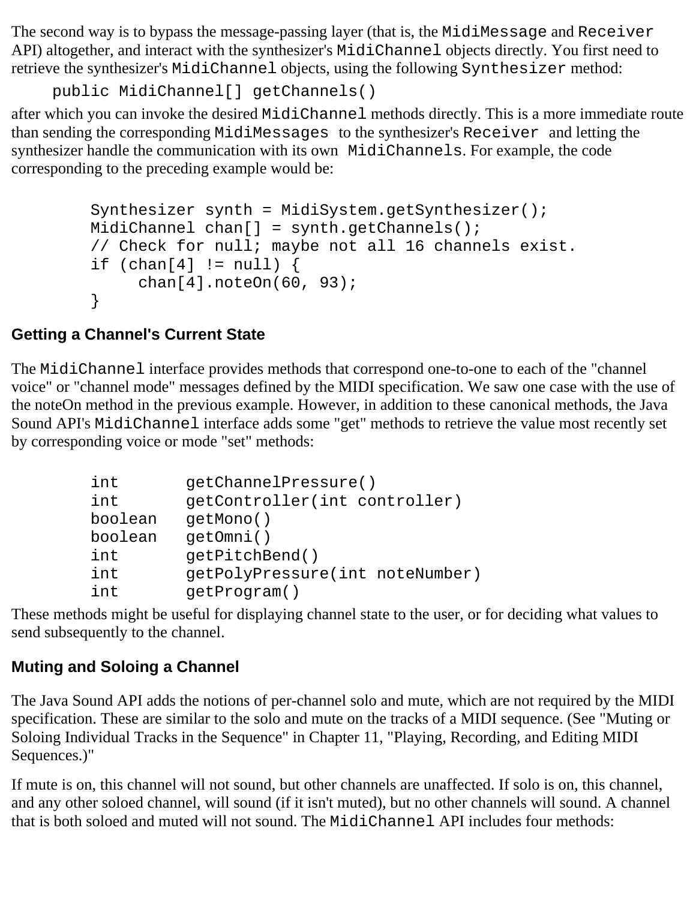The second way is to bypass the message-passing layer (that is, the `MidiMessage` and `Receiver` API) altogether, and interact with the synthesizer's `MidiChannel` objects directly. You first need to retrieve the synthesizer's `MidiChannel` objects, using the following `Synthesizer` method:

```
public MidiChannel[] getChannels()
```

after which you can invoke the desired `MidiChannel` methods directly. This is a more immediate route than sending the corresponding `MidiMessages` to the synthesizer's `Receiver` and letting the synthesizer handle the communication with its own `MidiChannels`. For example, the code corresponding to the preceding example would be:

```
Synthesizer synth = MidiSystem.getSynthesizer();
MidiChannel chan[] = synth.getChannels();
// Check for null; maybe not all 16 channels exist.
if (chan[4] != null) {
     chan[4].noteOn(60, 93);
}
```

### Getting a Channel's Current State

The `MidiChannel` interface provides methods that correspond one-to-one to each of the "channel voice" or "channel mode" messages defined by the MIDI specification. We saw one case with the use of the noteOn method in the previous example. However, in addition to these canonical methods, the Java Sound API's `MidiChannel` interface adds some "get" methods to retrieve the value most recently set by corresponding voice or mode "set" methods:

```
int       getChannelPressure()
int       getController(int controller)
boolean   getMono()
boolean   getOmni()
int       getPitchBend()
int       getPolyPressure(int noteNumber)
int       getProgram()
```

These methods might be useful for displaying channel state to the user, or for deciding what values to send subsequently to the channel.

### Muting and Soloing a Channel

The Java Sound API adds the notions of per-channel solo and mute, which are not required by the MIDI specification. These are similar to the solo and mute on the tracks of a MIDI sequence. (See "Muting or Soloing Individual Tracks in the Sequence" in Chapter 11, "Playing, Recording, and Editing MIDI Sequences.)"

If mute is on, this channel will not sound, but other channels are unaffected. If solo is on, this channel, and any other soloed channel, will sound (if it isn't muted), but no other channels will sound. A channel that is both soloed and muted will not sound. The `MidiChannel` API includes four methods: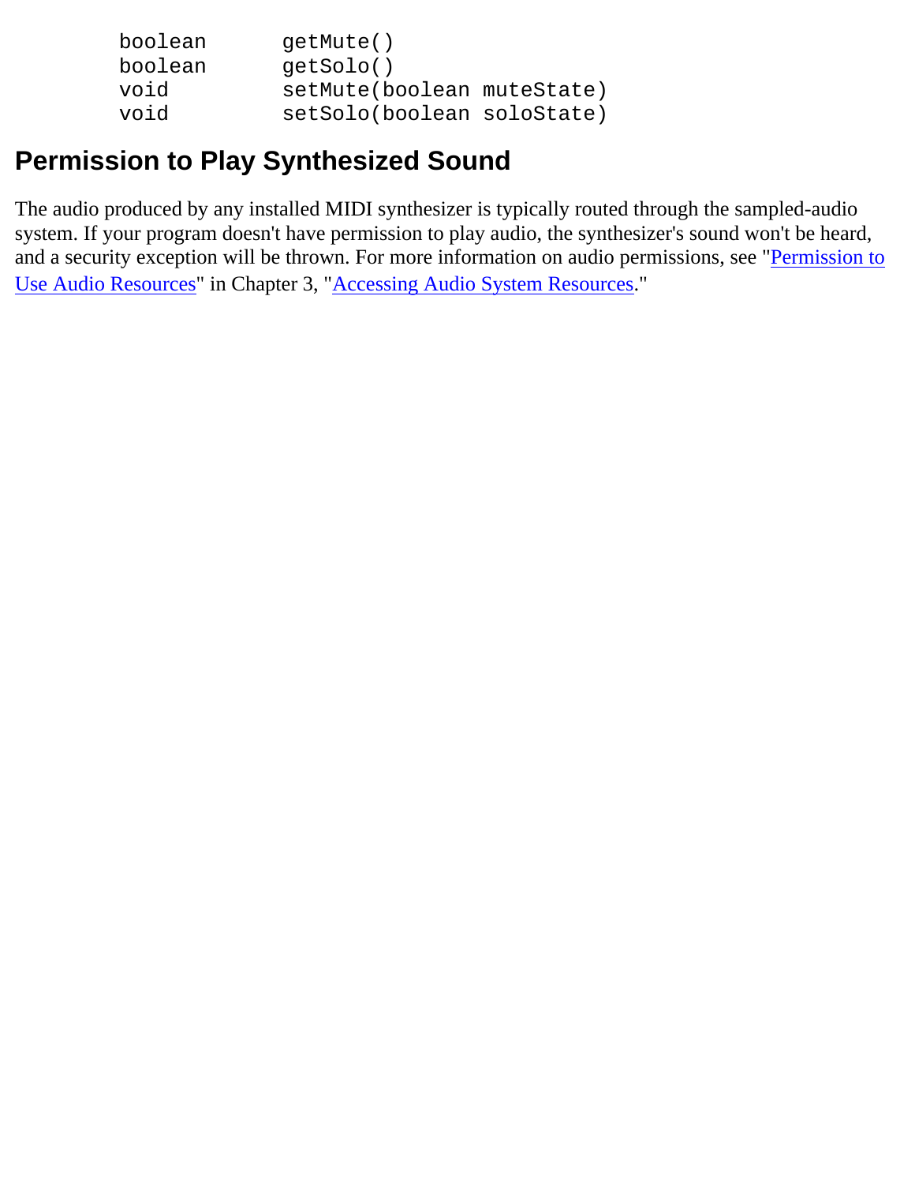```
boolean      getMute()
boolean      getSolo()
void         setMute(boolean muteState)
void         setSolo(boolean soloState)
```

## Permission to Play Synthesized Sound

The audio produced by any installed MIDI synthesizer is typically routed through the sampled-audio system. If your program doesn't have permission to play audio, the synthesizer's sound won't be heard, and a security exception will be thrown. For more information on audio permissions, see "Permission to Use Audio Resources" in Chapter 3, "Accessing Audio System Resources."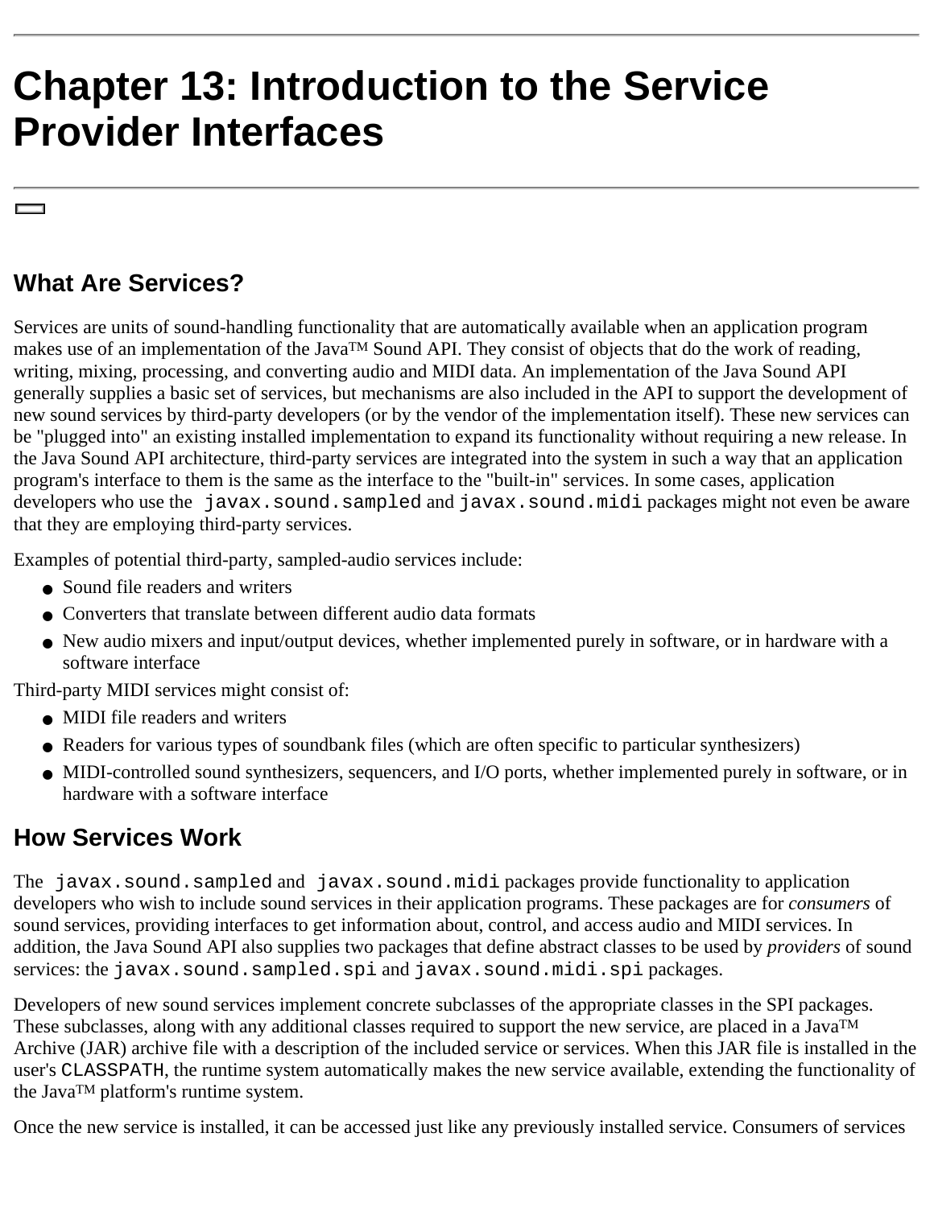# Chapter 13: Introduction to the Service Provider Interfaces

## What Are Services?

Services are units of sound-handling functionality that are automatically available when an application program makes use of an implementation of the Java™ Sound API. They consist of objects that do the work of reading, writing, mixing, processing, and converting audio and MIDI data. An implementation of the Java Sound API generally supplies a basic set of services, but mechanisms are also included in the API to support the development of new sound services by third-party developers (or by the vendor of the implementation itself). These new services can be "plugged into" an existing installed implementation to expand its functionality without requiring a new release. In the Java Sound API architecture, third-party services are integrated into the system in such a way that an application program's interface to them is the same as the interface to the "built-in" services. In some cases, application developers who use the `javax.sound.sampled` and `javax.sound.midi` packages might not even be aware that they are employing third-party services.

Examples of potential third-party, sampled-audio services include:

- Sound file readers and writers
- Converters that translate between different audio data formats
- New audio mixers and input/output devices, whether implemented purely in software, or in hardware with a software interface

Third-party MIDI services might consist of:

- MIDI file readers and writers
- Readers for various types of soundbank files (which are often specific to particular synthesizers)
- MIDI-controlled sound synthesizers, sequencers, and I/O ports, whether implemented purely in software, or in hardware with a software interface

## How Services Work

The `javax.sound.sampled` and `javax.sound.midi` packages provide functionality to application developers who wish to include sound services in their application programs. These packages are for *consumers* of sound services, providing interfaces to get information about, control, and access audio and MIDI services. In addition, the Java Sound API also supplies two packages that define abstract classes to be used by *providers* of sound services: the `javax.sound.sampled.spi` and `javax.sound.midi.spi` packages.

Developers of new sound services implement concrete subclasses of the appropriate classes in the SPI packages. These subclasses, along with any additional classes required to support the new service, are placed in a Java™ Archive (JAR) archive file with a description of the included service or services. When this JAR file is installed in the user's `CLASSPATH`, the runtime system automatically makes the new service available, extending the functionality of the Java™ platform's runtime system.

Once the new service is installed, it can be accessed just like any previously installed service. Consumers of services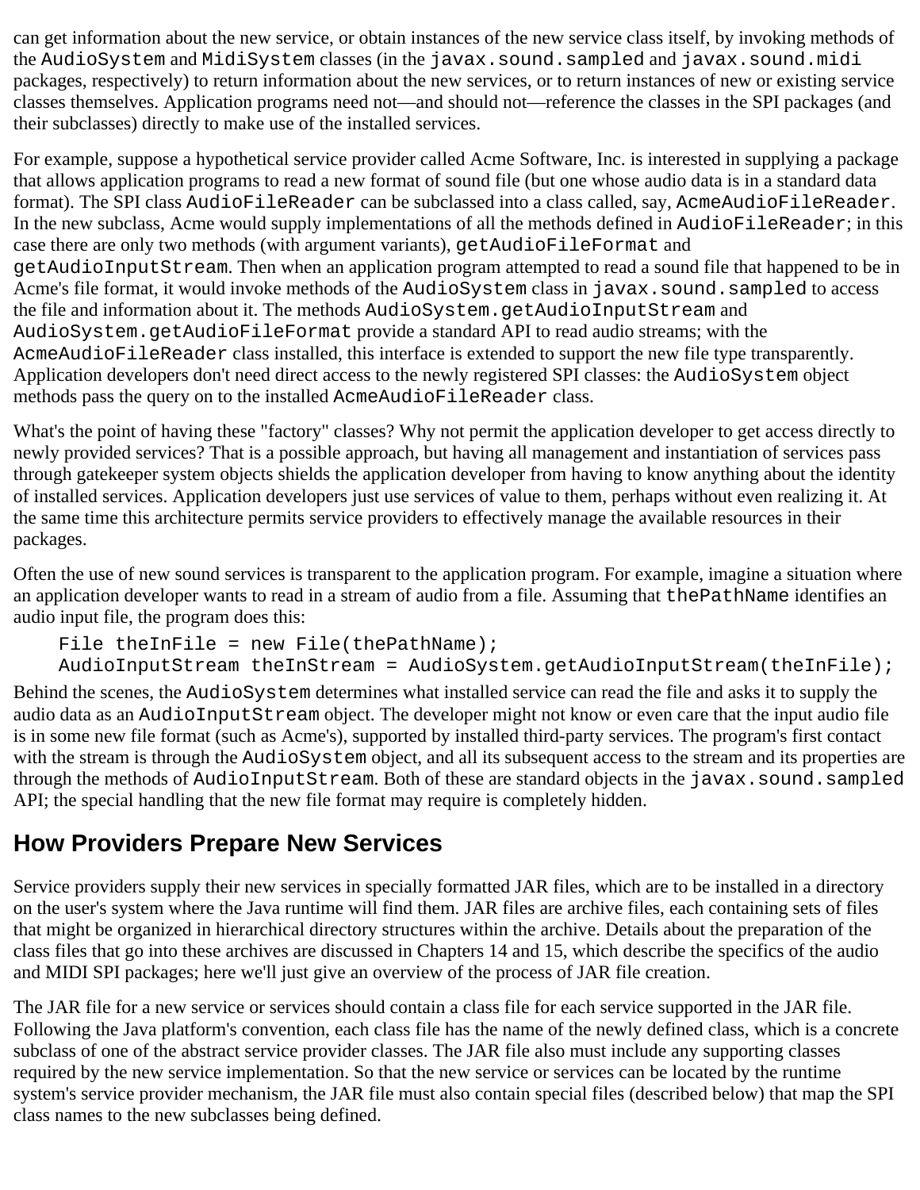can get information about the new service, or obtain instances of the new service class itself, by invoking methods of the `AudioSystem` and `MidiSystem` classes (in the `javax.sound.sampled` and `javax.sound.midi` packages, respectively) to return information about the new services, or to return instances of new or existing service classes themselves. Application programs need not—and should not—reference the classes in the SPI packages (and their subclasses) directly to make use of the installed services.

For example, suppose a hypothetical service provider called Acme Software, Inc. is interested in supplying a package that allows application programs to read a new format of sound file (but one whose audio data is in a standard data format). The SPI class `AudioFileReader` can be subclassed into a class called, say, `AcmeAudioFileReader`. In the new subclass, Acme would supply implementations of all the methods defined in `AudioFileReader`; in this case there are only two methods (with argument variants), `getAudioFileFormat` and `getAudioInputStream`. Then when an application program attempted to read a sound file that happened to be in Acme's file format, it would invoke methods of the `AudioSystem` class in `javax.sound.sampled` to access the file and information about it. The methods `AudioSystem.getAudioInputStream` and `AudioSystem.getAudioFileFormat` provide a standard API to read audio streams; with the `AcmeAudioFileReader` class installed, this interface is extended to support the new file type transparently. Application developers don't need direct access to the newly registered SPI classes: the `AudioSystem` object methods pass the query on to the installed `AcmeAudioFileReader` class.

What's the point of having these "factory" classes? Why not permit the application developer to get access directly to newly provided services? That is a possible approach, but having all management and instantiation of services pass through gatekeeper system objects shields the application developer from having to know anything about the identity of installed services. Application developers just use services of value to them, perhaps without even realizing it. At the same time this architecture permits service providers to effectively manage the available resources in their packages.

Often the use of new sound services is transparent to the application program. For example, imagine a situation where an application developer wants to read in a stream of audio from a file. Assuming that `thePathName` identifies an audio input file, the program does this:

```
File theInFile = new File(thePathName);
AudioInputStream theInStream = AudioSystem.getAudioInputStream(theInFile);
```

Behind the scenes, the `AudioSystem` determines what installed service can read the file and asks it to supply the audio data as an `AudioInputStream` object. The developer might not know or even care that the input audio file is in some new file format (such as Acme's), supported by installed third-party services. The program's first contact with the stream is through the `AudioSystem` object, and all its subsequent access to the stream and its properties are through the methods of `AudioInputStream`. Both of these are standard objects in the `javax.sound.sampled` API; the special handling that the new file format may require is completely hidden.

## How Providers Prepare New Services

Service providers supply their new services in specially formatted JAR files, which are to be installed in a directory on the user's system where the Java runtime will find them. JAR files are archive files, each containing sets of files that might be organized in hierarchical directory structures within the archive. Details about the preparation of the class files that go into these archives are discussed in Chapters 14 and 15, which describe the specifics of the audio and MIDI SPI packages; here we'll just give an overview of the process of JAR file creation.

The JAR file for a new service or services should contain a class file for each service supported in the JAR file. Following the Java platform's convention, each class file has the name of the newly defined class, which is a concrete subclass of one of the abstract service provider classes. The JAR file also must include any supporting classes required by the new service implementation. So that the new service or services can be located by the runtime system's service provider mechanism, the JAR file must also contain special files (described below) that map the SPI class names to the new subclasses being defined.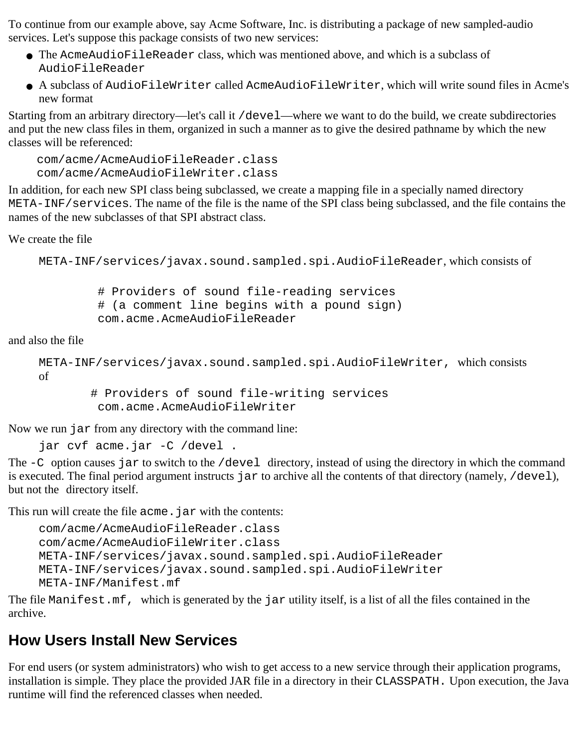To continue from our example above, say Acme Software, Inc. is distributing a package of new sampled-audio services. Let's suppose this package consists of two new services:

- The `AcmeAudioFileReader` class, which was mentioned above, and which is a subclass of `AudioFileReader`
- A subclass of `AudioFileWriter` called `AcmeAudioFileWriter`, which will write sound files in Acme's new format

Starting from an arbitrary directory—let's call it `/devel`—where we want to do the build, we create subdirectories and put the new class files in them, organized in such a manner as to give the desired pathname by which the new classes will be referenced:

```
com/acme/AcmeAudioFileReader.class
com/acme/AcmeAudioFileWriter.class
```

In addition, for each new SPI class being subclassed, we create a mapping file in a specially named directory `META-INF/services`. The name of the file is the name of the SPI class being subclassed, and the file contains the names of the new subclasses of that SPI abstract class.

We create the file

`META-INF/services/javax.sound.sampled.spi.AudioFileReader`, which consists of

```
# Providers of sound file-reading services
# (a comment line begins with a pound sign)
com.acme.AcmeAudioFileReader
```

and also the file

`META-INF/services/javax.sound.sampled.spi.AudioFileWriter`, which consists of

```
# Providers of sound file-writing services
com.acme.AcmeAudioFileWriter
```

Now we run `jar` from any directory with the command line:

```
jar cvf acme.jar -C /devel .
```

The `-C` option causes `jar` to switch to the `/devel` directory, instead of using the directory in which the command is executed. The final period argument instructs `jar` to archive all the contents of that directory (namely, `/devel`), but not the directory itself.

This run will create the file `acme.jar` with the contents:

```
com/acme/AcmeAudioFileReader.class
com/acme/AcmeAudioFileWriter.class
META-INF/services/javax.sound.sampled.spi.AudioFileReader
META-INF/services/javax.sound.sampled.spi.AudioFileWriter
META-INF/Manifest.mf
```

The file `Manifest.mf`, which is generated by the `jar` utility itself, is a list of all the files contained in the archive.

## How Users Install New Services

For end users (or system administrators) who wish to get access to a new service through their application programs, installation is simple. They place the provided JAR file in a directory in their `CLASSPATH`. Upon execution, the Java runtime will find the referenced classes when needed.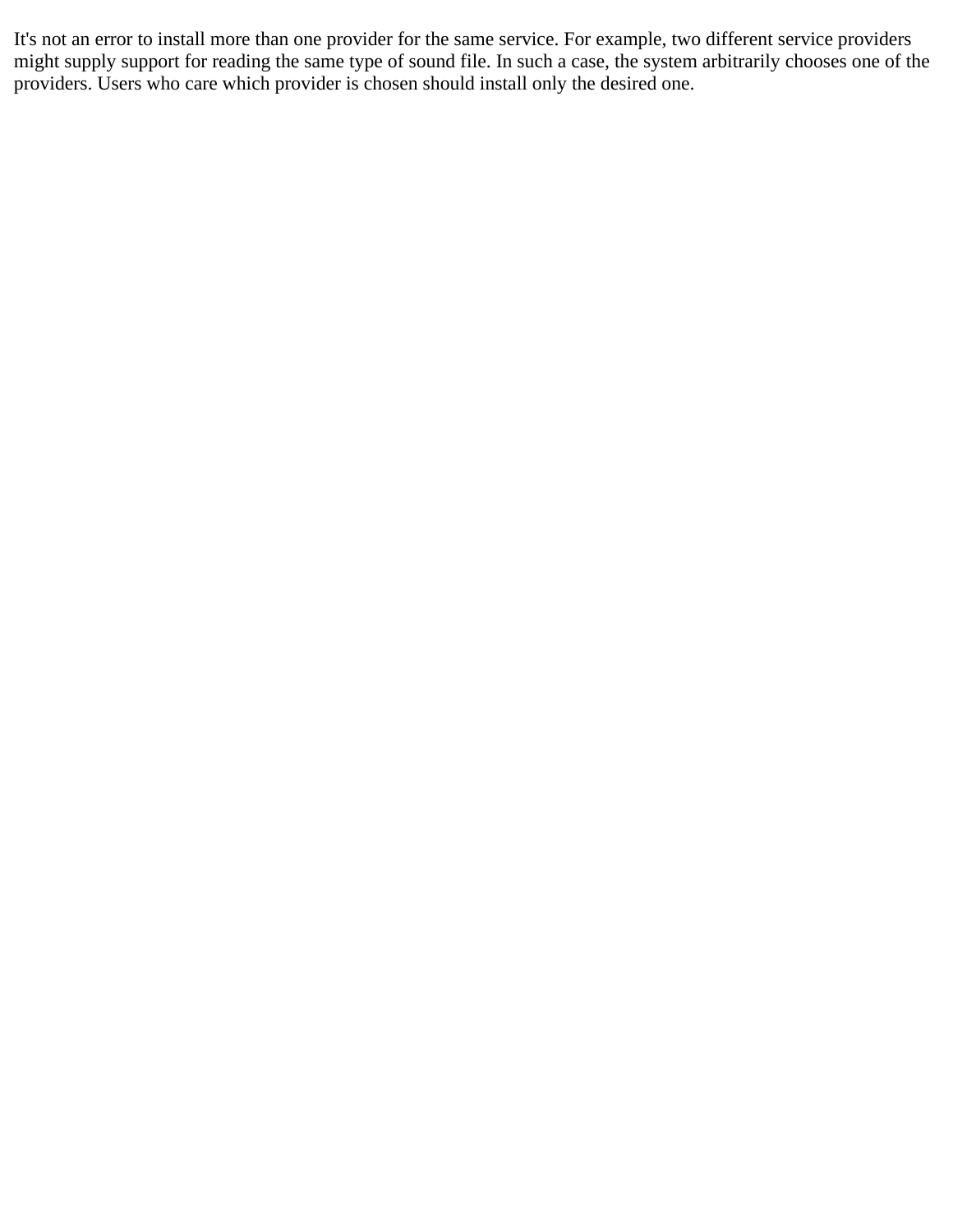It's not an error to install more than one provider for the same service. For example, two different service providers might supply support for reading the same type of sound file. In such a case, the system arbitrarily chooses one of the providers. Users who care which provider is chosen should install only the desired one.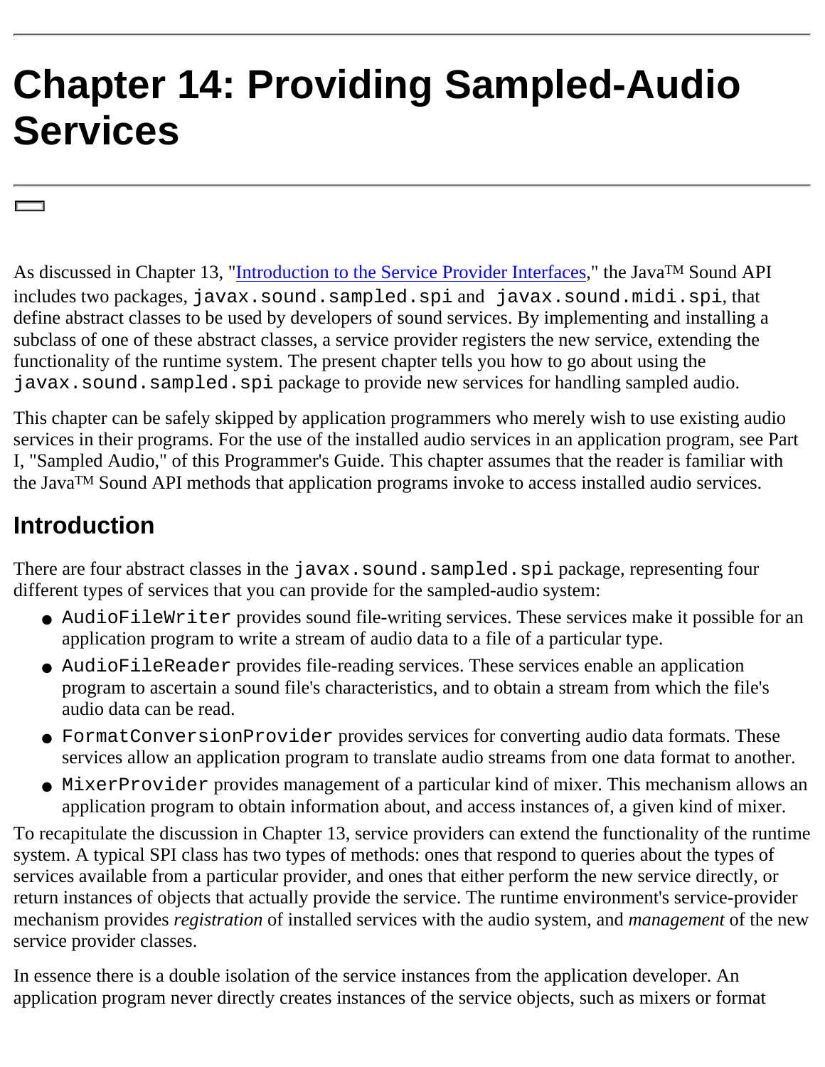# Chapter 14: Providing Sampled-Audio Services

As discussed in Chapter 13, "Introduction to the Service Provider Interfaces," the Java™ Sound API includes two packages, `javax.sound.sampled.spi` and `javax.sound.midi.spi`, that define abstract classes to be used by developers of sound services. By implementing and installing a subclass of one of these abstract classes, a service provider registers the new service, extending the functionality of the runtime system. The present chapter tells you how to go about using the `javax.sound.sampled.spi` package to provide new services for handling sampled audio.

This chapter can be safely skipped by application programmers who merely wish to use existing audio services in their programs. For the use of the installed audio services in an application program, see Part I, "Sampled Audio," of this Programmer's Guide. This chapter assumes that the reader is familiar with the Java™ Sound API methods that application programs invoke to access installed audio services.

## Introduction

There are four abstract classes in the `javax.sound.sampled.spi` package, representing four different types of services that you can provide for the sampled-audio system:

- `AudioFileWriter` provides sound file-writing services. These services make it possible for an application program to write a stream of audio data to a file of a particular type.
- `AudioFileReader` provides file-reading services. These services enable an application program to ascertain a sound file's characteristics, and to obtain a stream from which the file's audio data can be read.
- `FormatConversionProvider` provides services for converting audio data formats. These services allow an application program to translate audio streams from one data format to another.
- `MixerProvider` provides management of a particular kind of mixer. This mechanism allows an application program to obtain information about, and access instances of, a given kind of mixer.

To recapitulate the discussion in Chapter 13, service providers can extend the functionality of the runtime system. A typical SPI class has two types of methods: ones that respond to queries about the types of services available from a particular provider, and ones that either perform the new service directly, or return instances of objects that actually provide the service. The runtime environment's service-provider mechanism provides *registration* of installed services with the audio system, and *management* of the new service provider classes.

In essence there is a double isolation of the service instances from the application developer. An application program never directly creates instances of the service objects, such as mixers or format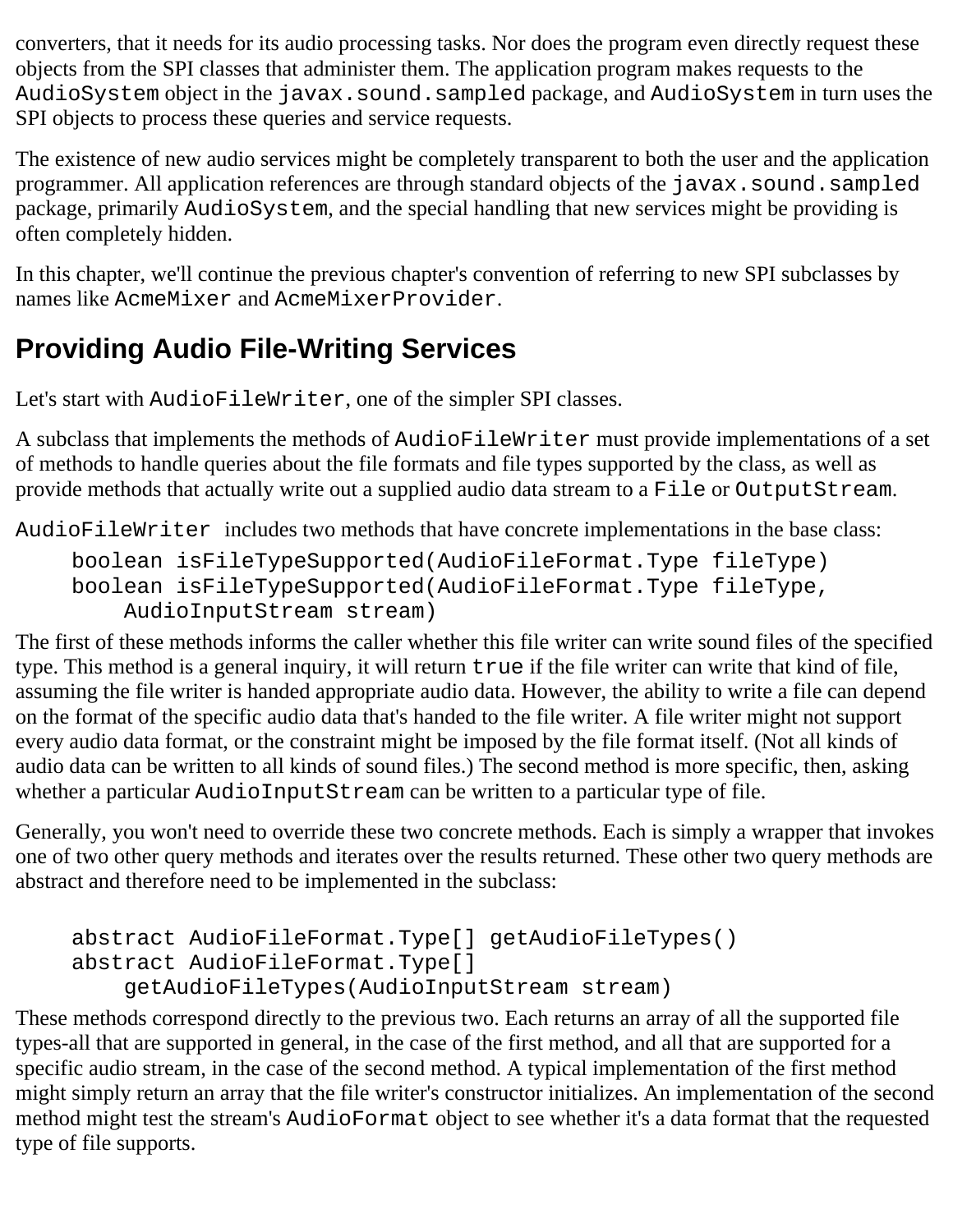converters, that it needs for its audio processing tasks. Nor does the program even directly request these objects from the SPI classes that administer them. The application program makes requests to the `AudioSystem` object in the `javax.sound.sampled` package, and `AudioSystem` in turn uses the SPI objects to process these queries and service requests.

The existence of new audio services might be completely transparent to both the user and the application programmer. All application references are through standard objects of the `javax.sound.sampled` package, primarily `AudioSystem`, and the special handling that new services might be providing is often completely hidden.

In this chapter, we'll continue the previous chapter's convention of referring to new SPI subclasses by names like `AcmeMixer` and `AcmeMixerProvider`.

## Providing Audio File-Writing Services

Let's start with `AudioFileWriter`, one of the simpler SPI classes.

A subclass that implements the methods of `AudioFileWriter` must provide implementations of a set of methods to handle queries about the file formats and file types supported by the class, as well as provide methods that actually write out a supplied audio data stream to a `File` or `OutputStream`.

`AudioFileWriter` includes two methods that have concrete implementations in the base class:

```
boolean isFileTypeSupported(AudioFileFormat.Type fileType)
boolean isFileTypeSupported(AudioFileFormat.Type fileType,
    AudioInputStream stream)
```

The first of these methods informs the caller whether this file writer can write sound files of the specified type. This method is a general inquiry, it will return `true` if the file writer can write that kind of file, assuming the file writer is handed appropriate audio data. However, the ability to write a file can depend on the format of the specific audio data that's handed to the file writer. A file writer might not support every audio data format, or the constraint might be imposed by the file format itself. (Not all kinds of audio data can be written to all kinds of sound files.) The second method is more specific, then, asking whether a particular `AudioInputStream` can be written to a particular type of file.

Generally, you won't need to override these two concrete methods. Each is simply a wrapper that invokes one of two other query methods and iterates over the results returned. These other two query methods are abstract and therefore need to be implemented in the subclass:

```
abstract AudioFileFormat.Type[] getAudioFileTypes()
abstract AudioFileFormat.Type[]
    getAudioFileTypes(AudioInputStream stream)
```

These methods correspond directly to the previous two. Each returns an array of all the supported file types-all that are supported in general, in the case of the first method, and all that are supported for a specific audio stream, in the case of the second method. A typical implementation of the first method might simply return an array that the file writer's constructor initializes. An implementation of the second method might test the stream's `AudioFormat` object to see whether it's a data format that the requested type of file supports.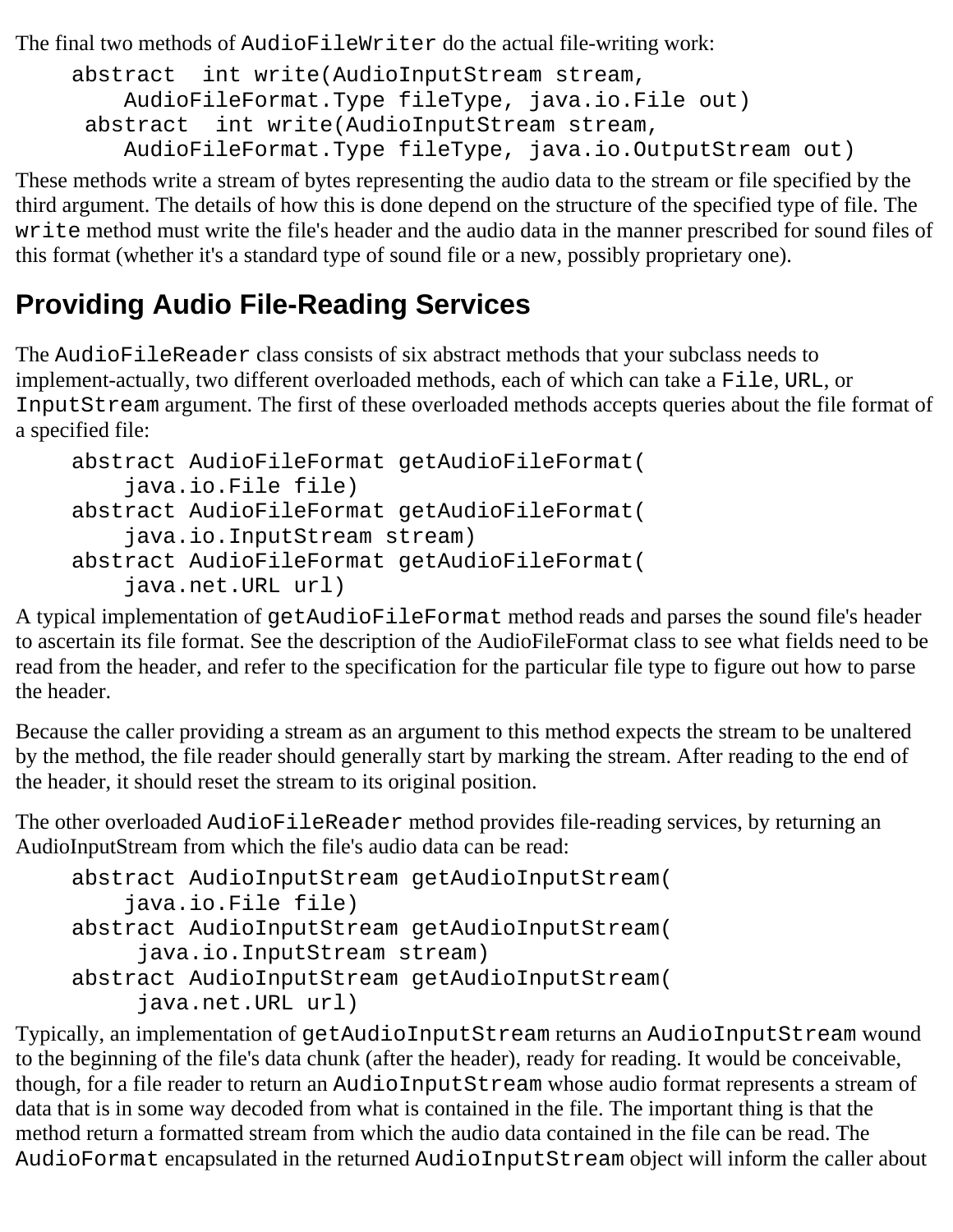The final two methods of `AudioFileWriter` do the actual file-writing work:

```
abstract  int write(AudioInputStream stream,
    AudioFileFormat.Type fileType, java.io.File out)
 abstract  int write(AudioInputStream stream,
    AudioFileFormat.Type fileType, java.io.OutputStream out)
```

These methods write a stream of bytes representing the audio data to the stream or file specified by the third argument. The details of how this is done depend on the structure of the specified type of file. The `write` method must write the file's header and the audio data in the manner prescribed for sound files of this format (whether it's a standard type of sound file or a new, possibly proprietary one).

## Providing Audio File-Reading Services

The `AudioFileReader` class consists of six abstract methods that your subclass needs to implement-actually, two different overloaded methods, each of which can take a `File`, `URL`, or `InputStream` argument. The first of these overloaded methods accepts queries about the file format of a specified file:

```
abstract AudioFileFormat getAudioFileFormat(
    java.io.File file)
abstract AudioFileFormat getAudioFileFormat(
    java.io.InputStream stream)
abstract AudioFileFormat getAudioFileFormat(
    java.net.URL url)
```

A typical implementation of `getAudioFileFormat` method reads and parses the sound file's header to ascertain its file format. See the description of the AudioFileFormat class to see what fields need to be read from the header, and refer to the specification for the particular file type to figure out how to parse the header.

Because the caller providing a stream as an argument to this method expects the stream to be unaltered by the method, the file reader should generally start by marking the stream. After reading to the end of the header, it should reset the stream to its original position.

The other overloaded `AudioFileReader` method provides file-reading services, by returning an AudioInputStream from which the file's audio data can be read:

```
abstract AudioInputStream getAudioInputStream(
    java.io.File file)
abstract AudioInputStream getAudioInputStream(
     java.io.InputStream stream)
abstract AudioInputStream getAudioInputStream(
     java.net.URL url)
```

Typically, an implementation of `getAudioInputStream` returns an `AudioInputStream` wound to the beginning of the file's data chunk (after the header), ready for reading. It would be conceivable, though, for a file reader to return an `AudioInputStream` whose audio format represents a stream of data that is in some way decoded from what is contained in the file. The important thing is that the method return a formatted stream from which the audio data contained in the file can be read. The `AudioFormat` encapsulated in the returned `AudioInputStream` object will inform the caller about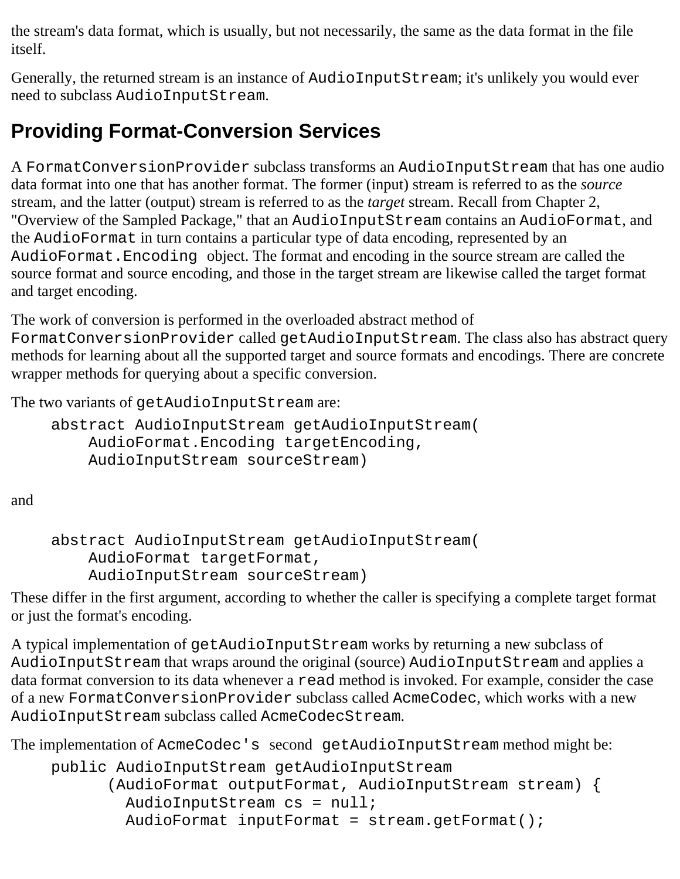the stream's data format, which is usually, but not necessarily, the same as the data format in the file itself.

Generally, the returned stream is an instance of `AudioInputStream`; it's unlikely you would ever need to subclass `AudioInputStream`.

## Providing Format-Conversion Services

A `FormatConversionProvider` subclass transforms an `AudioInputStream` that has one audio data format into one that has another format. The former (input) stream is referred to as the *source* stream, and the latter (output) stream is referred to as the *target* stream. Recall from Chapter 2, "Overview of the Sampled Package," that an `AudioInputStream` contains an `AudioFormat`, and the `AudioFormat` in turn contains a particular type of data encoding, represented by an `AudioFormat.Encoding` object. The format and encoding in the source stream are called the source format and source encoding, and those in the target stream are likewise called the target format and target encoding.

The work of conversion is performed in the overloaded abstract method of `FormatConversionProvider` called `getAudioInputStream`. The class also has abstract query methods for learning about all the supported target and source formats and encodings. There are concrete wrapper methods for querying about a specific conversion.

The two variants of `getAudioInputStream` are:

```
abstract AudioInputStream getAudioInputStream(
    AudioFormat.Encoding targetEncoding,
    AudioInputStream sourceStream)
```

and

```
abstract AudioInputStream getAudioInputStream(
    AudioFormat targetFormat,
    AudioInputStream sourceStream)
```

These differ in the first argument, according to whether the caller is specifying a complete target format or just the format's encoding.

A typical implementation of `getAudioInputStream` works by returning a new subclass of `AudioInputStream` that wraps around the original (source) `AudioInputStream` and applies a data format conversion to its data whenever a `read` method is invoked. For example, consider the case of a new `FormatConversionProvider` subclass called `AcmeCodec`, which works with a new `AudioInputStream` subclass called `AcmeCodecStream`.

The implementation of `AcmeCodec's` second `getAudioInputStream` method might be:

```
public AudioInputStream getAudioInputStream
      (AudioFormat outputFormat, AudioInputStream stream) {
        AudioInputStream cs = null;
        AudioFormat inputFormat = stream.getFormat();
```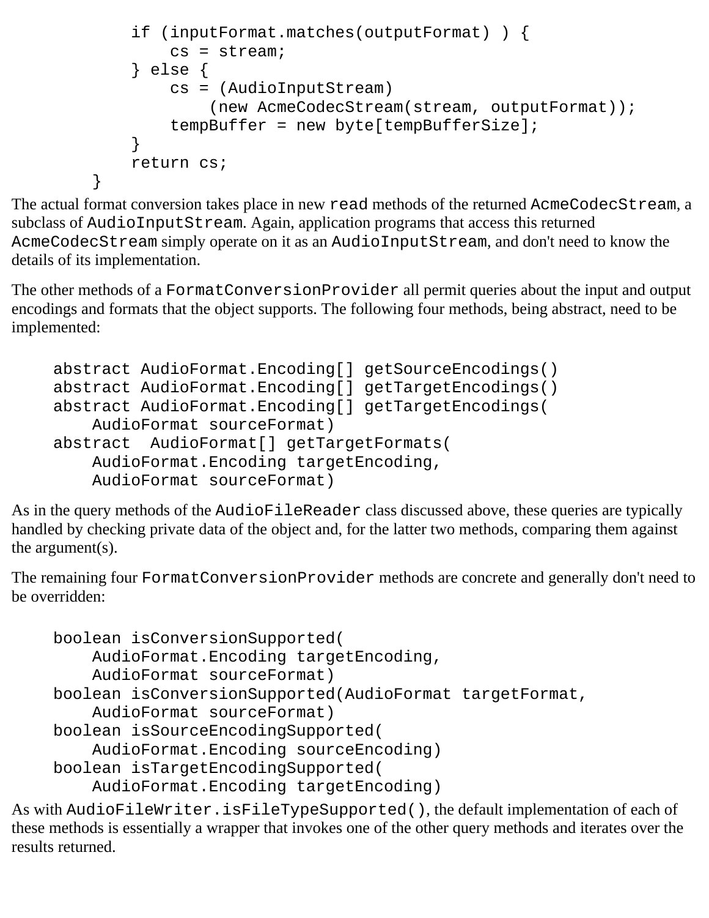```
            if (inputFormat.matches(outputFormat) ) {
                cs = stream;
            } else {
                cs = (AudioInputStream)
                    (new AcmeCodecStream(stream, outputFormat));
                tempBuffer = new byte[tempBufferSize];
            }
            return cs;
        }
```

The actual format conversion takes place in new `read` methods of the returned `AcmeCodecStream`, a subclass of `AudioInputStream`. Again, application programs that access this returned `AcmeCodecStream` simply operate on it as an `AudioInputStream`, and don't need to know the details of its implementation.

The other methods of a `FormatConversionProvider` all permit queries about the input and output encodings and formats that the object supports. The following four methods, being abstract, need to be implemented:

```
    abstract AudioFormat.Encoding[] getSourceEncodings()
    abstract AudioFormat.Encoding[] getTargetEncodings()
    abstract AudioFormat.Encoding[] getTargetEncodings(
        AudioFormat sourceFormat)
    abstract  AudioFormat[] getTargetFormats(
        AudioFormat.Encoding targetEncoding,
        AudioFormat sourceFormat)
```

As in the query methods of the `AudioFileReader` class discussed above, these queries are typically handled by checking private data of the object and, for the latter two methods, comparing them against the argument(s).

The remaining four `FormatConversionProvider` methods are concrete and generally don't need to be overridden:

```
    boolean isConversionSupported(
        AudioFormat.Encoding targetEncoding,
        AudioFormat sourceFormat)
    boolean isConversionSupported(AudioFormat targetFormat,
        AudioFormat sourceFormat)
    boolean isSourceEncodingSupported(
        AudioFormat.Encoding sourceEncoding)
    boolean isTargetEncodingSupported(
        AudioFormat.Encoding targetEncoding)
```

As with `AudioFileWriter.isFileTypeSupported()`, the default implementation of each of these methods is essentially a wrapper that invokes one of the other query methods and iterates over the results returned.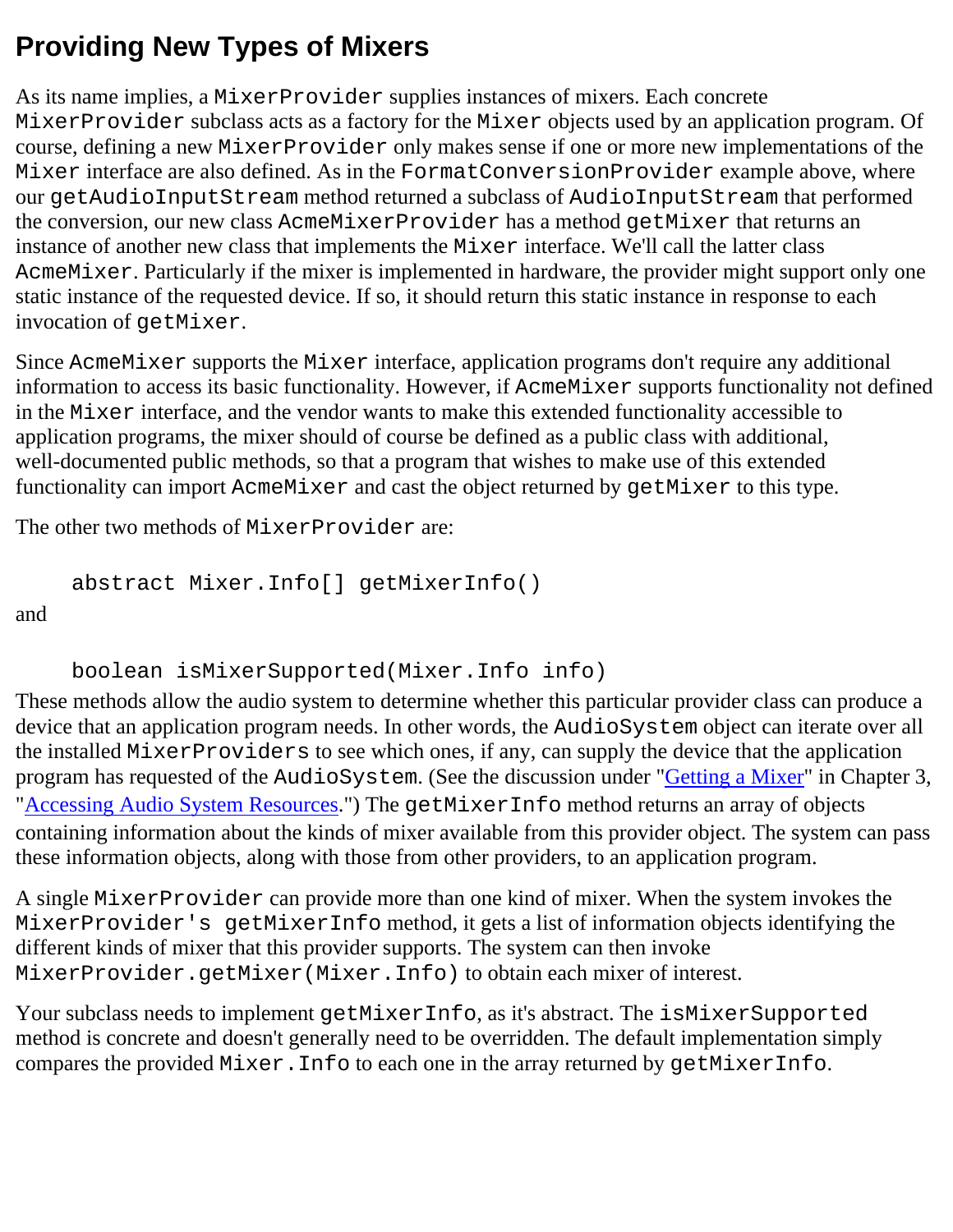## Providing New Types of Mixers

As its name implies, a `MixerProvider` supplies instances of mixers. Each concrete `MixerProvider` subclass acts as a factory for the `Mixer` objects used by an application program. Of course, defining a new `MixerProvider` only makes sense if one or more new implementations of the `Mixer` interface are also defined. As in the `FormatConversionProvider` example above, where our `getAudioInputStream` method returned a subclass of `AudioInputStream` that performed the conversion, our new class `AcmeMixerProvider` has a method `getMixer` that returns an instance of another new class that implements the `Mixer` interface. We'll call the latter class `AcmeMixer`. Particularly if the mixer is implemented in hardware, the provider might support only one static instance of the requested device. If so, it should return this static instance in response to each invocation of `getMixer`.

Since `AcmeMixer` supports the `Mixer` interface, application programs don't require any additional information to access its basic functionality. However, if `AcmeMixer` supports functionality not defined in the `Mixer` interface, and the vendor wants to make this extended functionality accessible to application programs, the mixer should of course be defined as a public class with additional, well-documented public methods, so that a program that wishes to make use of this extended functionality can import `AcmeMixer` and cast the object returned by `getMixer` to this type.

The other two methods of `MixerProvider` are:

```
abstract Mixer.Info[] getMixerInfo()
```

and

```
boolean isMixerSupported(Mixer.Info info)
```

These methods allow the audio system to determine whether this particular provider class can produce a device that an application program needs. In other words, the `AudioSystem` object can iterate over all the installed `MixerProviders` to see which ones, if any, can supply the device that the application program has requested of the `AudioSystem`. (See the discussion under "Getting a Mixer" in Chapter 3, "Accessing Audio System Resources.") The `getMixerInfo` method returns an array of objects containing information about the kinds of mixer available from this provider object. The system can pass these information objects, along with those from other providers, to an application program.

A single `MixerProvider` can provide more than one kind of mixer. When the system invokes the `MixerProvider's getMixerInfo` method, it gets a list of information objects identifying the different kinds of mixer that this provider supports. The system can then invoke `MixerProvider.getMixer(Mixer.Info)` to obtain each mixer of interest.

Your subclass needs to implement `getMixerInfo`, as it's abstract. The `isMixerSupported` method is concrete and doesn't generally need to be overridden. The default implementation simply compares the provided `Mixer.Info` to each one in the array returned by `getMixerInfo`.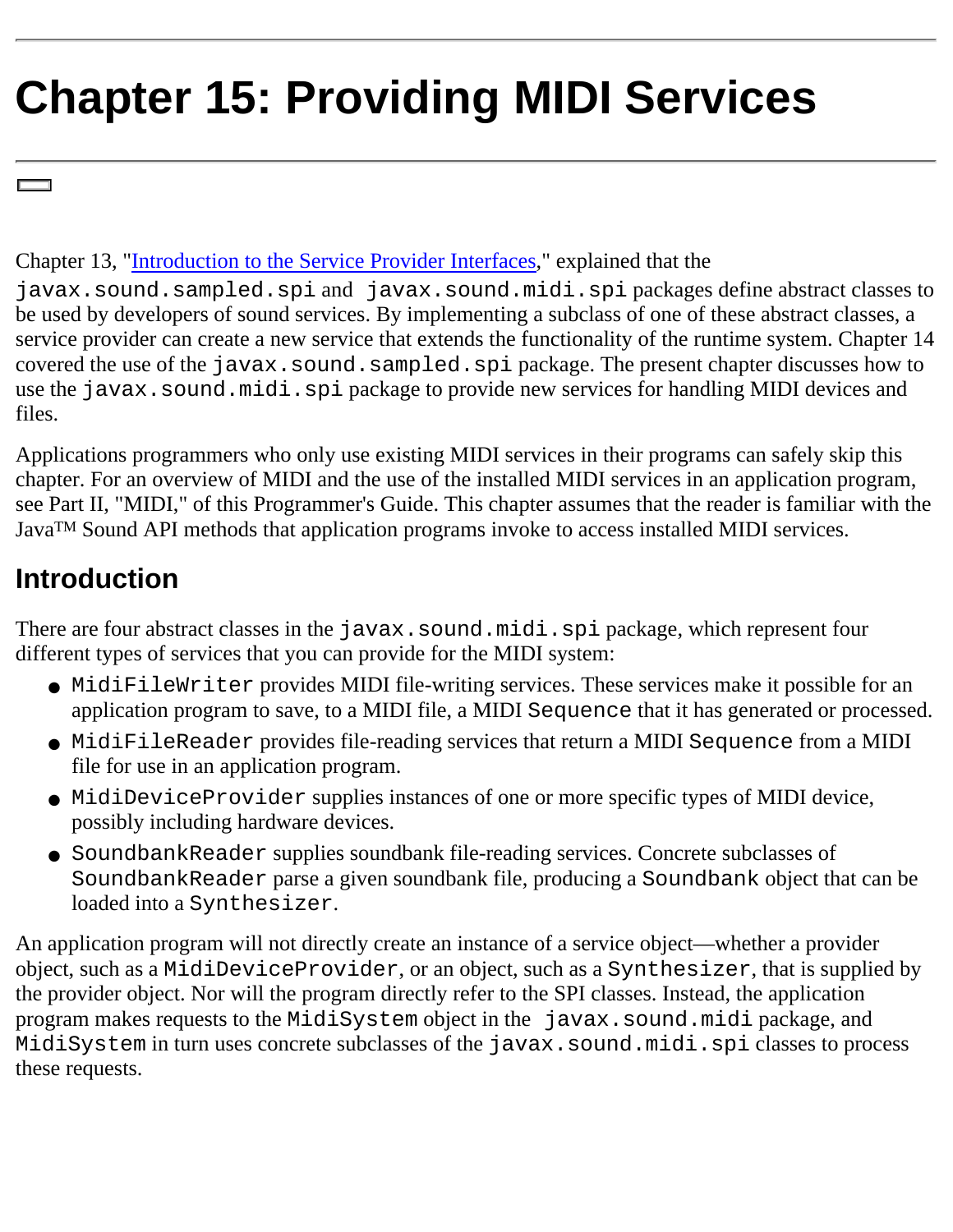# Chapter 15: Providing MIDI Services

Chapter 13, "Introduction to the Service Provider Interfaces," explained that the `javax.sound.sampled.spi` and `javax.sound.midi.spi` packages define abstract classes to be used by developers of sound services. By implementing a subclass of one of these abstract classes, a service provider can create a new service that extends the functionality of the runtime system. Chapter 14 covered the use of the `javax.sound.sampled.spi` package. The present chapter discusses how to use the `javax.sound.midi.spi` package to provide new services for handling MIDI devices and files.

Applications programmers who only use existing MIDI services in their programs can safely skip this chapter. For an overview of MIDI and the use of the installed MIDI services in an application program, see Part II, "MIDI," of this Programmer's Guide. This chapter assumes that the reader is familiar with the Java™ Sound API methods that application programs invoke to access installed MIDI services.

## Introduction

There are four abstract classes in the `javax.sound.midi.spi` package, which represent four different types of services that you can provide for the MIDI system:

- `MidiFileWriter` provides MIDI file-writing services. These services make it possible for an application program to save, to a MIDI file, a MIDI `Sequence` that it has generated or processed.
- `MidiFileReader` provides file-reading services that return a MIDI `Sequence` from a MIDI file for use in an application program.
- `MidiDeviceProvider` supplies instances of one or more specific types of MIDI device, possibly including hardware devices.
- `SoundbankReader` supplies soundbank file-reading services. Concrete subclasses of `SoundbankReader` parse a given soundbank file, producing a `Soundbank` object that can be loaded into a `Synthesizer`.

An application program will not directly create an instance of a service object—whether a provider object, such as a `MidiDeviceProvider`, or an object, such as a `Synthesizer`, that is supplied by the provider object. Nor will the program directly refer to the SPI classes. Instead, the application program makes requests to the `MidiSystem` object in the `javax.sound.midi` package, and `MidiSystem` in turn uses concrete subclasses of the `javax.sound.midi.spi` classes to process these requests.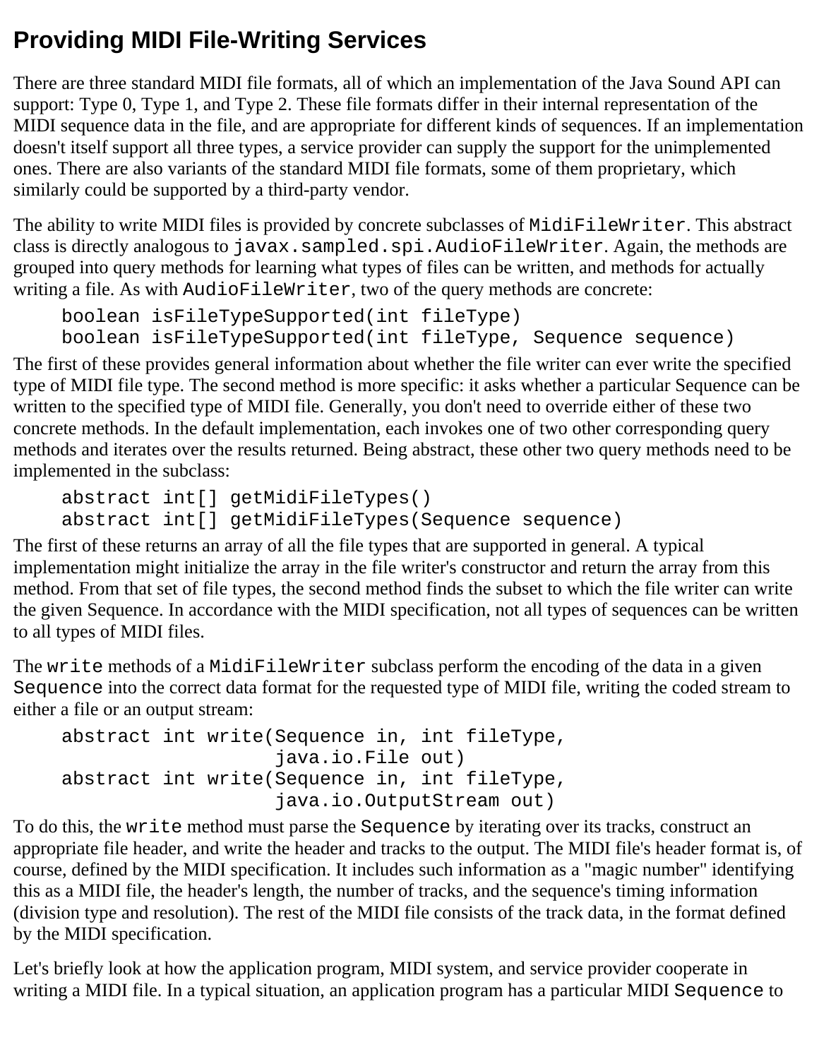## Providing MIDI File-Writing Services

There are three standard MIDI file formats, all of which an implementation of the Java Sound API can support: Type 0, Type 1, and Type 2. These file formats differ in their internal representation of the MIDI sequence data in the file, and are appropriate for different kinds of sequences. If an implementation doesn't itself support all three types, a service provider can supply the support for the unimplemented ones. There are also variants of the standard MIDI file formats, some of them proprietary, which similarly could be supported by a third-party vendor.

The ability to write MIDI files is provided by concrete subclasses of `MidiFileWriter`. This abstract class is directly analogous to `javax.sampled.spi.AudioFileWriter`. Again, the methods are grouped into query methods for learning what types of files can be written, and methods for actually writing a file. As with `AudioFileWriter`, two of the query methods are concrete:

```
boolean isFileTypeSupported(int fileType)
boolean isFileTypeSupported(int fileType, Sequence sequence)
```

The first of these provides general information about whether the file writer can ever write the specified type of MIDI file type. The second method is more specific: it asks whether a particular Sequence can be written to the specified type of MIDI file. Generally, you don't need to override either of these two concrete methods. In the default implementation, each invokes one of two other corresponding query methods and iterates over the results returned. Being abstract, these other two query methods need to be implemented in the subclass:

```
abstract int[] getMidiFileTypes()
abstract int[] getMidiFileTypes(Sequence sequence)
```

The first of these returns an array of all the file types that are supported in general. A typical implementation might initialize the array in the file writer's constructor and return the array from this method. From that set of file types, the second method finds the subset to which the file writer can write the given Sequence. In accordance with the MIDI specification, not all types of sequences can be written to all types of MIDI files.

The `write` methods of a `MidiFileWriter` subclass perform the encoding of the data in a given `Sequence` into the correct data format for the requested type of MIDI file, writing the coded stream to either a file or an output stream:

```
abstract int write(Sequence in, int fileType,
                   java.io.File out)
abstract int write(Sequence in, int fileType,
                   java.io.OutputStream out)
```

To do this, the `write` method must parse the `Sequence` by iterating over its tracks, construct an appropriate file header, and write the header and tracks to the output. The MIDI file's header format is, of course, defined by the MIDI specification. It includes such information as a "magic number" identifying this as a MIDI file, the header's length, the number of tracks, and the sequence's timing information (division type and resolution). The rest of the MIDI file consists of the track data, in the format defined by the MIDI specification.

Let's briefly look at how the application program, MIDI system, and service provider cooperate in writing a MIDI file. In a typical situation, an application program has a particular MIDI `Sequence` to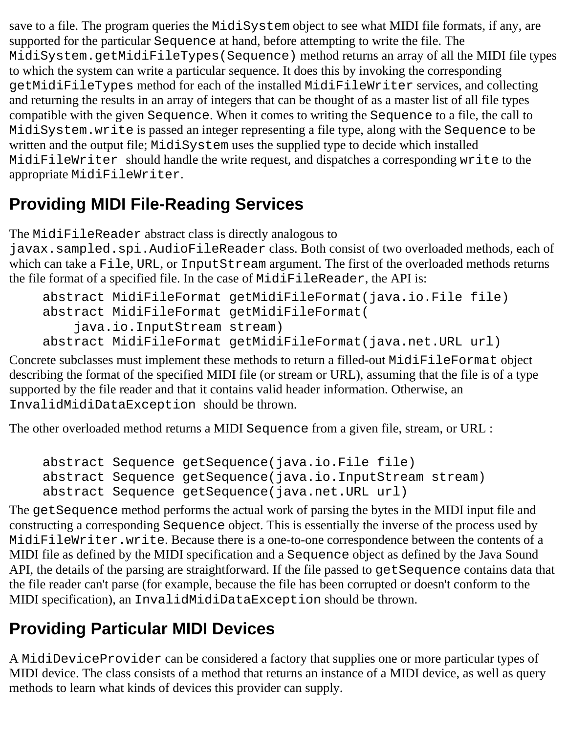save to a file. The program queries the `MidiSystem` object to see what MIDI file formats, if any, are supported for the particular `Sequence` at hand, before attempting to write the file. The `MidiSystem.getMidiFileTypes(Sequence)` method returns an array of all the MIDI file types to which the system can write a particular sequence. It does this by invoking the corresponding `getMidiFileTypes` method for each of the installed `MidiFileWriter` services, and collecting and returning the results in an array of integers that can be thought of as a master list of all file types compatible with the given `Sequence`. When it comes to writing the `Sequence` to a file, the call to `MidiSystem.write` is passed an integer representing a file type, along with the `Sequence` to be written and the output file; `MidiSystem` uses the supplied type to decide which installed `MidiFileWriter` should handle the write request, and dispatches a corresponding `write` to the appropriate `MidiFileWriter`.

## Providing MIDI File-Reading Services

The `MidiFileReader` abstract class is directly analogous to `javax.sampled.spi.AudioFileReader` class. Both consist of two overloaded methods, each of which can take a `File`, `URL`, or `InputStream` argument. The first of the overloaded methods returns the file format of a specified file. In the case of `MidiFileReader`, the API is:

```
abstract MidiFileFormat getMidiFileFormat(java.io.File file)
abstract MidiFileFormat getMidiFileFormat(
    java.io.InputStream stream)
abstract MidiFileFormat getMidiFileFormat(java.net.URL url)
```

Concrete subclasses must implement these methods to return a filled-out `MidiFileFormat` object describing the format of the specified MIDI file (or stream or URL), assuming that the file is of a type supported by the file reader and that it contains valid header information. Otherwise, an `InvalidMidiDataException` should be thrown.

The other overloaded method returns a MIDI `Sequence` from a given file, stream, or URL :

```
abstract Sequence getSequence(java.io.File file)
abstract Sequence getSequence(java.io.InputStream stream)
abstract Sequence getSequence(java.net.URL url)
```

The `getSequence` method performs the actual work of parsing the bytes in the MIDI input file and constructing a corresponding `Sequence` object. This is essentially the inverse of the process used by `MidiFileWriter.write`. Because there is a one-to-one correspondence between the contents of a MIDI file as defined by the MIDI specification and a `Sequence` object as defined by the Java Sound API, the details of the parsing are straightforward. If the file passed to `getSequence` contains data that the file reader can't parse (for example, because the file has been corrupted or doesn't conform to the MIDI specification), an `InvalidMidiDataException` should be thrown.

## Providing Particular MIDI Devices

A `MidiDeviceProvider` can be considered a factory that supplies one or more particular types of MIDI device. The class consists of a method that returns an instance of a MIDI device, as well as query methods to learn what kinds of devices this provider can supply.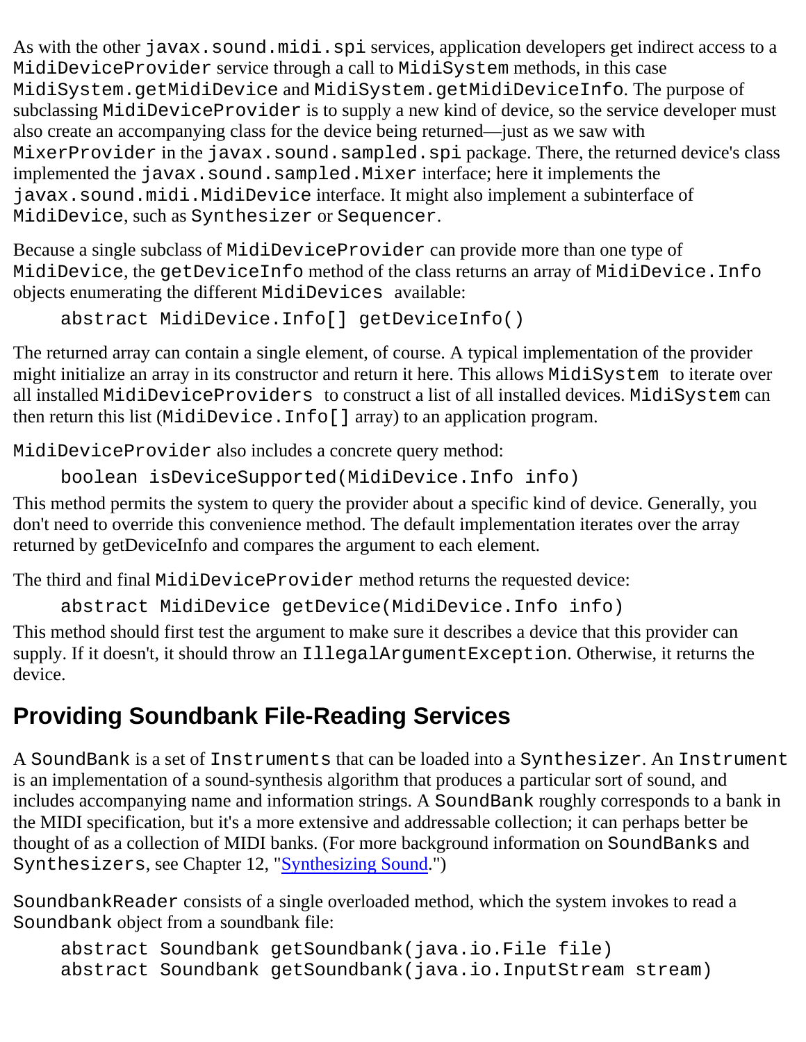As with the other `javax.sound.midi.spi` services, application developers get indirect access to a `MidiDeviceProvider` service through a call to `MidiSystem` methods, in this case `MidiSystem.getMidiDevice` and `MidiSystem.getMidiDeviceInfo`. The purpose of subclassing `MidiDeviceProvider` is to supply a new kind of device, so the service developer must also create an accompanying class for the device being returned—just as we saw with `MixerProvider` in the `javax.sound.sampled.spi` package. There, the returned device's class implemented the `javax.sound.sampled.Mixer` interface; here it implements the `javax.sound.midi.MidiDevice` interface. It might also implement a subinterface of `MidiDevice`, such as `Synthesizer` or `Sequencer`.

Because a single subclass of `MidiDeviceProvider` can provide more than one type of `MidiDevice`, the `getDeviceInfo` method of the class returns an array of `MidiDevice.Info` objects enumerating the different `MidiDevices` available:

```
abstract MidiDevice.Info[] getDeviceInfo()
```

The returned array can contain a single element, of course. A typical implementation of the provider might initialize an array in its constructor and return it here. This allows `MidiSystem` to iterate over all installed `MidiDeviceProviders` to construct a list of all installed devices. `MidiSystem` can then return this list (`MidiDevice.Info[]` array) to an application program.

`MidiDeviceProvider` also includes a concrete query method:

```
boolean isDeviceSupported(MidiDevice.Info info)
```

This method permits the system to query the provider about a specific kind of device. Generally, you don't need to override this convenience method. The default implementation iterates over the array returned by getDeviceInfo and compares the argument to each element.

The third and final `MidiDeviceProvider` method returns the requested device:

```
abstract MidiDevice getDevice(MidiDevice.Info info)
```

This method should first test the argument to make sure it describes a device that this provider can supply. If it doesn't, it should throw an `IllegalArgumentException`. Otherwise, it returns the device.

## Providing Soundbank File-Reading Services

A `SoundBank` is a set of `Instruments` that can be loaded into a `Synthesizer`. An `Instrument` is an implementation of a sound-synthesis algorithm that produces a particular sort of sound, and includes accompanying name and information strings. A `SoundBank` roughly corresponds to a bank in the MIDI specification, but it's a more extensive and addressable collection; it can perhaps better be thought of as a collection of MIDI banks. (For more background information on `SoundBanks` and `Synthesizers`, see Chapter 12, "Synthesizing Sound.")

`SoundbankReader` consists of a single overloaded method, which the system invokes to read a `Soundbank` object from a soundbank file:

```
abstract Soundbank getSoundbank(java.io.File file)
abstract Soundbank getSoundbank(java.io.InputStream stream)
```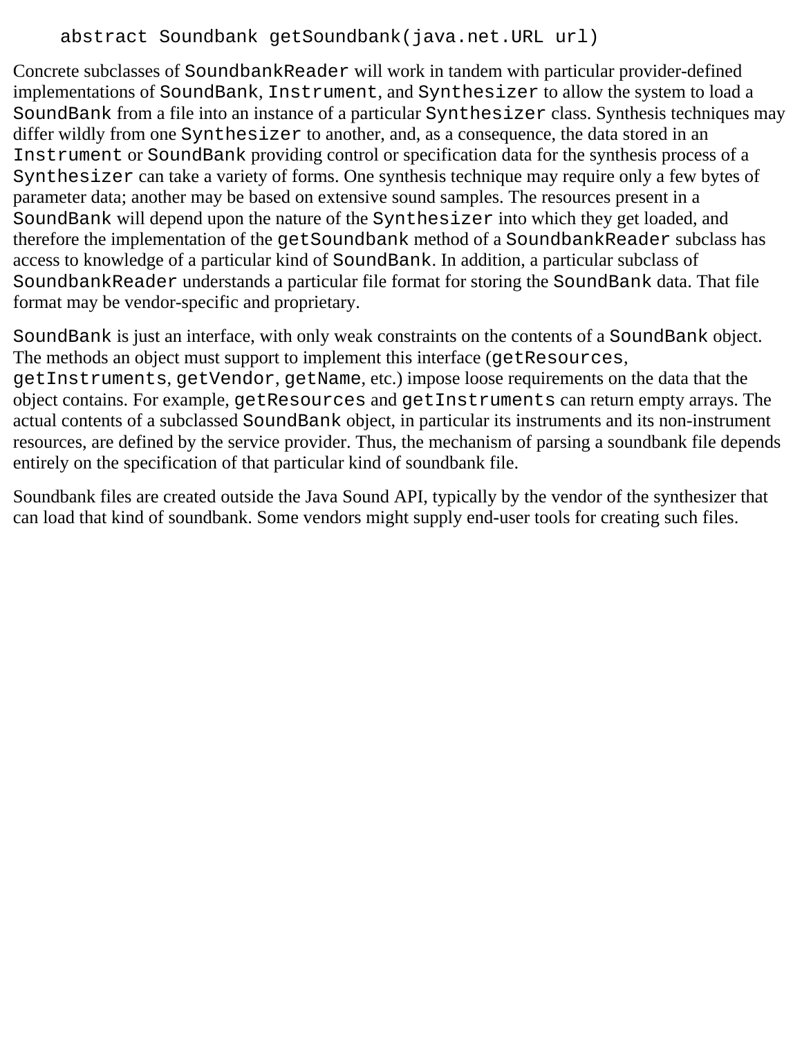```
abstract Soundbank getSoundbank(java.net.URL url)
```

Concrete subclasses of `SoundbankReader` will work in tandem with particular provider-defined implementations of `SoundBank`, `Instrument`, and `Synthesizer` to allow the system to load a `SoundBank` from a file into an instance of a particular `Synthesizer` class. Synthesis techniques may differ wildly from one `Synthesizer` to another, and, as a consequence, the data stored in an `Instrument` or `SoundBank` providing control or specification data for the synthesis process of a `Synthesizer` can take a variety of forms. One synthesis technique may require only a few bytes of parameter data; another may be based on extensive sound samples. The resources present in a `SoundBank` will depend upon the nature of the `Synthesizer` into which they get loaded, and therefore the implementation of the `getSoundbank` method of a `SoundbankReader` subclass has access to knowledge of a particular kind of `SoundBank`. In addition, a particular subclass of `SoundbankReader` understands a particular file format for storing the `SoundBank` data. That file format may be vendor-specific and proprietary.

`SoundBank` is just an interface, with only weak constraints on the contents of a `SoundBank` object. The methods an object must support to implement this interface (`getResources`, `getInstruments`, `getVendor`, `getName`, etc.) impose loose requirements on the data that the object contains. For example, `getResources` and `getInstruments` can return empty arrays. The actual contents of a subclassed `SoundBank` object, in particular its instruments and its non-instrument resources, are defined by the service provider. Thus, the mechanism of parsing a soundbank file depends entirely on the specification of that particular kind of soundbank file.

Soundbank files are created outside the Java Sound API, typically by the vendor of the synthesizer that can load that kind of soundbank. Some vendors might supply end-user tools for creating such files.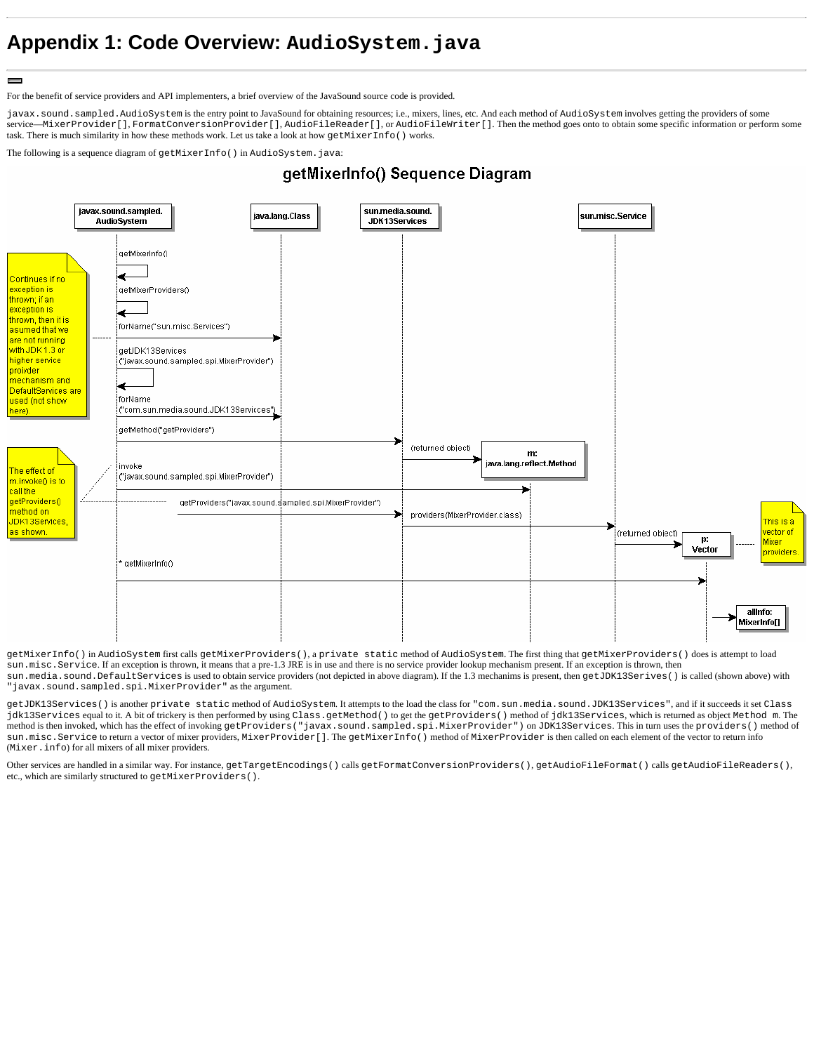# Appendix 1: Code Overview: `AudioSystem.java`

For the benefit of service providers and API implementers, a brief overview of the JavaSound source code is provided.

`javax.sound.sampled.AudioSystem` is the entry point to JavaSound for obtaining resources; i.e., mixers, lines, etc. And each method of `AudioSystem` involves getting the providers of some service—`MixerProvider[]`, `FormatConversionProvider[]`, `AudioFileReader[]`, or `AudioFileWriter[]`. Then the method goes onto to obtain some specific information or perform some task. There is much similarity in how these methods work. Let us take a look at how `getMixerInfo()` works.

The following is a sequence diagram of `getMixerInfo()` in `AudioSystem.java`:

getMixerInfo() Sequence Diagram

javax.sound.sampled.AudioSystem

java.lang.Class

sun.media.sound.JDK13Services

sun.misc.Service

getMixerInfo()

getMixerProviders()

forName("sun.misc.Services")

getJDK13Services("javax.sound.sampled.spi.MixerProvider")

forName("com.sun.media.sound.JDK13Services")

getMethod("getProviders")

(returned object)

m: java.lang.reflect.Method

invoke("javax.sound.sampled.spi.MixerProvider")

getProviders("javax.sound.sampled.spi.MixerProvider")

providers(MixerProvider.class)

(returned object)

p: Vector

\* getMixerInfo()

allInfo: MixerInfo[]

Continues if no exception is thrown; if an exception is thrown, then it is asumed that we are not running with JDK 1.3 or higher service provider mechanism and DefaultServices are used (not show here).

The effect of m.invoke() is to call the getProviders() method on JDK13Services, as shown.

This is a vector of Mixer providers.

`getMixerInfo()` in `AudioSystem` first calls `getMixerProviders()`, a `private static` method of `AudioSystem`. The first thing that `getMixerProviders()` does is attempt to load `sun.misc.Service`. If an exception is thrown, it means that a pre-1.3 JRE is in use and there is no service provider lookup mechanism present. If an exception is thrown, then `sun.media.sound.DefaultServices` is used to obtain service providers (not depicted in above diagram). If the 1.3 mechanims is present, then `getJDK13Serives()` is called (shown above) with `"javax.sound.sampled.spi.MixerProvider"` as the argument.

`getJDK13Services()` is another `private static` method of `AudioSystem`. It attempts to the load the class for `"com.sun.media.sound.JDK13Services"`, and if it succeeds it set `Class jdk13Services` equal to it. A bit of trickery is then performed by using `Class.getMethod()` to get the `getProviders()` method of `jdk13Services`, which is returned as object `Method m`. The method is then invoked, which has the effect of invoking `getProviders("javax.sound.sampled.spi.MixerProvider")` on `JDK13Services`. This in turn uses the `providers()` method of `sun.misc.Service` to return a vector of mixer providers, `MixerProvider[]`. The `getMixerInfo()` method of `MixerProvider` is then called on each element of the vector to return info (`Mixer.info`) for all mixers of all mixer providers.

Other services are handled in a similar way. For instance, `getTargetEncodings()` calls `getFormatConversionProviders()`, `getAudioFileFormat()` calls `getAudioFileReaders()`, etc., which are similarly structured to `getMixerProviders()`.